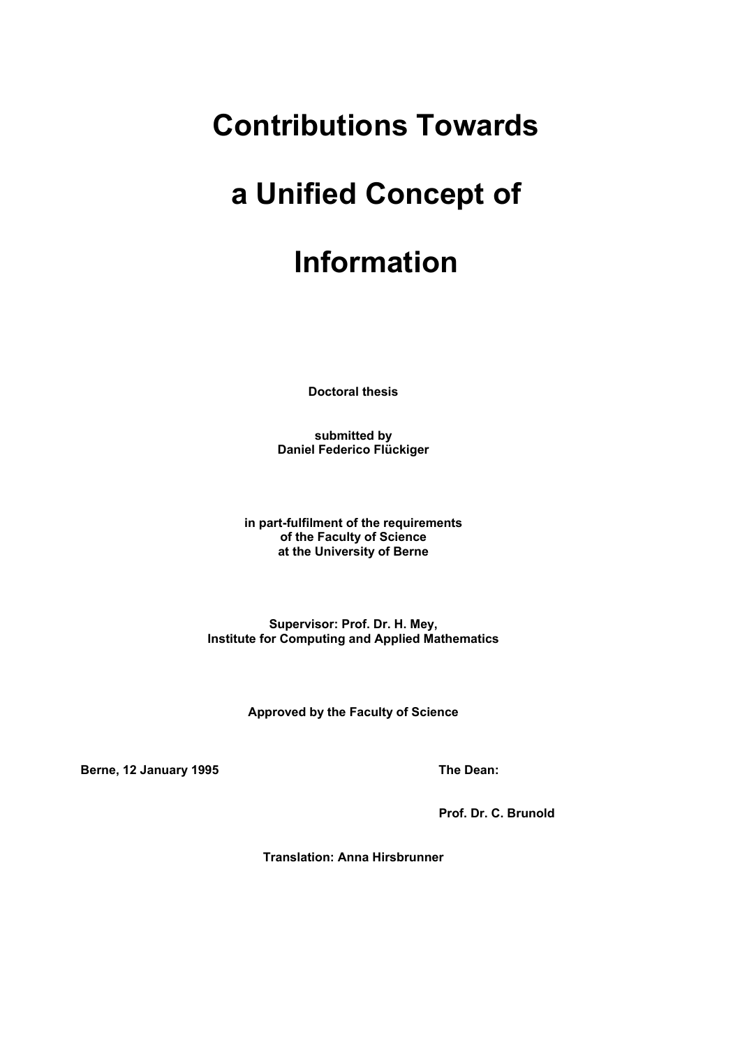# Contributions Towards a Unified Concept of Information

**Doctoral thesis**

**submitted by**
**Daniel Federico Flückiger**

**in part-fulfilment of the requirements**
**of the Faculty of Science**
**at the University of Berne**

**Supervisor: Prof. Dr. H. Mey,**
**Institute for Computing and Applied Mathematics**

**Approved by the Faculty of Science**

**Berne, 12 January 1995** **The Dean:**

**Prof. Dr. C. Brunold**

**Translation: Anna Hirsbrunner**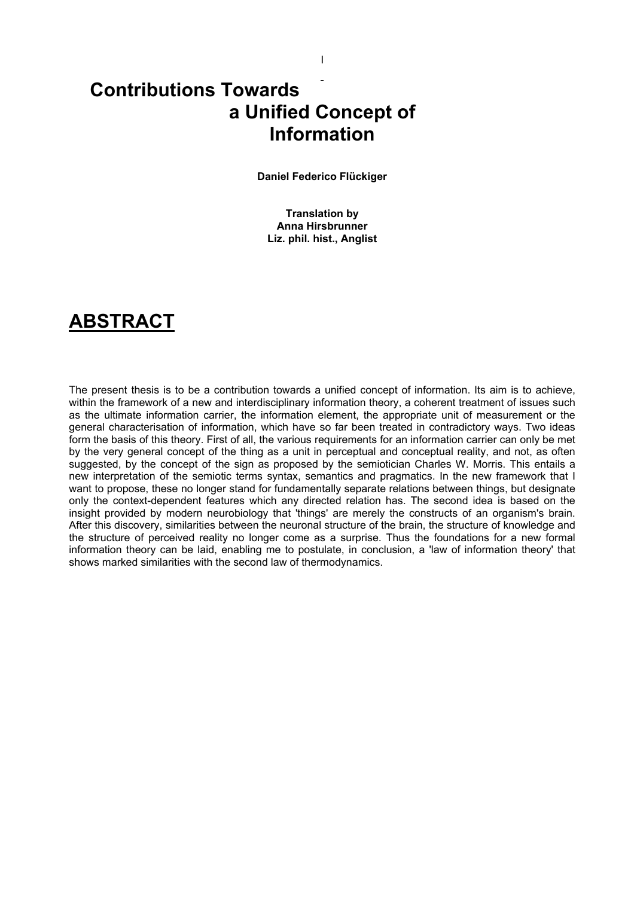# Contributions Towards a Unified Concept of Information

**Daniel Federico Flückiger**

**Translation by**
**Anna Hirsbrunner**
**Liz. phil. hist., Anglist**

## ABSTRACT

The present thesis is to be a contribution towards a unified concept of information. Its aim is to achieve, within the framework of a new and interdisciplinary information theory, a coherent treatment of issues such as the ultimate information carrier, the information element, the appropriate unit of measurement or the general characterisation of information, which have so far been treated in contradictory ways. Two ideas form the basis of this theory. First of all, the various requirements for an information carrier can only be met by the very general concept of the thing as a unit in perceptual and conceptual reality, and not, as often suggested, by the concept of the sign as proposed by the semiotician Charles W. Morris. This entails a new interpretation of the semiotic terms syntax, semantics and pragmatics. In the new framework that I want to propose, these no longer stand for fundamentally separate relations between things, but designate only the context-dependent features which any directed relation has. The second idea is based on the insight provided by modern neurobiology that 'things' are merely the constructs of an organism's brain. After this discovery, similarities between the neuronal structure of the brain, the structure of knowledge and the structure of perceived reality no longer come as a surprise. Thus the foundations for a new formal information theory can be laid, enabling me to postulate, in conclusion, a 'law of information theory' that shows marked similarities with the second law of thermodynamics.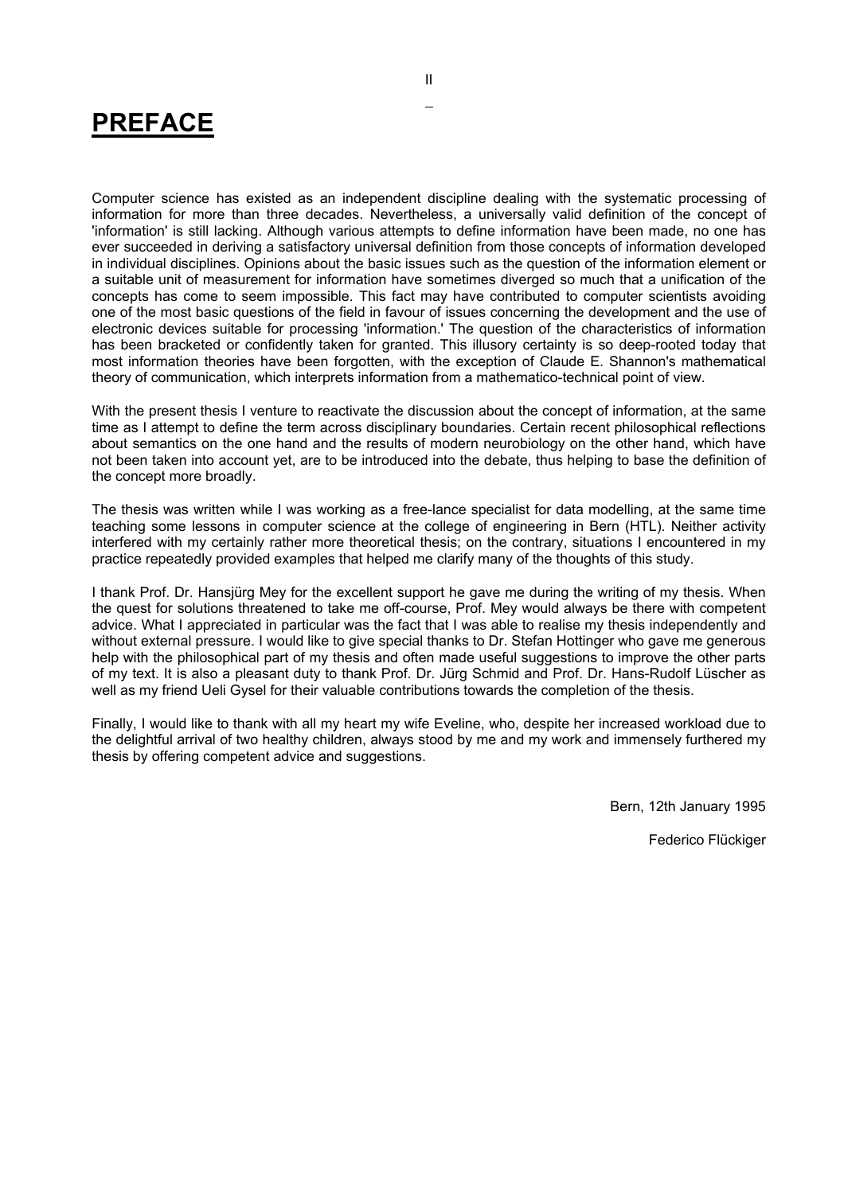# PREFACE

Computer science has existed as an independent discipline dealing with the systematic processing of information for more than three decades. Nevertheless, a universally valid definition of the concept of 'information' is still lacking. Although various attempts to define information have been made, no one has ever succeeded in deriving a satisfactory universal definition from those concepts of information developed in individual disciplines. Opinions about the basic issues such as the question of the information element or a suitable unit of measurement for information have sometimes diverged so much that a unification of the concepts has come to seem impossible. This fact may have contributed to computer scientists avoiding one of the most basic questions of the field in favour of issues concerning the development and the use of electronic devices suitable for processing 'information.' The question of the characteristics of information has been bracketed or confidently taken for granted. This illusory certainty is so deep-rooted today that most information theories have been forgotten, with the exception of Claude E. Shannon's mathematical theory of communication, which interprets information from a mathematico-technical point of view.

With the present thesis I venture to reactivate the discussion about the concept of information, at the same time as I attempt to define the term across disciplinary boundaries. Certain recent philosophical reflections about semantics on the one hand and the results of modern neurobiology on the other hand, which have not been taken into account yet, are to be introduced into the debate, thus helping to base the definition of the concept more broadly.

The thesis was written while I was working as a free-lance specialist for data modelling, at the same time teaching some lessons in computer science at the college of engineering in Bern (HTL). Neither activity interfered with my certainly rather more theoretical thesis; on the contrary, situations I encountered in my practice repeatedly provided examples that helped me clarify many of the thoughts of this study.

I thank Prof. Dr. Hansjürg Mey for the excellent support he gave me during the writing of my thesis. When the quest for solutions threatened to take me off-course, Prof. Mey would always be there with competent advice. What I appreciated in particular was the fact that I was able to realise my thesis independently and without external pressure. I would like to give special thanks to Dr. Stefan Hottinger who gave me generous help with the philosophical part of my thesis and often made useful suggestions to improve the other parts of my text. It is also a pleasant duty to thank Prof. Dr. Jürg Schmid and Prof. Dr. Hans-Rudolf Lüscher as well as my friend Ueli Gysel for their valuable contributions towards the completion of the thesis.

Finally, I would like to thank with all my heart my wife Eveline, who, despite her increased workload due to the delightful arrival of two healthy children, always stood by me and my work and immensely furthered my thesis by offering competent advice and suggestions.

Bern, 12th January 1995

Federico Flückiger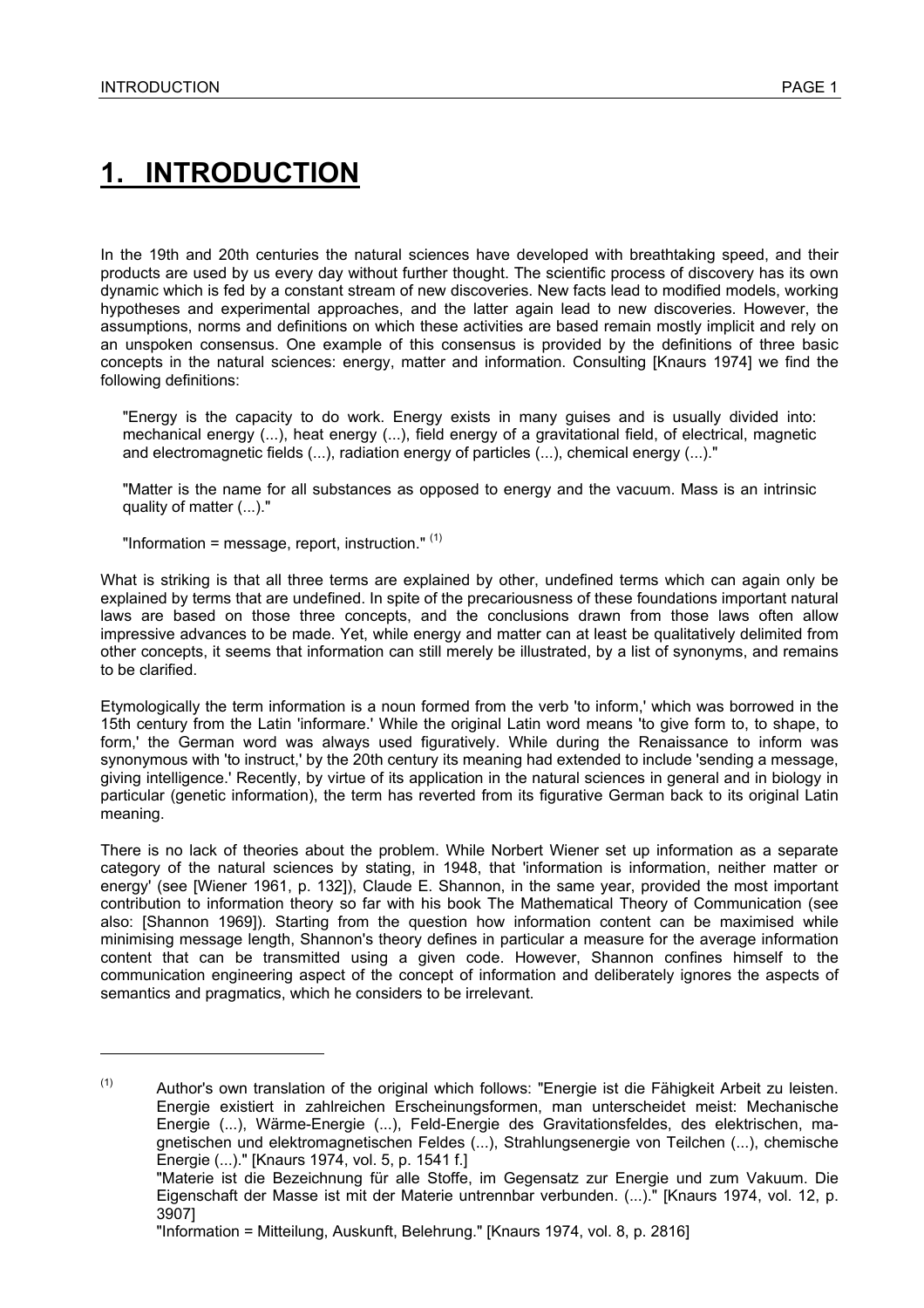# 1. INTRODUCTION

In the 19th and 20th centuries the natural sciences have developed with breathtaking speed, and their products are used by us every day without further thought. The scientific process of discovery has its own dynamic which is fed by a constant stream of new discoveries. New facts lead to modified models, working hypotheses and experimental approaches, and the latter again lead to new discoveries. However, the assumptions, norms and definitions on which these activities are based remain mostly implicit and rely on an unspoken consensus. One example of this consensus is provided by the definitions of three basic concepts in the natural sciences: energy, matter and information. Consulting [Knaurs 1974] we find the following definitions:

> "Energy is the capacity to do work. Energy exists in many guises and is usually divided into: mechanical energy (...), heat energy (...), field energy of a gravitational field, of electrical, magnetic and electromagnetic fields (...), radiation energy of particles (...), chemical energy (...)."
>
> "Matter is the name for all substances as opposed to energy and the vacuum. Mass is an intrinsic quality of matter (...)."
>
> "Information = message, report, instruction." (1)

What is striking is that all three terms are explained by other, undefined terms which can again only be explained by terms that are undefined. In spite of the precariousness of these foundations important natural laws are based on those three concepts, and the conclusions drawn from those laws often allow impressive advances to be made. Yet, while energy and matter can at least be qualitatively delimited from other concepts, it seems that information can still merely be illustrated, by a list of synonyms, and remains to be clarified.

Etymologically the term information is a noun formed from the verb 'to inform,' which was borrowed in the 15th century from the Latin 'informare.' While the original Latin word means 'to give form to, to shape, to form,' the German word was always used figuratively. While during the Renaissance to inform was synonymous with 'to instruct,' by the 20th century its meaning had extended to include 'sending a message, giving intelligence.' Recently, by virtue of its application in the natural sciences in general and in biology in particular (genetic information), the term has reverted from its figurative German back to its original Latin meaning.

There is no lack of theories about the problem. While Norbert Wiener set up information as a separate category of the natural sciences by stating, in 1948, that 'information is information, neither matter or energy' (see [Wiener 1961, p. 132]), Claude E. Shannon, in the same year, provided the most important contribution to information theory so far with his book The Mathematical Theory of Communication (see also: [Shannon 1969]). Starting from the question how information content can be maximised while minimising message length, Shannon's theory defines in particular a measure for the average information content that can be transmitted using a given code. However, Shannon confines himself to the communication engineering aspect of the concept of information and deliberately ignores the aspects of semantics and pragmatics, which he considers to be irrelevant.

---

(1) Author's own translation of the original which follows: "Energie ist die Fähigkeit Arbeit zu leisten. Energie existiert in zahlreichen Erscheinungsformen, man unterscheidet meist: Mechanische Energie (...), Wärme-Energie (...), Feld-Energie des Gravitationsfeldes, des elektrischen, magnetischen und elektromagnetischen Feldes (...), Strahlungsenergie von Teilchen (...), chemische Energie (...)." [Knaurs 1974, vol. 5, p. 1541 f.]
"Materie ist die Bezeichnung für alle Stoffe, im Gegensatz zur Energie und zum Vakuum. Die Eigenschaft der Masse ist mit der Materie untrennbar verbunden. (...)." [Knaurs 1974, vol. 12, p. 3907]
"Information = Mitteilung, Auskunft, Belehrung." [Knaurs 1974, vol. 8, p. 2816]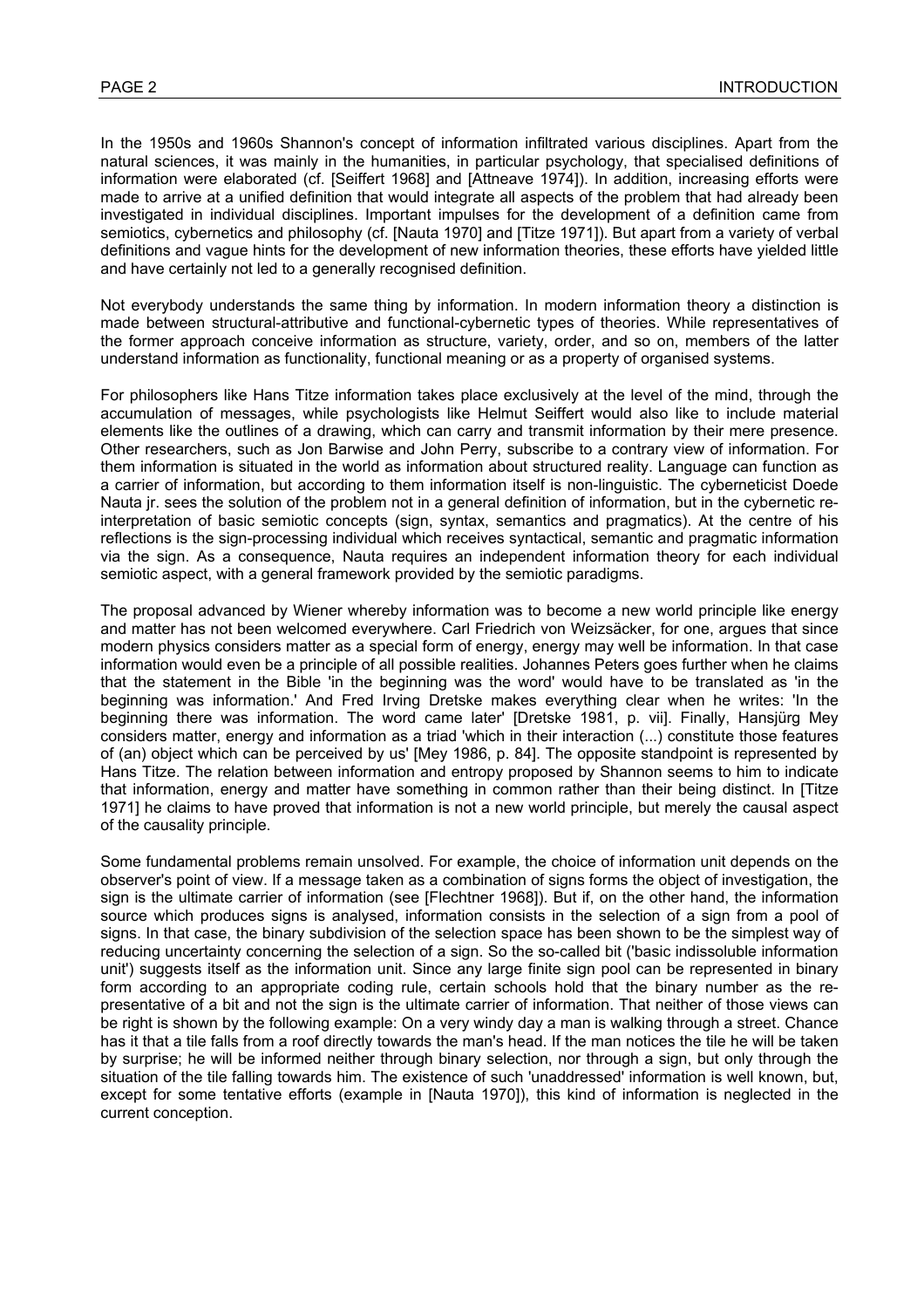In the 1950s and 1960s Shannon's concept of information infiltrated various disciplines. Apart from the natural sciences, it was mainly in the humanities, in particular psychology, that specialised definitions of information were elaborated (cf. [Seiffert 1968] and [Attneave 1974]). In addition, increasing efforts were made to arrive at a unified definition that would integrate all aspects of the problem that had already been investigated in individual disciplines. Important impulses for the development of a definition came from semiotics, cybernetics and philosophy (cf. [Nauta 1970] and [Titze 1971]). But apart from a variety of verbal definitions and vague hints for the development of new information theories, these efforts have yielded little and have certainly not led to a generally recognised definition.

Not everybody understands the same thing by information. In modern information theory a distinction is made between structural-attributive and functional-cybernetic types of theories. While representatives of the former approach conceive information as structure, variety, order, and so on, members of the latter understand information as functionality, functional meaning or as a property of organised systems.

For philosophers like Hans Titze information takes place exclusively at the level of the mind, through the accumulation of messages, while psychologists like Helmut Seiffert would also like to include material elements like the outlines of a drawing, which can carry and transmit information by their mere presence. Other researchers, such as Jon Barwise and John Perry, subscribe to a contrary view of information. For them information is situated in the world as information about structured reality. Language can function as a carrier of information, but according to them information itself is non-linguistic. The cyberneticist Doede Nauta jr. sees the solution of the problem not in a general definition of information, but in the cybernetic re-interpretation of basic semiotic concepts (sign, syntax, semantics and pragmatics). At the centre of his reflections is the sign-processing individual which receives syntactical, semantic and pragmatic information via the sign. As a consequence, Nauta requires an independent information theory for each individual semiotic aspect, with a general framework provided by the semiotic paradigms.

The proposal advanced by Wiener whereby information was to become a new world principle like energy and matter has not been welcomed everywhere. Carl Friedrich von Weizsäcker, for one, argues that since modern physics considers matter as a special form of energy, energy may well be information. In that case information would even be a principle of all possible realities. Johannes Peters goes further when he claims that the statement in the Bible 'in the beginning was the word' would have to be translated as 'in the beginning was information.' And Fred Irving Dretske makes everything clear when he writes: 'In the beginning there was information. The word came later' [Dretske 1981, p. vii]. Finally, Hansjürg Mey considers matter, energy and information as a triad 'which in their interaction (...) constitute those features of (an) object which can be perceived by us' [Mey 1986, p. 84]. The opposite standpoint is represented by Hans Titze. The relation between information and entropy proposed by Shannon seems to him to indicate that information, energy and matter have something in common rather than their being distinct. In [Titze 1971] he claims to have proved that information is not a new world principle, but merely the causal aspect of the causality principle.

Some fundamental problems remain unsolved. For example, the choice of information unit depends on the observer's point of view. If a message taken as a combination of signs forms the object of investigation, the sign is the ultimate carrier of information (see [Flechtner 1968]). But if, on the other hand, the information source which produces signs is analysed, information consists in the selection of a sign from a pool of signs. In that case, the binary subdivision of the selection space has been shown to be the simplest way of reducing uncertainty concerning the selection of a sign. So the so-called bit ('basic indissoluble information unit') suggests itself as the information unit. Since any large finite sign pool can be represented in binary form according to an appropriate coding rule, certain schools hold that the binary number as the representative of a bit and not the sign is the ultimate carrier of information. That neither of those views can be right is shown by the following example: On a very windy day a man is walking through a street. Chance has it that a tile falls from a roof directly towards the man's head. If the man notices the tile he will be taken by surprise; he will be informed neither through binary selection, nor through a sign, but only through the situation of the tile falling towards him. The existence of such 'unaddressed' information is well known, but, except for some tentative efforts (example in [Nauta 1970]), this kind of information is neglected in the current conception.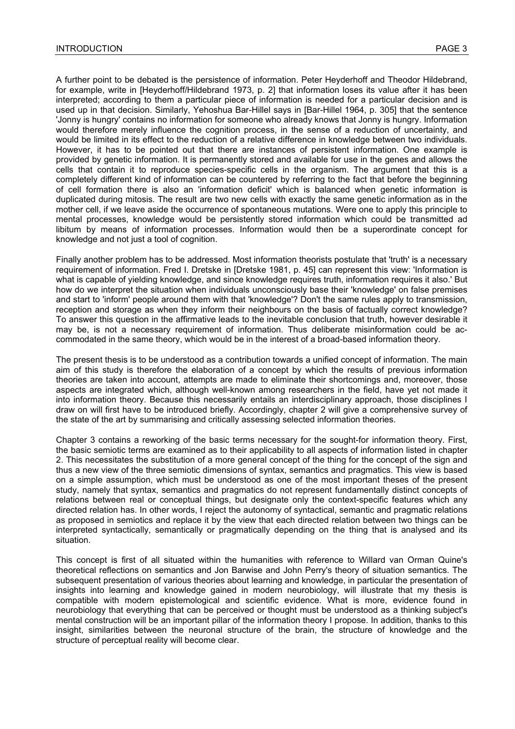A further point to be debated is the persistence of information. Peter Heyderhoff and Theodor Hildebrand, for example, write in [Heyderhoff/Hildebrand 1973, p. 2] that information loses its value after it has been interpreted; according to them a particular piece of information is needed for a particular decision and is used up in that decision. Similarly, Yehoshua Bar-Hillel says in [Bar-Hillel 1964, p. 305] that the sentence 'Jonny is hungry' contains no information for someone who already knows that Jonny is hungry. Information would therefore merely influence the cognition process, in the sense of a reduction of uncertainty, and would be limited in its effect to the reduction of a relative difference in knowledge between two individuals. However, it has to be pointed out that there are instances of persistent information. One example is provided by genetic information. It is permanently stored and available for use in the genes and allows the cells that contain it to reproduce species-specific cells in the organism. The argument that this is a completely different kind of information can be countered by referring to the fact that before the beginning of cell formation there is also an 'information deficit' which is balanced when genetic information is duplicated during mitosis. The result are two new cells with exactly the same genetic information as in the mother cell, if we leave aside the occurrence of spontaneous mutations. Were one to apply this principle to mental processes, knowledge would be persistently stored information which could be transmitted ad libitum by means of information processes. Information would then be a superordinate concept for knowledge and not just a tool of cognition.

Finally another problem has to be addressed. Most information theorists postulate that 'truth' is a necessary requirement of information. Fred I. Dretske in [Dretske 1981, p. 45] can represent this view: 'Information is what is capable of yielding knowledge, and since knowledge requires truth, information requires it also.' But how do we interpret the situation when individuals unconsciously base their 'knowledge' on false premises and start to 'inform' people around them with that 'knowledge'? Don't the same rules apply to transmission, reception and storage as when they inform their neighbours on the basis of factually correct knowledge? To answer this question in the affirmative leads to the inevitable conclusion that truth, however desirable it may be, is not a necessary requirement of information. Thus deliberate misinformation could be accommodated in the same theory, which would be in the interest of a broad-based information theory.

The present thesis is to be understood as a contribution towards a unified concept of information. The main aim of this study is therefore the elaboration of a concept by which the results of previous information theories are taken into account, attempts are made to eliminate their shortcomings and, moreover, those aspects are integrated which, although well-known among researchers in the field, have yet not made it into information theory. Because this necessarily entails an interdisciplinary approach, those disciplines I draw on will first have to be introduced briefly. Accordingly, chapter 2 will give a comprehensive survey of the state of the art by summarising and critically assessing selected information theories.

Chapter 3 contains a reworking of the basic terms necessary for the sought-for information theory. First, the basic semiotic terms are examined as to their applicability to all aspects of information listed in chapter 2. This necessitates the substitution of a more general concept of the thing for the concept of the sign and thus a new view of the three semiotic dimensions of syntax, semantics and pragmatics. This view is based on a simple assumption, which must be understood as one of the most important theses of the present study, namely that syntax, semantics and pragmatics do not represent fundamentally distinct concepts of relations between real or conceptual things, but designate only the context-specific features which any directed relation has. In other words, I reject the autonomy of syntactical, semantic and pragmatic relations as proposed in semiotics and replace it by the view that each directed relation between two things can be interpreted syntactically, semantically or pragmatically depending on the thing that is analysed and its situation.

This concept is first of all situated within the humanities with reference to Willard van Orman Quine's theoretical reflections on semantics and Jon Barwise and John Perry's theory of situation semantics. The subsequent presentation of various theories about learning and knowledge, in particular the presentation of insights into learning and knowledge gained in modern neurobiology, will illustrate that my thesis is compatible with modern epistemological and scientific evidence. What is more, evidence found in neurobiology that everything that can be perceived or thought must be understood as a thinking subject's mental construction will be an important pillar of the information theory I propose. In addition, thanks to this insight, similarities between the neuronal structure of the brain, the structure of knowledge and the structure of perceptual reality will become clear.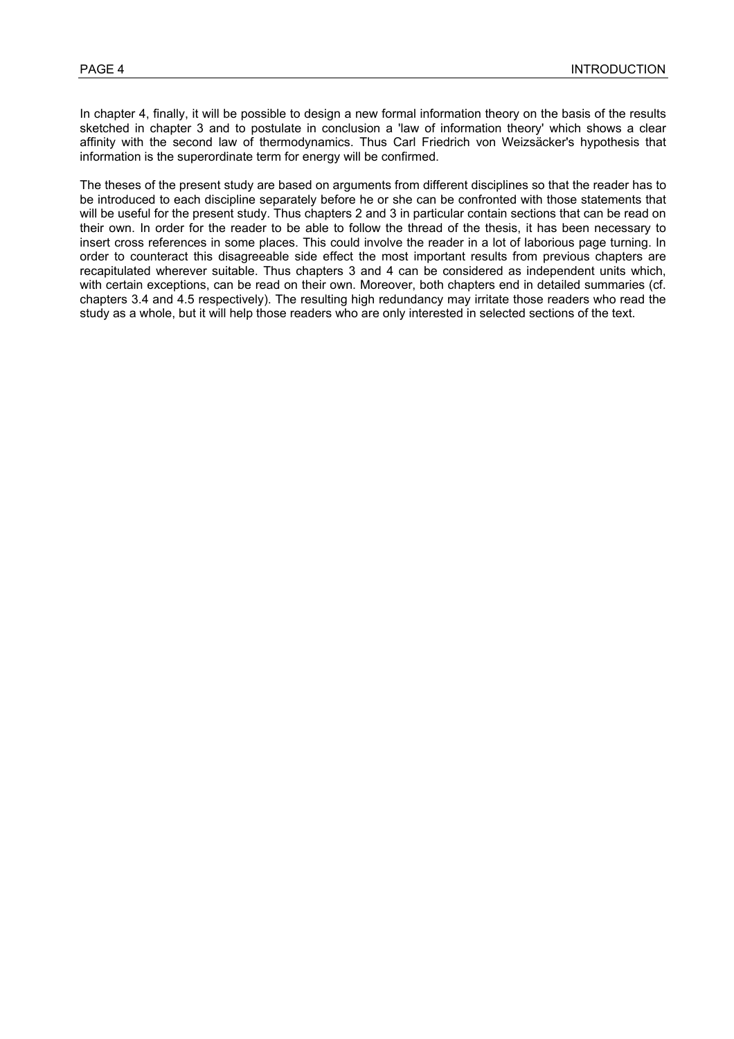In chapter 4, finally, it will be possible to design a new formal information theory on the basis of the results sketched in chapter 3 and to postulate in conclusion a 'law of information theory' which shows a clear affinity with the second law of thermodynamics. Thus Carl Friedrich von Weizsäcker's hypothesis that information is the superordinate term for energy will be confirmed.

The theses of the present study are based on arguments from different disciplines so that the reader has to be introduced to each discipline separately before he or she can be confronted with those statements that will be useful for the present study. Thus chapters 2 and 3 in particular contain sections that can be read on their own. In order for the reader to be able to follow the thread of the thesis, it has been necessary to insert cross references in some places. This could involve the reader in a lot of laborious page turning. In order to counteract this disagreeable side effect the most important results from previous chapters are recapitulated wherever suitable. Thus chapters 3 and 4 can be considered as independent units which, with certain exceptions, can be read on their own. Moreover, both chapters end in detailed summaries (cf. chapters 3.4 and 4.5 respectively). The resulting high redundancy may irritate those readers who read the study as a whole, but it will help those readers who are only interested in selected sections of the text.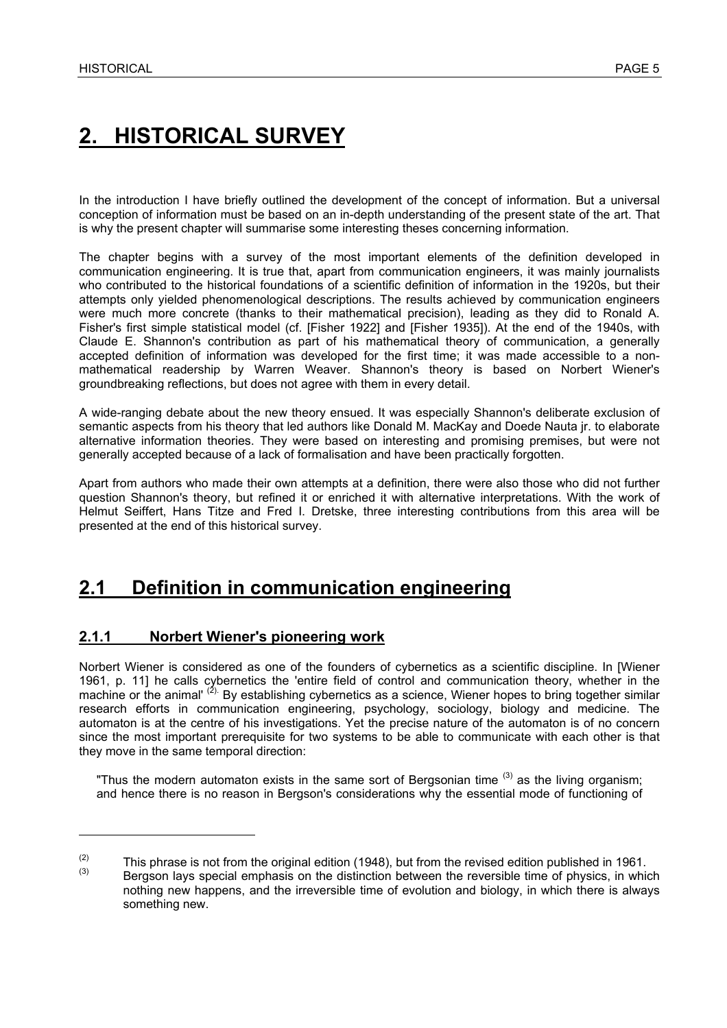# 2. HISTORICAL SURVEY

In the introduction I have briefly outlined the development of the concept of information. But a universal conception of information must be based on an in-depth understanding of the present state of the art. That is why the present chapter will summarise some interesting theses concerning information.

The chapter begins with a survey of the most important elements of the definition developed in communication engineering. It is true that, apart from communication engineers, it was mainly journalists who contributed to the historical foundations of a scientific definition of information in the 1920s, but their attempts only yielded phenomenological descriptions. The results achieved by communication engineers were much more concrete (thanks to their mathematical precision), leading as they did to Ronald A. Fisher's first simple statistical model (cf. [Fisher 1922] and [Fisher 1935]). At the end of the 1940s, with Claude E. Shannon's contribution as part of his mathematical theory of communication, a generally accepted definition of information was developed for the first time; it was made accessible to a non-mathematical readership by Warren Weaver. Shannon's theory is based on Norbert Wiener's groundbreaking reflections, but does not agree with them in every detail.

A wide-ranging debate about the new theory ensued. It was especially Shannon's deliberate exclusion of semantic aspects from his theory that led authors like Donald M. MacKay and Doede Nauta jr. to elaborate alternative information theories. They were based on interesting and promising premises, but were not generally accepted because of a lack of formalisation and have been practically forgotten.

Apart from authors who made their own attempts at a definition, there were also those who did not further question Shannon's theory, but refined it or enriched it with alternative interpretations. With the work of Helmut Seiffert, Hans Titze and Fred I. Dretske, three interesting contributions from this area will be presented at the end of this historical survey.

## 2.1 Definition in communication engineering

### 2.1.1 Norbert Wiener's pioneering work

Norbert Wiener is considered as one of the founders of cybernetics as a scientific discipline. In [Wiener 1961, p. 11] he calls cybernetics the 'entire field of control and communication theory, whether in the machine or the animal' [2]. By establishing cybernetics as a science, Wiener hopes to bring together similar research efforts in communication engineering, psychology, sociology, biology and medicine. The automaton is at the centre of his investigations. Yet the precise nature of the automaton is of no concern since the most important prerequisite for two systems to be able to communicate with each other is that they move in the same temporal direction:

> "Thus the modern automaton exists in the same sort of Bergsonian time [3] as the living organism; and hence there is no reason in Bergson's considerations why the essential mode of functioning of

---

[2] This phrase is not from the original edition (1948), but from the revised edition published in 1961.

[3] Bergson lays special emphasis on the distinction between the reversible time of physics, in which nothing new happens, and the irreversible time of evolution and biology, in which there is always something new.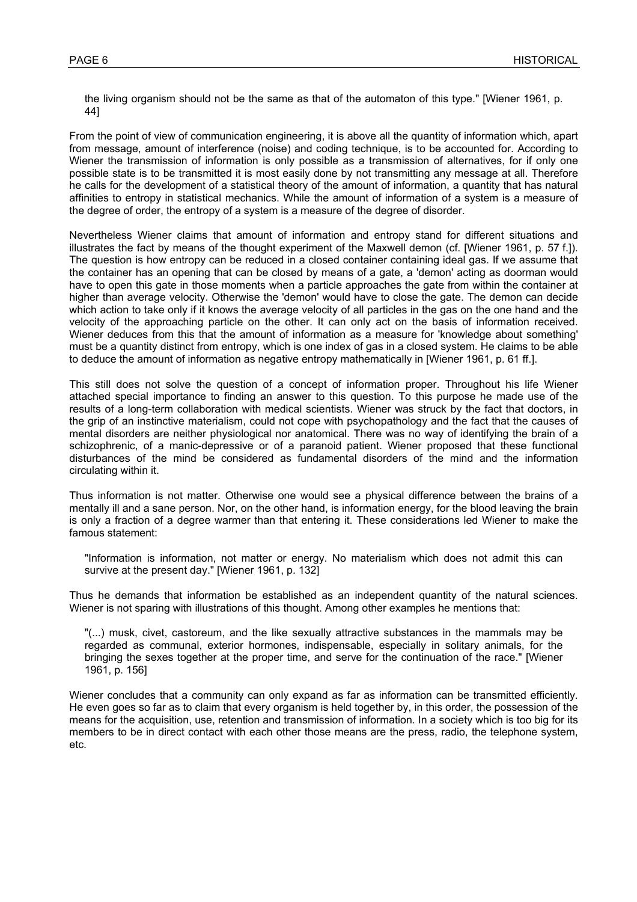> the living organism should not be the same as that of the automaton of this type." [Wiener 1961, p. 44]

From the point of view of communication engineering, it is above all the quantity of information which, apart from message, amount of interference (noise) and coding technique, is to be accounted for. According to Wiener the transmission of information is only possible as a transmission of alternatives, for if only one possible state is to be transmitted it is most easily done by not transmitting any message at all. Therefore he calls for the development of a statistical theory of the amount of information, a quantity that has natural affinities to entropy in statistical mechanics. While the amount of information of a system is a measure of the degree of order, the entropy of a system is a measure of the degree of disorder.

Nevertheless Wiener claims that amount of information and entropy stand for different situations and illustrates the fact by means of the thought experiment of the Maxwell demon (cf. [Wiener 1961, p. 57 f.]). The question is how entropy can be reduced in a closed container containing ideal gas. If we assume that the container has an opening that can be closed by means of a gate, a 'demon' acting as doorman would have to open this gate in those moments when a particle approaches the gate from within the container at higher than average velocity. Otherwise the 'demon' would have to close the gate. The demon can decide which action to take only if it knows the average velocity of all particles in the gas on the one hand and the velocity of the approaching particle on the other. It can only act on the basis of information received. Wiener deduces from this that the amount of information as a measure for 'knowledge about something' must be a quantity distinct from entropy, which is one index of gas in a closed system. He claims to be able to deduce the amount of information as negative entropy mathematically in [Wiener 1961, p. 61 ff.].

This still does not solve the question of a concept of information proper. Throughout his life Wiener attached special importance to finding an answer to this question. To this purpose he made use of the results of a long-term collaboration with medical scientists. Wiener was struck by the fact that doctors, in the grip of an instinctive materialism, could not cope with psychopathology and the fact that the causes of mental disorders are neither physiological nor anatomical. There was no way of identifying the brain of a schizophrenic, of a manic-depressive or of a paranoid patient. Wiener proposed that these functional disturbances of the mind be considered as fundamental disorders of the mind and the information circulating within it.

Thus information is not matter. Otherwise one would see a physical difference between the brains of a mentally ill and a sane person. Nor, on the other hand, is information energy, for the blood leaving the brain is only a fraction of a degree warmer than that entering it. These considerations led Wiener to make the famous statement:

> "Information is information, not matter or energy. No materialism which does not admit this can survive at the present day." [Wiener 1961, p. 132]

Thus he demands that information be established as an independent quantity of the natural sciences. Wiener is not sparing with illustrations of this thought. Among other examples he mentions that:

> "(...) musk, civet, castoreum, and the like sexually attractive substances in the mammals may be regarded as communal, exterior hormones, indispensable, especially in solitary animals, for the bringing the sexes together at the proper time, and serve for the continuation of the race." [Wiener 1961, p. 156]

Wiener concludes that a community can only expand as far as information can be transmitted efficiently. He even goes so far as to claim that every organism is held together by, in this order, the possession of the means for the acquisition, use, retention and transmission of information. In a society which is too big for its members to be in direct contact with each other those means are the press, radio, the telephone system, etc.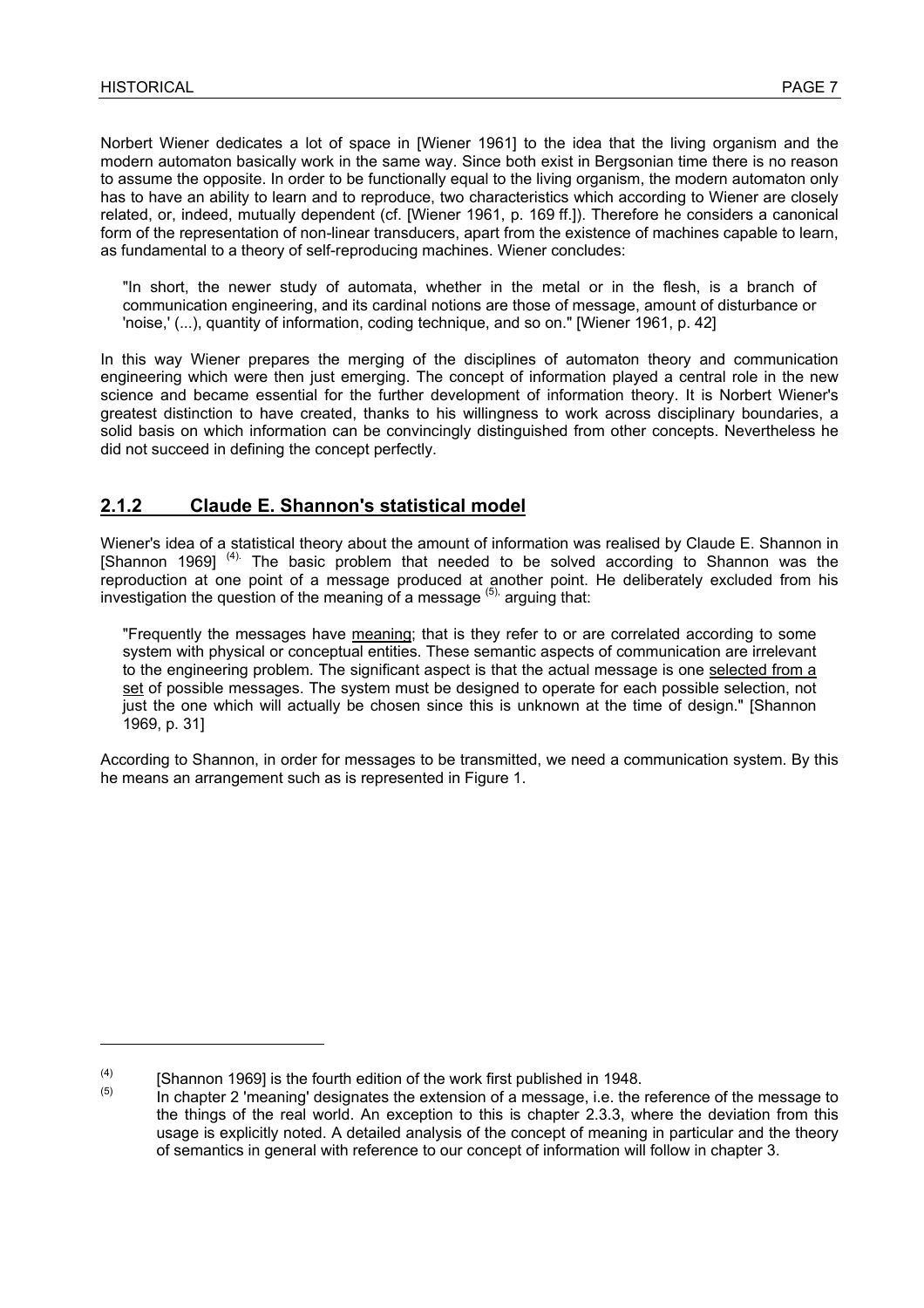Norbert Wiener dedicates a lot of space in [Wiener 1961] to the idea that the living organism and the modern automaton basically work in the same way. Since both exist in Bergsonian time there is no reason to assume the opposite. In order to be functionally equal to the living organism, the modern automaton only has to have an ability to learn and to reproduce, two characteristics which according to Wiener are closely related, or, indeed, mutually dependent (cf. [Wiener 1961, p. 169 ff.]). Therefore he considers a canonical form of the representation of non-linear transducers, apart from the existence of machines capable to learn, as fundamental to a theory of self-reproducing machines. Wiener concludes:

> "In short, the newer study of automata, whether in the metal or in the flesh, is a branch of communication engineering, and its cardinal notions are those of message, amount of disturbance or 'noise,' (...), quantity of information, coding technique, and so on." [Wiener 1961, p. 42]

In this way Wiener prepares the merging of the disciplines of automaton theory and communication engineering which were then just emerging. The concept of information played a central role in the new science and became essential for the further development of information theory. It is Norbert Wiener's greatest distinction to have created, thanks to his willingness to work across disciplinary boundaries, a solid basis on which information can be convincingly distinguished from other concepts. Nevertheless he did not succeed in defining the concept perfectly.

### 2.1.2 Claude E. Shannon's statistical model

Wiener's idea of a statistical theory about the amount of information was realised by Claude E. Shannon in [Shannon 1969] (4). The basic problem that needed to be solved according to Shannon was the reproduction at one point of a message produced at another point. He deliberately excluded from his investigation the question of the meaning of a message (5), arguing that:

> "Frequently the messages have meaning; that is they refer to or are correlated according to some system with physical or conceptual entities. These semantic aspects of communication are irrelevant to the engineering problem. The significant aspect is that the actual message is one selected from a set of possible messages. The system must be designed to operate for each possible selection, not just the one which will actually be chosen since this is unknown at the time of design." [Shannon 1969, p. 31]

According to Shannon, in order for messages to be transmitted, we need a communication system. By this he means an arrangement such as is represented in Figure 1.

---

(4) [Shannon 1969] is the fourth edition of the work first published in 1948.

(5) In chapter 2 'meaning' designates the extension of a message, i.e. the reference of the message to the things of the real world. An exception to this is chapter 2.3.3, where the deviation from this usage is explicitly noted. A detailed analysis of the concept of meaning in particular and the theory of semantics in general with reference to our concept of information will follow in chapter 3.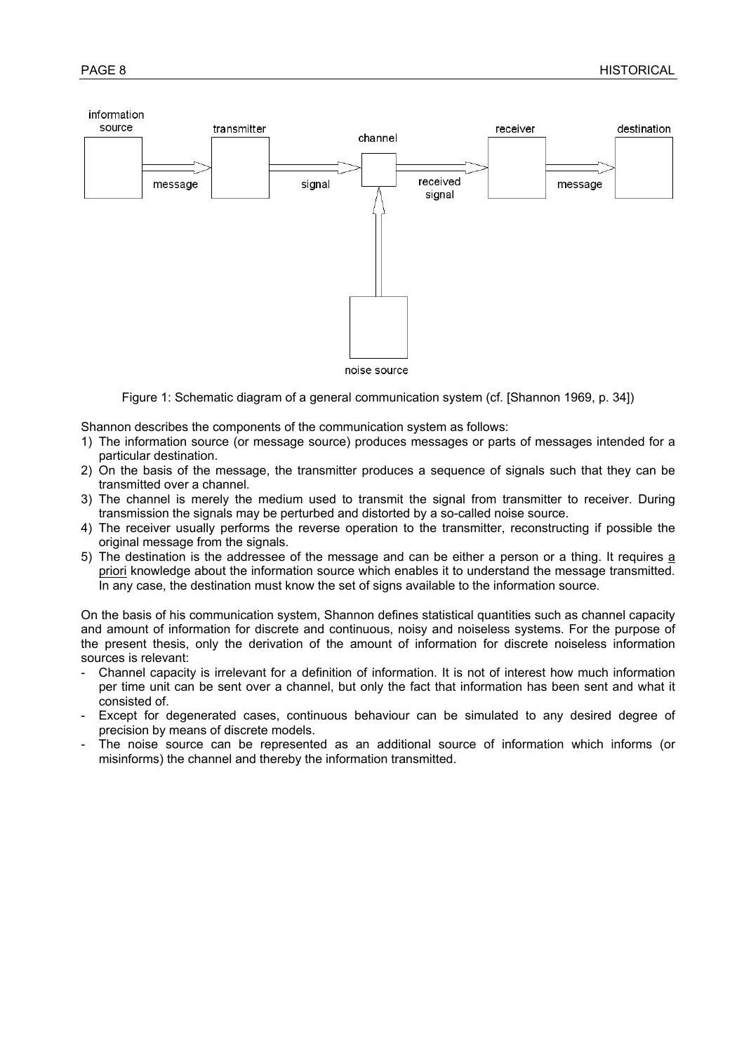Figure 1: Schematic diagram of a general communication system (cf. [Shannon 1969, p. 34])

Shannon describes the components of the communication system as follows:

1) The information source (or message source) produces messages or parts of messages intended for a particular destination.
2) On the basis of the message, the transmitter produces a sequence of signals such that they can be transmitted over a channel.
3) The channel is merely the medium used to transmit the signal from transmitter to receiver. During transmission the signals may be perturbed and distorted by a so-called noise source.
4) The receiver usually performs the reverse operation to the transmitter, reconstructing if possible the original message from the signals.
5) The destination is the addressee of the message and can be either a person or a thing. It requires a priori knowledge about the information source which enables it to understand the message transmitted. In any case, the destination must know the set of signs available to the information source.

On the basis of his communication system, Shannon defines statistical quantities such as channel capacity and amount of information for discrete and continuous, noisy and noiseless systems. For the purpose of the present thesis, only the derivation of the amount of information for discrete noiseless information sources is relevant:

- Channel capacity is irrelevant for a definition of information. It is not of interest how much information per time unit can be sent over a channel, but only the fact that information has been sent and what it consisted of.
- Except for degenerated cases, continuous behaviour can be simulated to any desired degree of precision by means of discrete models.
- The noise source can be represented as an additional source of information which informs (or misinforms) the channel and thereby the information transmitted.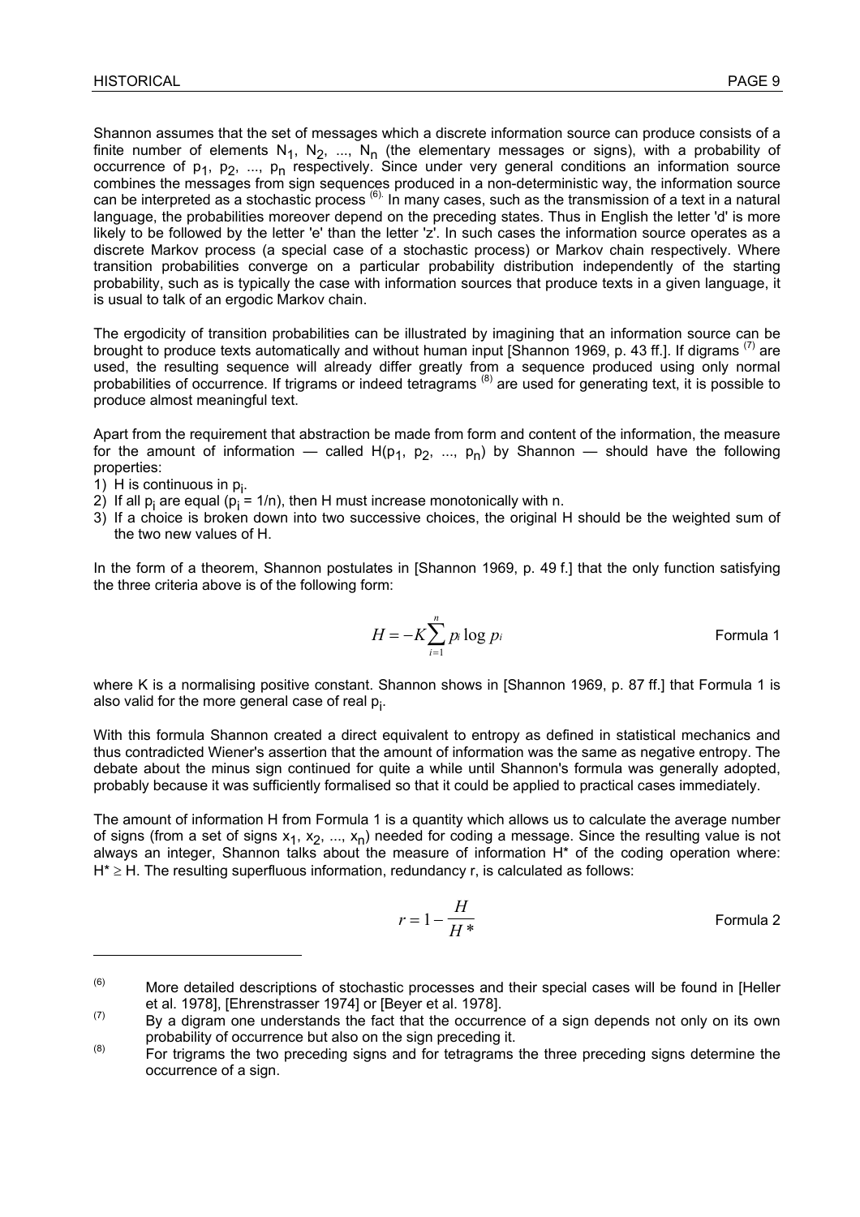Shannon assumes that the set of messages which a discrete information source can produce consists of a finite number of elements $N_1$, $N_2$, ..., $N_n$ (the elementary messages or signs), with a probability of occurrence of $p_1$, $p_2$, ..., $p_n$ respectively. Since under very general conditions an information source combines the messages from sign sequences produced in a non-deterministic way, the information source can be interpreted as a stochastic process [(6)]. In many cases, such as the transmission of a text in a natural language, the probabilities moreover depend on the preceding states. Thus in English the letter 'd' is more likely to be followed by the letter 'e' than the letter 'z'. In such cases the information source operates as a discrete Markov process (a special case of a stochastic process) or Markov chain respectively. Where transition probabilities converge on a particular probability distribution independently of the starting probability, such as is typically the case with information sources that produce texts in a given language, it is usual to talk of an ergodic Markov chain.

The ergodicity of transition probabilities can be illustrated by imagining that an information source can be brought to produce texts automatically and without human input [Shannon 1969, p. 43 ff.]. If digrams [(7)] are used, the resulting sequence will already differ greatly from a sequence produced using only normal probabilities of occurrence. If trigrams or indeed tetragrams [(8)] are used for generating text, it is possible to produce almost meaningful text.

Apart from the requirement that abstraction be made from form and content of the information, the measure for the amount of information — called $H(p_1, p_2, ..., p_n)$ by Shannon — should have the following properties:

1) H is continuous in $p_i$.
2) If all $p_i$ are equal ($p_i = 1/n$), then H must increase monotonically with n.
3) If a choice is broken down into two successive choices, the original H should be the weighted sum of the two new values of H.

In the form of a theorem, Shannon postulates in [Shannon 1969, p. 49 f.] that the only function satisfying the three criteria above is of the following form:

$$H = -K\sum_{i=1}^{n} p_i \log p_i \qquad \text{Formula 1}$$

where K is a normalising positive constant. Shannon shows in [Shannon 1969, p. 87 ff.] that Formula 1 is also valid for the more general case of real $p_i$.

With this formula Shannon created a direct equivalent to entropy as defined in statistical mechanics and thus contradicted Wiener's assertion that the amount of information was the same as negative entropy. The debate about the minus sign continued for quite a while until Shannon's formula was generally adopted, probably because it was sufficiently formalised so that it could be applied to practical cases immediately.

The amount of information H from Formula 1 is a quantity which allows us to calculate the average number of signs (from a set of signs $x_1$, $x_2$, ..., $x_n$) needed for coding a message. Since the resulting value is not always an integer, Shannon talks about the measure of information $H^*$ of the coding operation where: $H^* \geq H$. The resulting superfluous information, redundancy r, is calculated as follows:

$$r = 1 - \frac{H}{H^*} \qquad \text{Formula 2}$$

---

(6) More detailed descriptions of stochastic processes and their special cases will be found in [Heller et al. 1978], [Ehrenstrasser 1974] or [Beyer et al. 1978].

(7) By a digram one understands the fact that the occurrence of a sign depends not only on its own probability of occurrence but also on the sign preceding it.

(8) For trigrams the two preceding signs and for tetragrams the three preceding signs determine the occurrence of a sign.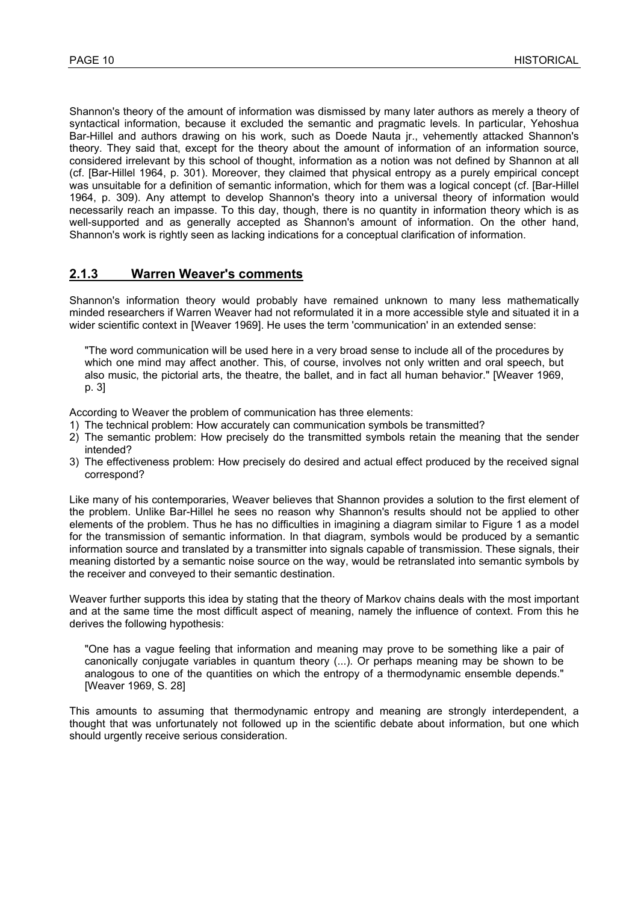Shannon's theory of the amount of information was dismissed by many later authors as merely a theory of syntactical information, because it excluded the semantic and pragmatic levels. In particular, Yehoshua Bar-Hillel and authors drawing on his work, such as Doede Nauta jr., vehemently attacked Shannon's theory. They said that, except for the theory about the amount of information of an information source, considered irrelevant by this school of thought, information as a notion was not defined by Shannon at all (cf. [Bar-Hillel 1964, p. 301). Moreover, they claimed that physical entropy as a purely empirical concept was unsuitable for a definition of semantic information, which for them was a logical concept (cf. [Bar-Hillel 1964, p. 309). Any attempt to develop Shannon's theory into a universal theory of information would necessarily reach an impasse. To this day, though, there is no quantity in information theory which is as well-supported and as generally accepted as Shannon's amount of information. On the other hand, Shannon's work is rightly seen as lacking indications for a conceptual clarification of information.

### 2.1.3 Warren Weaver's comments

Shannon's information theory would probably have remained unknown to many less mathematically minded researchers if Warren Weaver had not reformulated it in a more accessible style and situated it in a wider scientific context in [Weaver 1969]. He uses the term 'communication' in an extended sense:

> "The word communication will be used here in a very broad sense to include all of the procedures by which one mind may affect another. This, of course, involves not only written and oral speech, but also music, the pictorial arts, the theatre, the ballet, and in fact all human behavior." [Weaver 1969, p. 3]

According to Weaver the problem of communication has three elements:

1) The technical problem: How accurately can communication symbols be transmitted?
2) The semantic problem: How precisely do the transmitted symbols retain the meaning that the sender intended?
3) The effectiveness problem: How precisely do desired and actual effect produced by the received signal correspond?

Like many of his contemporaries, Weaver believes that Shannon provides a solution to the first element of the problem. Unlike Bar-Hillel he sees no reason why Shannon's results should not be applied to other elements of the problem. Thus he has no difficulties in imagining a diagram similar to Figure 1 as a model for the transmission of semantic information. In that diagram, symbols would be produced by a semantic information source and translated by a transmitter into signals capable of transmission. These signals, their meaning distorted by a semantic noise source on the way, would be retranslated into semantic symbols by the receiver and conveyed to their semantic destination.

Weaver further supports this idea by stating that the theory of Markov chains deals with the most important and at the same time the most difficult aspect of meaning, namely the influence of context. From this he derives the following hypothesis:

> "One has a vague feeling that information and meaning may prove to be something like a pair of canonically conjugate variables in quantum theory (...). Or perhaps meaning may be shown to be analogous to one of the quantities on which the entropy of a thermodynamic ensemble depends." [Weaver 1969, S. 28]

This amounts to assuming that thermodynamic entropy and meaning are strongly interdependent, a thought that was unfortunately not followed up in the scientific debate about information, but one which should urgently receive serious consideration.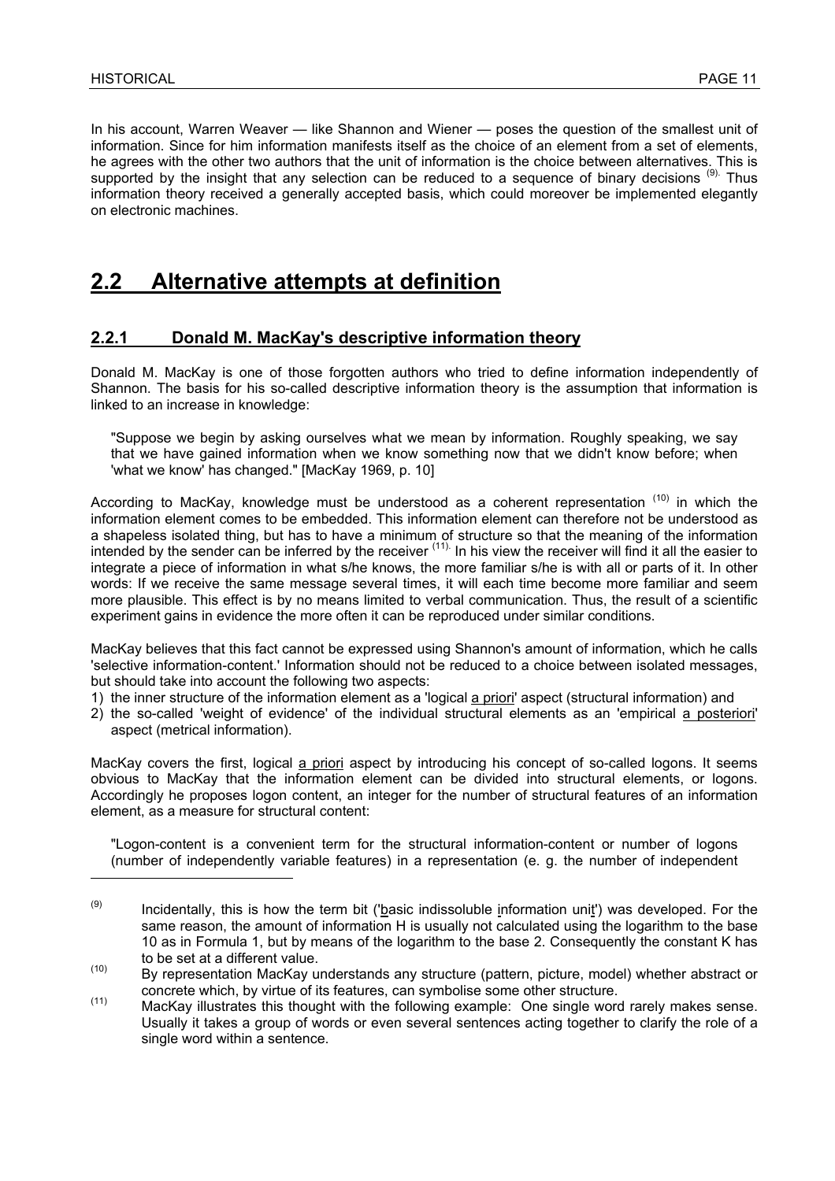In his account, Warren Weaver — like Shannon and Wiener — poses the question of the smallest unit of information. Since for him information manifests itself as the choice of an element from a set of elements, he agrees with the other two authors that the unit of information is the choice between alternatives. This is supported by the insight that any selection can be reduced to a sequence of binary decisions [(9)]. Thus information theory received a generally accepted basis, which could moreover be implemented elegantly on electronic machines.

## 2.2 Alternative attempts at definition

### 2.2.1 Donald M. MacKay's descriptive information theory

Donald M. MacKay is one of those forgotten authors who tried to define information independently of Shannon. The basis for his so-called descriptive information theory is the assumption that information is linked to an increase in knowledge:

> "Suppose we begin by asking ourselves what we mean by information. Roughly speaking, we say that we have gained information when we know something now that we didn't know before; when 'what we know' has changed." [MacKay 1969, p. 10]

According to MacKay, knowledge must be understood as a coherent representation [(10)] in which the information element comes to be embedded. This information element can therefore not be understood as a shapeless isolated thing, but has to have a minimum of structure so that the meaning of the information intended by the sender can be inferred by the receiver [(11)]. In his view the receiver will find it all the easier to integrate a piece of information in what s/he knows, the more familiar s/he is with all or parts of it. In other words: If we receive the same message several times, it will each time become more familiar and seem more plausible. This effect is by no means limited to verbal communication. Thus, the result of a scientific experiment gains in evidence the more often it can be reproduced under similar conditions.

MacKay believes that this fact cannot be expressed using Shannon's amount of information, which he calls 'selective information-content.' Information should not be reduced to a choice between isolated messages, but should take into account the following two aspects:

1) the inner structure of the information element as a 'logical a priori' aspect (structural information) and
2) the so-called 'weight of evidence' of the individual structural elements as an 'empirical a posteriori' aspect (metrical information).

MacKay covers the first, logical a priori aspect by introducing his concept of so-called logons. It seems obvious to MacKay that the information element can be divided into structural elements, or logons. Accordingly he proposes logon content, an integer for the number of structural features of an information element, as a measure for structural content:

> "Logon-content is a convenient term for the structural information-content or number of logons (number of independently variable features) in a representation (e. g. the number of independent

---

(9) Incidentally, this is how the term bit ('basic indissoluble information unit') was developed. For the same reason, the amount of information H is usually not calculated using the logarithm to the base 10 as in Formula 1, but by means of the logarithm to the base 2. Consequently the constant K has to be set at a different value.

(10) By representation MacKay understands any structure (pattern, picture, model) whether abstract or concrete which, by virtue of its features, can symbolise some other structure.

(11) MacKay illustrates this thought with the following example: One single word rarely makes sense. Usually it takes a group of words or even several sentences acting together to clarify the role of a single word within a sentence.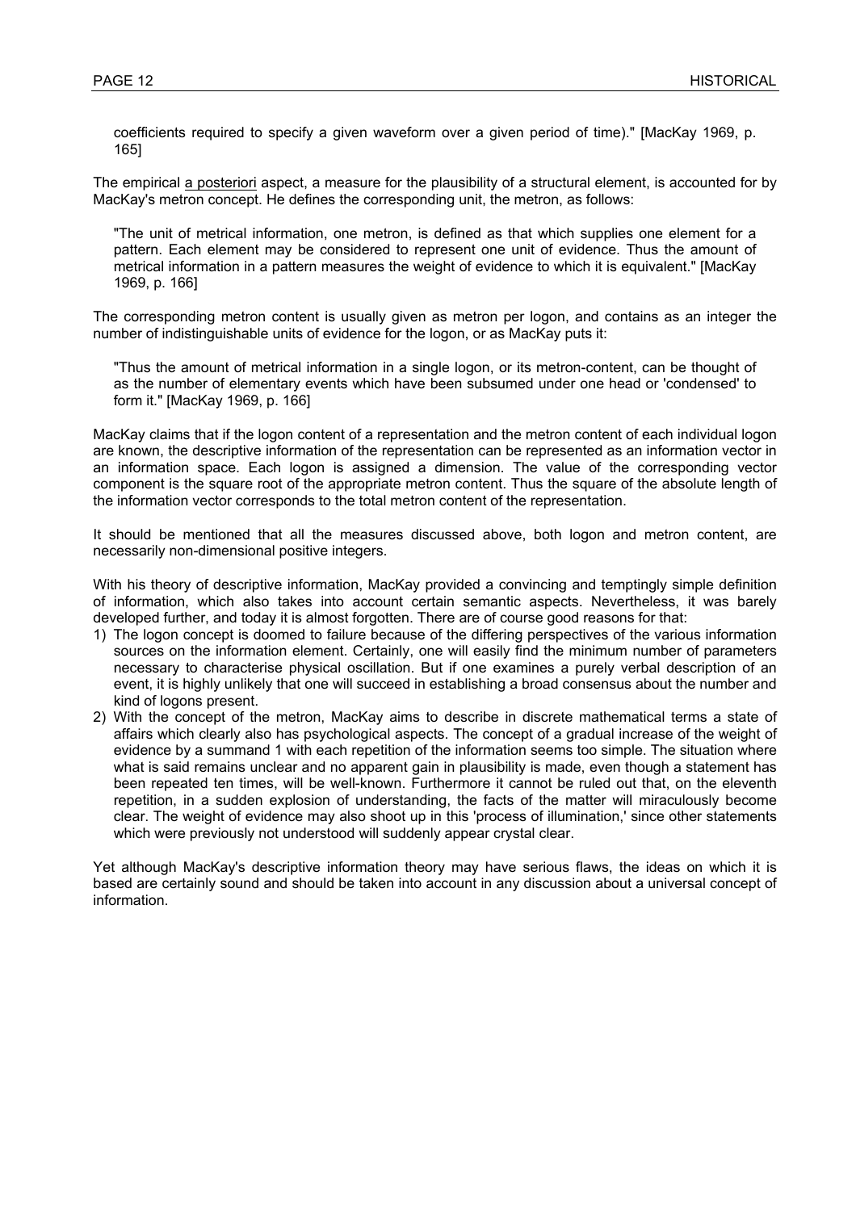> coefficients required to specify a given waveform over a given period of time)." [MacKay 1969, p. 165]

The empirical a posteriori aspect, a measure for the plausibility of a structural element, is accounted for by MacKay's metron concept. He defines the corresponding unit, the metron, as follows:

> "The unit of metrical information, one metron, is defined as that which supplies one element for a pattern. Each element may be considered to represent one unit of evidence. Thus the amount of metrical information in a pattern measures the weight of evidence to which it is equivalent." [MacKay 1969, p. 166]

The corresponding metron content is usually given as metron per logon, and contains as an integer the number of indistinguishable units of evidence for the logon, or as MacKay puts it:

> "Thus the amount of metrical information in a single logon, or its metron-content, can be thought of as the number of elementary events which have been subsumed under one head or 'condensed' to form it." [MacKay 1969, p. 166]

MacKay claims that if the logon content of a representation and the metron content of each individual logon are known, the descriptive information of the representation can be represented as an information vector in an information space. Each logon is assigned a dimension. The value of the corresponding vector component is the square root of the appropriate metron content. Thus the square of the absolute length of the information vector corresponds to the total metron content of the representation.

It should be mentioned that all the measures discussed above, both logon and metron content, are necessarily non-dimensional positive integers.

With his theory of descriptive information, MacKay provided a convincing and temptingly simple definition of information, which also takes into account certain semantic aspects. Nevertheless, it was barely developed further, and today it is almost forgotten. There are of course good reasons for that:

1) The logon concept is doomed to failure because of the differing perspectives of the various information sources on the information element. Certainly, one will easily find the minimum number of parameters necessary to characterise physical oscillation. But if one examines a purely verbal description of an event, it is highly unlikely that one will succeed in establishing a broad consensus about the number and kind of logons present.
2) With the concept of the metron, MacKay aims to describe in discrete mathematical terms a state of affairs which clearly also has psychological aspects. The concept of a gradual increase of the weight of evidence by a summand 1 with each repetition of the information seems too simple. The situation where what is said remains unclear and no apparent gain in plausibility is made, even though a statement has been repeated ten times, will be well-known. Furthermore it cannot be ruled out that, on the eleventh repetition, in a sudden explosion of understanding, the facts of the matter will miraculously become clear. The weight of evidence may also shoot up in this 'process of illumination,' since other statements which were previously not understood will suddenly appear crystal clear.

Yet although MacKay's descriptive information theory may have serious flaws, the ideas on which it is based are certainly sound and should be taken into account in any discussion about a universal concept of information.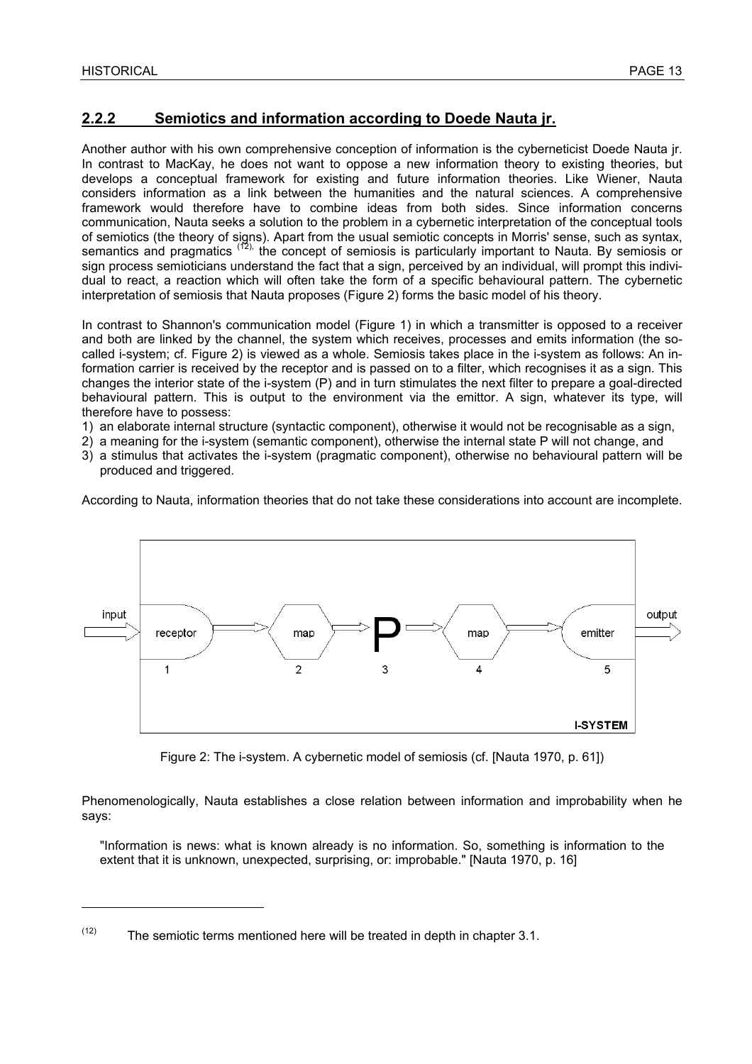## 2.2.2 Semiotics and information according to Doede Nauta jr.

Another author with his own comprehensive conception of information is the cyberneticist Doede Nauta jr. In contrast to MacKay, he does not want to oppose a new information theory to existing theories, but develops a conceptual framework for existing and future information theories. Like Wiener, Nauta considers information as a link between the humanities and the natural sciences. A comprehensive framework would therefore have to combine ideas from both sides. Since information concerns communication, Nauta seeks a solution to the problem in a cybernetic interpretation of the conceptual tools of semiotics (the theory of signs). Apart from the usual semiotic concepts in Morris' sense, such as syntax, semantics and pragmatics [(12)], the concept of semiosis is particularly important to Nauta. By semiosis or sign process semioticians understand the fact that a sign, perceived by an individual, will prompt this individual to react, a reaction which will often take the form of a specific behavioural pattern. The cybernetic interpretation of semiosis that Nauta proposes (Figure 2) forms the basic model of his theory.

In contrast to Shannon's communication model (Figure 1) in which a transmitter is opposed to a receiver and both are linked by the channel, the system which receives, processes and emits information (the so-called i-system; cf. Figure 2) is viewed as a whole. Semiosis takes place in the i-system as follows: An information carrier is received by the receptor and is passed on to a filter, which recognises it as a sign. This changes the interior state of the i-system (P) and in turn stimulates the next filter to prepare a goal-directed behavioural pattern. This is output to the environment via the emittor. A sign, whatever its type, will therefore have to possess:

1) an elaborate internal structure (syntactic component), otherwise it would not be recognisable as a sign,
2) a meaning for the i-system (semantic component), otherwise the internal state P will not change, and
3) a stimulus that activates the i-system (pragmatic component), otherwise no behavioural pattern will be produced and triggered.

According to Nauta, information theories that do not take these considerations into account are incomplete.

input → receptor (1) → map (2) → P (3) → map (4) → emitter (5) → output

I-SYSTEM

Figure 2: The i-system. A cybernetic model of semiosis (cf. [Nauta 1970, p. 61])

Phenomenologically, Nauta establishes a close relation between information and improbability when he says:

> "Information is news: what is known already is no information. So, something is information to the extent that it is unknown, unexpected, surprising, or: improbable." [Nauta 1970, p. 16]

---

(12) The semiotic terms mentioned here will be treated in depth in chapter 3.1.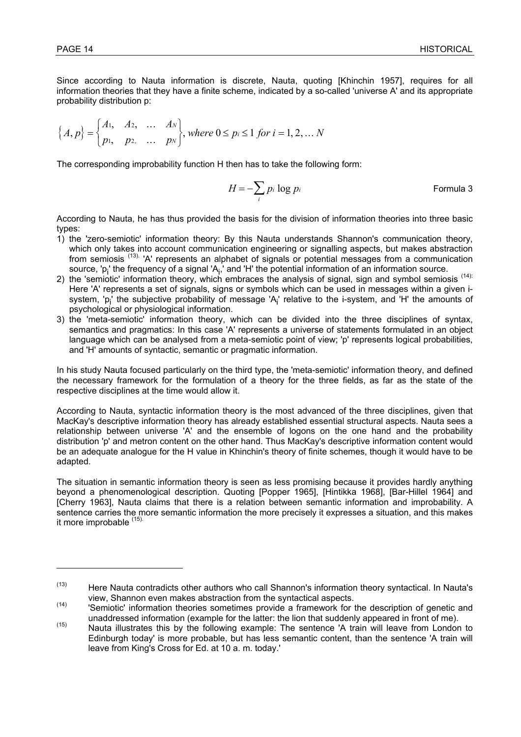Since according to Nauta information is discrete, Nauta, quoting [Khinchin 1957], requires for all information theories that they have a finite scheme, indicated by a so-called 'universe A' and its appropriate probability distribution p:

$$\{A, p\} = \begin{Bmatrix} A_1, & A_2, & \dots & A_N \\ p_1, & p_2, & \dots & p_N \end{Bmatrix}, \text{ where } 0 \leq p_i \leq 1 \text{ for } i = 1, 2, \dots N$$

The corresponding improbability function H then has to take the following form:

$$H = -\sum_i p_i \log p_i \qquad \text{Formula 3}$$

According to Nauta, he has thus provided the basis for the division of information theories into three basic types:

1) the 'zero-semiotic' information theory: By this Nauta understands Shannon's communication theory, which only takes into account communication engineering or signalling aspects, but makes abstraction from semiosis [13]. 'A' represents an alphabet of signals or potential messages from a communication source, '$p_i$' the frequency of a signal '$A_i$,' and 'H' the potential information of an information source.
2) the 'semiotic' information theory, which embraces the analysis of signal, sign and symbol semiosis [14]: Here 'A' represents a set of signals, signs or symbols which can be used in messages within a given i-system, '$p_i$' the subjective probability of message '$A_i$' relative to the i-system, and 'H' the amounts of psychological or physiological information.
3) the 'meta-semiotic' information theory, which can be divided into the three disciplines of syntax, semantics and pragmatics: In this case 'A' represents a universe of statements formulated in an object language which can be analysed from a meta-semiotic point of view; 'p' represents logical probabilities, and 'H' amounts of syntactic, semantic or pragmatic information.

In his study Nauta focused particularly on the third type, the 'meta-semiotic' information theory, and defined the necessary framework for the formulation of a theory for the three fields, as far as the state of the respective disciplines at the time would allow it.

According to Nauta, syntactic information theory is the most advanced of the three disciplines, given that MacKay's descriptive information theory has already established essential structural aspects. Nauta sees a relationship between universe 'A' and the ensemble of logons on the one hand and the probability distribution 'p' and metron content on the other hand. Thus MacKay's descriptive information content would be an adequate analogue for the H value in Khinchin's theory of finite schemes, though it would have to be adapted.

The situation in semantic information theory is seen as less promising because it provides hardly anything beyond a phenomenological description. Quoting [Popper 1965], [Hintikka 1968], [Bar-Hillel 1964] and [Cherry 1963], Nauta claims that there is a relation between semantic information and improbability. A sentence carries the more semantic information the more precisely it expresses a situation, and this makes it more improbable [15].

---

(13) Here Nauta contradicts other authors who call Shannon's information theory syntactical. In Nauta's view, Shannon even makes abstraction from the syntactical aspects.

(14) 'Semiotic' information theories sometimes provide a framework for the description of genetic and unaddressed information (example for the latter: the lion that suddenly appeared in front of me).

(15) Nauta illustrates this by the following example: The sentence 'A train will leave from London to Edinburgh today' is more probable, but has less semantic content, than the sentence 'A train will leave from King's Cross for Ed. at 10 a. m. today.'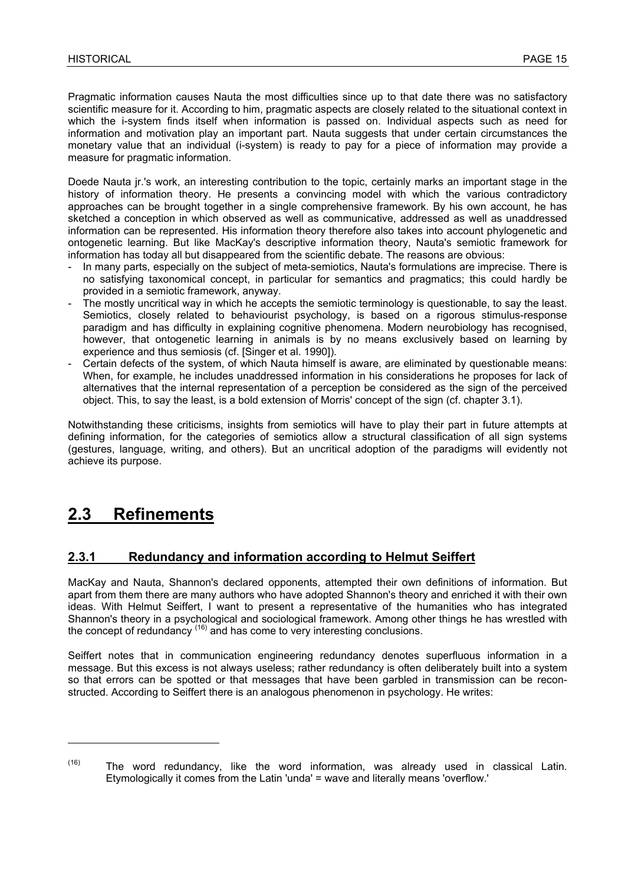Pragmatic information causes Nauta the most difficulties since up to that date there was no satisfactory scientific measure for it. According to him, pragmatic aspects are closely related to the situational context in which the i-system finds itself when information is passed on. Individual aspects such as need for information and motivation play an important part. Nauta suggests that under certain circumstances the monetary value that an individual (i-system) is ready to pay for a piece of information may provide a measure for pragmatic information.

Doede Nauta jr.'s work, an interesting contribution to the topic, certainly marks an important stage in the history of information theory. He presents a convincing model with which the various contradictory approaches can be brought together in a single comprehensive framework. By his own account, he has sketched a conception in which observed as well as communicative, addressed as well as unaddressed information can be represented. His information theory therefore also takes into account phylogenetic and ontogenetic learning. But like MacKay's descriptive information theory, Nauta's semiotic framework for information has today all but disappeared from the scientific debate. The reasons are obvious:

- In many parts, especially on the subject of meta-semiotics, Nauta's formulations are imprecise. There is no satisfying taxonomical concept, in particular for semantics and pragmatics; this could hardly be provided in a semiotic framework, anyway.
- The mostly uncritical way in which he accepts the semiotic terminology is questionable, to say the least. Semiotics, closely related to behaviourist psychology, is based on a rigorous stimulus-response paradigm and has difficulty in explaining cognitive phenomena. Modern neurobiology has recognised, however, that ontogenetic learning in animals is by no means exclusively based on learning by experience and thus semiosis (cf. [Singer et al. 1990]).
- Certain defects of the system, of which Nauta himself is aware, are eliminated by questionable means: When, for example, he includes unaddressed information in his considerations he proposes for lack of alternatives that the internal representation of a perception be considered as the sign of the perceived object. This, to say the least, is a bold extension of Morris' concept of the sign (cf. chapter 3.1).

Notwithstanding these criticisms, insights from semiotics will have to play their part in future attempts at defining information, for the categories of semiotics allow a structural classification of all sign systems (gestures, language, writing, and others). But an uncritical adoption of the paradigms will evidently not achieve its purpose.

## 2.3 Refinements

### 2.3.1 Redundancy and information according to Helmut Seiffert

MacKay and Nauta, Shannon's declared opponents, attempted their own definitions of information. But apart from them there are many authors who have adopted Shannon's theory and enriched it with their own ideas. With Helmut Seiffert, I want to present a representative of the humanities who has integrated Shannon's theory in a psychological and sociological framework. Among other things he has wrestled with the concept of redundancy [16] and has come to very interesting conclusions.

Seiffert notes that in communication engineering redundancy denotes superfluous information in a message. But this excess is not always useless; rather redundancy is often deliberately built into a system so that errors can be spotted or that messages that have been garbled in transmission can be reconstructed. According to Seiffert there is an analogous phenomenon in psychology. He writes:

---

(16) The word redundancy, like the word information, was already used in classical Latin. Etymologically it comes from the Latin 'unda' = wave and literally means 'overflow.'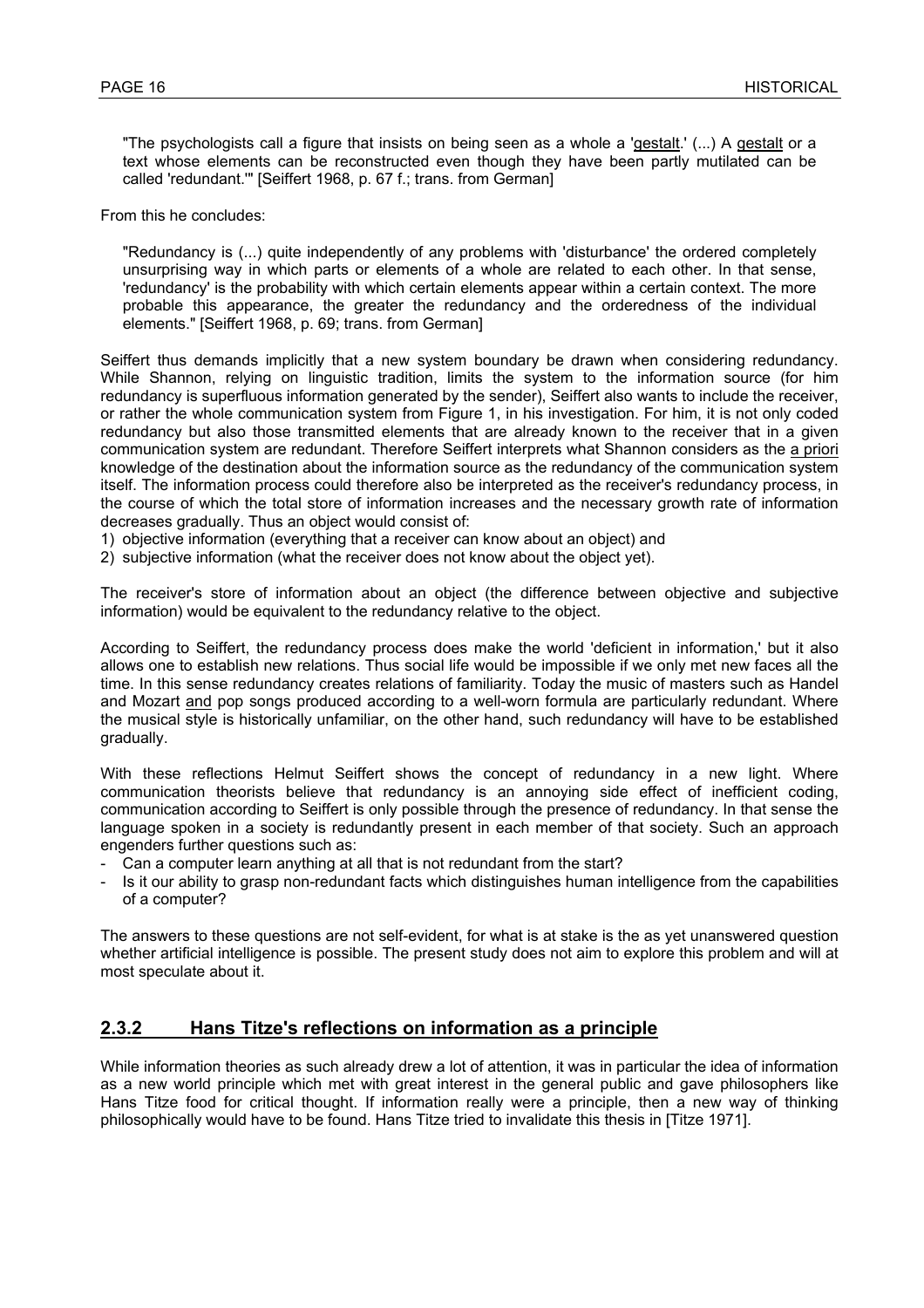> "The psychologists call a figure that insists on being seen as a whole a 'gestalt.' (...) A gestalt or a text whose elements can be reconstructed even though they have been partly mutilated can be called 'redundant.'" [Seiffert 1968, p. 67 f.; trans. from German]

From this he concludes:

> "Redundancy is (...) quite independently of any problems with 'disturbance' the ordered completely unsurprising way in which parts or elements of a whole are related to each other. In that sense, 'redundancy' is the probability with which certain elements appear within a certain context. The more probable this appearance, the greater the redundancy and the orderedness of the individual elements." [Seiffert 1968, p. 69; trans. from German]

Seiffert thus demands implicitly that a new system boundary be drawn when considering redundancy. While Shannon, relying on linguistic tradition, limits the system to the information source (for him redundancy is superfluous information generated by the sender), Seiffert also wants to include the receiver, or rather the whole communication system from Figure 1, in his investigation. For him, it is not only coded redundancy but also those transmitted elements that are already known to the receiver that in a given communication system are redundant. Therefore Seiffert interprets what Shannon considers as the a priori knowledge of the destination about the information source as the redundancy of the communication system itself. The information process could therefore also be interpreted as the receiver's redundancy process, in the course of which the total store of information increases and the necessary growth rate of information decreases gradually. Thus an object would consist of:

1) objective information (everything that a receiver can know about an object) and
2) subjective information (what the receiver does not know about the object yet).

The receiver's store of information about an object (the difference between objective and subjective information) would be equivalent to the redundancy relative to the object.

According to Seiffert, the redundancy process does make the world 'deficient in information,' but it also allows one to establish new relations. Thus social life would be impossible if we only met new faces all the time. In this sense redundancy creates relations of familiarity. Today the music of masters such as Handel and Mozart and pop songs produced according to a well-worn formula are particularly redundant. Where the musical style is historically unfamiliar, on the other hand, such redundancy will have to be established gradually.

With these reflections Helmut Seiffert shows the concept of redundancy in a new light. Where communication theorists believe that redundancy is an annoying side effect of inefficient coding, communication according to Seiffert is only possible through the presence of redundancy. In that sense the language spoken in a society is redundantly present in each member of that society. Such an approach engenders further questions such as:

- Can a computer learn anything at all that is not redundant from the start?
- Is it our ability to grasp non-redundant facts which distinguishes human intelligence from the capabilities of a computer?

The answers to these questions are not self-evident, for what is at stake is the as yet unanswered question whether artificial intelligence is possible. The present study does not aim to explore this problem and will at most speculate about it.

### 2.3.2 Hans Titze's reflections on information as a principle

While information theories as such already drew a lot of attention, it was in particular the idea of information as a new world principle which met with great interest in the general public and gave philosophers like Hans Titze food for critical thought. If information really were a principle, then a new way of thinking philosophically would have to be found. Hans Titze tried to invalidate this thesis in [Titze 1971].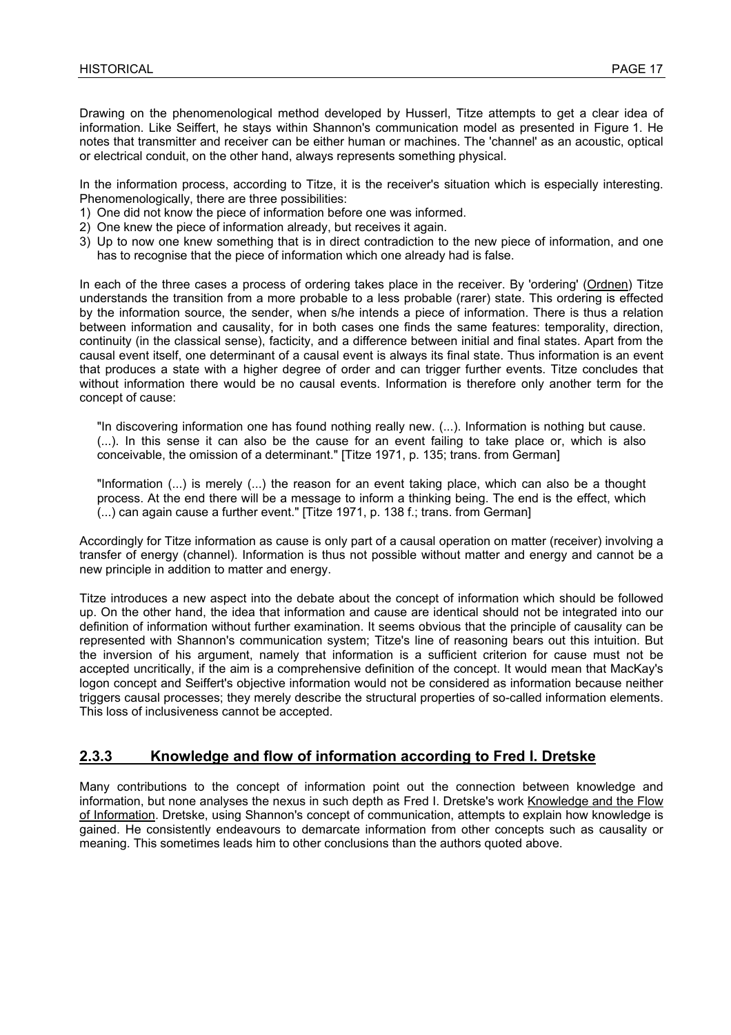Drawing on the phenomenological method developed by Husserl, Titze attempts to get a clear idea of information. Like Seiffert, he stays within Shannon's communication model as presented in Figure 1. He notes that transmitter and receiver can be either human or machines. The 'channel' as an acoustic, optical or electrical conduit, on the other hand, always represents something physical.

In the information process, according to Titze, it is the receiver's situation which is especially interesting. Phenomenologically, there are three possibilities:

1) One did not know the piece of information before one was informed.
2) One knew the piece of information already, but receives it again.
3) Up to now one knew something that is in direct contradiction to the new piece of information, and one has to recognise that the piece of information which one already had is false.

In each of the three cases a process of ordering takes place in the receiver. By 'ordering' (Ordnen) Titze understands the transition from a more probable to a less probable (rarer) state. This ordering is effected by the information source, the sender, when s/he intends a piece of information. There is thus a relation between information and causality, for in both cases one finds the same features: temporality, direction, continuity (in the classical sense), facticity, and a difference between initial and final states. Apart from the causal event itself, one determinant of a causal event is always its final state. Thus information is an event that produces a state with a higher degree of order and can trigger further events. Titze concludes that without information there would be no causal events. Information is therefore only another term for the concept of cause:

> "In discovering information one has found nothing really new. (...). Information is nothing but cause. (...). In this sense it can also be the cause for an event failing to take place or, which is also conceivable, the omission of a determinant." [Titze 1971, p. 135; trans. from German]

> "Information (...) is merely (...) the reason for an event taking place, which can also be a thought process. At the end there will be a message to inform a thinking being. The end is the effect, which (...) can again cause a further event." [Titze 1971, p. 138 f.; trans. from German]

Accordingly for Titze information as cause is only part of a causal operation on matter (receiver) involving a transfer of energy (channel). Information is thus not possible without matter and energy and cannot be a new principle in addition to matter and energy.

Titze introduces a new aspect into the debate about the concept of information which should be followed up. On the other hand, the idea that information and cause are identical should not be integrated into our definition of information without further examination. It seems obvious that the principle of causality can be represented with Shannon's communication system; Titze's line of reasoning bears out this intuition. But the inversion of his argument, namely that information is a sufficient criterion for cause must not be accepted uncritically, if the aim is a comprehensive definition of the concept. It would mean that MacKay's logon concept and Seiffert's objective information would not be considered as information because neither triggers causal processes; they merely describe the structural properties of so-called information elements. This loss of inclusiveness cannot be accepted.

### 2.3.3 Knowledge and flow of information according to Fred I. Dretske

Many contributions to the concept of information point out the connection between knowledge and information, but none analyses the nexus in such depth as Fred I. Dretske's work Knowledge and the Flow of Information. Dretske, using Shannon's concept of communication, attempts to explain how knowledge is gained. He consistently endeavours to demarcate information from other concepts such as causality or meaning. This sometimes leads him to other conclusions than the authors quoted above.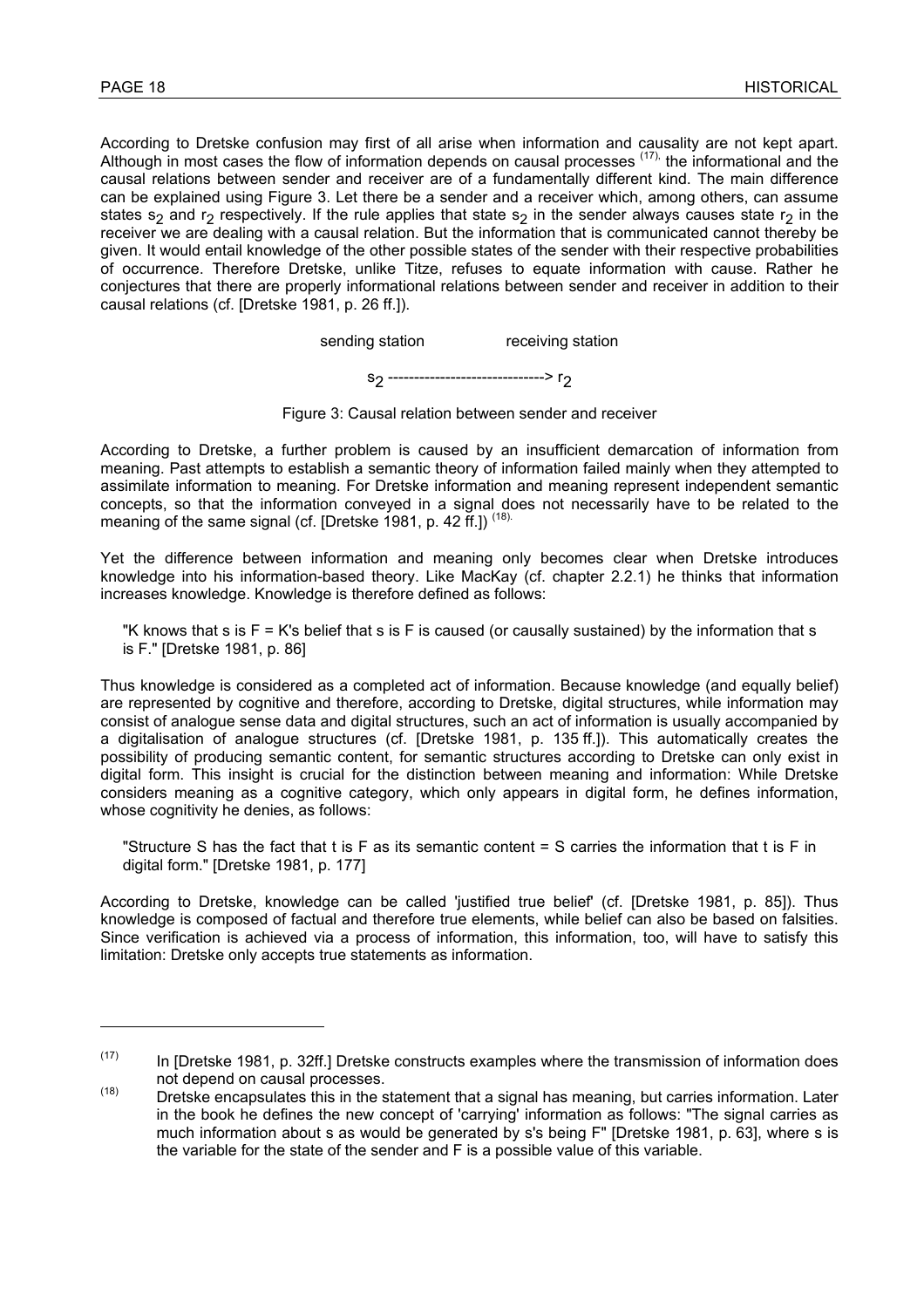According to Dretske confusion may first of all arise when information and causality are not kept apart. Although in most cases the flow of information depends on causal processes [17], the informational and the causal relations between sender and receiver are of a fundamentally different kind. The main difference can be explained using Figure 3. Let there be a sender and a receiver which, among others, can assume states $s_2$ and $r_2$ respectively. If the rule applies that state $s_2$ in the sender always causes state $r_2$ in the receiver we are dealing with a causal relation. But the information that is communicated cannot thereby be given. It would entail knowledge of the other possible states of the sender with their respective probabilities of occurrence. Therefore Dretske, unlike Titze, refuses to equate information with cause. Rather he conjectures that there are properly informational relations between sender and receiver in addition to their causal relations (cf. [Dretske 1981, p. 26 ff.]).

sending station receiving station

$s_2$ ------------------------------> $r_2$

Figure 3: Causal relation between sender and receiver

According to Dretske, a further problem is caused by an insufficient demarcation of information from meaning. Past attempts to establish a semantic theory of information failed mainly when they attempted to assimilate information to meaning. For Dretske information and meaning represent independent semantic concepts, so that the information conveyed in a signal does not necessarily have to be related to the meaning of the same signal (cf. [Dretske 1981, p. 42 ff.]) [18].

Yet the difference between information and meaning only becomes clear when Dretske introduces knowledge into his information-based theory. Like MacKay (cf. chapter 2.2.1) he thinks that information increases knowledge. Knowledge is therefore defined as follows:

> "K knows that s is F = K's belief that s is F is caused (or causally sustained) by the information that s is F." [Dretske 1981, p. 86]

Thus knowledge is considered as a completed act of information. Because knowledge (and equally belief) are represented by cognitive and therefore, according to Dretske, digital structures, while information may consist of analogue sense data and digital structures, such an act of information is usually accompanied by a digitalisation of analogue structures (cf. [Dretske 1981, p. 135 ff.]). This automatically creates the possibility of producing semantic content, for semantic structures according to Dretske can only exist in digital form. This insight is crucial for the distinction between meaning and information: While Dretske considers meaning as a cognitive category, which only appears in digital form, he defines information, whose cognitivity he denies, as follows:

> "Structure S has the fact that t is F as its semantic content = S carries the information that t is F in digital form." [Dretske 1981, p. 177]

According to Dretske, knowledge can be called 'justified true belief' (cf. [Dretske 1981, p. 85]). Thus knowledge is composed of factual and therefore true elements, while belief can also be based on falsities. Since verification is achieved via a process of information, this information, too, will have to satisfy this limitation: Dretske only accepts true statements as information.

---

(17) In [Dretske 1981, p. 32ff.] Dretske constructs examples where the transmission of information does not depend on causal processes.

(18) Dretske encapsulates this in the statement that a signal has meaning, but carries information. Later in the book he defines the new concept of 'carrying' information as follows: "The signal carries as much information about s as would be generated by s's being F" [Dretske 1981, p. 63], where s is the variable for the state of the sender and F is a possible value of this variable.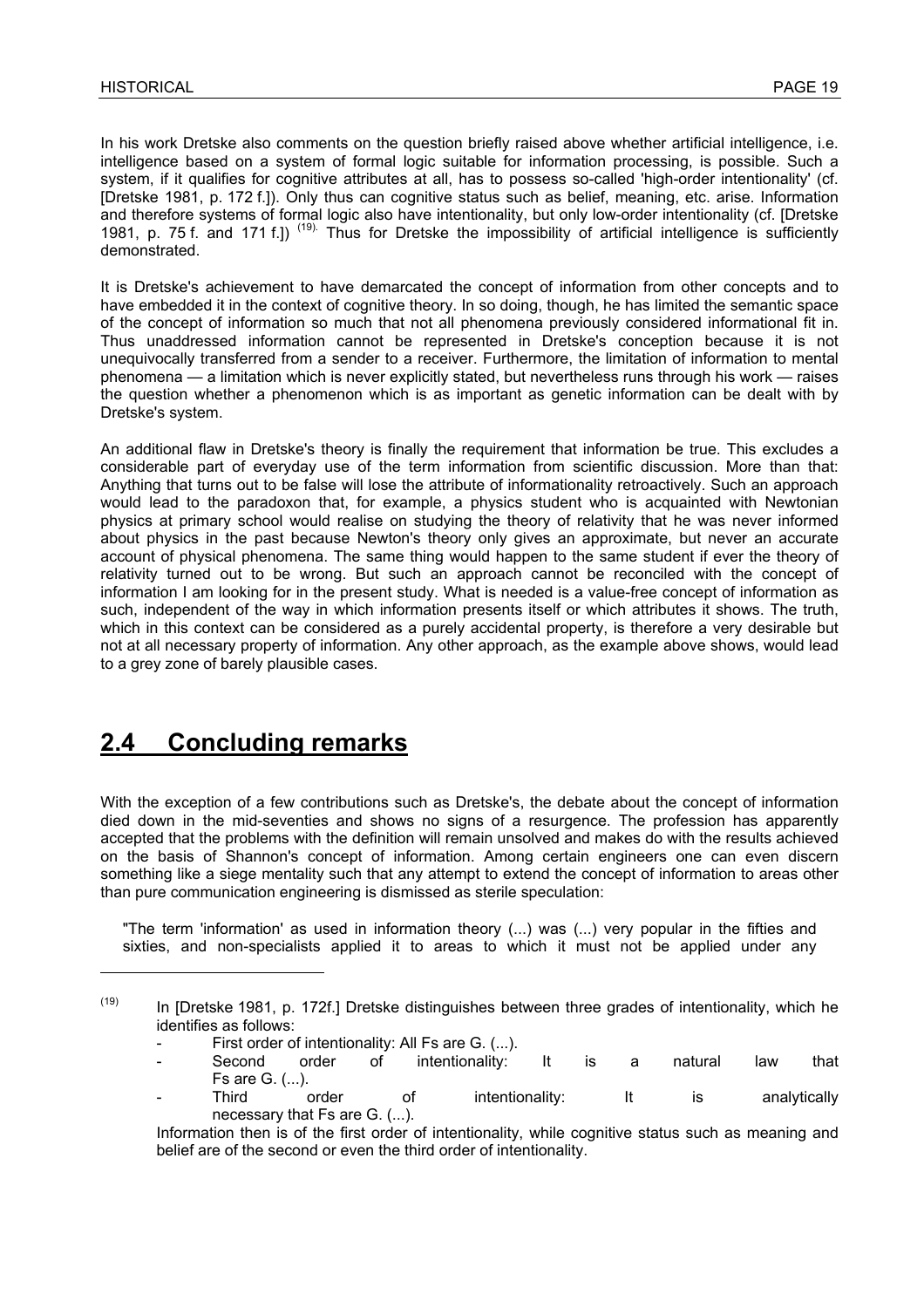In his work Dretske also comments on the question briefly raised above whether artificial intelligence, i.e. intelligence based on a system of formal logic suitable for information processing, is possible. Such a system, if it qualifies for cognitive attributes at all, has to possess so-called 'high-order intentionality' (cf. [Dretske 1981, p. 172 f.]). Only thus can cognitive status such as belief, meaning, etc. arise. Information and therefore systems of formal logic also have intentionality, but only low-order intentionality (cf. [Dretske 1981, p. 75 f. and 171 f.]) [(19)]. Thus for Dretske the impossibility of artificial intelligence is sufficiently demonstrated.

It is Dretske's achievement to have demarcated the concept of information from other concepts and to have embedded it in the context of cognitive theory. In so doing, though, he has limited the semantic space of the concept of information so much that not all phenomena previously considered informational fit in. Thus unaddressed information cannot be represented in Dretske's conception because it is not unequivocally transferred from a sender to a receiver. Furthermore, the limitation of information to mental phenomena — a limitation which is never explicitly stated, but nevertheless runs through his work — raises the question whether a phenomenon which is as important as genetic information can be dealt with by Dretske's system.

An additional flaw in Dretske's theory is finally the requirement that information be true. This excludes a considerable part of everyday use of the term information from scientific discussion. More than that: Anything that turns out to be false will lose the attribute of informationality retroactively. Such an approach would lead to the paradoxon that, for example, a physics student who is acquainted with Newtonian physics at primary school would realise on studying the theory of relativity that he was never informed about physics in the past because Newton's theory only gives an approximate, but never an accurate account of physical phenomena. The same thing would happen to the same student if ever the theory of relativity turned out to be wrong. But such an approach cannot be reconciled with the concept of information I am looking for in the present study. What is needed is a value-free concept of information as such, independent of the way in which information presents itself or which attributes it shows. The truth, which in this context can be considered as a purely accidental property, is therefore a very desirable but not at all necessary property of information. Any other approach, as the example above shows, would lead to a grey zone of barely plausible cases.

## 2.4 Concluding remarks

With the exception of a few contributions such as Dretske's, the debate about the concept of information died down in the mid-seventies and shows no signs of a resurgence. The profession has apparently accepted that the problems with the definition will remain unsolved and makes do with the results achieved on the basis of Shannon's concept of information. Among certain engineers one can even discern something like a siege mentality such that any attempt to extend the concept of information to areas other than pure communication engineering is dismissed as sterile speculation:

> "The term 'information' as used in information theory (...) was (...) very popular in the fifties and sixties, and non-specialists applied it to areas to which it must not be applied under any

---

(19) In [Dretske 1981, p. 172f.] Dretske distinguishes between three grades of intentionality, which he identifies as follows:

- First order of intentionality: All Fs are G. (...).
- Second order of intentionality: It is a natural law that Fs are G. (...).
- Third order of intentionality: It is analytically necessary that Fs are G. (...).

Information then is of the first order of intentionality, while cognitive status such as meaning and belief are of the second or even the third order of intentionality.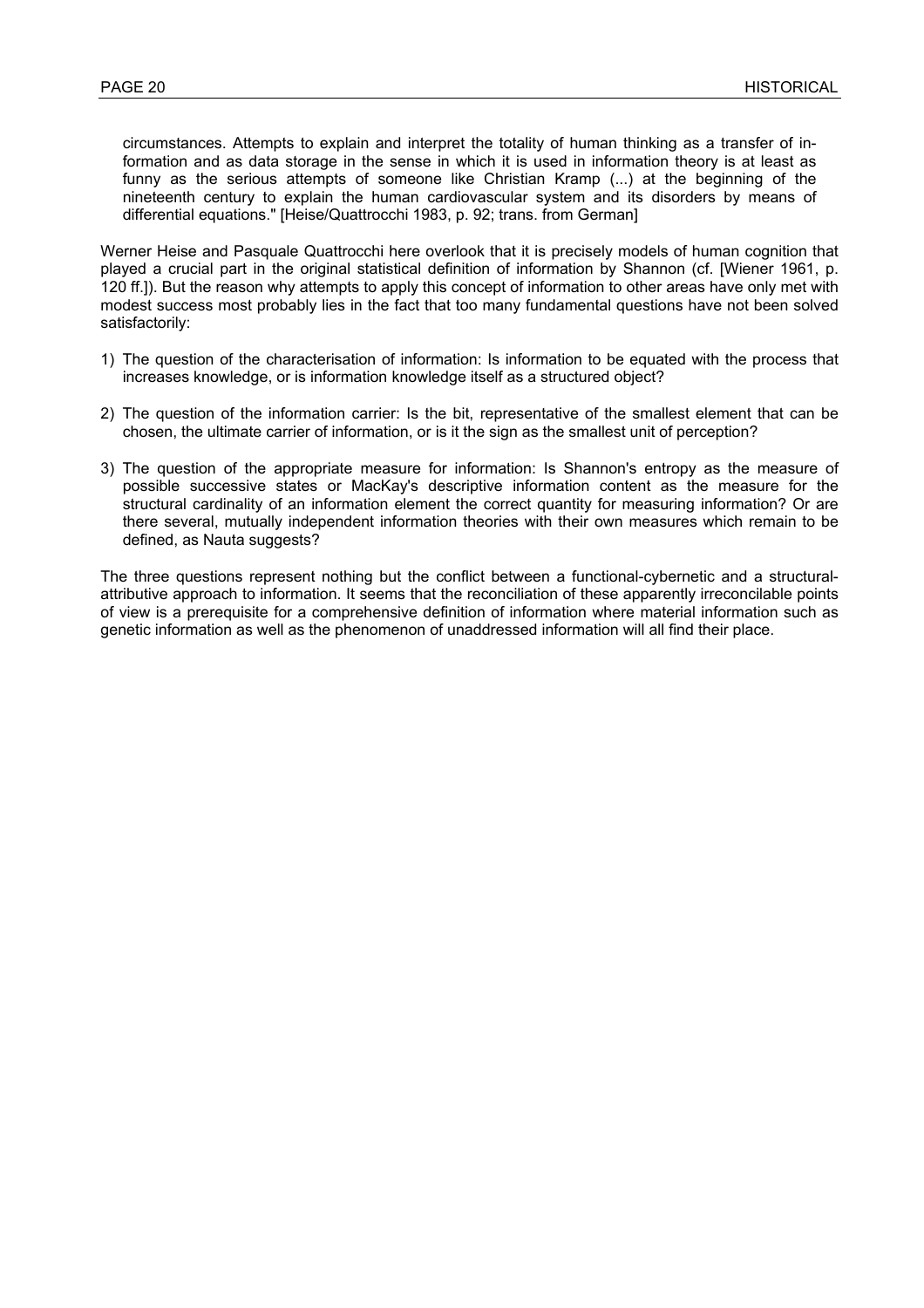> circumstances. Attempts to explain and interpret the totality of human thinking as a transfer of information and as data storage in the sense in which it is used in information theory is at least as funny as the serious attempts of someone like Christian Kramp (...) at the beginning of the nineteenth century to explain the human cardiovascular system and its disorders by means of differential equations." [Heise/Quattrocchi 1983, p. 92; trans. from German]

Werner Heise and Pasquale Quattrocchi here overlook that it is precisely models of human cognition that played a crucial part in the original statistical definition of information by Shannon (cf. [Wiener 1961, p. 120 ff.]). But the reason why attempts to apply this concept of information to other areas have only met with modest success most probably lies in the fact that too many fundamental questions have not been solved satisfactorily:

1) The question of the characterisation of information: Is information to be equated with the process that increases knowledge, or is information knowledge itself as a structured object?

2) The question of the information carrier: Is the bit, representative of the smallest element that can be chosen, the ultimate carrier of information, or is it the sign as the smallest unit of perception?

3) The question of the appropriate measure for information: Is Shannon's entropy as the measure of possible successive states or MacKay's descriptive information content as the measure for the structural cardinality of an information element the correct quantity for measuring information? Or are there several, mutually independent information theories with their own measures which remain to be defined, as Nauta suggests?

The three questions represent nothing but the conflict between a functional-cybernetic and a structural-attributive approach to information. It seems that the reconciliation of these apparently irreconcilable points of view is a prerequisite for a comprehensive definition of information where material information such as genetic information as well as the phenomenon of unaddressed information will all find their place.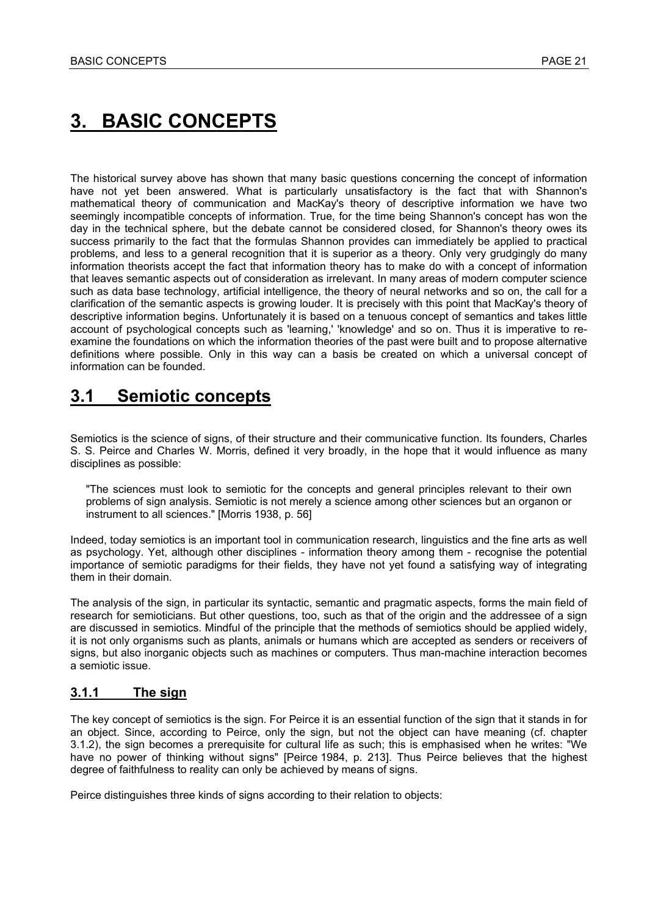# 3. BASIC CONCEPTS

The historical survey above has shown that many basic questions concerning the concept of information have not yet been answered. What is particularly unsatisfactory is the fact that with Shannon's mathematical theory of communication and MacKay's theory of descriptive information we have two seemingly incompatible concepts of information. True, for the time being Shannon's concept has won the day in the technical sphere, but the debate cannot be considered closed, for Shannon's theory owes its success primarily to the fact that the formulas Shannon provides can immediately be applied to practical problems, and less to a general recognition that it is superior as a theory. Only very grudgingly do many information theorists accept the fact that information theory has to make do with a concept of information that leaves semantic aspects out of consideration as irrelevant. In many areas of modern computer science such as data base technology, artificial intelligence, the theory of neural networks and so on, the call for a clarification of the semantic aspects is growing louder. It is precisely with this point that MacKay's theory of descriptive information begins. Unfortunately it is based on a tenuous concept of semantics and takes little account of psychological concepts such as 'learning,' 'knowledge' and so on. Thus it is imperative to re-examine the foundations on which the information theories of the past were built and to propose alternative definitions where possible. Only in this way can a basis be created on which a universal concept of information can be founded.

## 3.1 Semiotic concepts

Semiotics is the science of signs, of their structure and their communicative function. Its founders, Charles S. S. Peirce and Charles W. Morris, defined it very broadly, in the hope that it would influence as many disciplines as possible:

> "The sciences must look to semiotic for the concepts and general principles relevant to their own problems of sign analysis. Semiotic is not merely a science among other sciences but an organon or instrument to all sciences." [Morris 1938, p. 56]

Indeed, today semiotics is an important tool in communication research, linguistics and the fine arts as well as psychology. Yet, although other disciplines - information theory among them - recognise the potential importance of semiotic paradigms for their fields, they have not yet found a satisfying way of integrating them in their domain.

The analysis of the sign, in particular its syntactic, semantic and pragmatic aspects, forms the main field of research for semioticians. But other questions, too, such as that of the origin and the addressee of a sign are discussed in semiotics. Mindful of the principle that the methods of semiotics should be applied widely, it is not only organisms such as plants, animals or humans which are accepted as senders or receivers of signs, but also inorganic objects such as machines or computers. Thus man-machine interaction becomes a semiotic issue.

### 3.1.1 The sign

The key concept of semiotics is the sign. For Peirce it is an essential function of the sign that it stands in for an object. Since, according to Peirce, only the sign, but not the object can have meaning (cf. chapter 3.1.2), the sign becomes a prerequisite for cultural life as such; this is emphasised when he writes: "We have no power of thinking without signs" [Peirce 1984, p. 213]. Thus Peirce believes that the highest degree of faithfulness to reality can only be achieved by means of signs.

Peirce distinguishes three kinds of signs according to their relation to objects: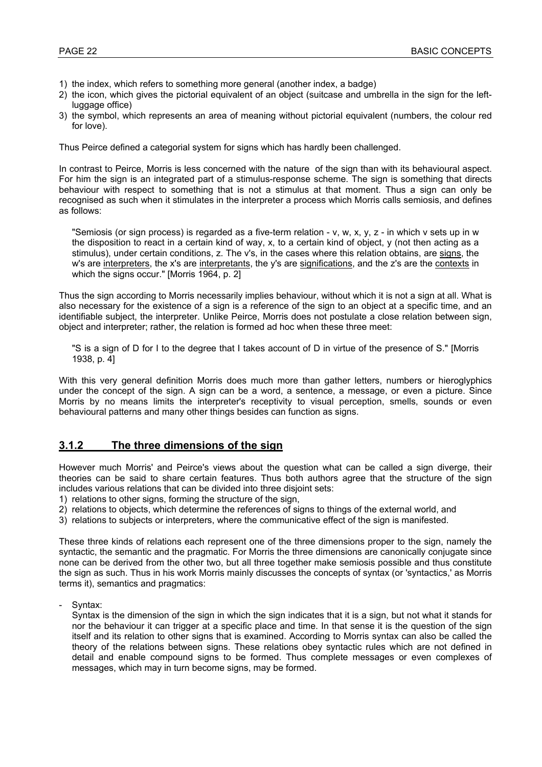1) the index, which refers to something more general (another index, a badge)
2) the icon, which gives the pictorial equivalent of an object (suitcase and umbrella in the sign for the left-luggage office)
3) the symbol, which represents an area of meaning without pictorial equivalent (numbers, the colour red for love).

Thus Peirce defined a categorial system for signs which has hardly been challenged.

In contrast to Peirce, Morris is less concerned with the nature of the sign than with its behavioural aspect. For him the sign is an integrated part of a stimulus-response scheme. The sign is something that directs behaviour with respect to something that is not a stimulus at that moment. Thus a sign can only be recognised as such when it stimulates in the interpreter a process which Morris calls semiosis, and defines as follows:

> "Semiosis (or sign process) is regarded as a five-term relation - v, w, x, y, z - in which v sets up in w the disposition to react in a certain kind of way, x, to a certain kind of object, y (not then acting as a stimulus), under certain conditions, z. The v's, in the cases where this relation obtains, are <u>signs</u>, the w's are <u>interpreters</u>, the x's are <u>interpretants</u>, the y's are <u>significations</u>, and the z's are the <u>contexts</u> in which the signs occur." [Morris 1964, p. 2]

Thus the sign according to Morris necessarily implies behaviour, without which it is not a sign at all. What is also necessary for the existence of a sign is a reference of the sign to an object at a specific time, and an identifiable subject, the interpreter. Unlike Peirce, Morris does not postulate a close relation between sign, object and interpreter; rather, the relation is formed ad hoc when these three meet:

> "S is a sign of D for I to the degree that I takes account of D in virtue of the presence of S." [Morris 1938, p. 4]

With this very general definition Morris does much more than gather letters, numbers or hieroglyphics under the concept of the sign. A sign can be a word, a sentence, a message, or even a picture. Since Morris by no means limits the interpreter's receptivity to visual perception, smells, sounds or even behavioural patterns and many other things besides can function as signs.

### 3.1.2 The three dimensions of the sign

However much Morris' and Peirce's views about the question what can be called a sign diverge, their theories can be said to share certain features. Thus both authors agree that the structure of the sign includes various relations that can be divided into three disjoint sets:

1) relations to other signs, forming the structure of the sign,
2) relations to objects, which determine the references of signs to things of the external world, and
3) relations to subjects or interpreters, where the communicative effect of the sign is manifested.

These three kinds of relations each represent one of the three dimensions proper to the sign, namely the syntactic, the semantic and the pragmatic. For Morris the three dimensions are canonically conjugate since none can be derived from the other two, but all three together make semiosis possible and thus constitute the sign as such. Thus in his work Morris mainly discusses the concepts of syntax (or 'syntactics,' as Morris terms it), semantics and pragmatics:

- Syntax:
  Syntax is the dimension of the sign in which the sign indicates that it is a sign, but not what it stands for nor the behaviour it can trigger at a specific place and time. In that sense it is the question of the sign itself and its relation to other signs that is examined. According to Morris syntax can also be called the theory of the relations between signs. These relations obey syntactic rules which are not defined in detail and enable compound signs to be formed. Thus complete messages or even complexes of messages, which may in turn become signs, may be formed.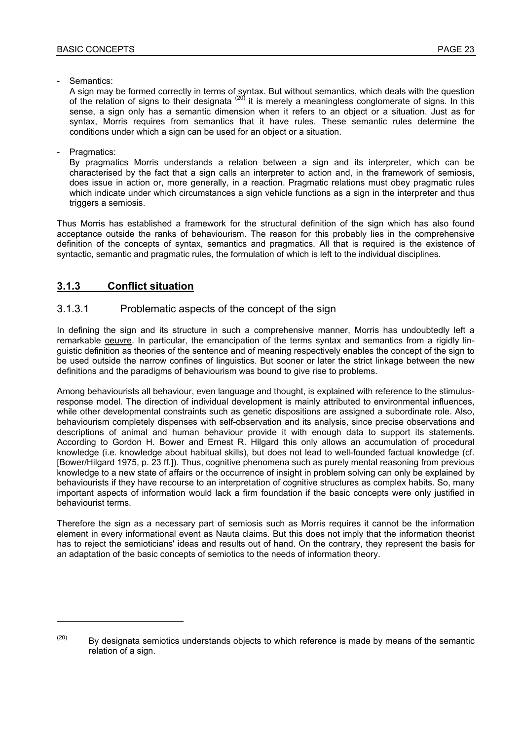- Semantics:

  A sign may be formed correctly in terms of syntax. But without semantics, which deals with the question of the relation of signs to their designata [20] it is merely a meaningless conglomerate of signs. In this sense, a sign only has a semantic dimension when it refers to an object or a situation. Just as for syntax, Morris requires from semantics that it have rules. These semantic rules determine the conditions under which a sign can be used for an object or a situation.

- Pragmatics:

  By pragmatics Morris understands a relation between a sign and its interpreter, which can be characterised by the fact that a sign calls an interpreter to action and, in the framework of semiosis, does issue in action or, more generally, in a reaction. Pragmatic relations must obey pragmatic rules which indicate under which circumstances a sign vehicle functions as a sign in the interpreter and thus triggers a semiosis.

Thus Morris has established a framework for the structural definition of the sign which has also found acceptance outside the ranks of behaviourism. The reason for this probably lies in the comprehensive definition of the concepts of syntax, semantics and pragmatics. All that is required is the existence of syntactic, semantic and pragmatic rules, the formulation of which is left to the individual disciplines.

## 3.1.3 Conflict situation

### 3.1.3.1 Problematic aspects of the concept of the sign

In defining the sign and its structure in such a comprehensive manner, Morris has undoubtedly left a remarkable oeuvre. In particular, the emancipation of the terms syntax and semantics from a rigidly linguistic definition as theories of the sentence and of meaning respectively enables the concept of the sign to be used outside the narrow confines of linguistics. But sooner or later the strict linkage between the new definitions and the paradigms of behaviourism was bound to give rise to problems.

Among behaviourists all behaviour, even language and thought, is explained with reference to the stimulus-response model. The direction of individual development is mainly attributed to environmental influences, while other developmental constraints such as genetic dispositions are assigned a subordinate role. Also, behaviourism completely dispenses with self-observation and its analysis, since precise observations and descriptions of animal and human behaviour provide it with enough data to support its statements. According to Gordon H. Bower and Ernest R. Hilgard this only allows an accumulation of procedural knowledge (i.e. knowledge about habitual skills), but does not lead to well-founded factual knowledge (cf. [Bower/Hilgard 1975, p. 23 ff.]). Thus, cognitive phenomena such as purely mental reasoning from previous knowledge to a new state of affairs or the occurrence of insight in problem solving can only be explained by behaviourists if they have recourse to an interpretation of cognitive structures as complex habits. So, many important aspects of information would lack a firm foundation if the basic concepts were only justified in behaviourist terms.

Therefore the sign as a necessary part of semiosis such as Morris requires it cannot be the information element in every informational event as Nauta claims. But this does not imply that the information theorist has to reject the semioticians' ideas and results out of hand. On the contrary, they represent the basis for an adaptation of the basic concepts of semiotics to the needs of information theory.

---

[20] By designata semiotics understands objects to which reference is made by means of the semantic relation of a sign.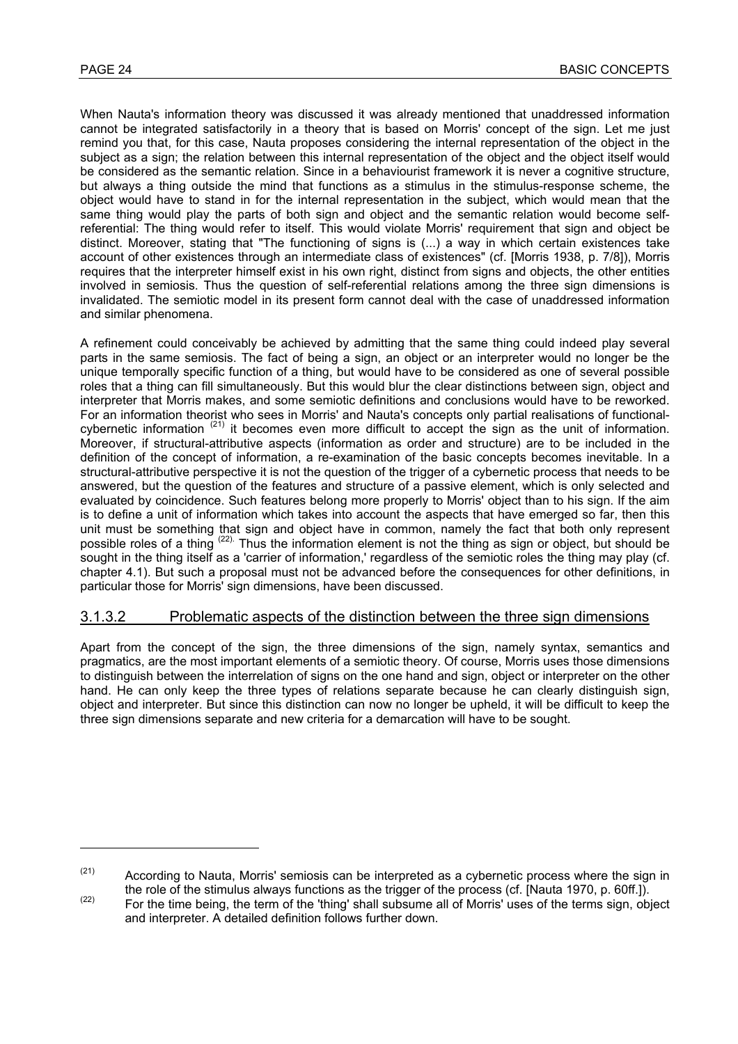When Nauta's information theory was discussed it was already mentioned that unaddressed information cannot be integrated satisfactorily in a theory that is based on Morris' concept of the sign. Let me just remind you that, for this case, Nauta proposes considering the internal representation of the object in the subject as a sign; the relation between this internal representation of the object and the object itself would be considered as the semantic relation. Since in a behaviourist framework it is never a cognitive structure, but always a thing outside the mind that functions as a stimulus in the stimulus-response scheme, the object would have to stand in for the internal representation in the subject, which would mean that the same thing would play the parts of both sign and object and the semantic relation would become self-referential: The thing would refer to itself. This would violate Morris' requirement that sign and object be distinct. Moreover, stating that "The functioning of signs is (...) a way in which certain existences take account of other existences through an intermediate class of existences" (cf. [Morris 1938, p. 7/8]), Morris requires that the interpreter himself exist in his own right, distinct from signs and objects, the other entities involved in semiosis. Thus the question of self-referential relations among the three sign dimensions is invalidated. The semiotic model in its present form cannot deal with the case of unaddressed information and similar phenomena.

A refinement could conceivably be achieved by admitting that the same thing could indeed play several parts in the same semiosis. The fact of being a sign, an object or an interpreter would no longer be the unique temporally specific function of a thing, but would have to be considered as one of several possible roles that a thing can fill simultaneously. But this would blur the clear distinctions between sign, object and interpreter that Morris makes, and some semiotic definitions and conclusions would have to be reworked. For an information theorist who sees in Morris' and Nauta's concepts only partial realisations of functional-cybernetic information [21] it becomes even more difficult to accept the sign as the unit of information. Moreover, if structural-attributive aspects (information as order and structure) are to be included in the definition of the concept of information, a re-examination of the basic concepts becomes inevitable. In a structural-attributive perspective it is not the question of the trigger of a cybernetic process that needs to be answered, but the question of the features and structure of a passive element, which is only selected and evaluated by coincidence. Such features belong more properly to Morris' object than to his sign. If the aim is to define a unit of information which takes into account the aspects that have emerged so far, then this unit must be something that sign and object have in common, namely the fact that both only represent possible roles of a thing [22]. Thus the information element is not the thing as sign or object, but should be sought in the thing itself as a 'carrier of information,' regardless of the semiotic roles the thing may play (cf. chapter 4.1). But such a proposal must not be advanced before the consequences for other definitions, in particular those for Morris' sign dimensions, have been discussed.

### 3.1.3.2 Problematic aspects of the distinction between the three sign dimensions

Apart from the concept of the sign, the three dimensions of the sign, namely syntax, semantics and pragmatics, are the most important elements of a semiotic theory. Of course, Morris uses those dimensions to distinguish between the interrelation of signs on the one hand and sign, object or interpreter on the other hand. He can only keep the three types of relations separate because he can clearly distinguish sign, object and interpreter. But since this distinction can now no longer be upheld, it will be difficult to keep the three sign dimensions separate and new criteria for a demarcation will have to be sought.

---

[21] According to Nauta, Morris' semiosis can be interpreted as a cybernetic process where the sign in the role of the stimulus always functions as the trigger of the process (cf. [Nauta 1970, p. 60ff.]).

[22] For the time being, the term of the 'thing' shall subsume all of Morris' uses of the terms sign, object and interpreter. A detailed definition follows further down.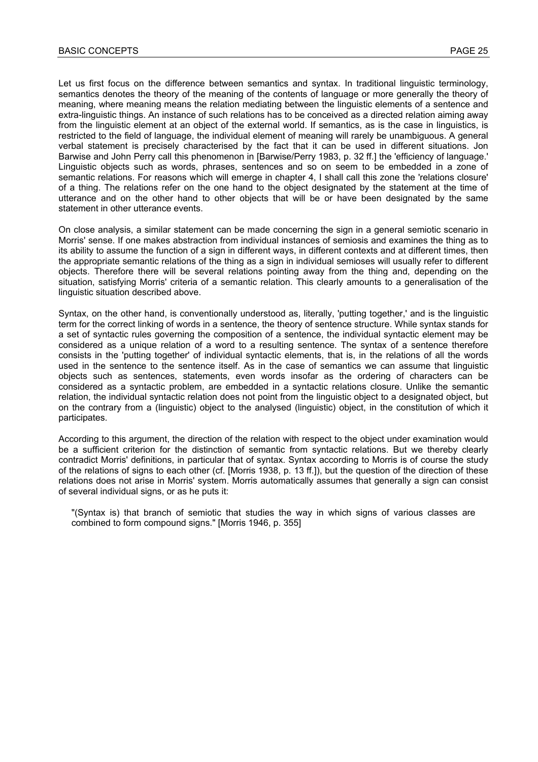Let us first focus on the difference between semantics and syntax. In traditional linguistic terminology, semantics denotes the theory of the meaning of the contents of language or more generally the theory of meaning, where meaning means the relation mediating between the linguistic elements of a sentence and extra-linguistic things. An instance of such relations has to be conceived as a directed relation aiming away from the linguistic element at an object of the external world. If semantics, as is the case in linguistics, is restricted to the field of language, the individual element of meaning will rarely be unambiguous. A general verbal statement is precisely characterised by the fact that it can be used in different situations. Jon Barwise and John Perry call this phenomenon in [Barwise/Perry 1983, p. 32 ff.] the 'efficiency of language.' Linguistic objects such as words, phrases, sentences and so on seem to be embedded in a zone of semantic relations. For reasons which will emerge in chapter 4, I shall call this zone the 'relations closure' of a thing. The relations refer on the one hand to the object designated by the statement at the time of utterance and on the other hand to other objects that will be or have been designated by the same statement in other utterance events.

On close analysis, a similar statement can be made concerning the sign in a general semiotic scenario in Morris' sense. If one makes abstraction from individual instances of semiosis and examines the thing as to its ability to assume the function of a sign in different ways, in different contexts and at different times, then the appropriate semantic relations of the thing as a sign in individual semioses will usually refer to different objects. Therefore there will be several relations pointing away from the thing and, depending on the situation, satisfying Morris' criteria of a semantic relation. This clearly amounts to a generalisation of the linguistic situation described above.

Syntax, on the other hand, is conventionally understood as, literally, 'putting together,' and is the linguistic term for the correct linking of words in a sentence, the theory of sentence structure. While syntax stands for a set of syntactic rules governing the composition of a sentence, the individual syntactic element may be considered as a unique relation of a word to a resulting sentence. The syntax of a sentence therefore consists in the 'putting together' of individual syntactic elements, that is, in the relations of all the words used in the sentence to the sentence itself. As in the case of semantics we can assume that linguistic objects such as sentences, statements, even words insofar as the ordering of characters can be considered as a syntactic problem, are embedded in a syntactic relations closure. Unlike the semantic relation, the individual syntactic relation does not point from the linguistic object to a designated object, but on the contrary from a (linguistic) object to the analysed (linguistic) object, in the constitution of which it participates.

According to this argument, the direction of the relation with respect to the object under examination would be a sufficient criterion for the distinction of semantic from syntactic relations. But we thereby clearly contradict Morris' definitions, in particular that of syntax. Syntax according to Morris is of course the study of the relations of signs to each other (cf. [Morris 1938, p. 13 ff.]), but the question of the direction of these relations does not arise in Morris' system. Morris automatically assumes that generally a sign can consist of several individual signs, or as he puts it:

> "(Syntax is) that branch of semiotic that studies the way in which signs of various classes are combined to form compound signs." [Morris 1946, p. 355]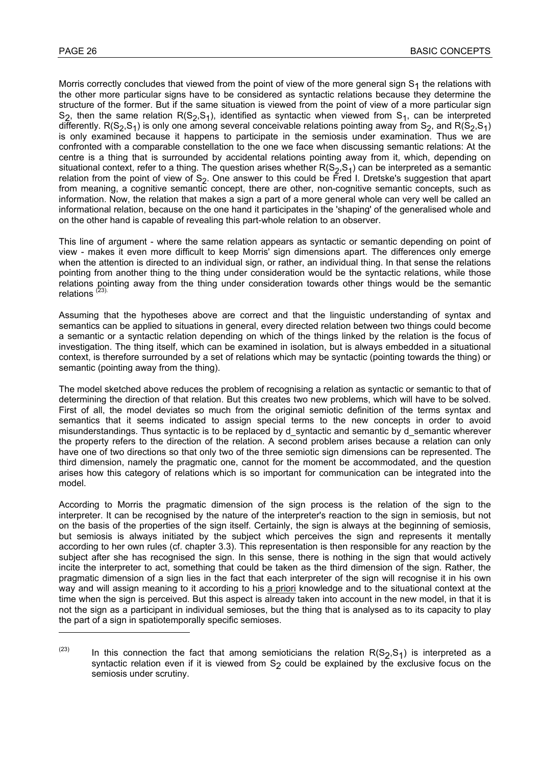Morris correctly concludes that viewed from the point of view of the more general sign $S_1$ the relations with the other more particular signs have to be considered as syntactic relations because they determine the structure of the former. But if the same situation is viewed from the point of view of a more particular sign $S_2$, then the same relation $R(S_2,S_1)$, identified as syntactic when viewed from $S_1$, can be interpreted differently. $R(S_2,S_1)$ is only one among several conceivable relations pointing away from $S_2$, and $R(S_2,S_1)$ is only examined because it happens to participate in the semiosis under examination. Thus we are confronted with a comparable constellation to the one we face when discussing semantic relations: At the centre is a thing that is surrounded by accidental relations pointing away from it, which, depending on situational context, refer to a thing. The question arises whether $R(S_2,S_1)$ can be interpreted as a semantic relation from the point of view of $S_2$. One answer to this could be Fred I. Dretske's suggestion that apart from meaning, a cognitive semantic concept, there are other, non-cognitive semantic concepts, such as information. Now, the relation that makes a sign a part of a more general whole can very well be called an informational relation, because on the one hand it participates in the 'shaping' of the generalised whole and on the other hand is capable of revealing this part-whole relation to an observer.

This line of argument - where the same relation appears as syntactic or semantic depending on point of view - makes it even more difficult to keep Morris' sign dimensions apart. The differences only emerge when the attention is directed to an individual sign, or rather, an individual thing. In that sense the relations pointing from another thing to the thing under consideration would be the syntactic relations, while those relations pointing away from the thing under consideration towards other things would be the semantic relations [(23)].

Assuming that the hypotheses above are correct and that the linguistic understanding of syntax and semantics can be applied to situations in general, every directed relation between two things could become a semantic or a syntactic relation depending on which of the things linked by the relation is the focus of investigation. The thing itself, which can be examined in isolation, but is always embedded in a situational context, is therefore surrounded by a set of relations which may be syntactic (pointing towards the thing) or semantic (pointing away from the thing).

The model sketched above reduces the problem of recognising a relation as syntactic or semantic to that of determining the direction of that relation. But this creates two new problems, which will have to be solved. First of all, the model deviates so much from the original semiotic definition of the terms syntax and semantics that it seems indicated to assign special terms to the new concepts in order to avoid misunderstandings. Thus syntactic is to be replaced by d_syntactic and semantic by d_semantic wherever the property refers to the direction of the relation. A second problem arises because a relation can only have one of two directions so that only two of the three semiotic sign dimensions can be represented. The third dimension, namely the pragmatic one, cannot for the moment be accommodated, and the question arises how this category of relations which is so important for communication can be integrated into the model.

According to Morris the pragmatic dimension of the sign process is the relation of the sign to the interpreter. It can be recognised by the nature of the interpreter's reaction to the sign in semiosis, but not on the basis of the properties of the sign itself. Certainly, the sign is always at the beginning of semiosis, but semiosis is always initiated by the subject which perceives the sign and represents it mentally according to her own rules (cf. chapter 3.3). This representation is then responsible for any reaction by the subject after she has recognised the sign. In this sense, there is nothing in the sign that would actively incite the interpreter to act, something that could be taken as the third dimension of the sign. Rather, the pragmatic dimension of a sign lies in the fact that each interpreter of the sign will recognise it in his own way and will assign meaning to it according to his a priori knowledge and to the situational context at the time when the sign is perceived. But this aspect is already taken into account in the new model, in that it is not the sign as a participant in individual semioses, but the thing that is analysed as to its capacity to play the part of a sign in spatiotemporally specific semioses.

---

(23) In this connection the fact that among semioticians the relation $R(S_2,S_1)$ is interpreted as a syntactic relation even if it is viewed from $S_2$ could be explained by the exclusive focus on the semiosis under scrutiny.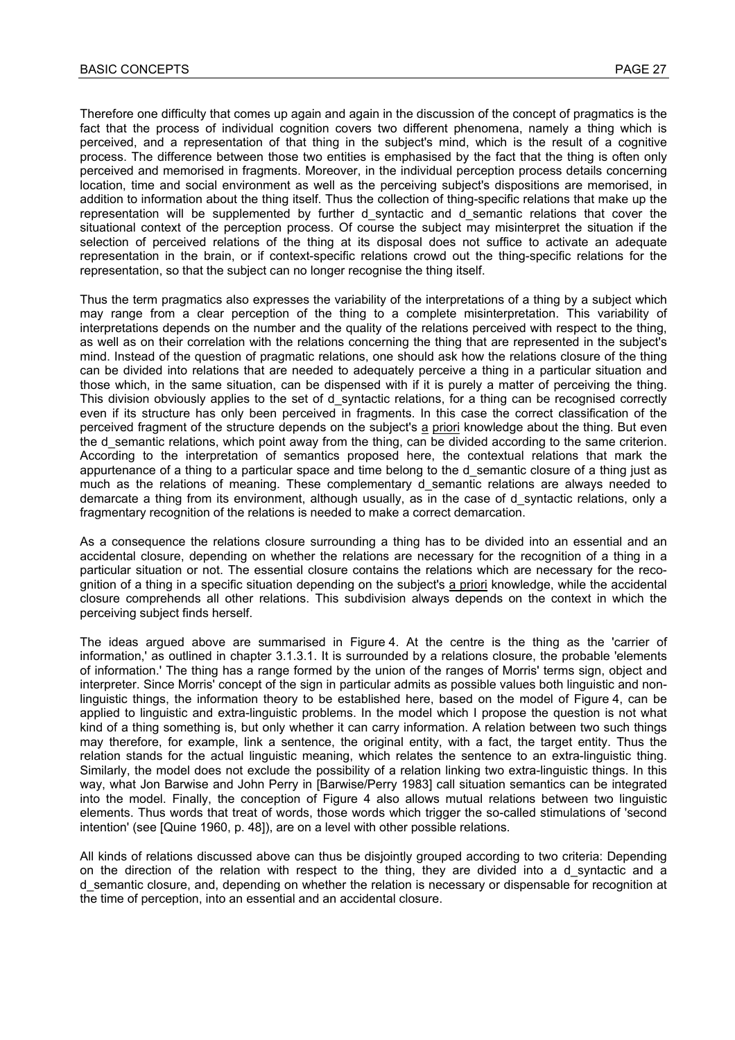Therefore one difficulty that comes up again and again in the discussion of the concept of pragmatics is the fact that the process of individual cognition covers two different phenomena, namely a thing which is perceived, and a representation of that thing in the subject's mind, which is the result of a cognitive process. The difference between those two entities is emphasised by the fact that the thing is often only perceived and memorised in fragments. Moreover, in the individual perception process details concerning location, time and social environment as well as the perceiving subject's dispositions are memorised, in addition to information about the thing itself. Thus the collection of thing-specific relations that make up the representation will be supplemented by further d_syntactic and d_semantic relations that cover the situational context of the perception process. Of course the subject may misinterpret the situation if the selection of perceived relations of the thing at its disposal does not suffice to activate an adequate representation in the brain, or if context-specific relations crowd out the thing-specific relations for the representation, so that the subject can no longer recognise the thing itself.

Thus the term pragmatics also expresses the variability of the interpretations of a thing by a subject which may range from a clear perception of the thing to a complete misinterpretation. This variability of interpretations depends on the number and the quality of the relations perceived with respect to the thing, as well as on their correlation with the relations concerning the thing that are represented in the subject's mind. Instead of the question of pragmatic relations, one should ask how the relations closure of the thing can be divided into relations that are needed to adequately perceive a thing in a particular situation and those which, in the same situation, can be dispensed with if it is purely a matter of perceiving the thing. This division obviously applies to the set of d_syntactic relations, for a thing can be recognised correctly even if its structure has only been perceived in fragments. In this case the correct classification of the perceived fragment of the structure depends on the subject's a priori knowledge about the thing. But even the d_semantic relations, which point away from the thing, can be divided according to the same criterion. According to the interpretation of semantics proposed here, the contextual relations that mark the appurtenance of a thing to a particular space and time belong to the d_semantic closure of a thing just as much as the relations of meaning. These complementary d_semantic relations are always needed to demarcate a thing from its environment, although usually, as in the case of d_syntactic relations, only a fragmentary recognition of the relations is needed to make a correct demarcation.

As a consequence the relations closure surrounding a thing has to be divided into an essential and an accidental closure, depending on whether the relations are necessary for the recognition of a thing in a particular situation or not. The essential closure contains the relations which are necessary for the recognition of a thing in a specific situation depending on the subject's a priori knowledge, while the accidental closure comprehends all other relations. This subdivision always depends on the context in which the perceiving subject finds herself.

The ideas argued above are summarised in Figure 4. At the centre is the thing as the 'carrier of information,' as outlined in chapter 3.1.3.1. It is surrounded by a relations closure, the probable 'elements of information.' The thing has a range formed by the union of the ranges of Morris' terms sign, object and interpreter. Since Morris' concept of the sign in particular admits as possible values both linguistic and non-linguistic things, the information theory to be established here, based on the model of Figure 4, can be applied to linguistic and extra-linguistic problems. In the model which I propose the question is not what kind of a thing something is, but only whether it can carry information. A relation between two such things may therefore, for example, link a sentence, the original entity, with a fact, the target entity. Thus the relation stands for the actual linguistic meaning, which relates the sentence to an extra-linguistic thing. Similarly, the model does not exclude the possibility of a relation linking two extra-linguistic things. In this way, what Jon Barwise and John Perry in [Barwise/Perry 1983] call situation semantics can be integrated into the model. Finally, the conception of Figure 4 also allows mutual relations between two linguistic elements. Thus words that treat of words, those words which trigger the so-called stimulations of 'second intention' (see [Quine 1960, p. 48]), are on a level with other possible relations.

All kinds of relations discussed above can thus be disjointly grouped according to two criteria: Depending on the direction of the relation with respect to the thing, they are divided into a d_syntactic and a d_semantic closure, and, depending on whether the relation is necessary or dispensable for recognition at the time of perception, into an essential and an accidental closure.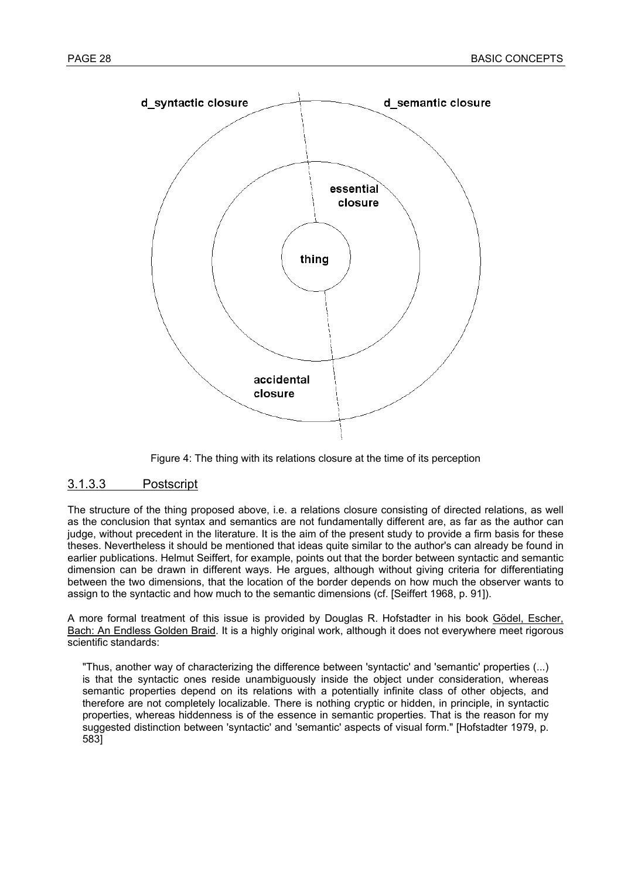d_syntactic closure

d_semantic closure

essential closure

thing

accidental closure

Figure 4: The thing with its relations closure at the time of its perception

### 3.1.3.3 Postscript

The structure of the thing proposed above, i.e. a relations closure consisting of directed relations, as well as the conclusion that syntax and semantics are not fundamentally different are, as far as the author can judge, without precedent in the literature. It is the aim of the present study to provide a firm basis for these theses. Nevertheless it should be mentioned that ideas quite similar to the author's can already be found in earlier publications. Helmut Seiffert, for example, points out that the border between syntactic and semantic dimension can be drawn in different ways. He argues, although without giving criteria for differentiating between the two dimensions, that the location of the border depends on how much the observer wants to assign to the syntactic and how much to the semantic dimensions (cf. [Seiffert 1968, p. 91]).

A more formal treatment of this issue is provided by Douglas R. Hofstadter in his book Gödel, Escher, Bach: An Endless Golden Braid. It is a highly original work, although it does not everywhere meet rigorous scientific standards:

> "Thus, another way of characterizing the difference between 'syntactic' and 'semantic' properties (...) is that the syntactic ones reside unambiguously inside the object under consideration, whereas semantic properties depend on its relations with a potentially infinite class of other objects, and therefore are not completely localizable. There is nothing cryptic or hidden, in principle, in syntactic properties, whereas hiddenness is of the essence in semantic properties. That is the reason for my suggested distinction between 'syntactic' and 'semantic' aspects of visual form." [Hofstadter 1979, p. 583]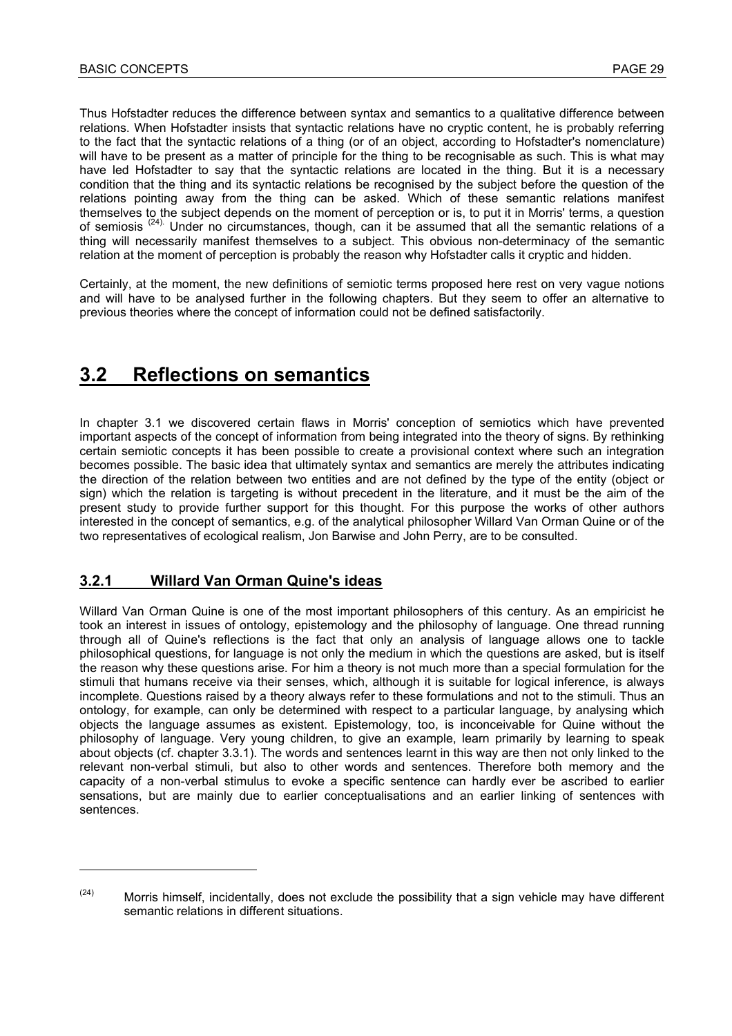Thus Hofstadter reduces the difference between syntax and semantics to a qualitative difference between relations. When Hofstadter insists that syntactic relations have no cryptic content, he is probably referring to the fact that the syntactic relations of a thing (or of an object, according to Hofstadter's nomenclature) will have to be present as a matter of principle for the thing to be recognisable as such. This is what may have led Hofstadter to say that the syntactic relations are located in the thing. But it is a necessary condition that the thing and its syntactic relations be recognised by the subject before the question of the relations pointing away from the thing can be asked. Which of these semantic relations manifest themselves to the subject depends on the moment of perception or is, to put it in Morris' terms, a question of semiosis [24]. Under no circumstances, though, can it be assumed that all the semantic relations of a thing will necessarily manifest themselves to a subject. This obvious non-determinacy of the semantic relation at the moment of perception is probably the reason why Hofstadter calls it cryptic and hidden.

Certainly, at the moment, the new definitions of semiotic terms proposed here rest on very vague notions and will have to be analysed further in the following chapters. But they seem to offer an alternative to previous theories where the concept of information could not be defined satisfactorily.

## 3.2 Reflections on semantics

In chapter 3.1 we discovered certain flaws in Morris' conception of semiotics which have prevented important aspects of the concept of information from being integrated into the theory of signs. By rethinking certain semiotic concepts it has been possible to create a provisional context where such an integration becomes possible. The basic idea that ultimately syntax and semantics are merely the attributes indicating the direction of the relation between two entities and are not defined by the type of the entity (object or sign) which the relation is targeting is without precedent in the literature, and it must be the aim of the present study to provide further support for this thought. For this purpose the works of other authors interested in the concept of semantics, e.g. of the analytical philosopher Willard Van Orman Quine or of the two representatives of ecological realism, Jon Barwise and John Perry, are to be consulted.

### 3.2.1 Willard Van Orman Quine's ideas

Willard Van Orman Quine is one of the most important philosophers of this century. As an empiricist he took an interest in issues of ontology, epistemology and the philosophy of language. One thread running through all of Quine's reflections is the fact that only an analysis of language allows one to tackle philosophical questions, for language is not only the medium in which the questions are asked, but is itself the reason why these questions arise. For him a theory is not much more than a special formulation for the stimuli that humans receive via their senses, which, although it is suitable for logical inference, is always incomplete. Questions raised by a theory always refer to these formulations and not to the stimuli. Thus an ontology, for example, can only be determined with respect to a particular language, by analysing which objects the language assumes as existent. Epistemology, too, is inconceivable for Quine without the philosophy of language. Very young children, to give an example, learn primarily by learning to speak about objects (cf. chapter 3.3.1). The words and sentences learnt in this way are then not only linked to the relevant non-verbal stimuli, but also to other words and sentences. Therefore both memory and the capacity of a non-verbal stimulus to evoke a specific sentence can hardly ever be ascribed to earlier sensations, but are mainly due to earlier conceptualisations and an earlier linking of sentences with sentences.

---

[24] Morris himself, incidentally, does not exclude the possibility that a sign vehicle may have different semantic relations in different situations.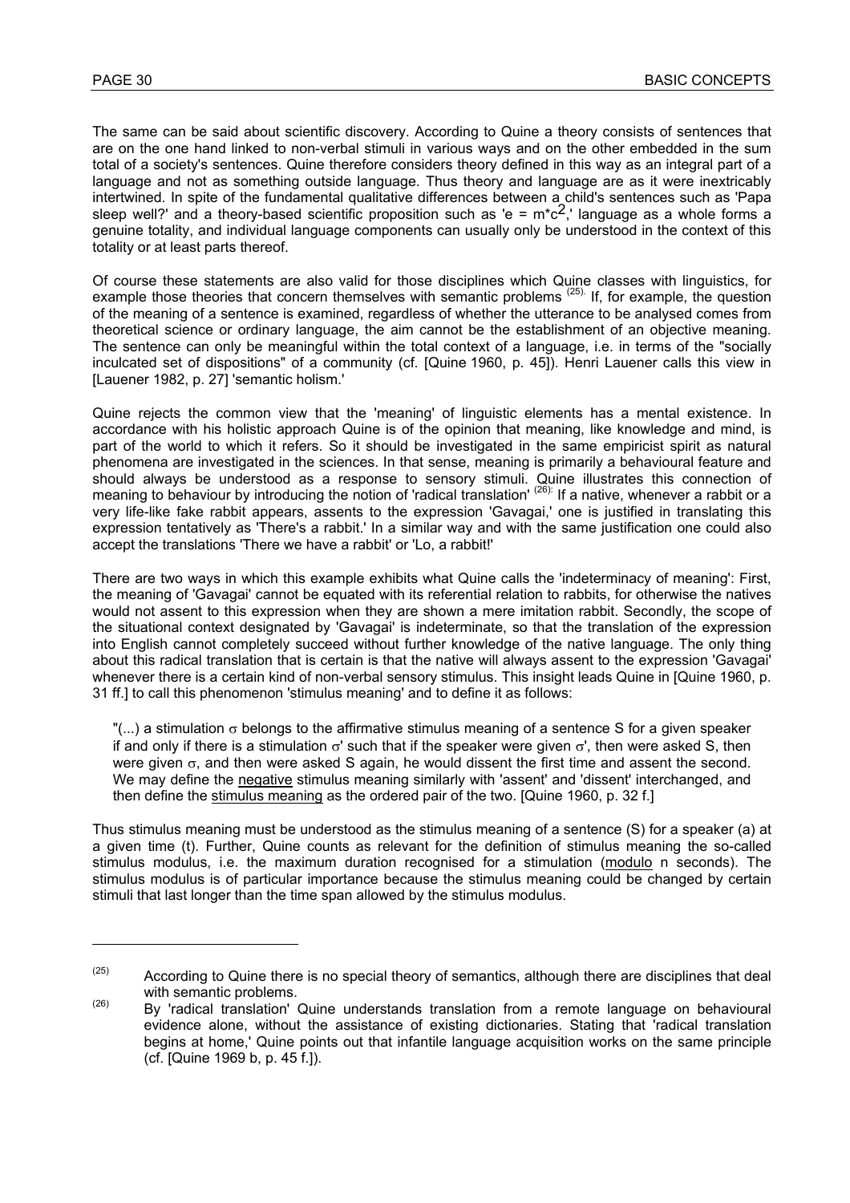The same can be said about scientific discovery. According to Quine a theory consists of sentences that are on the one hand linked to non-verbal stimuli in various ways and on the other embedded in the sum total of a society's sentences. Quine therefore considers theory defined in this way as an integral part of a language and not as something outside language. Thus theory and language are as it were inextricably intertwined. In spite of the fundamental qualitative differences between a child's sentences such as 'Papa sleep well?' and a theory-based scientific proposition such as '$e = m*c^2$,' language as a whole forms a genuine totality, and individual language components can usually only be understood in the context of this totality or at least parts thereof.

Of course these statements are also valid for those disciplines which Quine classes with linguistics, for example those theories that concern themselves with semantic problems [(25)]. If, for example, the question of the meaning of a sentence is examined, regardless of whether the utterance to be analysed comes from theoretical science or ordinary language, the aim cannot be the establishment of an objective meaning. The sentence can only be meaningful within the total context of a language, i.e. in terms of the "socially inculcated set of dispositions" of a community (cf. [Quine 1960, p. 45]). Henri Lauener calls this view in [Lauener 1982, p. 27] 'semantic holism.'

Quine rejects the common view that the 'meaning' of linguistic elements has a mental existence. In accordance with his holistic approach Quine is of the opinion that meaning, like knowledge and mind, is part of the world to which it refers. So it should be investigated in the same empiricist spirit as natural phenomena are investigated in the sciences. In that sense, meaning is primarily a behavioural feature and should always be understood as a response to sensory stimuli. Quine illustrates this connection of meaning to behaviour by introducing the notion of 'radical translation' [(26)]. If a native, whenever a rabbit or a very life-like fake rabbit appears, assents to the expression 'Gavagai,' one is justified in translating this expression tentatively as 'There's a rabbit.' In a similar way and with the same justification one could also accept the translations 'There we have a rabbit' or 'Lo, a rabbit!'

There are two ways in which this example exhibits what Quine calls the 'indeterminacy of meaning': First, the meaning of 'Gavagai' cannot be equated with its referential relation to rabbits, for otherwise the natives would not assent to this expression when they are shown a mere imitation rabbit. Secondly, the scope of the situational context designated by 'Gavagai' is indeterminate, so that the translation of the expression into English cannot completely succeed without further knowledge of the native language. The only thing about this radical translation that is certain is that the native will always assent to the expression 'Gavagai' whenever there is a certain kind of non-verbal sensory stimulus. This insight leads Quine in [Quine 1960, p. 31 ff.] to call this phenomenon 'stimulus meaning' and to define it as follows:

> "(...) a stimulation $\sigma$ belongs to the affirmative stimulus meaning of a sentence S for a given speaker if and only if there is a stimulation $\sigma'$ such that if the speaker were given $\sigma'$, then were asked S, then were given $\sigma$, and then were asked S again, he would dissent the first time and assent the second. We may define the negative stimulus meaning similarly with 'assent' and 'dissent' interchanged, and then define the stimulus meaning as the ordered pair of the two. [Quine 1960, p. 32 f.]

Thus stimulus meaning must be understood as the stimulus meaning of a sentence (S) for a speaker (a) at a given time (t). Further, Quine counts as relevant for the definition of stimulus meaning the so-called stimulus modulus, i.e. the maximum duration recognised for a stimulation (modulo n seconds). The stimulus modulus is of particular importance because the stimulus meaning could be changed by certain stimuli that last longer than the time span allowed by the stimulus modulus.

---

(25) According to Quine there is no special theory of semantics, although there are disciplines that deal with semantic problems.

(26) By 'radical translation' Quine understands translation from a remote language on behavioural evidence alone, without the assistance of existing dictionaries. Stating that 'radical translation begins at home,' Quine points out that infantile language acquisition works on the same principle (cf. [Quine 1969 b, p. 45 f.]).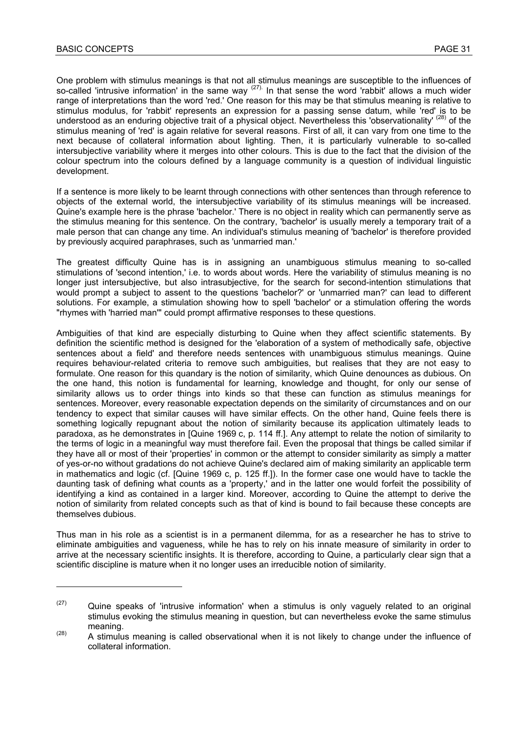One problem with stimulus meanings is that not all stimulus meanings are susceptible to the influences of so-called 'intrusive information' in the same way [27]. In that sense the word 'rabbit' allows a much wider range of interpretations than the word 'red.' One reason for this may be that stimulus meaning is relative to stimulus modulus, for 'rabbit' represents an expression for a passing sense datum, while 'red' is to be understood as an enduring objective trait of a physical object. Nevertheless this 'observationality' [28] of the stimulus meaning of 'red' is again relative for several reasons. First of all, it can vary from one time to the next because of collateral information about lighting. Then, it is particularly vulnerable to so-called intersubjective variability where it merges into other colours. This is due to the fact that the division of the colour spectrum into the colours defined by a language community is a question of individual linguistic development.

If a sentence is more likely to be learnt through connections with other sentences than through reference to objects of the external world, the intersubjective variability of its stimulus meanings will be increased. Quine's example here is the phrase 'bachelor.' There is no object in reality which can permanently serve as the stimulus meaning for this sentence. On the contrary, 'bachelor' is usually merely a temporary trait of a male person that can change any time. An individual's stimulus meaning of 'bachelor' is therefore provided by previously acquired paraphrases, such as 'unmarried man.'

The greatest difficulty Quine has is in assigning an unambiguous stimulus meaning to so-called stimulations of 'second intention,' i.e. to words about words. Here the variability of stimulus meaning is no longer just intersubjective, but also intrasubjective, for the search for second-intention stimulations that would prompt a subject to assent to the questions 'bachelor?' or 'unmarried man?' can lead to different solutions. For example, a stimulation showing how to spell 'bachelor' or a stimulation offering the words "rhymes with 'harried man'" could prompt affirmative responses to these questions.

Ambiguities of that kind are especially disturbing to Quine when they affect scientific statements. By definition the scientific method is designed for the 'elaboration of a system of methodically safe, objective sentences about a field' and therefore needs sentences with unambiguous stimulus meanings. Quine requires behaviour-related criteria to remove such ambiguities, but realises that they are not easy to formulate. One reason for this quandary is the notion of similarity, which Quine denounces as dubious. On the one hand, this notion is fundamental for learning, knowledge and thought, for only our sense of similarity allows us to order things into kinds so that these can function as stimulus meanings for sentences. Moreover, every reasonable expectation depends on the similarity of circumstances and on our tendency to expect that similar causes will have similar effects. On the other hand, Quine feels there is something logically repugnant about the notion of similarity because its application ultimately leads to paradoxa, as he demonstrates in [Quine 1969 c, p. 114 ff.]. Any attempt to relate the notion of similarity to the terms of logic in a meaningful way must therefore fail. Even the proposal that things be called similar if they have all or most of their 'properties' in common or the attempt to consider similarity as simply a matter of yes-or-no without gradations do not achieve Quine's declared aim of making similarity an applicable term in mathematics and logic (cf. [Quine 1969 c, p. 125 ff.]). In the former case one would have to tackle the daunting task of defining what counts as a 'property,' and in the latter one would forfeit the possibility of identifying a kind as contained in a larger kind. Moreover, according to Quine the attempt to derive the notion of similarity from related concepts such as that of kind is bound to fail because these concepts are themselves dubious.

Thus man in his role as a scientist is in a permanent dilemma, for as a researcher he has to strive to eliminate ambiguities and vagueness, while he has to rely on his innate measure of similarity in order to arrive at the necessary scientific insights. It is therefore, according to Quine, a particularly clear sign that a scientific discipline is mature when it no longer uses an irreducible notion of similarity.

---

(27) Quine speaks of 'intrusive information' when a stimulus is only vaguely related to an original stimulus evoking the stimulus meaning in question, but can nevertheless evoke the same stimulus meaning.

(28) A stimulus meaning is called observational when it is not likely to change under the influence of collateral information.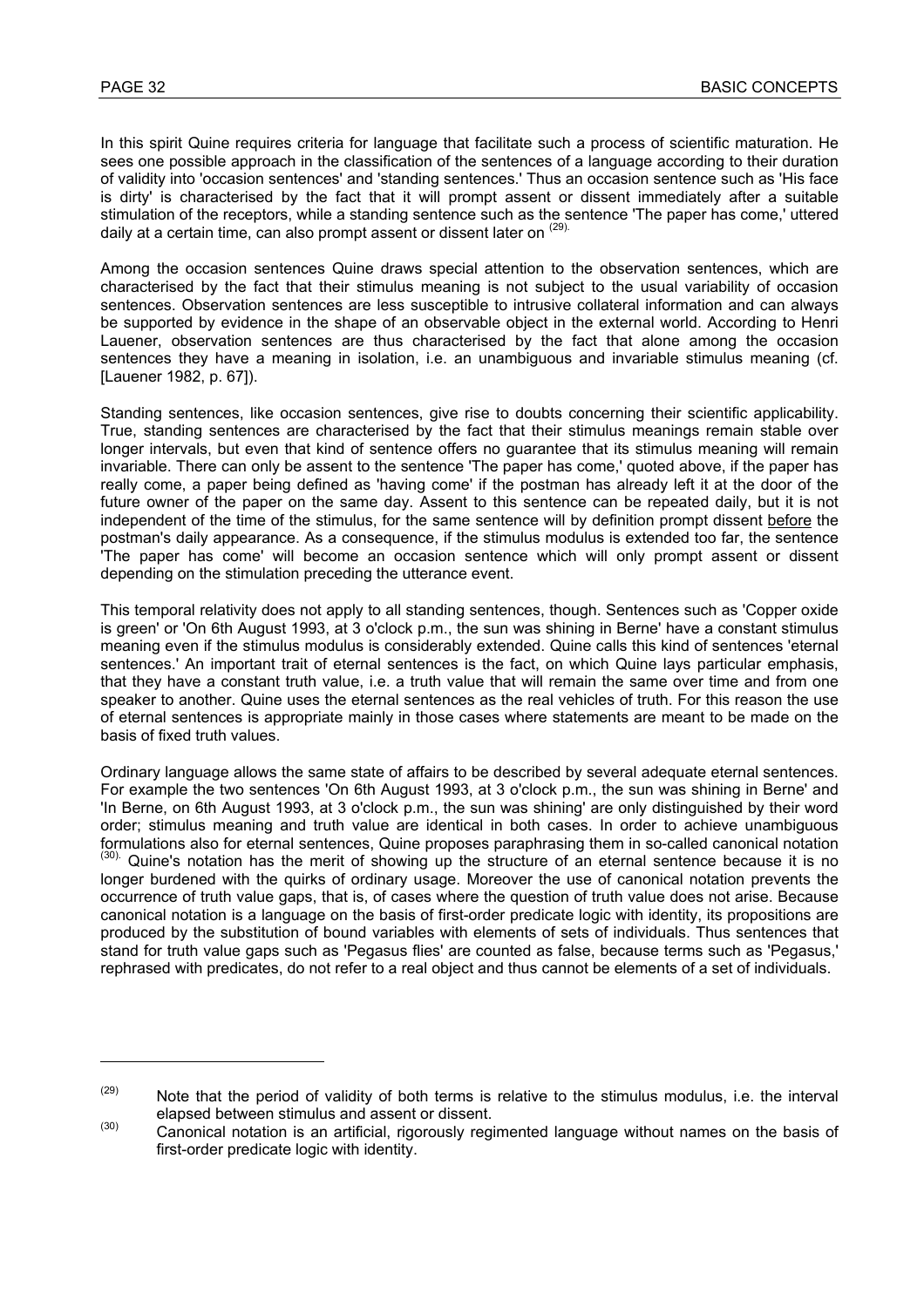In this spirit Quine requires criteria for language that facilitate such a process of scientific maturation. He sees one possible approach in the classification of the sentences of a language according to their duration of validity into 'occasion sentences' and 'standing sentences.' Thus an occasion sentence such as 'His face is dirty' is characterised by the fact that it will prompt assent or dissent immediately after a suitable stimulation of the receptors, while a standing sentence such as the sentence 'The paper has come,' uttered daily at a certain time, can also prompt assent or dissent later on [(29)].

Among the occasion sentences Quine draws special attention to the observation sentences, which are characterised by the fact that their stimulus meaning is not subject to the usual variability of occasion sentences. Observation sentences are less susceptible to intrusive collateral information and can always be supported by evidence in the shape of an observable object in the external world. According to Henri Lauener, observation sentences are thus characterised by the fact that alone among the occasion sentences they have a meaning in isolation, i.e. an unambiguous and invariable stimulus meaning (cf. [Lauener 1982, p. 67]).

Standing sentences, like occasion sentences, give rise to doubts concerning their scientific applicability. True, standing sentences are characterised by the fact that their stimulus meanings remain stable over longer intervals, but even that kind of sentence offers no guarantee that its stimulus meaning will remain invariable. There can only be assent to the sentence 'The paper has come,' quoted above, if the paper has really come, a paper being defined as 'having come' if the postman has already left it at the door of the future owner of the paper on the same day. Assent to this sentence can be repeated daily, but it is not independent of the time of the stimulus, for the same sentence will by definition prompt dissent <u>before</u> the postman's daily appearance. As a consequence, if the stimulus modulus is extended too far, the sentence 'The paper has come' will become an occasion sentence which will only prompt assent or dissent depending on the stimulation preceding the utterance event.

This temporal relativity does not apply to all standing sentences, though. Sentences such as 'Copper oxide is green' or 'On 6th August 1993, at 3 o'clock p.m., the sun was shining in Berne' have a constant stimulus meaning even if the stimulus modulus is considerably extended. Quine calls this kind of sentences 'eternal sentences.' An important trait of eternal sentences is the fact, on which Quine lays particular emphasis, that they have a constant truth value, i.e. a truth value that will remain the same over time and from one speaker to another. Quine uses the eternal sentences as the real vehicles of truth. For this reason the use of eternal sentences is appropriate mainly in those cases where statements are meant to be made on the basis of fixed truth values.

Ordinary language allows the same state of affairs to be described by several adequate eternal sentences. For example the two sentences 'On 6th August 1993, at 3 o'clock p.m., the sun was shining in Berne' and 'In Berne, on 6th August 1993, at 3 o'clock p.m., the sun was shining' are only distinguished by their word order; stimulus meaning and truth value are identical in both cases. In order to achieve unambiguous formulations also for eternal sentences, Quine proposes paraphrasing them in so-called canonical notation [(30)]. Quine's notation has the merit of showing up the structure of an eternal sentence because it is no longer burdened with the quirks of ordinary usage. Moreover the use of canonical notation prevents the occurrence of truth value gaps, that is, of cases where the question of truth value does not arise. Because canonical notation is a language on the basis of first-order predicate logic with identity, its propositions are produced by the substitution of bound variables with elements of sets of individuals. Thus sentences that stand for truth value gaps such as 'Pegasus flies' are counted as false, because terms such as 'Pegasus,' rephrased with predicates, do not refer to a real object and thus cannot be elements of a set of individuals.

---

(29) Note that the period of validity of both terms is relative to the stimulus modulus, i.e. the interval elapsed between stimulus and assent or dissent.

(30) Canonical notation is an artificial, rigorously regimented language without names on the basis of first-order predicate logic with identity.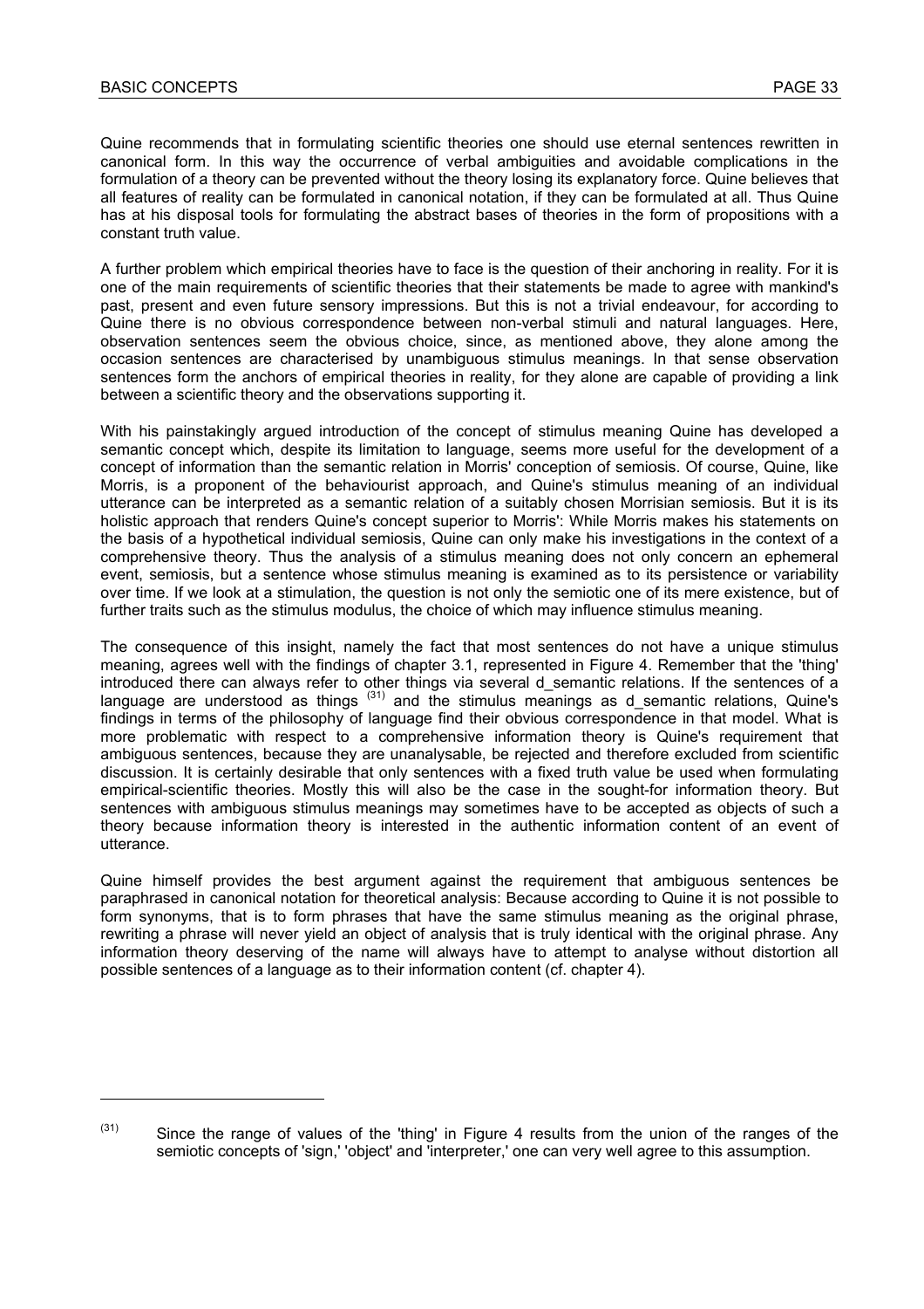Quine recommends that in formulating scientific theories one should use eternal sentences rewritten in canonical form. In this way the occurrence of verbal ambiguities and avoidable complications in the formulation of a theory can be prevented without the theory losing its explanatory force. Quine believes that all features of reality can be formulated in canonical notation, if they can be formulated at all. Thus Quine has at his disposal tools for formulating the abstract bases of theories in the form of propositions with a constant truth value.

A further problem which empirical theories have to face is the question of their anchoring in reality. For it is one of the main requirements of scientific theories that their statements be made to agree with mankind's past, present and even future sensory impressions. But this is not a trivial endeavour, for according to Quine there is no obvious correspondence between non-verbal stimuli and natural languages. Here, observation sentences seem the obvious choice, since, as mentioned above, they alone among the occasion sentences are characterised by unambiguous stimulus meanings. In that sense observation sentences form the anchors of empirical theories in reality, for they alone are capable of providing a link between a scientific theory and the observations supporting it.

With his painstakingly argued introduction of the concept of stimulus meaning Quine has developed a semantic concept which, despite its limitation to language, seems more useful for the development of a concept of information than the semantic relation in Morris' conception of semiosis. Of course, Quine, like Morris, is a proponent of the behaviourist approach, and Quine's stimulus meaning of an individual utterance can be interpreted as a semantic relation of a suitably chosen Morrisian semiosis. But it is its holistic approach that renders Quine's concept superior to Morris': While Morris makes his statements on the basis of a hypothetical individual semiosis, Quine can only make his investigations in the context of a comprehensive theory. Thus the analysis of a stimulus meaning does not only concern an ephemeral event, semiosis, but a sentence whose stimulus meaning is examined as to its persistence or variability over time. If we look at a stimulation, the question is not only the semiotic one of its mere existence, but of further traits such as the stimulus modulus, the choice of which may influence stimulus meaning.

The consequence of this insight, namely the fact that most sentences do not have a unique stimulus meaning, agrees well with the findings of chapter 3.1, represented in Figure 4. Remember that the 'thing' introduced there can always refer to other things via several d_semantic relations. If the sentences of a language are understood as things [(31)] and the stimulus meanings as d_semantic relations, Quine's findings in terms of the philosophy of language find their obvious correspondence in that model. What is more problematic with respect to a comprehensive information theory is Quine's requirement that ambiguous sentences, because they are unanalysable, be rejected and therefore excluded from scientific discussion. It is certainly desirable that only sentences with a fixed truth value be used when formulating empirical-scientific theories. Mostly this will also be the case in the sought-for information theory. But sentences with ambiguous stimulus meanings may sometimes have to be accepted as objects of such a theory because information theory is interested in the authentic information content of an event of utterance.

Quine himself provides the best argument against the requirement that ambiguous sentences be paraphrased in canonical notation for theoretical analysis: Because according to Quine it is not possible to form synonyms, that is to form phrases that have the same stimulus meaning as the original phrase, rewriting a phrase will never yield an object of analysis that is truly identical with the original phrase. Any information theory deserving of the name will always have to attempt to analyse without distortion all possible sentences of a language as to their information content (cf. chapter 4).

---

[(31)] Since the range of values of the 'thing' in Figure 4 results from the union of the ranges of the semiotic concepts of 'sign,' 'object' and 'interpreter,' one can very well agree to this assumption.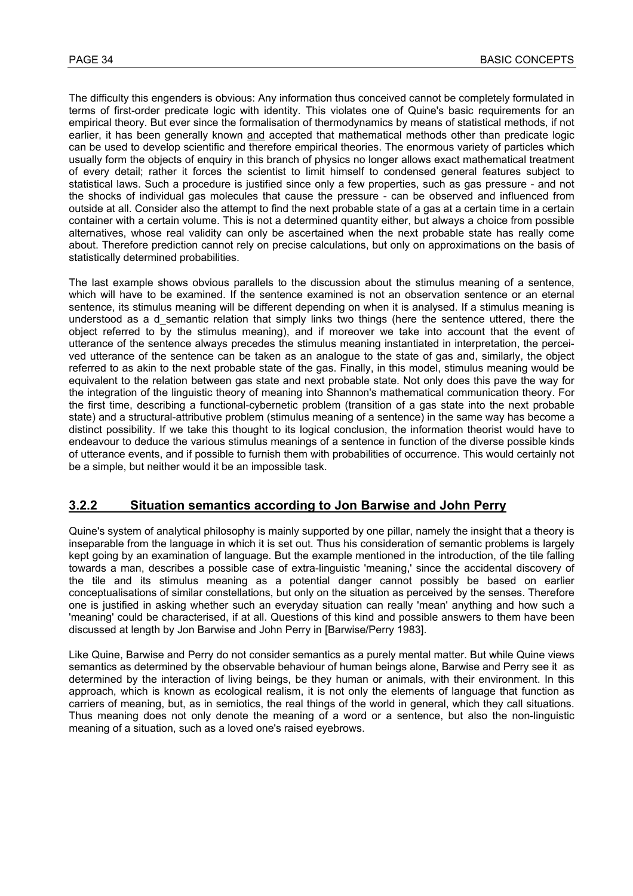The difficulty this engenders is obvious: Any information thus conceived cannot be completely formulated in terms of first-order predicate logic with identity. This violates one of Quine's basic requirements for an empirical theory. But ever since the formalisation of thermodynamics by means of statistical methods, if not earlier, it has been generally known and accepted that mathematical methods other than predicate logic can be used to develop scientific and therefore empirical theories. The enormous variety of particles which usually form the objects of enquiry in this branch of physics no longer allows exact mathematical treatment of every detail; rather it forces the scientist to limit himself to condensed general features subject to statistical laws. Such a procedure is justified since only a few properties, such as gas pressure - and not the shocks of individual gas molecules that cause the pressure - can be observed and influenced from outside at all. Consider also the attempt to find the next probable state of a gas at a certain time in a certain container with a certain volume. This is not a determined quantity either, but always a choice from possible alternatives, whose real validity can only be ascertained when the next probable state has really come about. Therefore prediction cannot rely on precise calculations, but only on approximations on the basis of statistically determined probabilities.

The last example shows obvious parallels to the discussion about the stimulus meaning of a sentence, which will have to be examined. If the sentence examined is not an observation sentence or an eternal sentence, its stimulus meaning will be different depending on when it is analysed. If a stimulus meaning is understood as a d_semantic relation that simply links two things (here the sentence uttered, there the object referred to by the stimulus meaning), and if moreover we take into account that the event of utterance of the sentence always precedes the stimulus meaning instantiated in interpretation, the perceived utterance of the sentence can be taken as an analogue to the state of gas and, similarly, the object referred to as akin to the next probable state of the gas. Finally, in this model, stimulus meaning would be equivalent to the relation between gas state and next probable state. Not only does this pave the way for the integration of the linguistic theory of meaning into Shannon's mathematical communication theory. For the first time, describing a functional-cybernetic problem (transition of a gas state into the next probable state) and a structural-attributive problem (stimulus meaning of a sentence) in the same way has become a distinct possibility. If we take this thought to its logical conclusion, the information theorist would have to endeavour to deduce the various stimulus meanings of a sentence in function of the diverse possible kinds of utterance events, and if possible to furnish them with probabilities of occurrence. This would certainly not be a simple, but neither would it be an impossible task.

### 3.2.2 Situation semantics according to Jon Barwise and John Perry

Quine's system of analytical philosophy is mainly supported by one pillar, namely the insight that a theory is inseparable from the language in which it is set out. Thus his consideration of semantic problems is largely kept going by an examination of language. But the example mentioned in the introduction, of the tile falling towards a man, describes a possible case of extra-linguistic 'meaning,' since the accidental discovery of the tile and its stimulus meaning as a potential danger cannot possibly be based on earlier conceptualisations of similar constellations, but only on the situation as perceived by the senses. Therefore one is justified in asking whether such an everyday situation can really 'mean' anything and how such a 'meaning' could be characterised, if at all. Questions of this kind and possible answers to them have been discussed at length by Jon Barwise and John Perry in [Barwise/Perry 1983].

Like Quine, Barwise and Perry do not consider semantics as a purely mental matter. But while Quine views semantics as determined by the observable behaviour of human beings alone, Barwise and Perry see it as determined by the interaction of living beings, be they human or animals, with their environment. In this approach, which is known as ecological realism, it is not only the elements of language that function as carriers of meaning, but, as in semiotics, the real things of the world in general, which they call situations. Thus meaning does not only denote the meaning of a word or a sentence, but also the non-linguistic meaning of a situation, such as a loved one's raised eyebrows.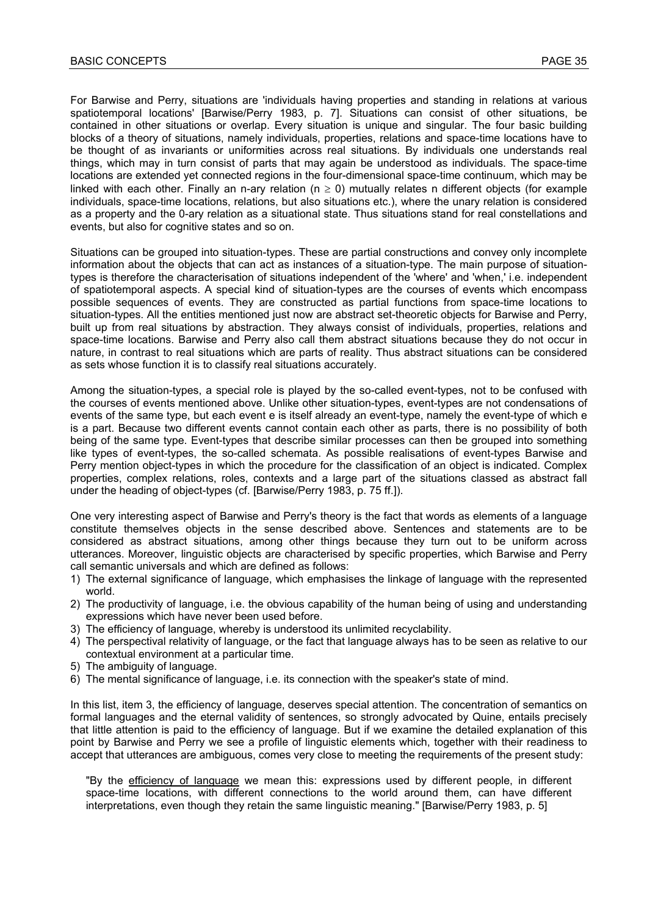For Barwise and Perry, situations are 'individuals having properties and standing in relations at various spatiotemporal locations' [Barwise/Perry 1983, p. 7]. Situations can consist of other situations, be contained in other situations or overlap. Every situation is unique and singular. The four basic building blocks of a theory of situations, namely individuals, properties, relations and space-time locations have to be thought of as invariants or uniformities across real situations. By individuals one understands real things, which may in turn consist of parts that may again be understood as individuals. The space-time locations are extended yet connected regions in the four-dimensional space-time continuum, which may be linked with each other. Finally an n-ary relation ($n \geq 0$) mutually relates n different objects (for example individuals, space-time locations, relations, but also situations etc.), where the unary relation is considered as a property and the 0-ary relation as a situational state. Thus situations stand for real constellations and events, but also for cognitive states and so on.

Situations can be grouped into situation-types. These are partial constructions and convey only incomplete information about the objects that can act as instances of a situation-type. The main purpose of situation-types is therefore the characterisation of situations independent of the 'where' and 'when,' i.e. independent of spatiotemporal aspects. A special kind of situation-types are the courses of events which encompass possible sequences of events. They are constructed as partial functions from space-time locations to situation-types. All the entities mentioned just now are abstract set-theoretic objects for Barwise and Perry, built up from real situations by abstraction. They always consist of individuals, properties, relations and space-time locations. Barwise and Perry also call them abstract situations because they do not occur in nature, in contrast to real situations which are parts of reality. Thus abstract situations can be considered as sets whose function it is to classify real situations accurately.

Among the situation-types, a special role is played by the so-called event-types, not to be confused with the courses of events mentioned above. Unlike other situation-types, event-types are not condensations of events of the same type, but each event e is itself already an event-type, namely the event-type of which e is a part. Because two different events cannot contain each other as parts, there is no possibility of both being of the same type. Event-types that describe similar processes can then be grouped into something like types of event-types, the so-called schemata. As possible realisations of event-types Barwise and Perry mention object-types in which the procedure for the classification of an object is indicated. Complex properties, complex relations, roles, contexts and a large part of the situations classed as abstract fall under the heading of object-types (cf. [Barwise/Perry 1983, p. 75 ff.]).

One very interesting aspect of Barwise and Perry's theory is the fact that words as elements of a language constitute themselves objects in the sense described above. Sentences and statements are to be considered as abstract situations, among other things because they turn out to be uniform across utterances. Moreover, linguistic objects are characterised by specific properties, which Barwise and Perry call semantic universals and which are defined as follows:

1) The external significance of language, which emphasises the linkage of language with the represented world.
2) The productivity of language, i.e. the obvious capability of the human being of using and understanding expressions which have never been used before.
3) The efficiency of language, whereby is understood its unlimited recyclability.
4) The perspectival relativity of language, or the fact that language always has to be seen as relative to our contextual environment at a particular time.
5) The ambiguity of language.
6) The mental significance of language, i.e. its connection with the speaker's state of mind.

In this list, item 3, the efficiency of language, deserves special attention. The concentration of semantics on formal languages and the eternal validity of sentences, so strongly advocated by Quine, entails precisely that little attention is paid to the efficiency of language. But if we examine the detailed explanation of this point by Barwise and Perry we see a profile of linguistic elements which, together with their readiness to accept that utterances are ambiguous, comes very close to meeting the requirements of the present study:

> "By the <u>efficiency of language</u> we mean this: expressions used by different people, in different space-time locations, with different connections to the world around them, can have different interpretations, even though they retain the same linguistic meaning." [Barwise/Perry 1983, p. 5]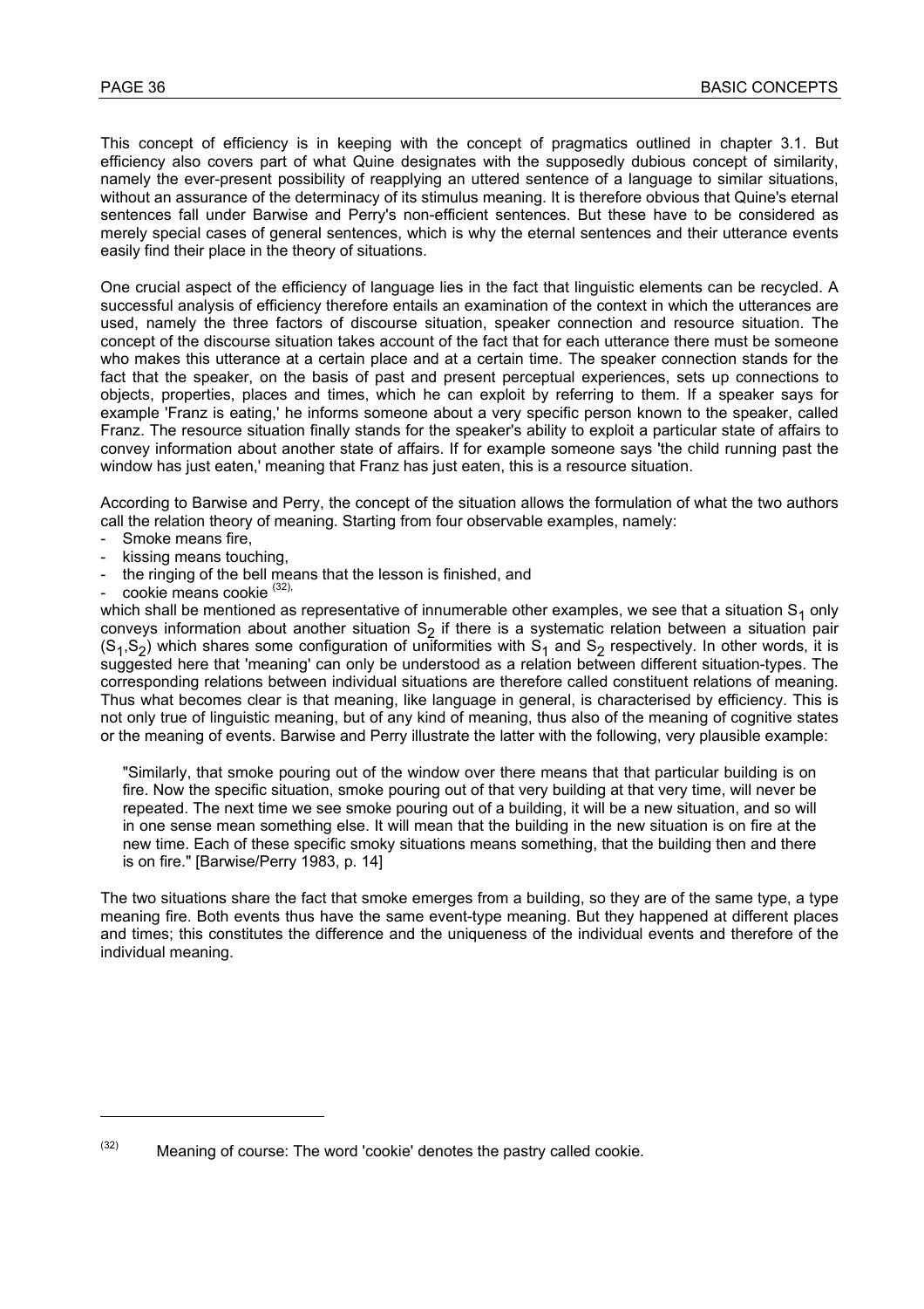This concept of efficiency is in keeping with the concept of pragmatics outlined in chapter 3.1. But efficiency also covers part of what Quine designates with the supposedly dubious concept of similarity, namely the ever-present possibility of reapplying an uttered sentence of a language to similar situations, without an assurance of the determinacy of its stimulus meaning. It is therefore obvious that Quine's eternal sentences fall under Barwise and Perry's non-efficient sentences. But these have to be considered as merely special cases of general sentences, which is why the eternal sentences and their utterance events easily find their place in the theory of situations.

One crucial aspect of the efficiency of language lies in the fact that linguistic elements can be recycled. A successful analysis of efficiency therefore entails an examination of the context in which the utterances are used, namely the three factors of discourse situation, speaker connection and resource situation. The concept of the discourse situation takes account of the fact that for each utterance there must be someone who makes this utterance at a certain place and at a certain time. The speaker connection stands for the fact that the speaker, on the basis of past and present perceptual experiences, sets up connections to objects, properties, places and times, which he can exploit by referring to them. If a speaker says for example 'Franz is eating,' he informs someone about a very specific person known to the speaker, called Franz. The resource situation finally stands for the speaker's ability to exploit a particular state of affairs to convey information about another state of affairs. If for example someone says 'the child running past the window has just eaten,' meaning that Franz has just eaten, this is a resource situation.

According to Barwise and Perry, the concept of the situation allows the formulation of what the two authors call the relation theory of meaning. Starting from four observable examples, namely:

- Smoke means fire,
- kissing means touching,
- the ringing of the bell means that the lesson is finished, and
- cookie means cookie [(32)],

which shall be mentioned as representative of innumerable other examples, we see that a situation $S_1$ only conveys information about another situation $S_2$ if there is a systematic relation between a situation pair $(S_1,S_2)$ which shares some configuration of uniformities with $S_1$ and $S_2$ respectively. In other words, it is suggested here that 'meaning' can only be understood as a relation between different situation-types. The corresponding relations between individual situations are therefore called constituent relations of meaning. Thus what becomes clear is that meaning, like language in general, is characterised by efficiency. This is not only true of linguistic meaning, but of any kind of meaning, thus also of the meaning of cognitive states or the meaning of events. Barwise and Perry illustrate the latter with the following, very plausible example:

> "Similarly, that smoke pouring out of the window over there means that that particular building is on fire. Now the specific situation, smoke pouring out of that very building at that very time, will never be repeated. The next time we see smoke pouring out of a building, it will be a new situation, and so will in one sense mean something else. It will mean that the building in the new situation is on fire at the new time. Each of these specific smoky situations means something, that the building then and there is on fire." [Barwise/Perry 1983, p. 14]

The two situations share the fact that smoke emerges from a building, so they are of the same type, a type meaning fire. Both events thus have the same event-type meaning. But they happened at different places and times; this constitutes the difference and the uniqueness of the individual events and therefore of the individual meaning.

---

[(32)] Meaning of course: The word 'cookie' denotes the pastry called cookie.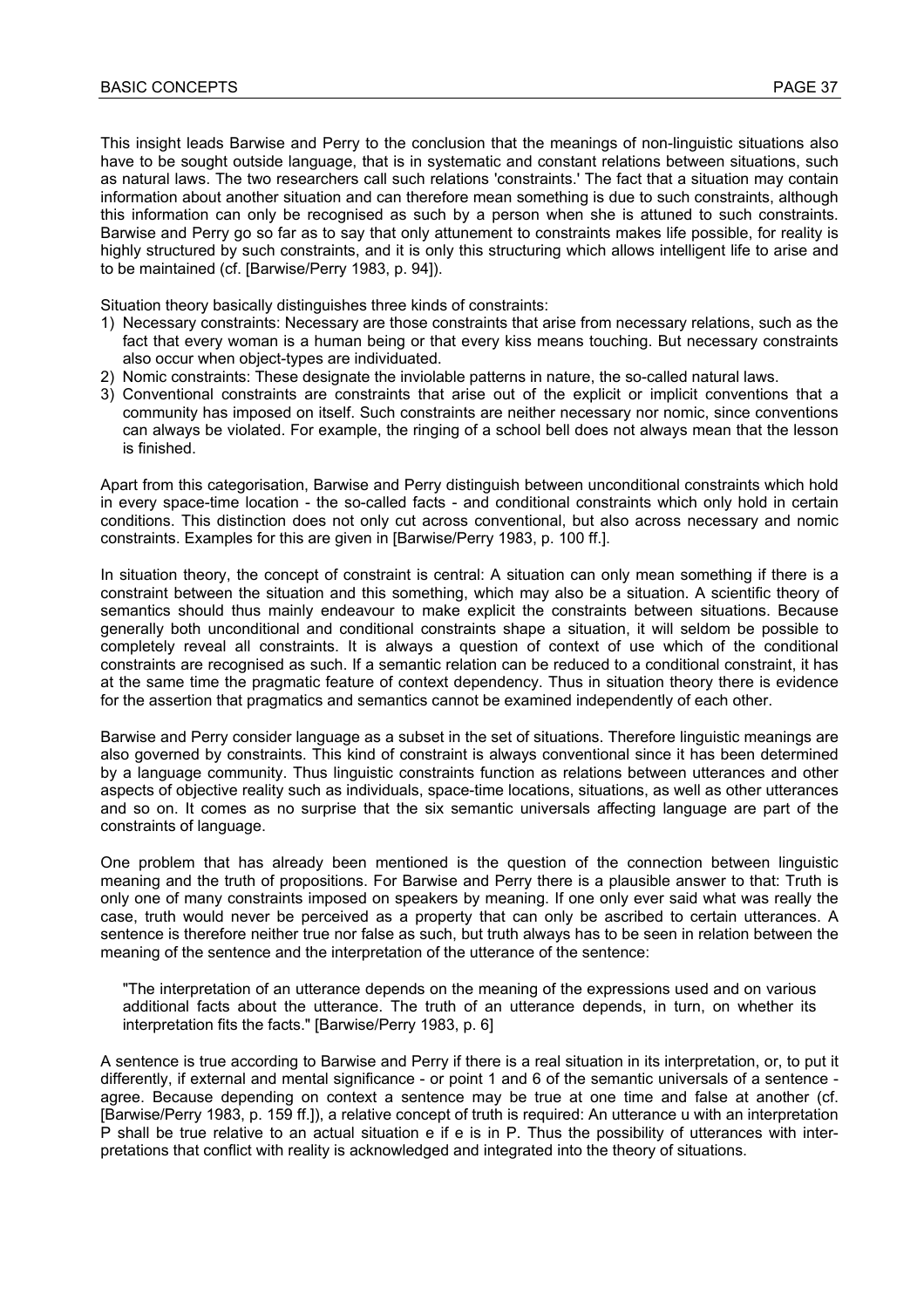This insight leads Barwise and Perry to the conclusion that the meanings of non-linguistic situations also have to be sought outside language, that is in systematic and constant relations between situations, such as natural laws. The two researchers call such relations 'constraints.' The fact that a situation may contain information about another situation and can therefore mean something is due to such constraints, although this information can only be recognised as such by a person when she is attuned to such constraints. Barwise and Perry go so far as to say that only attunement to constraints makes life possible, for reality is highly structured by such constraints, and it is only this structuring which allows intelligent life to arise and to be maintained (cf. [Barwise/Perry 1983, p. 94]).

Situation theory basically distinguishes three kinds of constraints:

1) Necessary constraints: Necessary are those constraints that arise from necessary relations, such as the fact that every woman is a human being or that every kiss means touching. But necessary constraints also occur when object-types are individuated.
2) Nomic constraints: These designate the inviolable patterns in nature, the so-called natural laws.
3) Conventional constraints are constraints that arise out of the explicit or implicit conventions that a community has imposed on itself. Such constraints are neither necessary nor nomic, since conventions can always be violated. For example, the ringing of a school bell does not always mean that the lesson is finished.

Apart from this categorisation, Barwise and Perry distinguish between unconditional constraints which hold in every space-time location - the so-called facts - and conditional constraints which only hold in certain conditions. This distinction does not only cut across conventional, but also across necessary and nomic constraints. Examples for this are given in [Barwise/Perry 1983, p. 100 ff.].

In situation theory, the concept of constraint is central: A situation can only mean something if there is a constraint between the situation and this something, which may also be a situation. A scientific theory of semantics should thus mainly endeavour to make explicit the constraints between situations. Because generally both unconditional and conditional constraints shape a situation, it will seldom be possible to completely reveal all constraints. It is always a question of context of use which of the conditional constraints are recognised as such. If a semantic relation can be reduced to a conditional constraint, it has at the same time the pragmatic feature of context dependency. Thus in situation theory there is evidence for the assertion that pragmatics and semantics cannot be examined independently of each other.

Barwise and Perry consider language as a subset in the set of situations. Therefore linguistic meanings are also governed by constraints. This kind of constraint is always conventional since it has been determined by a language community. Thus linguistic constraints function as relations between utterances and other aspects of objective reality such as individuals, space-time locations, situations, as well as other utterances and so on. It comes as no surprise that the six semantic universals affecting language are part of the constraints of language.

One problem that has already been mentioned is the question of the connection between linguistic meaning and the truth of propositions. For Barwise and Perry there is a plausible answer to that: Truth is only one of many constraints imposed on speakers by meaning. If one only ever said what was really the case, truth would never be perceived as a property that can only be ascribed to certain utterances. A sentence is therefore neither true nor false as such, but truth always has to be seen in relation between the meaning of the sentence and the interpretation of the utterance of the sentence:

> "The interpretation of an utterance depends on the meaning of the expressions used and on various additional facts about the utterance. The truth of an utterance depends, in turn, on whether its interpretation fits the facts." [Barwise/Perry 1983, p. 6]

A sentence is true according to Barwise and Perry if there is a real situation in its interpretation, or, to put it differently, if external and mental significance - or point 1 and 6 of the semantic universals of a sentence - agree. Because depending on context a sentence may be true at one time and false at another (cf. [Barwise/Perry 1983, p. 159 ff.]), a relative concept of truth is required: An utterance u with an interpretation P shall be true relative to an actual situation e if e is in P. Thus the possibility of utterances with interpretations that conflict with reality is acknowledged and integrated into the theory of situations.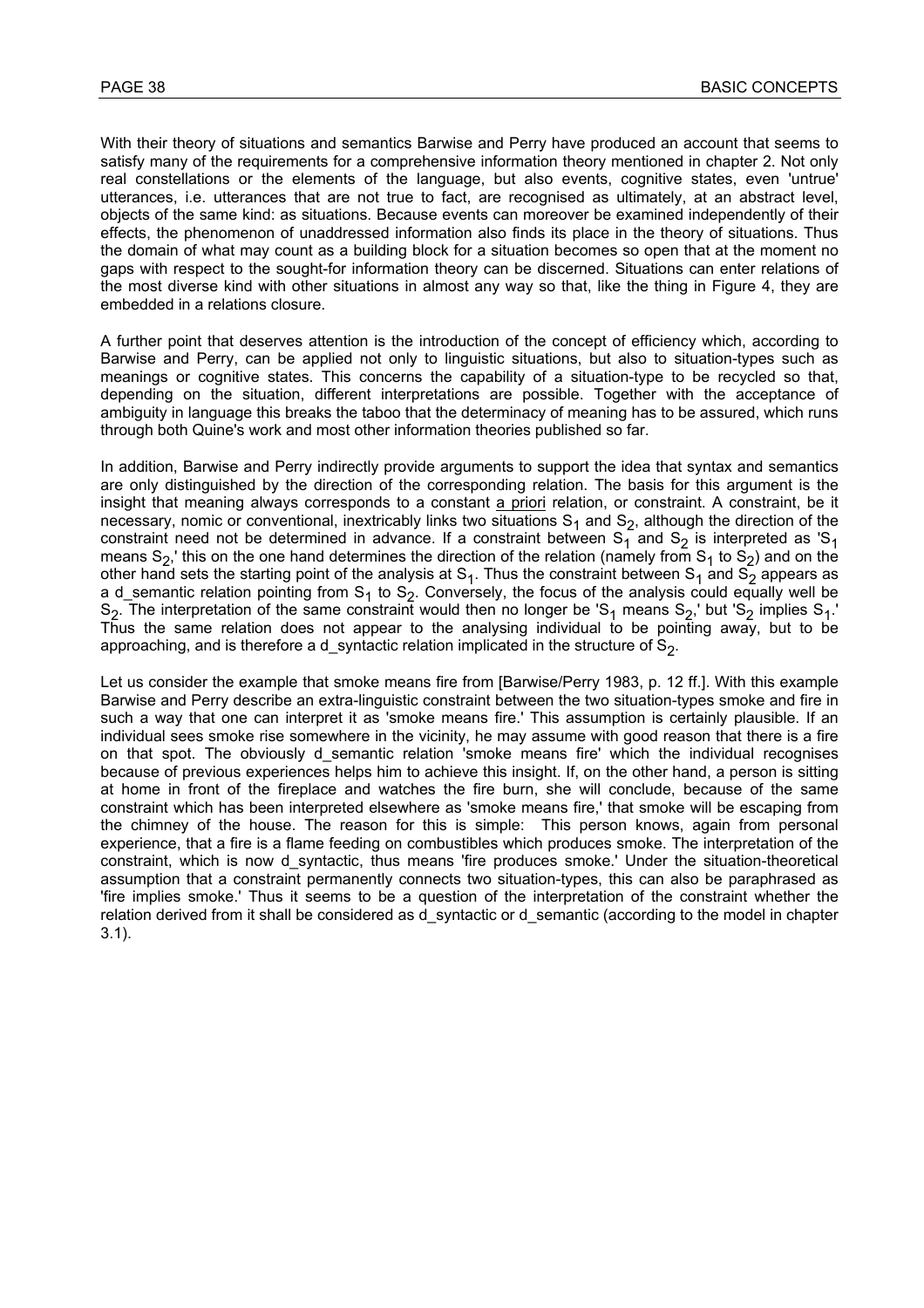With their theory of situations and semantics Barwise and Perry have produced an account that seems to satisfy many of the requirements for a comprehensive information theory mentioned in chapter 2. Not only real constellations or the elements of the language, but also events, cognitive states, even 'untrue' utterances, i.e. utterances that are not true to fact, are recognised as ultimately, at an abstract level, objects of the same kind: as situations. Because events can moreover be examined independently of their effects, the phenomenon of unaddressed information also finds its place in the theory of situations. Thus the domain of what may count as a building block for a situation becomes so open that at the moment no gaps with respect to the sought-for information theory can be discerned. Situations can enter relations of the most diverse kind with other situations in almost any way so that, like the thing in Figure 4, they are embedded in a relations closure.

A further point that deserves attention is the introduction of the concept of efficiency which, according to Barwise and Perry, can be applied not only to linguistic situations, but also to situation-types such as meanings or cognitive states. This concerns the capability of a situation-type to be recycled so that, depending on the situation, different interpretations are possible. Together with the acceptance of ambiguity in language this breaks the taboo that the determinacy of meaning has to be assured, which runs through both Quine's work and most other information theories published so far.

In addition, Barwise and Perry indirectly provide arguments to support the idea that syntax and semantics are only distinguished by the direction of the corresponding relation. The basis for this argument is the insight that meaning always corresponds to a constant a priori relation, or constraint. A constraint, be it necessary, nomic or conventional, inextricably links two situations $S_1$ and $S_2$, although the direction of the constraint need not be determined in advance. If a constraint between $S_1$ and $S_2$ is interpreted as '$S_1$ means $S_2$,' this on the one hand determines the direction of the relation (namely from $S_1$ to $S_2$) and on the other hand sets the starting point of the analysis at $S_1$. Thus the constraint between $S_1$ and $S_2$ appears as a d_semantic relation pointing from $S_1$ to $S_2$. Conversely, the focus of the analysis could equally well be $S_2$. The interpretation of the same constraint would then no longer be '$S_1$ means $S_2$,' but '$S_2$ implies $S_1$.' Thus the same relation does not appear to the analysing individual to be pointing away, but to be approaching, and is therefore a d_syntactic relation implicated in the structure of $S_2$.

Let us consider the example that smoke means fire from [Barwise/Perry 1983, p. 12 ff.]. With this example Barwise and Perry describe an extra-linguistic constraint between the two situation-types smoke and fire in such a way that one can interpret it as 'smoke means fire.' This assumption is certainly plausible. If an individual sees smoke rise somewhere in the vicinity, he may assume with good reason that there is a fire on that spot. The obviously d_semantic relation 'smoke means fire' which the individual recognises because of previous experiences helps him to achieve this insight. If, on the other hand, a person is sitting at home in front of the fireplace and watches the fire burn, she will conclude, because of the same constraint which has been interpreted elsewhere as 'smoke means fire,' that smoke will be escaping from the chimney of the house. The reason for this is simple: This person knows, again from personal experience, that a fire is a flame feeding on combustibles which produces smoke. The interpretation of the constraint, which is now d_syntactic, thus means 'fire produces smoke.' Under the situation-theoretical assumption that a constraint permanently connects two situation-types, this can also be paraphrased as 'fire implies smoke.' Thus it seems to be a question of the interpretation of the constraint whether the relation derived from it shall be considered as d_syntactic or d_semantic (according to the model in chapter 3.1).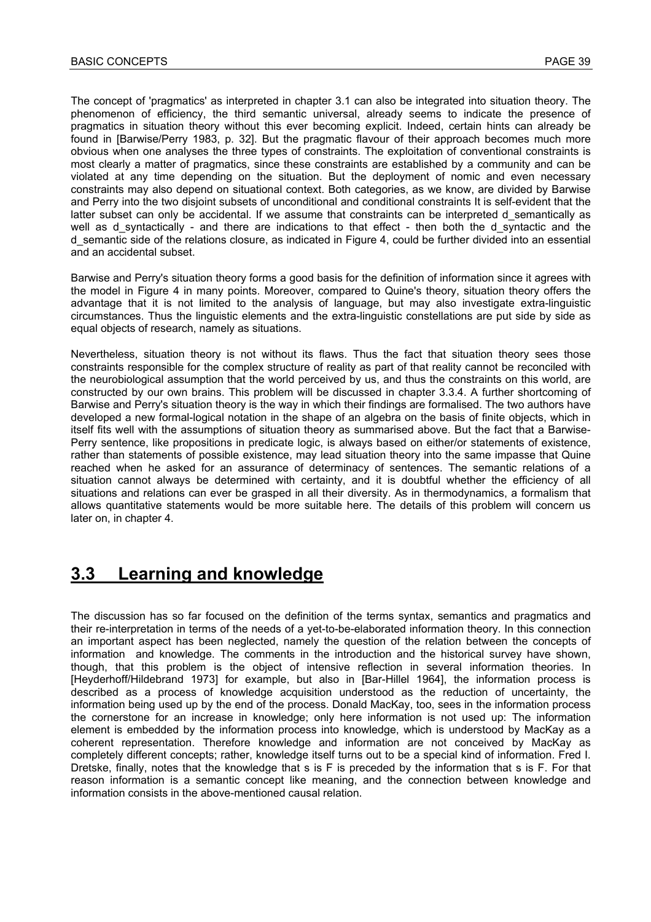The concept of 'pragmatics' as interpreted in chapter 3.1 can also be integrated into situation theory. The phenomenon of efficiency, the third semantic universal, already seems to indicate the presence of pragmatics in situation theory without this ever becoming explicit. Indeed, certain hints can already be found in [Barwise/Perry 1983, p. 32]. But the pragmatic flavour of their approach becomes much more obvious when one analyses the three types of constraints. The exploitation of conventional constraints is most clearly a matter of pragmatics, since these constraints are established by a community and can be violated at any time depending on the situation. But the deployment of nomic and even necessary constraints may also depend on situational context. Both categories, as we know, are divided by Barwise and Perry into the two disjoint subsets of unconditional and conditional constraints It is self-evident that the latter subset can only be accidental. If we assume that constraints can be interpreted d_semantically as well as d_syntactically - and there are indications to that effect - then both the d_syntactic and the d_semantic side of the relations closure, as indicated in Figure 4, could be further divided into an essential and an accidental subset.

Barwise and Perry's situation theory forms a good basis for the definition of information since it agrees with the model in Figure 4 in many points. Moreover, compared to Quine's theory, situation theory offers the advantage that it is not limited to the analysis of language, but may also investigate extra-linguistic circumstances. Thus the linguistic elements and the extra-linguistic constellations are put side by side as equal objects of research, namely as situations.

Nevertheless, situation theory is not without its flaws. Thus the fact that situation theory sees those constraints responsible for the complex structure of reality as part of that reality cannot be reconciled with the neurobiological assumption that the world perceived by us, and thus the constraints on this world, are constructed by our own brains. This problem will be discussed in chapter 3.3.4. A further shortcoming of Barwise and Perry's situation theory is the way in which their findings are formalised. The two authors have developed a new formal-logical notation in the shape of an algebra on the basis of finite objects, which in itself fits well with the assumptions of situation theory as summarised above. But the fact that a Barwise-Perry sentence, like propositions in predicate logic, is always based on either/or statements of existence, rather than statements of possible existence, may lead situation theory into the same impasse that Quine reached when he asked for an assurance of determinacy of sentences. The semantic relations of a situation cannot always be determined with certainty, and it is doubtful whether the efficiency of all situations and relations can ever be grasped in all their diversity. As in thermodynamics, a formalism that allows quantitative statements would be more suitable here. The details of this problem will concern us later on, in chapter 4.

## 3.3 Learning and knowledge

The discussion has so far focused on the definition of the terms syntax, semantics and pragmatics and their re-interpretation in terms of the needs of a yet-to-be-elaborated information theory. In this connection an important aspect has been neglected, namely the question of the relation between the concepts of information and knowledge. The comments in the introduction and the historical survey have shown, though, that this problem is the object of intensive reflection in several information theories. In [Heyderhoff/Hildebrand 1973] for example, but also in [Bar-Hillel 1964], the information process is described as a process of knowledge acquisition understood as the reduction of uncertainty, the information being used up by the end of the process. Donald MacKay, too, sees in the information process the cornerstone for an increase in knowledge; only here information is not used up: The information element is embedded by the information process into knowledge, which is understood by MacKay as a coherent representation. Therefore knowledge and information are not conceived by MacKay as completely different concepts; rather, knowledge itself turns out to be a special kind of information. Fred I. Dretske, finally, notes that the knowledge that s is F is preceded by the information that s is F. For that reason information is a semantic concept like meaning, and the connection between knowledge and information consists in the above-mentioned causal relation.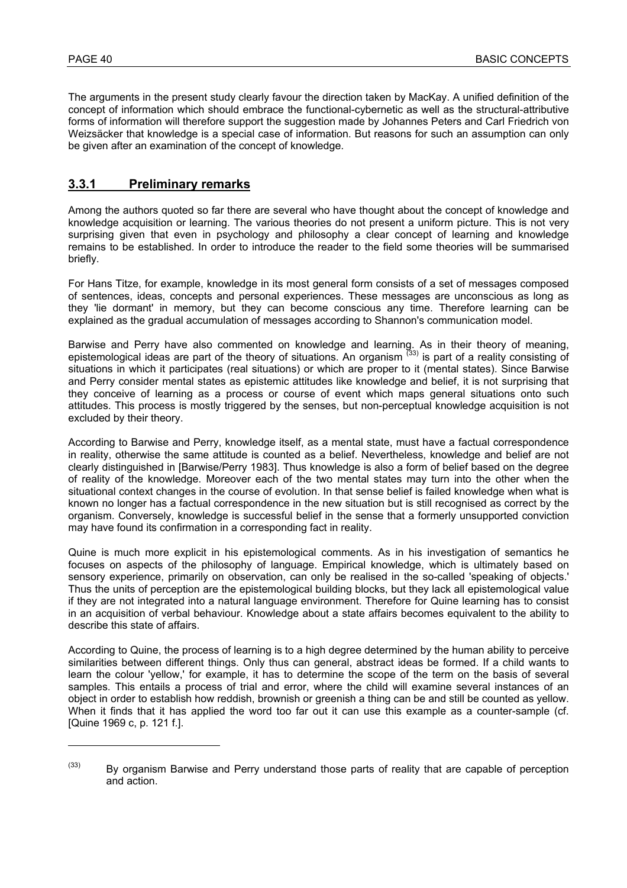The arguments in the present study clearly favour the direction taken by MacKay. A unified definition of the concept of information which should embrace the functional-cybernetic as well as the structural-attributive forms of information will therefore support the suggestion made by Johannes Peters and Carl Friedrich von Weizsäcker that knowledge is a special case of information. But reasons for such an assumption can only be given after an examination of the concept of knowledge.

### 3.3.1 Preliminary remarks

Among the authors quoted so far there are several who have thought about the concept of knowledge and knowledge acquisition or learning. The various theories do not present a uniform picture. This is not very surprising given that even in psychology and philosophy a clear concept of learning and knowledge remains to be established. In order to introduce the reader to the field some theories will be summarised briefly.

For Hans Titze, for example, knowledge in its most general form consists of a set of messages composed of sentences, ideas, concepts and personal experiences. These messages are unconscious as long as they 'lie dormant' in memory, but they can become conscious any time. Therefore learning can be explained as the gradual accumulation of messages according to Shannon's communication model.

Barwise and Perry have also commented on knowledge and learning. As in their theory of meaning, epistemological ideas are part of the theory of situations. An organism [33] is part of a reality consisting of situations in which it participates (real situations) or which are proper to it (mental states). Since Barwise and Perry consider mental states as epistemic attitudes like knowledge and belief, it is not surprising that they conceive of learning as a process or course of event which maps general situations onto such attitudes. This process is mostly triggered by the senses, but non-perceptual knowledge acquisition is not excluded by their theory.

According to Barwise and Perry, knowledge itself, as a mental state, must have a factual correspondence in reality, otherwise the same attitude is counted as a belief. Nevertheless, knowledge and belief are not clearly distinguished in [Barwise/Perry 1983]. Thus knowledge is also a form of belief based on the degree of reality of the knowledge. Moreover each of the two mental states may turn into the other when the situational context changes in the course of evolution. In that sense belief is failed knowledge when what is known no longer has a factual correspondence in the new situation but is still recognised as correct by the organism. Conversely, knowledge is successful belief in the sense that a formerly unsupported conviction may have found its confirmation in a corresponding fact in reality.

Quine is much more explicit in his epistemological comments. As in his investigation of semantics he focuses on aspects of the philosophy of language. Empirical knowledge, which is ultimately based on sensory experience, primarily on observation, can only be realised in the so-called 'speaking of objects.' Thus the units of perception are the epistemological building blocks, but they lack all epistemological value if they are not integrated into a natural language environment. Therefore for Quine learning has to consist in an acquisition of verbal behaviour. Knowledge about a state affairs becomes equivalent to the ability to describe this state of affairs.

According to Quine, the process of learning is to a high degree determined by the human ability to perceive similarities between different things. Only thus can general, abstract ideas be formed. If a child wants to learn the colour 'yellow,' for example, it has to determine the scope of the term on the basis of several samples. This entails a process of trial and error, where the child will examine several instances of an object in order to establish how reddish, brownish or greenish a thing can be and still be counted as yellow. When it finds that it has applied the word too far out it can use this example as a counter-sample (cf. [Quine 1969 c, p. 121 f.].

---

(33) By organism Barwise and Perry understand those parts of reality that are capable of perception and action.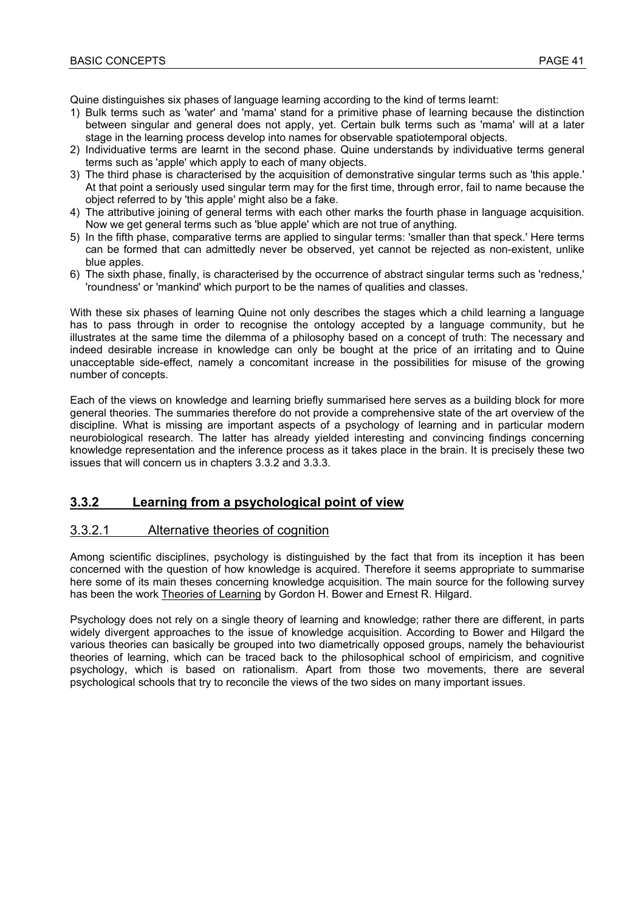Quine distinguishes six phases of language learning according to the kind of terms learnt:

1) Bulk terms such as 'water' and 'mama' stand for a primitive phase of learning because the distinction between singular and general does not apply, yet. Certain bulk terms such as 'mama' will at a later stage in the learning process develop into names for observable spatiotemporal objects.
2) Individuative terms are learnt in the second phase. Quine understands by individuative terms general terms such as 'apple' which apply to each of many objects.
3) The third phase is characterised by the acquisition of demonstrative singular terms such as 'this apple.' At that point a seriously used singular term may for the first time, through error, fail to name because the object referred to by 'this apple' might also be a fake.
4) The attributive joining of general terms with each other marks the fourth phase in language acquisition. Now we get general terms such as 'blue apple' which are not true of anything.
5) In the fifth phase, comparative terms are applied to singular terms: 'smaller than that speck.' Here terms can be formed that can admittedly never be observed, yet cannot be rejected as non-existent, unlike blue apples.
6) The sixth phase, finally, is characterised by the occurrence of abstract singular terms such as 'redness,' 'roundness' or 'mankind' which purport to be the names of qualities and classes.

With these six phases of learning Quine not only describes the stages which a child learning a language has to pass through in order to recognise the ontology accepted by a language community, but he illustrates at the same time the dilemma of a philosophy based on a concept of truth: The necessary and indeed desirable increase in knowledge can only be bought at the price of an irritating and to Quine unacceptable side-effect, namely a concomitant increase in the possibilities for misuse of the growing number of concepts.

Each of the views on knowledge and learning briefly summarised here serves as a building block for more general theories. The summaries therefore do not provide a comprehensive state of the art overview of the discipline. What is missing are important aspects of a psychology of learning and in particular modern neurobiological research. The latter has already yielded interesting and convincing findings concerning knowledge representation and the inference process as it takes place in the brain. It is precisely these two issues that will concern us in chapters 3.3.2 and 3.3.3.

## 3.3.2 Learning from a psychological point of view

### 3.3.2.1 Alternative theories of cognition

Among scientific disciplines, psychology is distinguished by the fact that from its inception it has been concerned with the question of how knowledge is acquired. Therefore it seems appropriate to summarise here some of its main theses concerning knowledge acquisition. The main source for the following survey has been the work Theories of Learning by Gordon H. Bower and Ernest R. Hilgard.

Psychology does not rely on a single theory of learning and knowledge; rather there are different, in parts widely divergent approaches to the issue of knowledge acquisition. According to Bower and Hilgard the various theories can basically be grouped into two diametrically opposed groups, namely the behaviourist theories of learning, which can be traced back to the philosophical school of empiricism, and cognitive psychology, which is based on rationalism. Apart from those two movements, there are several psychological schools that try to reconcile the views of the two sides on many important issues.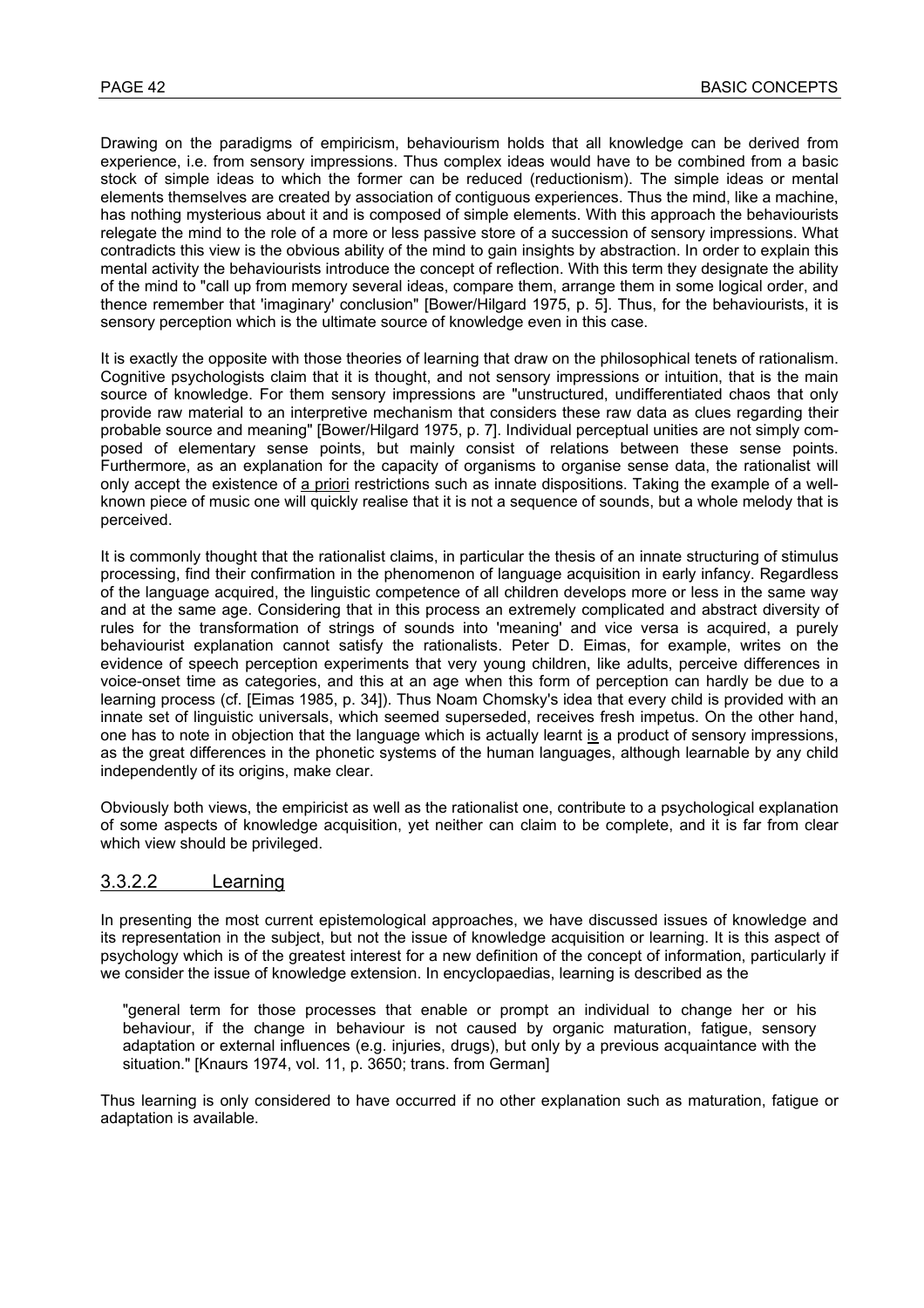Drawing on the paradigms of empiricism, behaviourism holds that all knowledge can be derived from experience, i.e. from sensory impressions. Thus complex ideas would have to be combined from a basic stock of simple ideas to which the former can be reduced (reductionism). The simple ideas or mental elements themselves are created by association of contiguous experiences. Thus the mind, like a machine, has nothing mysterious about it and is composed of simple elements. With this approach the behaviourists relegate the mind to the role of a more or less passive store of a succession of sensory impressions. What contradicts this view is the obvious ability of the mind to gain insights by abstraction. In order to explain this mental activity the behaviourists introduce the concept of reflection. With this term they designate the ability of the mind to "call up from memory several ideas, compare them, arrange them in some logical order, and thence remember that 'imaginary' conclusion" [Bower/Hilgard 1975, p. 5]. Thus, for the behaviourists, it is sensory perception which is the ultimate source of knowledge even in this case.

It is exactly the opposite with those theories of learning that draw on the philosophical tenets of rationalism. Cognitive psychologists claim that it is thought, and not sensory impressions or intuition, that is the main source of knowledge. For them sensory impressions are "unstructured, undifferentiated chaos that only provide raw material to an interpretive mechanism that considers these raw data as clues regarding their probable source and meaning" [Bower/Hilgard 1975, p. 7]. Individual perceptual unities are not simply composed of elementary sense points, but mainly consist of relations between these sense points. Furthermore, as an explanation for the capacity of organisms to organise sense data, the rationalist will only accept the existence of a priori restrictions such as innate dispositions. Taking the example of a well-known piece of music one will quickly realise that it is not a sequence of sounds, but a whole melody that is perceived.

It is commonly thought that the rationalist claims, in particular the thesis of an innate structuring of stimulus processing, find their confirmation in the phenomenon of language acquisition in early infancy. Regardless of the language acquired, the linguistic competence of all children develops more or less in the same way and at the same age. Considering that in this process an extremely complicated and abstract diversity of rules for the transformation of strings of sounds into 'meaning' and vice versa is acquired, a purely behaviourist explanation cannot satisfy the rationalists. Peter D. Eimas, for example, writes on the evidence of speech perception experiments that very young children, like adults, perceive differences in voice-onset time as categories, and this at an age when this form of perception can hardly be due to a learning process (cf. [Eimas 1985, p. 34]). Thus Noam Chomsky's idea that every child is provided with an innate set of linguistic universals, which seemed superseded, receives fresh impetus. On the other hand, one has to note in objection that the language which is actually learnt is a product of sensory impressions, as the great differences in the phonetic systems of the human languages, although learnable by any child independently of its origins, make clear.

Obviously both views, the empiricist as well as the rationalist one, contribute to a psychological explanation of some aspects of knowledge acquisition, yet neither can claim to be complete, and it is far from clear which view should be privileged.

#### 3.3.2.2 Learning

In presenting the most current epistemological approaches, we have discussed issues of knowledge and its representation in the subject, but not the issue of knowledge acquisition or learning. It is this aspect of psychology which is of the greatest interest for a new definition of the concept of information, particularly if we consider the issue of knowledge extension. In encyclopaedias, learning is described as the

> "general term for those processes that enable or prompt an individual to change her or his behaviour, if the change in behaviour is not caused by organic maturation, fatigue, sensory adaptation or external influences (e.g. injuries, drugs), but only by a previous acquaintance with the situation." [Knaurs 1974, vol. 11, p. 3650; trans. from German]

Thus learning is only considered to have occurred if no other explanation such as maturation, fatigue or adaptation is available.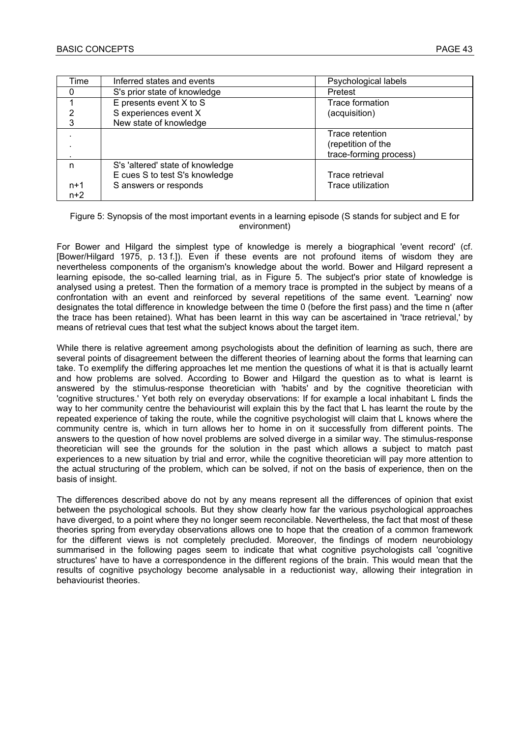| Time | Inferred states and events | Psychological labels |
|---|---|---|
| 0 | S's prior state of knowledge | Pretest |
| 1<br>2<br>3 | E presents event X to S<br>S experiences event X<br>New state of knowledge | Trace formation<br>(acquisition) |
| .<br>.<br>. | | Trace retention<br>(repetition of the<br>trace-forming process) |
| n<br><br>n+1<br>n+2 | S's 'altered' state of knowledge<br>E cues S to test S's knowledge<br>S answers or responds | <br>Trace retrieval<br>Trace utilization |

Figure 5: Synopsis of the most important events in a learning episode (S stands for subject and E for environment)

For Bower and Hilgard the simplest type of knowledge is merely a biographical 'event record' (cf. [Bower/Hilgard 1975, p. 13 f.]). Even if these events are not profound items of wisdom they are nevertheless components of the organism's knowledge about the world. Bower and Hilgard represent a learning episode, the so-called learning trial, as in Figure 5. The subject's prior state of knowledge is analysed using a pretest. Then the formation of a memory trace is prompted in the subject by means of a confrontation with an event and reinforced by several repetitions of the same event. 'Learning' now designates the total difference in knowledge between the time 0 (before the first pass) and the time n (after the trace has been retained). What has been learnt in this way can be ascertained in 'trace retrieval,' by means of retrieval cues that test what the subject knows about the target item.

While there is relative agreement among psychologists about the definition of learning as such, there are several points of disagreement between the different theories of learning about the forms that learning can take. To exemplify the differing approaches let me mention the questions of what it is that is actually learnt and how problems are solved. According to Bower and Hilgard the question as to what is learnt is answered by the stimulus-response theoretician with 'habits' and by the cognitive theoretician with 'cognitive structures.' Yet both rely on everyday observations: If for example a local inhabitant L finds the way to her community centre the behaviourist will explain this by the fact that L has learnt the route by the repeated experience of taking the route, while the cognitive psychologist will claim that L knows where the community centre is, which in turn allows her to home in on it successfully from different points. The answers to the question of how novel problems are solved diverge in a similar way. The stimulus-response theoretician will see the grounds for the solution in the past which allows a subject to match past experiences to a new situation by trial and error, while the cognitive theoretician will pay more attention to the actual structuring of the problem, which can be solved, if not on the basis of experience, then on the basis of insight.

The differences described above do not by any means represent all the differences of opinion that exist between the psychological schools. But they show clearly how far the various psychological approaches have diverged, to a point where they no longer seem reconcilable. Nevertheless, the fact that most of these theories spring from everyday observations allows one to hope that the creation of a common framework for the different views is not completely precluded. Moreover, the findings of modern neurobiology summarised in the following pages seem to indicate that what cognitive psychologists call 'cognitive structures' have to have a correspondence in the different regions of the brain. This would mean that the results of cognitive psychology become analysable in a reductionist way, allowing their integration in behaviourist theories.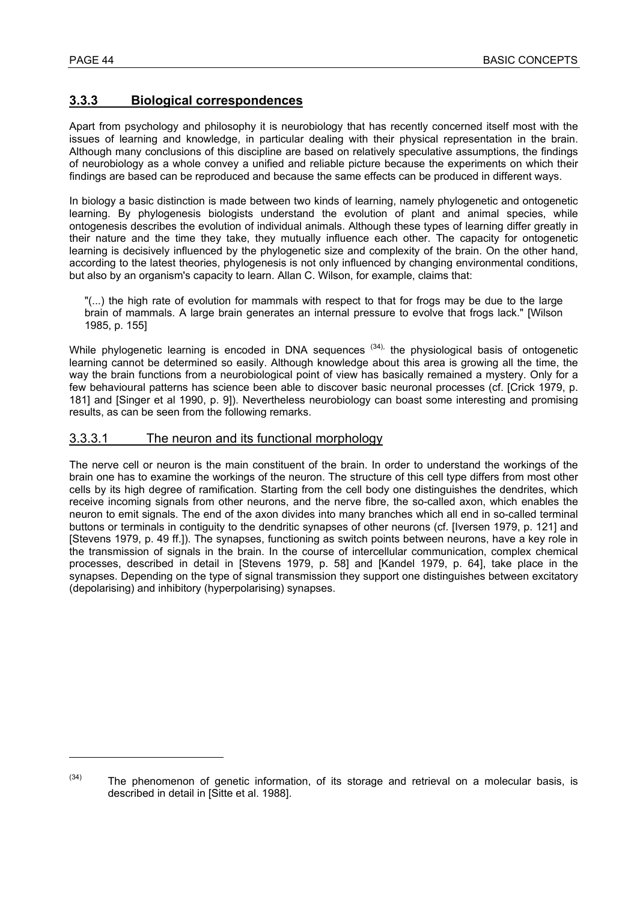### 3.3.3 Biological correspondences

Apart from psychology and philosophy it is neurobiology that has recently concerned itself most with the issues of learning and knowledge, in particular dealing with their physical representation in the brain. Although many conclusions of this discipline are based on relatively speculative assumptions, the findings of neurobiology as a whole convey a unified and reliable picture because the experiments on which their findings are based can be reproduced and because the same effects can be produced in different ways.

In biology a basic distinction is made between two kinds of learning, namely phylogenetic and ontogenetic learning. By phylogenesis biologists understand the evolution of plant and animal species, while ontogenesis describes the evolution of individual animals. Although these types of learning differ greatly in their nature and the time they take, they mutually influence each other. The capacity for ontogenetic learning is decisively influenced by the phylogenetic size and complexity of the brain. On the other hand, according to the latest theories, phylogenesis is not only influenced by changing environmental conditions, but also by an organism's capacity to learn. Allan C. Wilson, for example, claims that:

> "(...) the high rate of evolution for mammals with respect to that for frogs may be due to the large brain of mammals. A large brain generates an internal pressure to evolve that frogs lack." [Wilson 1985, p. 155]

While phylogenetic learning is encoded in DNA sequences [(34)], the physiological basis of ontogenetic learning cannot be determined so easily. Although knowledge about this area is growing all the time, the way the brain functions from a neurobiological point of view has basically remained a mystery. Only for a few behavioural patterns has science been able to discover basic neuronal processes (cf. [Crick 1979, p. 181] and [Singer et al 1990, p. 9]). Nevertheless neurobiology can boast some interesting and promising results, as can be seen from the following remarks.

#### 3.3.3.1 The neuron and its functional morphology

The nerve cell or neuron is the main constituent of the brain. In order to understand the workings of the brain one has to examine the workings of the neuron. The structure of this cell type differs from most other cells by its high degree of ramification. Starting from the cell body one distinguishes the dendrites, which receive incoming signals from other neurons, and the nerve fibre, the so-called axon, which enables the neuron to emit signals. The end of the axon divides into many branches which all end in so-called terminal buttons or terminals in contiguity to the dendritic synapses of other neurons (cf. [Iversen 1979, p. 121] and [Stevens 1979, p. 49 ff.]). The synapses, functioning as switch points between neurons, have a key role in the transmission of signals in the brain. In the course of intercellular communication, complex chemical processes, described in detail in [Stevens 1979, p. 58] and [Kandel 1979, p. 64], take place in the synapses. Depending on the type of signal transmission they support one distinguishes between excitatory (depolarising) and inhibitory (hyperpolarising) synapses.

---

(34) The phenomenon of genetic information, of its storage and retrieval on a molecular basis, is described in detail in [Sitte et al. 1988].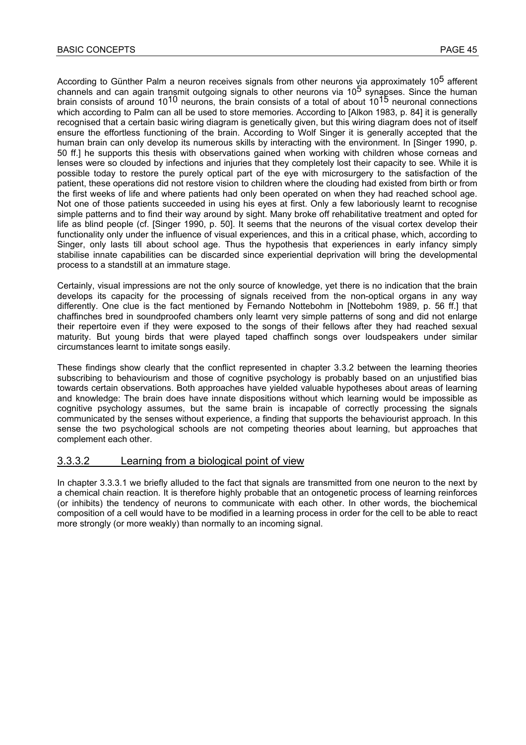According to Günther Palm a neuron receives signals from other neurons via approximately $10^5$ afferent channels and can again transmit outgoing signals to other neurons via $10^5$ synapses. Since the human brain consists of around $10^{10}$ neurons, the brain consists of a total of about $10^{15}$ neuronal connections which according to Palm can all be used to store memories. According to [Alkon 1983, p. 84] it is generally recognised that a certain basic wiring diagram is genetically given, but this wiring diagram does not of itself ensure the effortless functioning of the brain. According to Wolf Singer it is generally accepted that the human brain can only develop its numerous skills by interacting with the environment. In [Singer 1990, p. 50 ff.] he supports this thesis with observations gained when working with children whose corneas and lenses were so clouded by infections and injuries that they completely lost their capacity to see. While it is possible today to restore the purely optical part of the eye with microsurgery to the satisfaction of the patient, these operations did not restore vision to children where the clouding had existed from birth or from the first weeks of life and where patients had only been operated on when they had reached school age. Not one of those patients succeeded in using his eyes at first. Only a few laboriously learnt to recognise simple patterns and to find their way around by sight. Many broke off rehabilitative treatment and opted for life as blind people (cf. [Singer 1990, p. 50]. It seems that the neurons of the visual cortex develop their functionality only under the influence of visual experiences, and this in a critical phase, which, according to Singer, only lasts till about school age. Thus the hypothesis that experiences in early infancy simply stabilise innate capabilities can be discarded since experiential deprivation will bring the developmental process to a standstill at an immature stage.

Certainly, visual impressions are not the only source of knowledge, yet there is no indication that the brain develops its capacity for the processing of signals received from the non-optical organs in any way differently. One clue is the fact mentioned by Fernando Nottebohm in [Nottebohm 1989, p. 56 ff.] that chaffinches bred in soundproofed chambers only learnt very simple patterns of song and did not enlarge their repertoire even if they were exposed to the songs of their fellows after they had reached sexual maturity. But young birds that were played taped chaffinch songs over loudspeakers under similar circumstances learnt to imitate songs easily.

These findings show clearly that the conflict represented in chapter 3.3.2 between the learning theories subscribing to behaviourism and those of cognitive psychology is probably based on an unjustified bias towards certain observations. Both approaches have yielded valuable hypotheses about areas of learning and knowledge: The brain does have innate dispositions without which learning would be impossible as cognitive psychology assumes, but the same brain is incapable of correctly processing the signals communicated by the senses without experience, a finding that supports the behaviourist approach. In this sense the two psychological schools are not competing theories about learning, but approaches that complement each other.

#### 3.3.3.2 Learning from a biological point of view

In chapter 3.3.3.1 we briefly alluded to the fact that signals are transmitted from one neuron to the next by a chemical chain reaction. It is therefore highly probable that an ontogenetic process of learning reinforces (or inhibits) the tendency of neurons to communicate with each other. In other words, the biochemical composition of a cell would have to be modified in a learning process in order for the cell to be able to react more strongly (or more weakly) than normally to an incoming signal.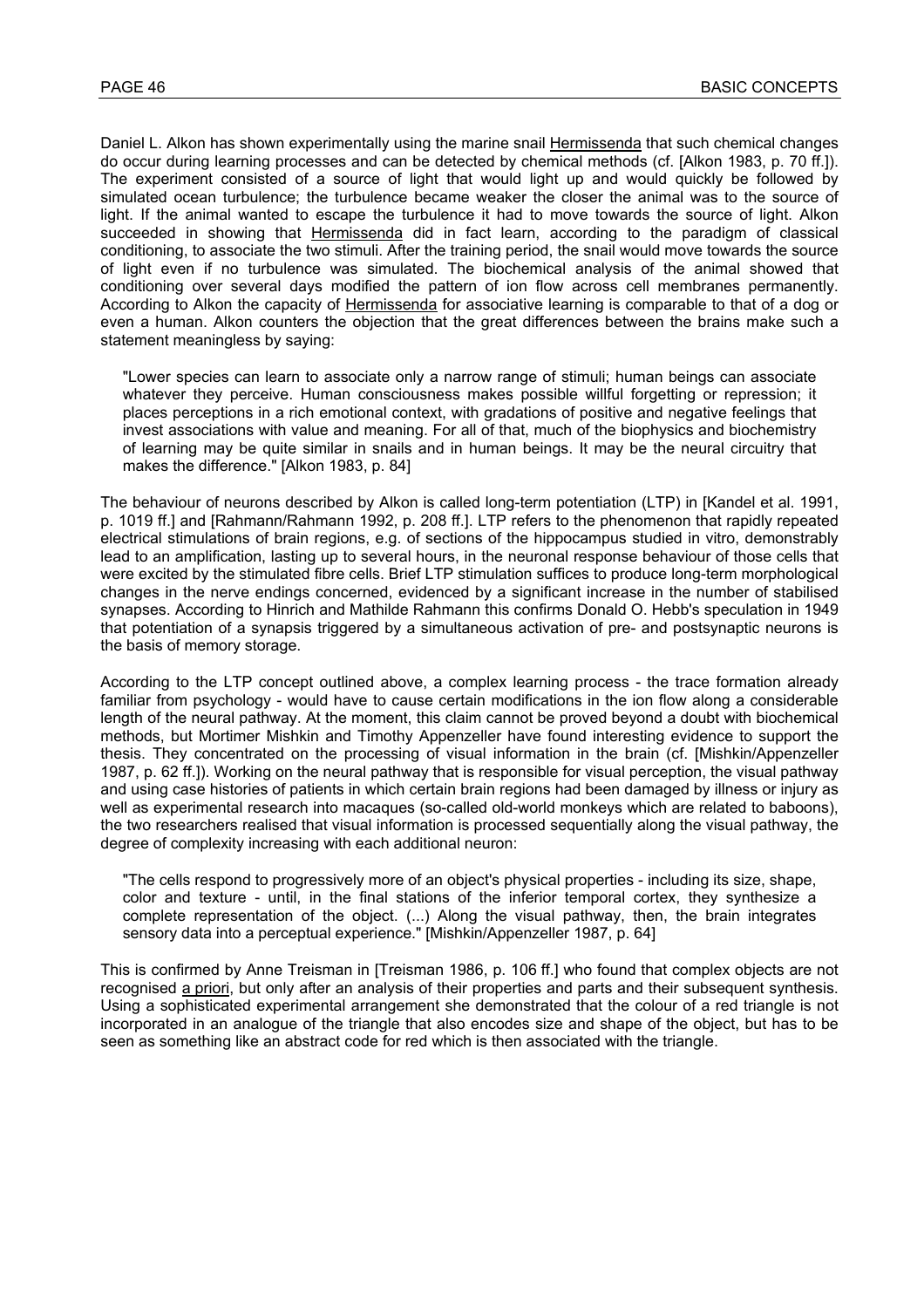Daniel L. Alkon has shown experimentally using the marine snail Hermissenda that such chemical changes do occur during learning processes and can be detected by chemical methods (cf. [Alkon 1983, p. 70 ff.]). The experiment consisted of a source of light that would light up and would quickly be followed by simulated ocean turbulence; the turbulence became weaker the closer the animal was to the source of light. If the animal wanted to escape the turbulence it had to move towards the source of light. Alkon succeeded in showing that Hermissenda did in fact learn, according to the paradigm of classical conditioning, to associate the two stimuli. After the training period, the snail would move towards the source of light even if no turbulence was simulated. The biochemical analysis of the animal showed that conditioning over several days modified the pattern of ion flow across cell membranes permanently. According to Alkon the capacity of Hermissenda for associative learning is comparable to that of a dog or even a human. Alkon counters the objection that the great differences between the brains make such a statement meaningless by saying:

> "Lower species can learn to associate only a narrow range of stimuli; human beings can associate whatever they perceive. Human consciousness makes possible willful forgetting or repression; it places perceptions in a rich emotional context, with gradations of positive and negative feelings that invest associations with value and meaning. For all of that, much of the biophysics and biochemistry of learning may be quite similar in snails and in human beings. It may be the neural circuitry that makes the difference." [Alkon 1983, p. 84]

The behaviour of neurons described by Alkon is called long-term potentiation (LTP) in [Kandel et al. 1991, p. 1019 ff.] and [Rahmann/Rahmann 1992, p. 208 ff.]. LTP refers to the phenomenon that rapidly repeated electrical stimulations of brain regions, e.g. of sections of the hippocampus studied in vitro, demonstrably lead to an amplification, lasting up to several hours, in the neuronal response behaviour of those cells that were excited by the stimulated fibre cells. Brief LTP stimulation suffices to produce long-term morphological changes in the nerve endings concerned, evidenced by a significant increase in the number of stabilised synapses. According to Hinrich and Mathilde Rahmann this confirms Donald O. Hebb's speculation in 1949 that potentiation of a synapsis triggered by a simultaneous activation of pre- and postsynaptic neurons is the basis of memory storage.

According to the LTP concept outlined above, a complex learning process - the trace formation already familiar from psychology - would have to cause certain modifications in the ion flow along a considerable length of the neural pathway. At the moment, this claim cannot be proved beyond a doubt with biochemical methods, but Mortimer Mishkin and Timothy Appenzeller have found interesting evidence to support the thesis. They concentrated on the processing of visual information in the brain (cf. [Mishkin/Appenzeller 1987, p. 62 ff.]). Working on the neural pathway that is responsible for visual perception, the visual pathway and using case histories of patients in which certain brain regions had been damaged by illness or injury as well as experimental research into macaques (so-called old-world monkeys which are related to baboons), the two researchers realised that visual information is processed sequentially along the visual pathway, the degree of complexity increasing with each additional neuron:

> "The cells respond to progressively more of an object's physical properties - including its size, shape, color and texture - until, in the final stations of the inferior temporal cortex, they synthesize a complete representation of the object. (...) Along the visual pathway, then, the brain integrates sensory data into a perceptual experience." [Mishkin/Appenzeller 1987, p. 64]

This is confirmed by Anne Treisman in [Treisman 1986, p. 106 ff.] who found that complex objects are not recognised a priori, but only after an analysis of their properties and parts and their subsequent synthesis. Using a sophisticated experimental arrangement she demonstrated that the colour of a red triangle is not incorporated in an analogue of the triangle that also encodes size and shape of the object, but has to be seen as something like an abstract code for red which is then associated with the triangle.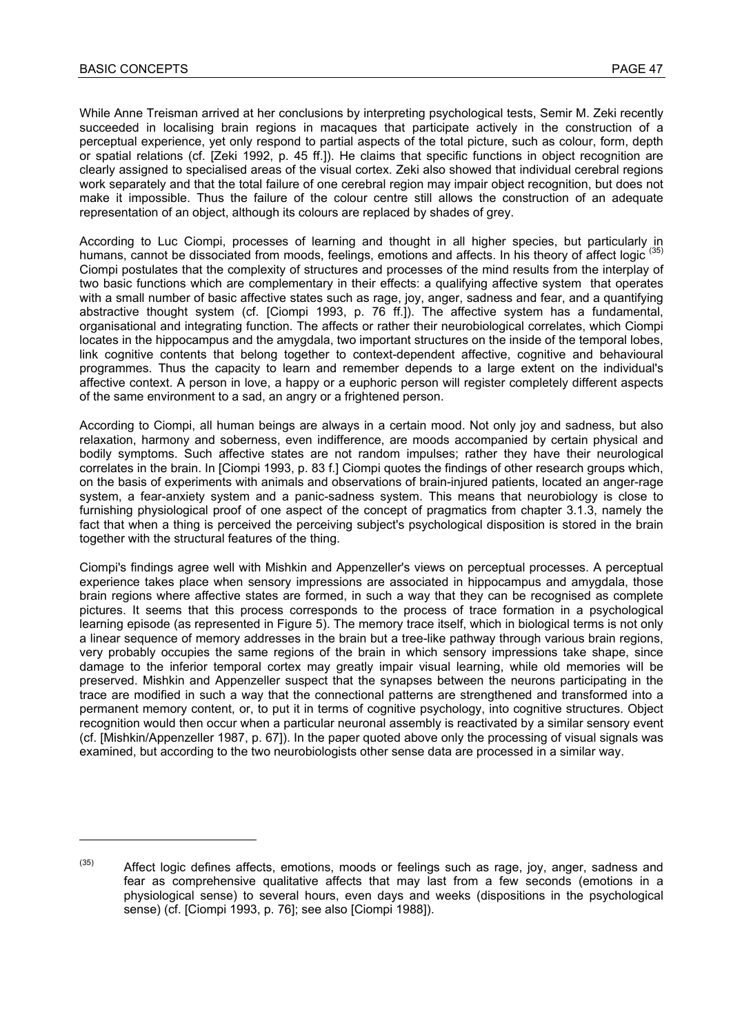While Anne Treisman arrived at her conclusions by interpreting psychological tests, Semir M. Zeki recently succeeded in localising brain regions in macaques that participate actively in the construction of a perceptual experience, yet only respond to partial aspects of the total picture, such as colour, form, depth or spatial relations (cf. [Zeki 1992, p. 45 ff.]). He claims that specific functions in object recognition are clearly assigned to specialised areas of the visual cortex. Zeki also showed that individual cerebral regions work separately and that the total failure of one cerebral region may impair object recognition, but does not make it impossible. Thus the failure of the colour centre still allows the construction of an adequate representation of an object, although its colours are replaced by shades of grey.

According to Luc Ciompi, processes of learning and thought in all higher species, but particularly in humans, cannot be dissociated from moods, feelings, emotions and affects. In his theory of affect logic [35] Ciompi postulates that the complexity of structures and processes of the mind results from the interplay of two basic functions which are complementary in their effects: a qualifying affective system that operates with a small number of basic affective states such as rage, joy, anger, sadness and fear, and a quantifying abstractive thought system (cf. [Ciompi 1993, p. 76 ff.]). The affective system has a fundamental, organisational and integrating function. The affects or rather their neurobiological correlates, which Ciompi locates in the hippocampus and the amygdala, two important structures on the inside of the temporal lobes, link cognitive contents that belong together to context-dependent affective, cognitive and behavioural programmes. Thus the capacity to learn and remember depends to a large extent on the individual's affective context. A person in love, a happy or a euphoric person will register completely different aspects of the same environment to a sad, an angry or a frightened person.

According to Ciompi, all human beings are always in a certain mood. Not only joy and sadness, but also relaxation, harmony and soberness, even indifference, are moods accompanied by certain physical and bodily symptoms. Such affective states are not random impulses; rather they have their neurological correlates in the brain. In [Ciompi 1993, p. 83 f.] Ciompi quotes the findings of other research groups which, on the basis of experiments with animals and observations of brain-injured patients, located an anger-rage system, a fear-anxiety system and a panic-sadness system. This means that neurobiology is close to furnishing physiological proof of one aspect of the concept of pragmatics from chapter 3.1.3, namely the fact that when a thing is perceived the perceiving subject's psychological disposition is stored in the brain together with the structural features of the thing.

Ciompi's findings agree well with Mishkin and Appenzeller's views on perceptual processes. A perceptual experience takes place when sensory impressions are associated in hippocampus and amygdala, those brain regions where affective states are formed, in such a way that they can be recognised as complete pictures. It seems that this process corresponds to the process of trace formation in a psychological learning episode (as represented in Figure 5). The memory trace itself, which in biological terms is not only a linear sequence of memory addresses in the brain but a tree-like pathway through various brain regions, very probably occupies the same regions of the brain in which sensory impressions take shape, since damage to the inferior temporal cortex may greatly impair visual learning, while old memories will be preserved. Mishkin and Appenzeller suspect that the synapses between the neurons participating in the trace are modified in such a way that the connectional patterns are strengthened and transformed into a permanent memory content, or, to put it in terms of cognitive psychology, into cognitive structures. Object recognition would then occur when a particular neuronal assembly is reactivated by a similar sensory event (cf. [Mishkin/Appenzeller 1987, p. 67]). In the paper quoted above only the processing of visual signals was examined, but according to the two neurobiologists other sense data are processed in a similar way.

---

[35] Affect logic defines affects, emotions, moods or feelings such as rage, joy, anger, sadness and fear as comprehensive qualitative affects that may last from a few seconds (emotions in a physiological sense) to several hours, even days and weeks (dispositions in the psychological sense) (cf. [Ciompi 1993, p. 76]; see also [Ciompi 1988]).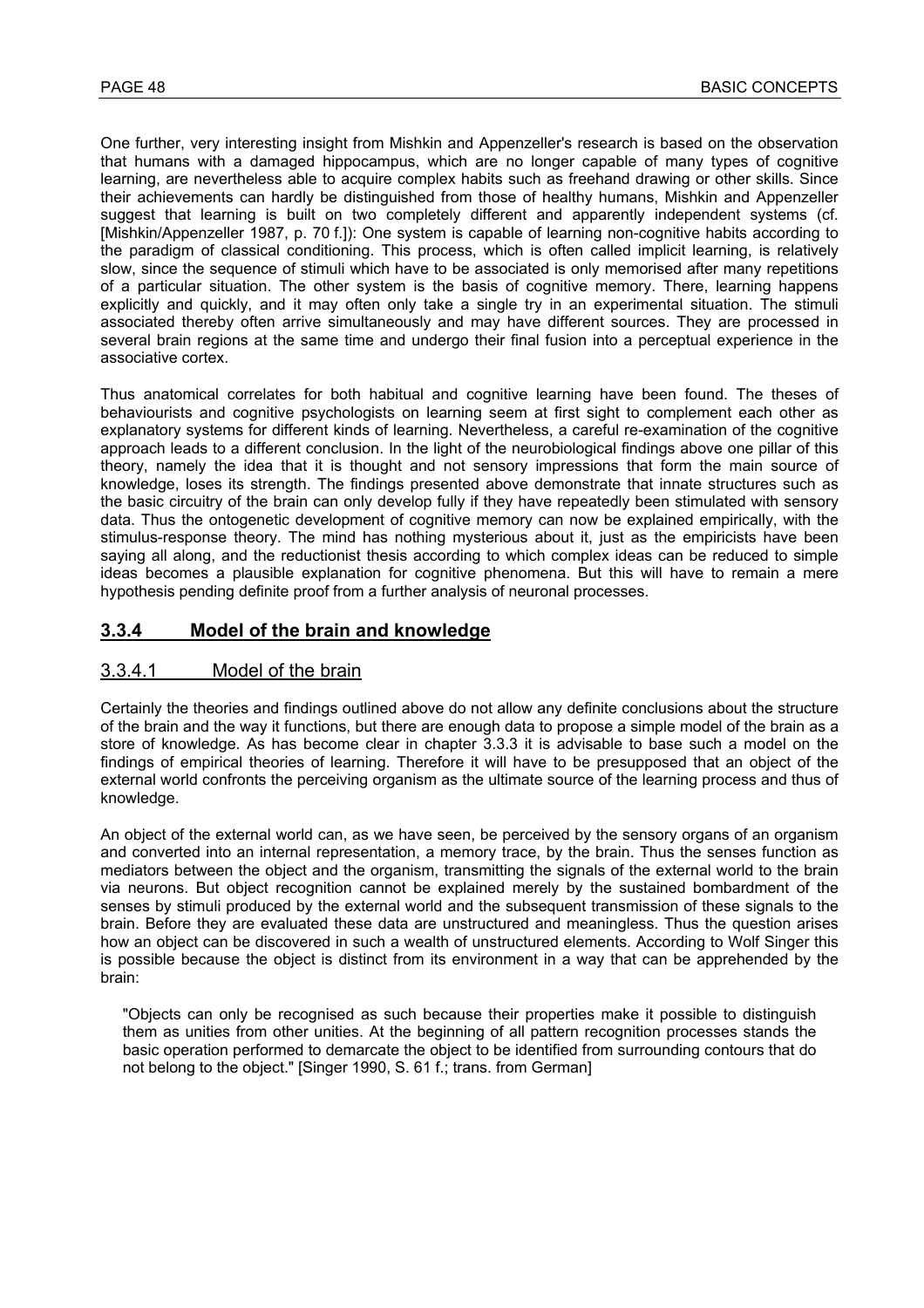One further, very interesting insight from Mishkin and Appenzeller's research is based on the observation that humans with a damaged hippocampus, which are no longer capable of many types of cognitive learning, are nevertheless able to acquire complex habits such as freehand drawing or other skills. Since their achievements can hardly be distinguished from those of healthy humans, Mishkin and Appenzeller suggest that learning is built on two completely different and apparently independent systems (cf. [Mishkin/Appenzeller 1987, p. 70 f.]): One system is capable of learning non-cognitive habits according to the paradigm of classical conditioning. This process, which is often called implicit learning, is relatively slow, since the sequence of stimuli which have to be associated is only memorised after many repetitions of a particular situation. The other system is the basis of cognitive memory. There, learning happens explicitly and quickly, and it may often only take a single try in an experimental situation. The stimuli associated thereby often arrive simultaneously and may have different sources. They are processed in several brain regions at the same time and undergo their final fusion into a perceptual experience in the associative cortex.

Thus anatomical correlates for both habitual and cognitive learning have been found. The theses of behaviourists and cognitive psychologists on learning seem at first sight to complement each other as explanatory systems for different kinds of learning. Nevertheless, a careful re-examination of the cognitive approach leads to a different conclusion. In the light of the neurobiological findings above one pillar of this theory, namely the idea that it is thought and not sensory impressions that form the main source of knowledge, loses its strength. The findings presented above demonstrate that innate structures such as the basic circuitry of the brain can only develop fully if they have repeatedly been stimulated with sensory data. Thus the ontogenetic development of cognitive memory can now be explained empirically, with the stimulus-response theory. The mind has nothing mysterious about it, just as the empiricists have been saying all along, and the reductionist thesis according to which complex ideas can be reduced to simple ideas becomes a plausible explanation for cognitive phenomena. But this will have to remain a mere hypothesis pending definite proof from a further analysis of neuronal processes.

### 3.3.4 Model of the brain and knowledge

#### 3.3.4.1 Model of the brain

Certainly the theories and findings outlined above do not allow any definite conclusions about the structure of the brain and the way it functions, but there are enough data to propose a simple model of the brain as a store of knowledge. As has become clear in chapter 3.3.3 it is advisable to base such a model on the findings of empirical theories of learning. Therefore it will have to be presupposed that an object of the external world confronts the perceiving organism as the ultimate source of the learning process and thus of knowledge.

An object of the external world can, as we have seen, be perceived by the sensory organs of an organism and converted into an internal representation, a memory trace, by the brain. Thus the senses function as mediators between the object and the organism, transmitting the signals of the external world to the brain via neurons. But object recognition cannot be explained merely by the sustained bombardment of the senses by stimuli produced by the external world and the subsequent transmission of these signals to the brain. Before they are evaluated these data are unstructured and meaningless. Thus the question arises how an object can be discovered in such a wealth of unstructured elements. According to Wolf Singer this is possible because the object is distinct from its environment in a way that can be apprehended by the brain:

> "Objects can only be recognised as such because their properties make it possible to distinguish them as unities from other unities. At the beginning of all pattern recognition processes stands the basic operation performed to demarcate the object to be identified from surrounding contours that do not belong to the object." [Singer 1990, S. 61 f.; trans. from German]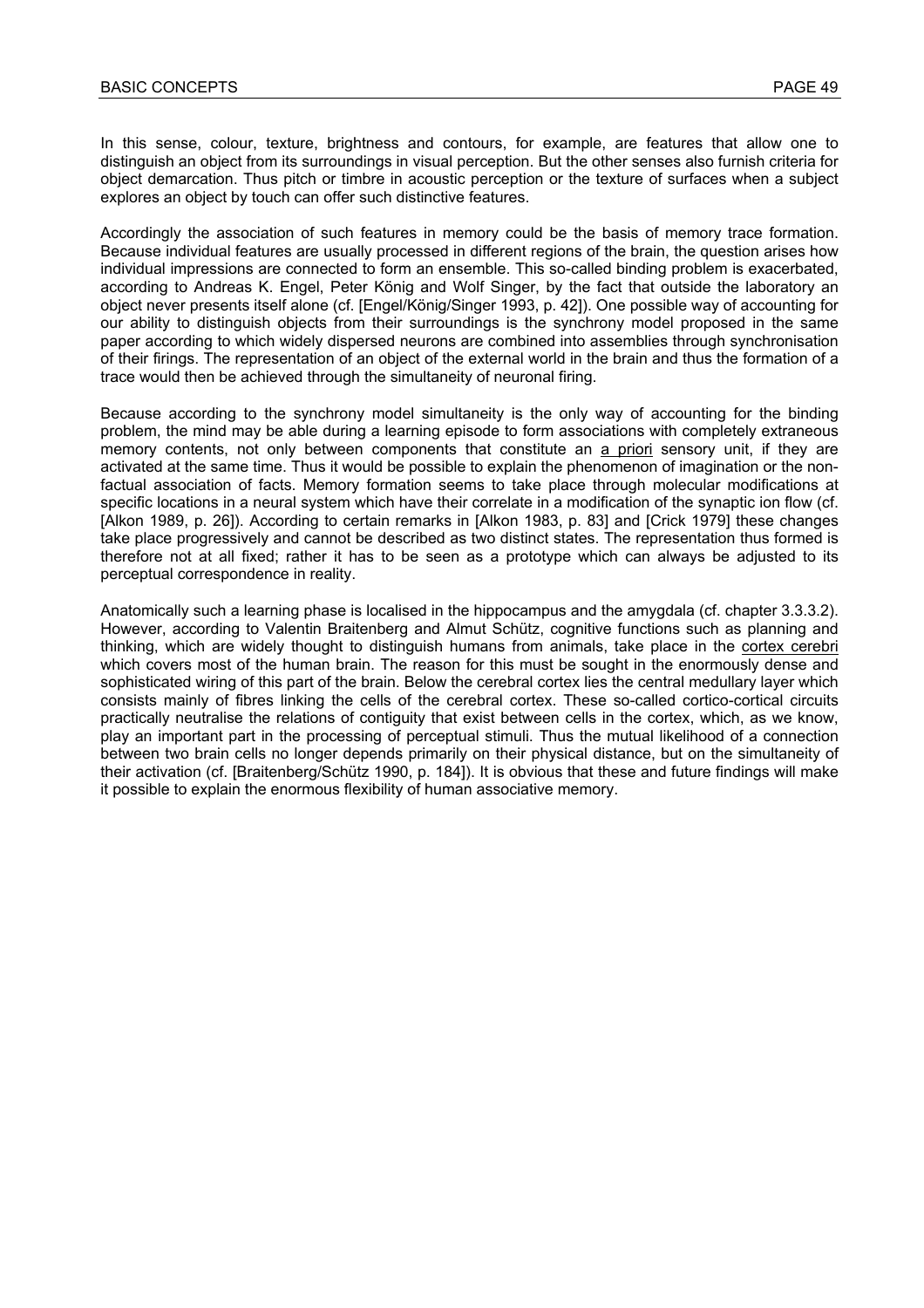In this sense, colour, texture, brightness and contours, for example, are features that allow one to distinguish an object from its surroundings in visual perception. But the other senses also furnish criteria for object demarcation. Thus pitch or timbre in acoustic perception or the texture of surfaces when a subject explores an object by touch can offer such distinctive features.

Accordingly the association of such features in memory could be the basis of memory trace formation. Because individual features are usually processed in different regions of the brain, the question arises how individual impressions are connected to form an ensemble. This so-called binding problem is exacerbated, according to Andreas K. Engel, Peter König and Wolf Singer, by the fact that outside the laboratory an object never presents itself alone (cf. [Engel/König/Singer 1993, p. 42]). One possible way of accounting for our ability to distinguish objects from their surroundings is the synchrony model proposed in the same paper according to which widely dispersed neurons are combined into assemblies through synchronisation of their firings. The representation of an object of the external world in the brain and thus the formation of a trace would then be achieved through the simultaneity of neuronal firing.

Because according to the synchrony model simultaneity is the only way of accounting for the binding problem, the mind may be able during a learning episode to form associations with completely extraneous memory contents, not only between components that constitute an <u>a priori</u> sensory unit, if they are activated at the same time. Thus it would be possible to explain the phenomenon of imagination or the non-factual association of facts. Memory formation seems to take place through molecular modifications at specific locations in a neural system which have their correlate in a modification of the synaptic ion flow (cf. [Alkon 1989, p. 26]). According to certain remarks in [Alkon 1983, p. 83] and [Crick 1979] these changes take place progressively and cannot be described as two distinct states. The representation thus formed is therefore not at all fixed; rather it has to be seen as a prototype which can always be adjusted to its perceptual correspondence in reality.

Anatomically such a learning phase is localised in the hippocampus and the amygdala (cf. chapter 3.3.3.2). However, according to Valentin Braitenberg and Almut Schütz, cognitive functions such as planning and thinking, which are widely thought to distinguish humans from animals, take place in the <u>cortex cerebri</u> which covers most of the human brain. The reason for this must be sought in the enormously dense and sophisticated wiring of this part of the brain. Below the cerebral cortex lies the central medullary layer which consists mainly of fibres linking the cells of the cerebral cortex. These so-called cortico-cortical circuits practically neutralise the relations of contiguity that exist between cells in the cortex, which, as we know, play an important part in the processing of perceptual stimuli. Thus the mutual likelihood of a connection between two brain cells no longer depends primarily on their physical distance, but on the simultaneity of their activation (cf. [Braitenberg/Schütz 1990, p. 184]). It is obvious that these and future findings will make it possible to explain the enormous flexibility of human associative memory.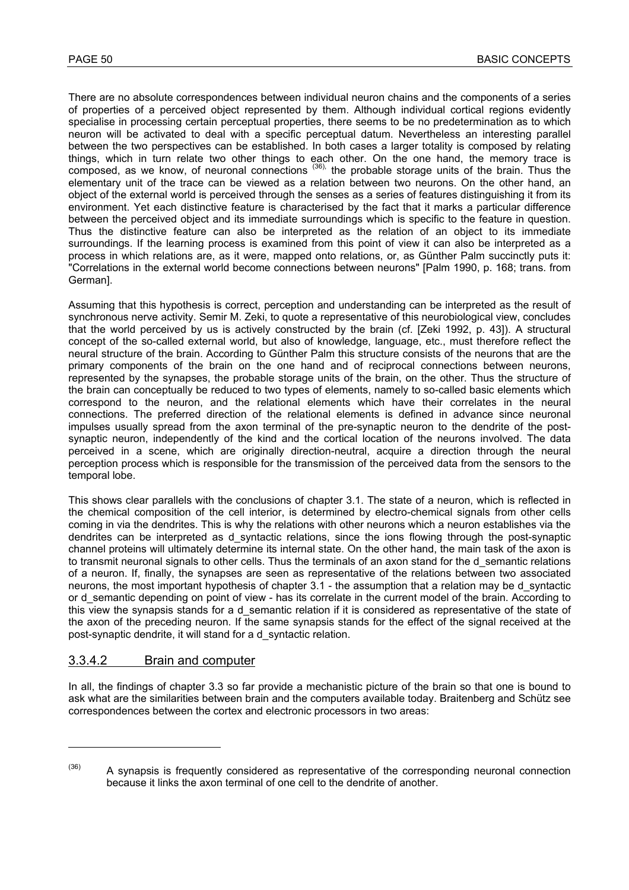There are no absolute correspondences between individual neuron chains and the components of a series of properties of a perceived object represented by them. Although individual cortical regions evidently specialise in processing certain perceptual properties, there seems to be no predetermination as to which neuron will be activated to deal with a specific perceptual datum. Nevertheless an interesting parallel between the two perspectives can be established. In both cases a larger totality is composed by relating things, which in turn relate two other things to each other. On the one hand, the memory trace is composed, as we know, of neuronal connections [36], the probable storage units of the brain. Thus the elementary unit of the trace can be viewed as a relation between two neurons. On the other hand, an object of the external world is perceived through the senses as a series of features distinguishing it from its environment. Yet each distinctive feature is characterised by the fact that it marks a particular difference between the perceived object and its immediate surroundings which is specific to the feature in question. Thus the distinctive feature can also be interpreted as the relation of an object to its immediate surroundings. If the learning process is examined from this point of view it can also be interpreted as a process in which relations are, as it were, mapped onto relations, or, as Günther Palm succinctly puts it: "Correlations in the external world become connections between neurons" [Palm 1990, p. 168; trans. from German].

Assuming that this hypothesis is correct, perception and understanding can be interpreted as the result of synchronous nerve activity. Semir M. Zeki, to quote a representative of this neurobiological view, concludes that the world perceived by us is actively constructed by the brain (cf. [Zeki 1992, p. 43]). A structural concept of the so-called external world, but also of knowledge, language, etc., must therefore reflect the neural structure of the brain. According to Günther Palm this structure consists of the neurons that are the primary components of the brain on the one hand and of reciprocal connections between neurons, represented by the synapses, the probable storage units of the brain, on the other. Thus the structure of the brain can conceptually be reduced to two types of elements, namely to so-called basic elements which correspond to the neuron, and the relational elements which have their correlates in the neural connections. The preferred direction of the relational elements is defined in advance since neuronal impulses usually spread from the axon terminal of the pre-synaptic neuron to the dendrite of the post-synaptic neuron, independently of the kind and the cortical location of the neurons involved. The data perceived in a scene, which are originally direction-neutral, acquire a direction through the neural perception process which is responsible for the transmission of the perceived data from the sensors to the temporal lobe.

This shows clear parallels with the conclusions of chapter 3.1. The state of a neuron, which is reflected in the chemical composition of the cell interior, is determined by electro-chemical signals from other cells coming in via the dendrites. This is why the relations with other neurons which a neuron establishes via the dendrites can be interpreted as d_syntactic relations, since the ions flowing through the post-synaptic channel proteins will ultimately determine its internal state. On the other hand, the main task of the axon is to transmit neuronal signals to other cells. Thus the terminals of an axon stand for the d_semantic relations of a neuron. If, finally, the synapses are seen as representative of the relations between two associated neurons, the most important hypothesis of chapter 3.1 - the assumption that a relation may be d_syntactic or d_semantic depending on point of view - has its correlate in the current model of the brain. According to this view the synapsis stands for a d_semantic relation if it is considered as representative of the state of the axon of the preceding neuron. If the same synapsis stands for the effect of the signal received at the post-synaptic dendrite, it will stand for a d_syntactic relation.

### 3.3.4.2 Brain and computer

In all, the findings of chapter 3.3 so far provide a mechanistic picture of the brain so that one is bound to ask what are the similarities between brain and the computers available today. Braitenberg and Schütz see correspondences between the cortex and electronic processors in two areas:

---

[36] A synapsis is frequently considered as representative of the corresponding neuronal connection because it links the axon terminal of one cell to the dendrite of another.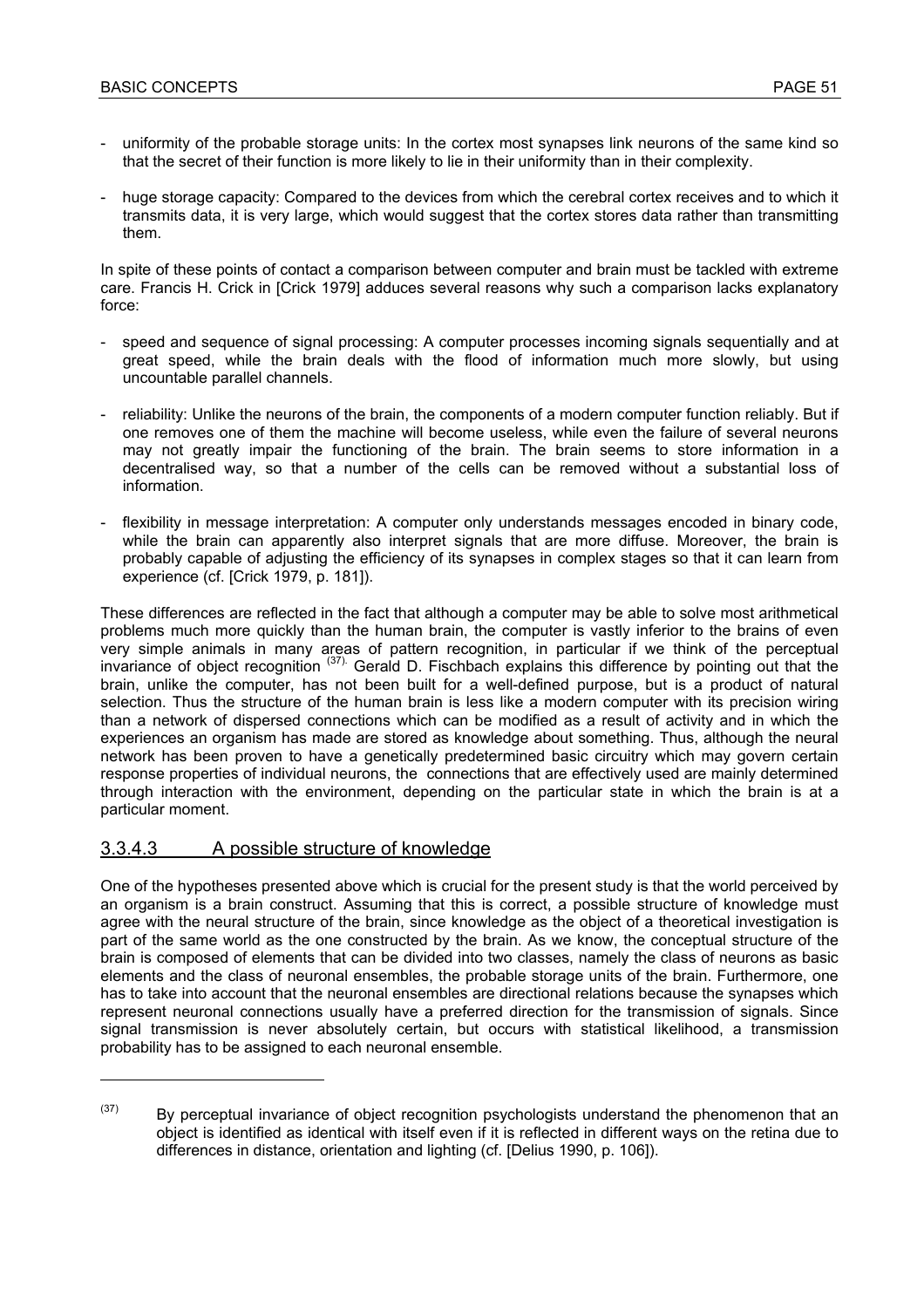- uniformity of the probable storage units: In the cortex most synapses link neurons of the same kind so that the secret of their function is more likely to lie in their uniformity than in their complexity.

- huge storage capacity: Compared to the devices from which the cerebral cortex receives and to which it transmits data, it is very large, which would suggest that the cortex stores data rather than transmitting them.

In spite of these points of contact a comparison between computer and brain must be tackled with extreme care. Francis H. Crick in [Crick 1979] adduces several reasons why such a comparison lacks explanatory force:

- speed and sequence of signal processing: A computer processes incoming signals sequentially and at great speed, while the brain deals with the flood of information much more slowly, but using uncountable parallel channels.

- reliability: Unlike the neurons of the brain, the components of a modern computer function reliably. But if one removes one of them the machine will become useless, while even the failure of several neurons may not greatly impair the functioning of the brain. The brain seems to store information in a decentralised way, so that a number of the cells can be removed without a substantial loss of information.

- flexibility in message interpretation: A computer only understands messages encoded in binary code, while the brain can apparently also interpret signals that are more diffuse. Moreover, the brain is probably capable of adjusting the efficiency of its synapses in complex stages so that it can learn from experience (cf. [Crick 1979, p. 181]).

These differences are reflected in the fact that although a computer may be able to solve most arithmetical problems much more quickly than the human brain, the computer is vastly inferior to the brains of even very simple animals in many areas of pattern recognition, in particular if we think of the perceptual invariance of object recognition (37). Gerald D. Fischbach explains this difference by pointing out that the brain, unlike the computer, has not been built for a well-defined purpose, but is a product of natural selection. Thus the structure of the human brain is less like a modern computer with its precision wiring than a network of dispersed connections which can be modified as a result of activity and in which the experiences an organism has made are stored as knowledge about something. Thus, although the neural network has been proven to have a genetically predetermined basic circuitry which may govern certain response properties of individual neurons, the connections that are effectively used are mainly determined through interaction with the environment, depending on the particular state in which the brain is at a particular moment.

### 3.3.4.3 A possible structure of knowledge

One of the hypotheses presented above which is crucial for the present study is that the world perceived by an organism is a brain construct. Assuming that this is correct, a possible structure of knowledge must agree with the neural structure of the brain, since knowledge as the object of a theoretical investigation is part of the same world as the one constructed by the brain. As we know, the conceptual structure of the brain is composed of elements that can be divided into two classes, namely the class of neurons as basic elements and the class of neuronal ensembles, the probable storage units of the brain. Furthermore, one has to take into account that the neuronal ensembles are directional relations because the synapses which represent neuronal connections usually have a preferred direction for the transmission of signals. Since signal transmission is never absolutely certain, but occurs with statistical likelihood, a transmission probability has to be assigned to each neuronal ensemble.

---

(37) By perceptual invariance of object recognition psychologists understand the phenomenon that an object is identified as identical with itself even if it is reflected in different ways on the retina due to differences in distance, orientation and lighting (cf. [Delius 1990, p. 106]).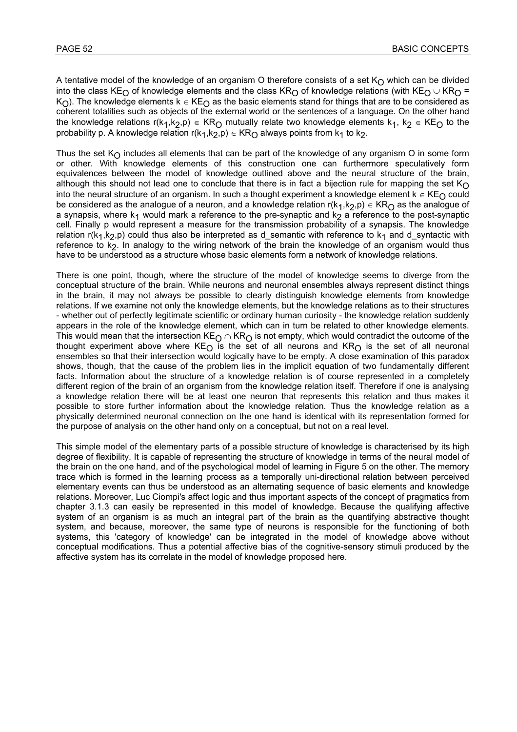A tentative model of the knowledge of an organism O therefore consists of a set $K_O$ which can be divided into the class $KE_O$ of knowledge elements and the class $KR_O$ of knowledge relations (with $KE_O \cup KR_O = K_O$). The knowledge elements $k \in KE_O$ as the basic elements stand for things that are to be considered as coherent totalities such as objects of the external world or the sentences of a language. On the other hand the knowledge relations $r(k_1,k_2,p) \in KR_O$ mutually relate two knowledge elements $k_1$, $k_2 \in KE_O$ to the probability p. A knowledge relation $r(k_1,k_2,p) \in KR_O$ always points from $k_1$ to $k_2$.

Thus the set $K_O$ includes all elements that can be part of the knowledge of any organism O in some form or other. With knowledge elements of this construction one can furthermore speculatively form equivalences between the model of knowledge outlined above and the neural structure of the brain, although this should not lead one to conclude that there is in fact a bijection rule for mapping the set $K_O$ into the neural structure of an organism. In such a thought experiment a knowledge element $k \in KE_O$ could be considered as the analogue of a neuron, and a knowledge relation $r(k_1,k_2,p) \in KR_O$ as the analogue of a synapsis, where $k_1$ would mark a reference to the pre-synaptic and $k_2$ a reference to the post-synaptic cell. Finally p would represent a measure for the transmission probability of a synapsis. The knowledge relation $r(k_1,k_2,p)$ could thus also be interpreted as d_semantic with reference to $k_1$ and d_syntactic with reference to $k_2$. In analogy to the wiring network of the brain the knowledge of an organism would thus have to be understood as a structure whose basic elements form a network of knowledge relations.

There is one point, though, where the structure of the model of knowledge seems to diverge from the conceptual structure of the brain. While neurons and neuronal ensembles always represent distinct things in the brain, it may not always be possible to clearly distinguish knowledge elements from knowledge relations. If we examine not only the knowledge elements, but the knowledge relations as to their structures - whether out of perfectly legitimate scientific or ordinary human curiosity - the knowledge relation suddenly appears in the role of the knowledge element, which can in turn be related to other knowledge elements. This would mean that the intersection $KE_O \cap KR_O$ is not empty, which would contradict the outcome of the thought experiment above where $KE_O$ is the set of all neurons and $KR_O$ is the set of all neuronal ensembles so that their intersection would logically have to be empty. A close examination of this paradox shows, though, that the cause of the problem lies in the implicit equation of two fundamentally different facts. Information about the structure of a knowledge relation is of course represented in a completely different region of the brain of an organism from the knowledge relation itself. Therefore if one is analysing a knowledge relation there will be at least one neuron that represents this relation and thus makes it possible to store further information about the knowledge relation. Thus the knowledge relation as a physically determined neuronal connection on the one hand is identical with its representation formed for the purpose of analysis on the other hand only on a conceptual, but not on a real level.

This simple model of the elementary parts of a possible structure of knowledge is characterised by its high degree of flexibility. It is capable of representing the structure of knowledge in terms of the neural model of the brain on the one hand, and of the psychological model of learning in Figure 5 on the other. The memory trace which is formed in the learning process as a temporally uni-directional relation between perceived elementary events can thus be understood as an alternating sequence of basic elements and knowledge relations. Moreover, Luc Ciompi's affect logic and thus important aspects of the concept of pragmatics from chapter 3.1.3 can easily be represented in this model of knowledge. Because the qualifying affective system of an organism is as much an integral part of the brain as the quantifying abstractive thought system, and because, moreover, the same type of neurons is responsible for the functioning of both systems, this 'category of knowledge' can be integrated in the model of knowledge above without conceptual modifications. Thus a potential affective bias of the cognitive-sensory stimuli produced by the affective system has its correlate in the model of knowledge proposed here.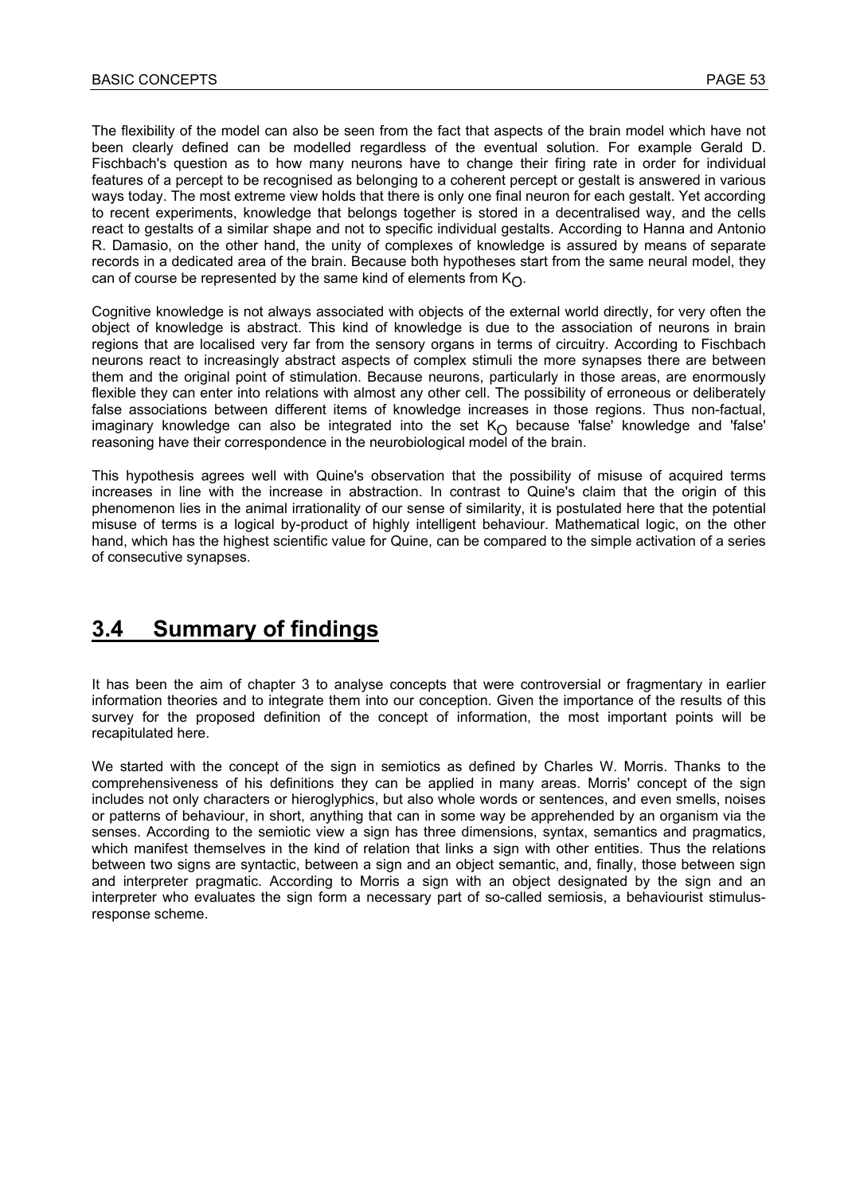The flexibility of the model can also be seen from the fact that aspects of the brain model which have not been clearly defined can be modelled regardless of the eventual solution. For example Gerald D. Fischbach's question as to how many neurons have to change their firing rate in order for individual features of a percept to be recognised as belonging to a coherent percept or gestalt is answered in various ways today. The most extreme view holds that there is only one final neuron for each gestalt. Yet according to recent experiments, knowledge that belongs together is stored in a decentralised way, and the cells react to gestalts of a similar shape and not to specific individual gestalts. According to Hanna and Antonio R. Damasio, on the other hand, the unity of complexes of knowledge is assured by means of separate records in a dedicated area of the brain. Because both hypotheses start from the same neural model, they can of course be represented by the same kind of elements from $K_O$.

Cognitive knowledge is not always associated with objects of the external world directly, for very often the object of knowledge is abstract. This kind of knowledge is due to the association of neurons in brain regions that are localised very far from the sensory organs in terms of circuitry. According to Fischbach neurons react to increasingly abstract aspects of complex stimuli the more synapses there are between them and the original point of stimulation. Because neurons, particularly in those areas, are enormously flexible they can enter into relations with almost any other cell. The possibility of erroneous or deliberately false associations between different items of knowledge increases in those regions. Thus non-factual, imaginary knowledge can also be integrated into the set $K_O$ because 'false' knowledge and 'false' reasoning have their correspondence in the neurobiological model of the brain.

This hypothesis agrees well with Quine's observation that the possibility of misuse of acquired terms increases in line with the increase in abstraction. In contrast to Quine's claim that the origin of this phenomenon lies in the animal irrationality of our sense of similarity, it is postulated here that the potential misuse of terms is a logical by-product of highly intelligent behaviour. Mathematical logic, on the other hand, which has the highest scientific value for Quine, can be compared to the simple activation of a series of consecutive synapses.

## 3.4 Summary of findings

It has been the aim of chapter 3 to analyse concepts that were controversial or fragmentary in earlier information theories and to integrate them into our conception. Given the importance of the results of this survey for the proposed definition of the concept of information, the most important points will be recapitulated here.

We started with the concept of the sign in semiotics as defined by Charles W. Morris. Thanks to the comprehensiveness of his definitions they can be applied in many areas. Morris' concept of the sign includes not only characters or hieroglyphics, but also whole words or sentences, and even smells, noises or patterns of behaviour, in short, anything that can in some way be apprehended by an organism via the senses. According to the semiotic view a sign has three dimensions, syntax, semantics and pragmatics, which manifest themselves in the kind of relation that links a sign with other entities. Thus the relations between two signs are syntactic, between a sign and an object semantic, and, finally, those between sign and interpreter pragmatic. According to Morris a sign with an object designated by the sign and an interpreter who evaluates the sign form a necessary part of so-called semiosis, a behaviourist stimulus-response scheme.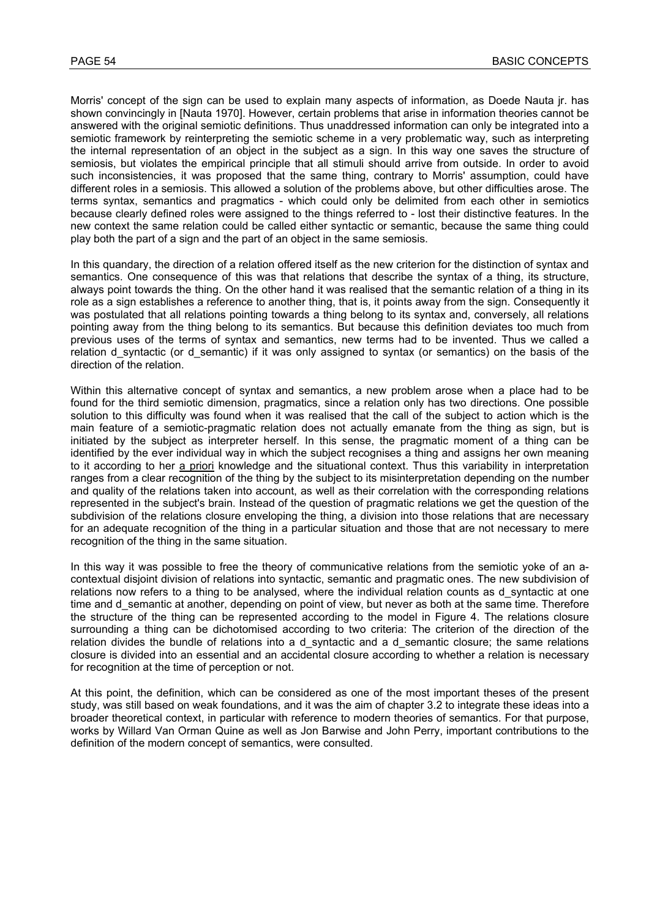Morris' concept of the sign can be used to explain many aspects of information, as Doede Nauta jr. has shown convincingly in [Nauta 1970]. However, certain problems that arise in information theories cannot be answered with the original semiotic definitions. Thus unaddressed information can only be integrated into a semiotic framework by reinterpreting the semiotic scheme in a very problematic way, such as interpreting the internal representation of an object in the subject as a sign. In this way one saves the structure of semiosis, but violates the empirical principle that all stimuli should arrive from outside. In order to avoid such inconsistencies, it was proposed that the same thing, contrary to Morris' assumption, could have different roles in a semiosis. This allowed a solution of the problems above, but other difficulties arose. The terms syntax, semantics and pragmatics - which could only be delimited from each other in semiotics because clearly defined roles were assigned to the things referred to - lost their distinctive features. In the new context the same relation could be called either syntactic or semantic, because the same thing could play both the part of a sign and the part of an object in the same semiosis.

In this quandary, the direction of a relation offered itself as the new criterion for the distinction of syntax and semantics. One consequence of this was that relations that describe the syntax of a thing, its structure, always point towards the thing. On the other hand it was realised that the semantic relation of a thing in its role as a sign establishes a reference to another thing, that is, it points away from the sign. Consequently it was postulated that all relations pointing towards a thing belong to its syntax and, conversely, all relations pointing away from the thing belong to its semantics. But because this definition deviates too much from previous uses of the terms of syntax and semantics, new terms had to be invented. Thus we called a relation d_syntactic (or d_semantic) if it was only assigned to syntax (or semantics) on the basis of the direction of the relation.

Within this alternative concept of syntax and semantics, a new problem arose when a place had to be found for the third semiotic dimension, pragmatics, since a relation only has two directions. One possible solution to this difficulty was found when it was realised that the call of the subject to action which is the main feature of a semiotic-pragmatic relation does not actually emanate from the thing as sign, but is initiated by the subject as interpreter herself. In this sense, the pragmatic moment of a thing can be identified by the ever individual way in which the subject recognises a thing and assigns her own meaning to it according to her a priori knowledge and the situational context. Thus this variability in interpretation ranges from a clear recognition of the thing by the subject to its misinterpretation depending on the number and quality of the relations taken into account, as well as their correlation with the corresponding relations represented in the subject's brain. Instead of the question of pragmatic relations we get the question of the subdivision of the relations closure enveloping the thing, a division into those relations that are necessary for an adequate recognition of the thing in a particular situation and those that are not necessary to mere recognition of the thing in the same situation.

In this way it was possible to free the theory of communicative relations from the semiotic yoke of an a-contextual disjoint division of relations into syntactic, semantic and pragmatic ones. The new subdivision of relations now refers to a thing to be analysed, where the individual relation counts as d_syntactic at one time and d_semantic at another, depending on point of view, but never as both at the same time. Therefore the structure of the thing can be represented according to the model in Figure 4. The relations closure surrounding a thing can be dichotomised according to two criteria: The criterion of the direction of the relation divides the bundle of relations into a d_syntactic and a d_semantic closure; the same relations closure is divided into an essential and an accidental closure according to whether a relation is necessary for recognition at the time of perception or not.

At this point, the definition, which can be considered as one of the most important theses of the present study, was still based on weak foundations, and it was the aim of chapter 3.2 to integrate these ideas into a broader theoretical context, in particular with reference to modern theories of semantics. For that purpose, works by Willard Van Orman Quine as well as Jon Barwise and John Perry, important contributions to the definition of the modern concept of semantics, were consulted.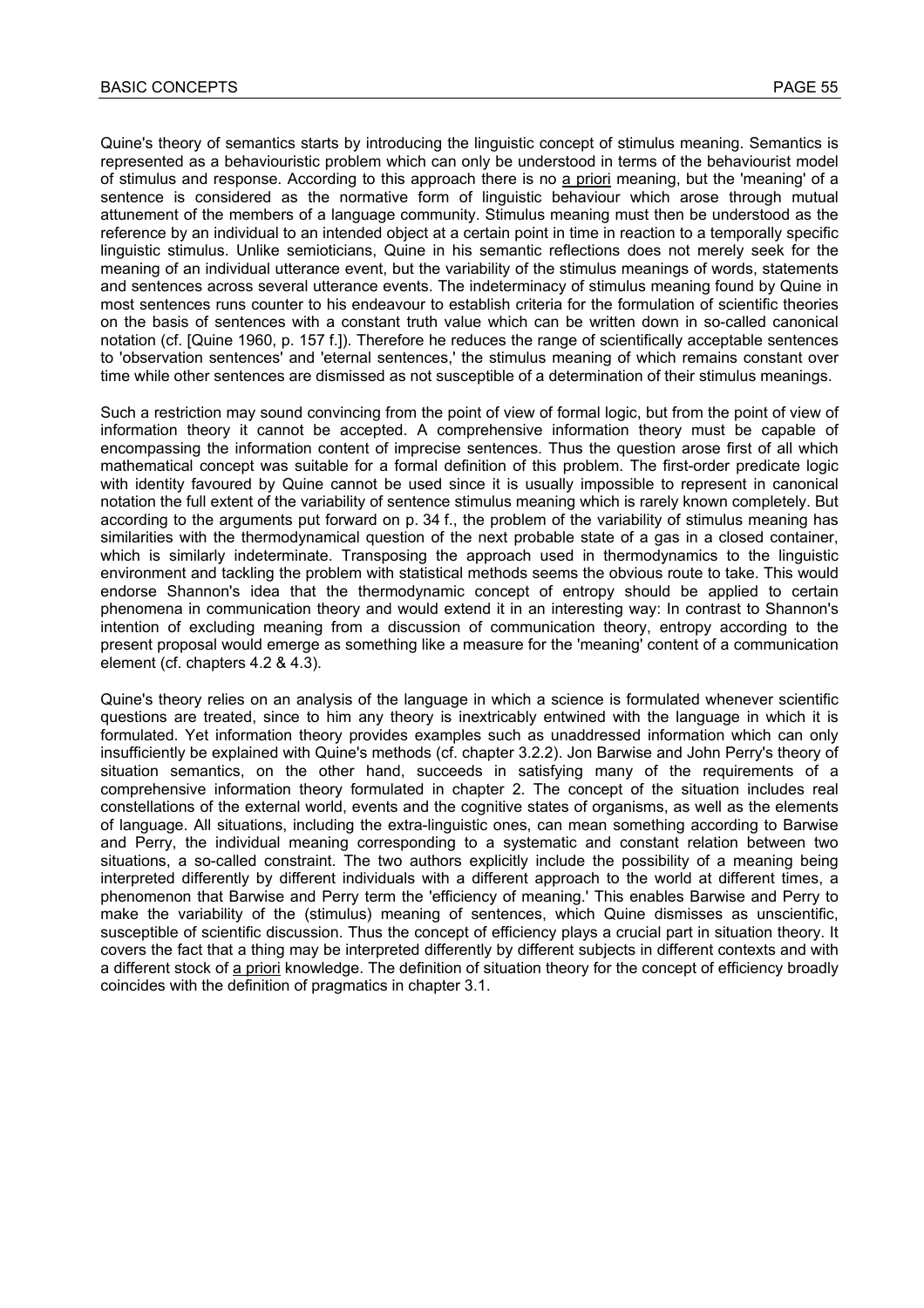Quine's theory of semantics starts by introducing the linguistic concept of stimulus meaning. Semantics is represented as a behaviouristic problem which can only be understood in terms of the behaviourist model of stimulus and response. According to this approach there is no a priori meaning, but the 'meaning' of a sentence is considered as the normative form of linguistic behaviour which arose through mutual attunement of the members of a language community. Stimulus meaning must then be understood as the reference by an individual to an intended object at a certain point in time in reaction to a temporally specific linguistic stimulus. Unlike semioticians, Quine in his semantic reflections does not merely seek for the meaning of an individual utterance event, but the variability of the stimulus meanings of words, statements and sentences across several utterance events. The indeterminacy of stimulus meaning found by Quine in most sentences runs counter to his endeavour to establish criteria for the formulation of scientific theories on the basis of sentences with a constant truth value which can be written down in so-called canonical notation (cf. [Quine 1960, p. 157 f.]). Therefore he reduces the range of scientifically acceptable sentences to 'observation sentences' and 'eternal sentences,' the stimulus meaning of which remains constant over time while other sentences are dismissed as not susceptible of a determination of their stimulus meanings.

Such a restriction may sound convincing from the point of view of formal logic, but from the point of view of information theory it cannot be accepted. A comprehensive information theory must be capable of encompassing the information content of imprecise sentences. Thus the question arose first of all which mathematical concept was suitable for a formal definition of this problem. The first-order predicate logic with identity favoured by Quine cannot be used since it is usually impossible to represent in canonical notation the full extent of the variability of sentence stimulus meaning which is rarely known completely. But according to the arguments put forward on p. 34 f., the problem of the variability of stimulus meaning has similarities with the thermodynamical question of the next probable state of a gas in a closed container, which is similarly indeterminate. Transposing the approach used in thermodynamics to the linguistic environment and tackling the problem with statistical methods seems the obvious route to take. This would endorse Shannon's idea that the thermodynamic concept of entropy should be applied to certain phenomena in communication theory and would extend it in an interesting way: In contrast to Shannon's intention of excluding meaning from a discussion of communication theory, entropy according to the present proposal would emerge as something like a measure for the 'meaning' content of a communication element (cf. chapters 4.2 & 4.3).

Quine's theory relies on an analysis of the language in which a science is formulated whenever scientific questions are treated, since to him any theory is inextricably entwined with the language in which it is formulated. Yet information theory provides examples such as unaddressed information which can only insufficiently be explained with Quine's methods (cf. chapter 3.2.2). Jon Barwise and John Perry's theory of situation semantics, on the other hand, succeeds in satisfying many of the requirements of a comprehensive information theory formulated in chapter 2. The concept of the situation includes real constellations of the external world, events and the cognitive states of organisms, as well as the elements of language. All situations, including the extra-linguistic ones, can mean something according to Barwise and Perry, the individual meaning corresponding to a systematic and constant relation between two situations, a so-called constraint. The two authors explicitly include the possibility of a meaning being interpreted differently by different individuals with a different approach to the world at different times, a phenomenon that Barwise and Perry term the 'efficiency of meaning.' This enables Barwise and Perry to make the variability of the (stimulus) meaning of sentences, which Quine dismisses as unscientific, susceptible of scientific discussion. Thus the concept of efficiency plays a crucial part in situation theory. It covers the fact that a thing may be interpreted differently by different subjects in different contexts and with a different stock of a priori knowledge. The definition of situation theory for the concept of efficiency broadly coincides with the definition of pragmatics in chapter 3.1.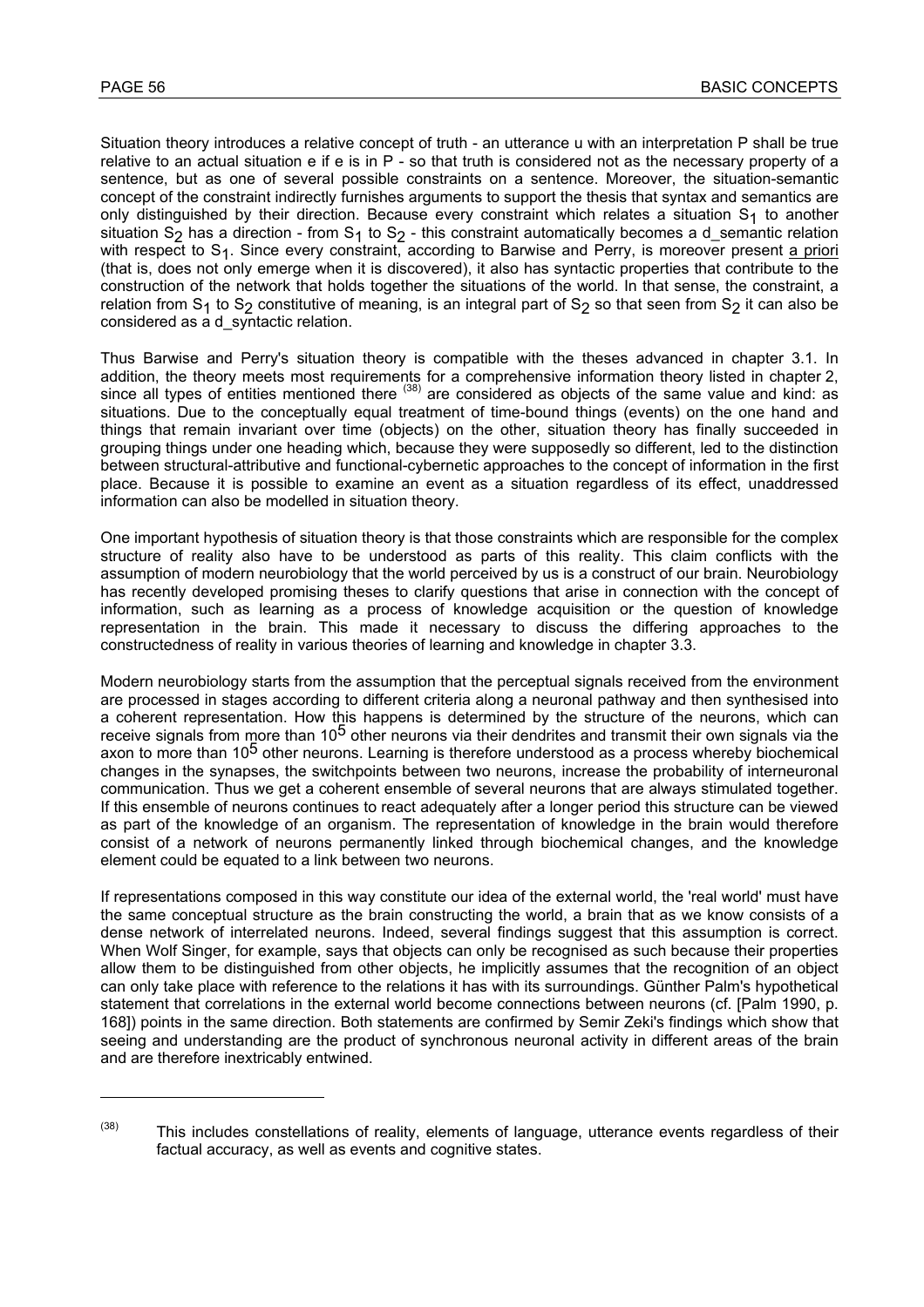Situation theory introduces a relative concept of truth - an utterance u with an interpretation P shall be true relative to an actual situation e if e is in P - so that truth is considered not as the necessary property of a sentence, but as one of several possible constraints on a sentence. Moreover, the situation-semantic concept of the constraint indirectly furnishes arguments to support the thesis that syntax and semantics are only distinguished by their direction. Because every constraint which relates a situation $S_1$ to another situation $S_2$ has a direction - from $S_1$ to $S_2$ - this constraint automatically becomes a d_semantic relation with respect to $S_1$. Since every constraint, according to Barwise and Perry, is moreover present a priori (that is, does not only emerge when it is discovered), it also has syntactic properties that contribute to the construction of the network that holds together the situations of the world. In that sense, the constraint, a relation from $S_1$ to $S_2$ constitutive of meaning, is an integral part of $S_2$ so that seen from $S_2$ it can also be considered as a d_syntactic relation.

Thus Barwise and Perry's situation theory is compatible with the theses advanced in chapter 3.1. In addition, the theory meets most requirements [38] for a comprehensive information theory listed in chapter 2, since all types of entities mentioned there are considered as objects of the same value and kind: as situations. Due to the conceptually equal treatment of time-bound things (events) on the one hand and things that remain invariant over time (objects) on the other, situation theory has finally succeeded in grouping things under one heading which, because they were supposedly so different, led to the distinction between structural-attributive and functional-cybernetic approaches to the concept of information in the first place. Because it is possible to examine an event as a situation regardless of its effect, unaddressed information can also be modelled in situation theory.

One important hypothesis of situation theory is that those constraints which are responsible for the complex structure of reality also have to be understood as parts of this reality. This claim conflicts with the assumption of modern neurobiology that the world perceived by us is a construct of our brain. Neurobiology has recently developed promising theses to clarify questions that arise in connection with the concept of information, such as learning as a process of knowledge acquisition or the question of knowledge representation in the brain. This made it necessary to discuss the differing approaches to the constructedness of reality in various theories of learning and knowledge in chapter 3.3.

Modern neurobiology starts from the assumption that the perceptual signals received from the environment are processed in stages according to different criteria along a neuronal pathway and then synthesised into a coherent representation. How this happens is determined by the structure of the neurons, which can receive signals from more than $10^5$ other neurons via their dendrites and transmit their own signals via the axon to more than $10^5$ other neurons. Learning is therefore understood as a process whereby biochemical changes in the synapses, the switchpoints between two neurons, increase the probability of interneuronal communication. Thus we get a coherent ensemble of several neurons that are always stimulated together. If this ensemble of neurons continues to react adequately after a longer period this structure can be viewed as part of the knowledge of an organism. The representation of knowledge in the brain would therefore consist of a network of neurons permanently linked through biochemical changes, and the knowledge element could be equated to a link between two neurons.

If representations composed in this way constitute our idea of the external world, the 'real world' must have the same conceptual structure as the brain constructing the world, a brain that as we know consists of a dense network of interrelated neurons. Indeed, several findings suggest that this assumption is correct. When Wolf Singer, for example, says that objects can only be recognised as such because their properties allow them to be distinguished from other objects, he implicitly assumes that the recognition of an object can only take place with reference to the relations it has with its surroundings. Günther Palm's hypothetical statement that correlations in the external world become connections between neurons (cf. [Palm 1990, p. 168]) points in the same direction. Both statements are confirmed by Semir Zeki's findings which show that seeing and understanding are the product of synchronous neuronal activity in different areas of the brain and are therefore inextricably entwined.

---

(38) This includes constellations of reality, elements of language, utterance events regardless of their factual accuracy, as well as events and cognitive states.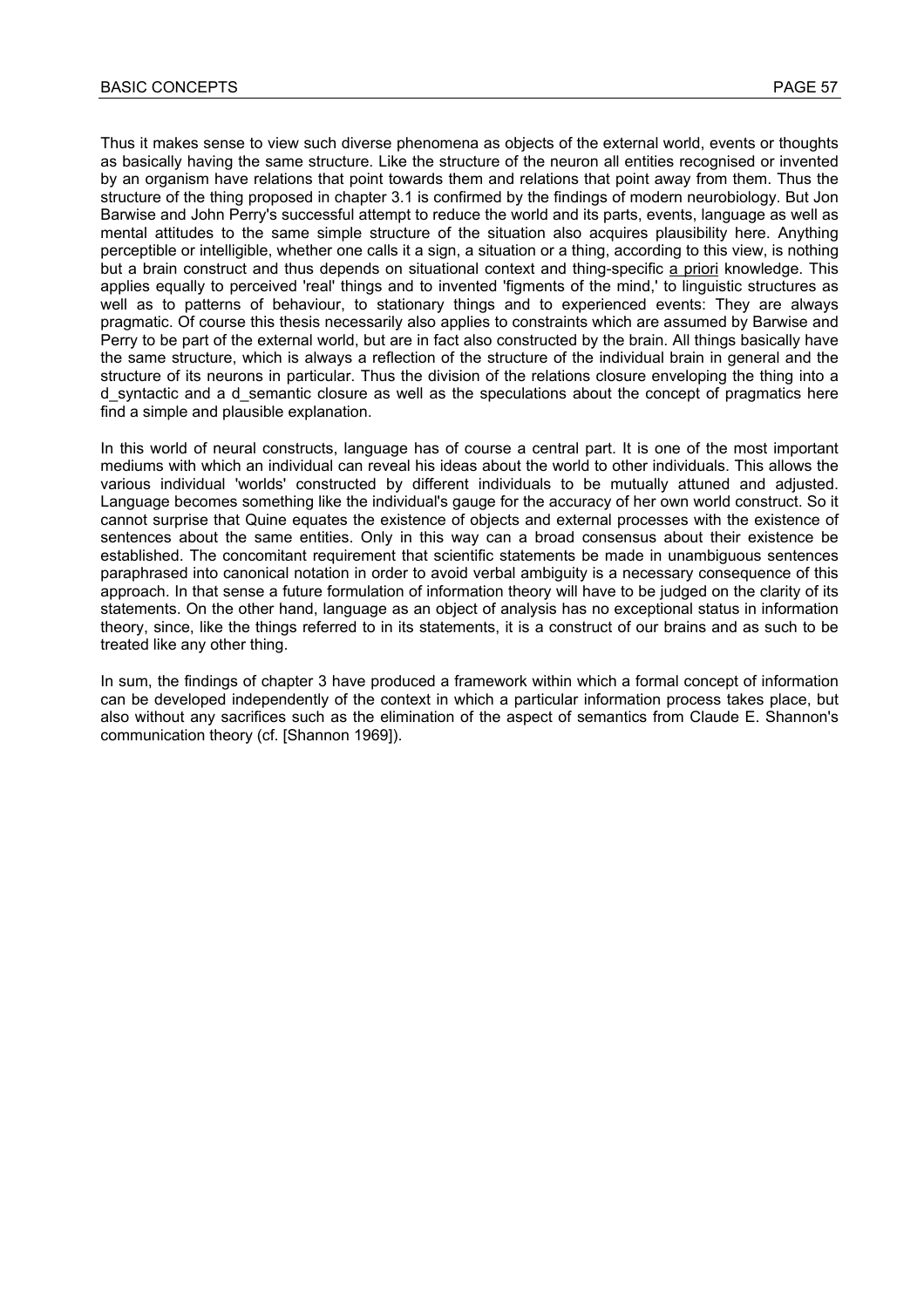Thus it makes sense to view such diverse phenomena as objects of the external world, events or thoughts as basically having the same structure. Like the structure of the neuron all entities recognised or invented by an organism have relations that point towards them and relations that point away from them. Thus the structure of the thing proposed in chapter 3.1 is confirmed by the findings of modern neurobiology. But Jon Barwise and John Perry's successful attempt to reduce the world and its parts, events, language as well as mental attitudes to the same simple structure of the situation also acquires plausibility here. Anything perceptible or intelligible, whether one calls it a sign, a situation or a thing, according to this view, is nothing but a brain construct and thus depends on situational context and thing-specific a priori knowledge. This applies equally to perceived 'real' things and to invented 'figments of the mind,' to linguistic structures as well as to patterns of behaviour, to stationary things and to experienced events: They are always pragmatic. Of course this thesis necessarily also applies to constraints which are assumed by Barwise and Perry to be part of the external world, but are in fact also constructed by the brain. All things basically have the same structure, which is always a reflection of the structure of the individual brain in general and the structure of its neurons in particular. Thus the division of the relations closure enveloping the thing into a d_syntactic and a d_semantic closure as well as the speculations about the concept of pragmatics here find a simple and plausible explanation.

In this world of neural constructs, language has of course a central part. It is one of the most important mediums with which an individual can reveal his ideas about the world to other individuals. This allows the various individual 'worlds' constructed by different individuals to be mutually attuned and adjusted. Language becomes something like the individual's gauge for the accuracy of her own world construct. So it cannot surprise that Quine equates the existence of objects and external processes with the existence of sentences about the same entities. Only in this way can a broad consensus about their existence be established. The concomitant requirement that scientific statements be made in unambiguous sentences paraphrased into canonical notation in order to avoid verbal ambiguity is a necessary consequence of this approach. In that sense a future formulation of information theory will have to be judged on the clarity of its statements. On the other hand, language as an object of analysis has no exceptional status in information theory, since, like the things referred to in its statements, it is a construct of our brains and as such to be treated like any other thing.

In sum, the findings of chapter 3 have produced a framework within which a formal concept of information can be developed independently of the context in which a particular information process takes place, but also without any sacrifices such as the elimination of the aspect of semantics from Claude E. Shannon's communication theory (cf. [Shannon 1969]).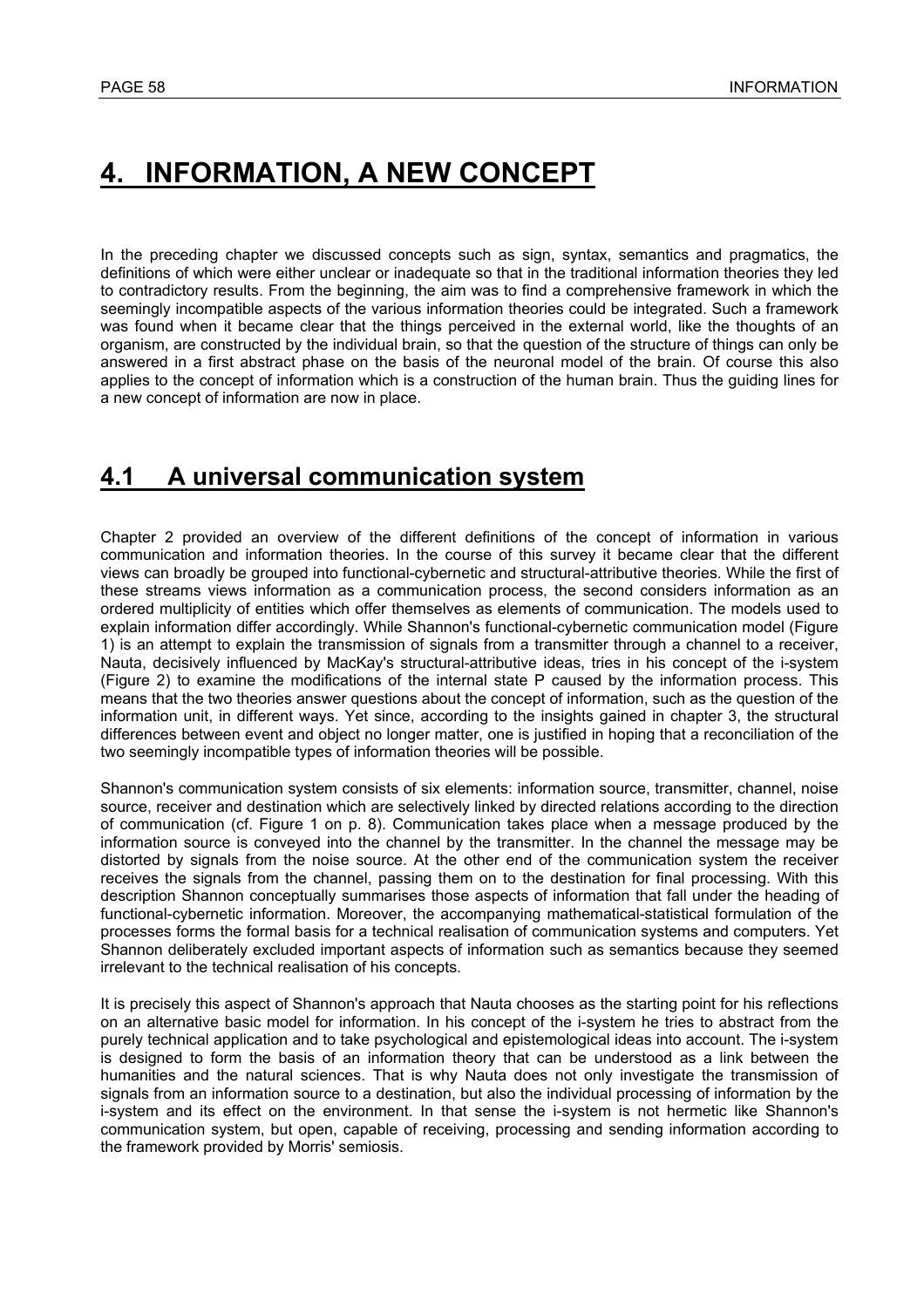# 4. INFORMATION, A NEW CONCEPT

In the preceding chapter we discussed concepts such as sign, syntax, semantics and pragmatics, the definitions of which were either unclear or inadequate so that in the traditional information theories they led to contradictory results. From the beginning, the aim was to find a comprehensive framework in which the seemingly incompatible aspects of the various information theories could be integrated. Such a framework was found when it became clear that the things perceived in the external world, like the thoughts of an organism, are constructed by the individual brain, so that the question of the structure of things can only be answered in a first abstract phase on the basis of the neuronal model of the brain. Of course this also applies to the concept of information which is a construction of the human brain. Thus the guiding lines for a new concept of information are now in place.

## 4.1 A universal communication system

Chapter 2 provided an overview of the different definitions of the concept of information in various communication and information theories. In the course of this survey it became clear that the different views can broadly be grouped into functional-cybernetic and structural-attributive theories. While the first of these streams views information as a communication process, the second considers information as an ordered multiplicity of entities which offer themselves as elements of communication. The models used to explain information differ accordingly. While Shannon's functional-cybernetic communication model (Figure 1) is an attempt to explain the transmission of signals from a transmitter through a channel to a receiver, Nauta, decisively influenced by MacKay's structural-attributive ideas, tries in his concept of the i-system (Figure 2) to examine the modifications of the internal state P caused by the information process. This means that the two theories answer questions about the concept of information, such as the question of the information unit, in different ways. Yet since, according to the insights gained in chapter 3, the structural differences between event and object no longer matter, one is justified in hoping that a reconciliation of the two seemingly incompatible types of information theories will be possible.

Shannon's communication system consists of six elements: information source, transmitter, channel, noise source, receiver and destination which are selectively linked by directed relations according to the direction of communication (cf. Figure 1 on p. 8). Communication takes place when a message produced by the information source is conveyed into the channel by the transmitter. In the channel the message may be distorted by signals from the noise source. At the other end of the communication system the receiver receives the signals from the channel, passing them on to the destination for final processing. With this description Shannon conceptually summarises those aspects of information that fall under the heading of functional-cybernetic information. Moreover, the accompanying mathematical-statistical formulation of the processes forms the formal basis for a technical realisation of communication systems and computers. Yet Shannon deliberately excluded important aspects of information such as semantics because they seemed irrelevant to the technical realisation of his concepts.

It is precisely this aspect of Shannon's approach that Nauta chooses as the starting point for his reflections on an alternative basic model for information. In his concept of the i-system he tries to abstract from the purely technical application and to take psychological and epistemological ideas into account. The i-system is designed to form the basis of an information theory that can be understood as a link between the humanities and the natural sciences. That is why Nauta does not only investigate the transmission of signals from an information source to a destination, but also the individual processing of information by the i-system and its effect on the environment. In that sense the i-system is not hermetic like Shannon's communication system, but open, capable of receiving, processing and sending information according to the framework provided by Morris' semiosis.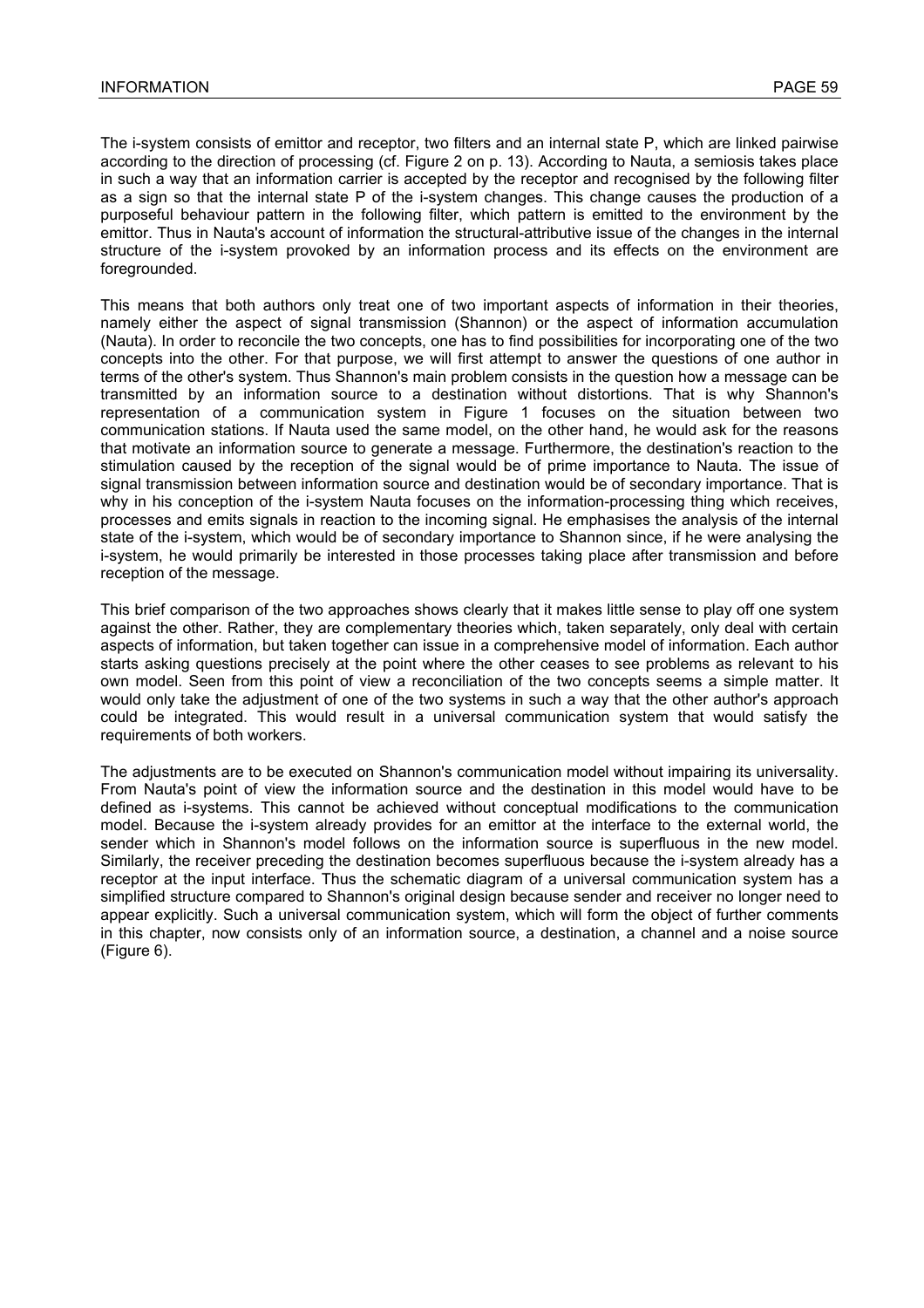The i-system consists of emittor and receptor, two filters and an internal state P, which are linked pairwise according to the direction of processing (cf. Figure 2 on p. 13). According to Nauta, a semiosis takes place in such a way that an information carrier is accepted by the receptor and recognised by the following filter as a sign so that the internal state P of the i-system changes. This change causes the production of a purposeful behaviour pattern in the following filter, which pattern is emitted to the environment by the emittor. Thus in Nauta's account of information the structural-attributive issue of the changes in the internal structure of the i-system provoked by an information process and its effects on the environment are foregrounded.

This means that both authors only treat one of two important aspects of information in their theories, namely either the aspect of signal transmission (Shannon) or the aspect of information accumulation (Nauta). In order to reconcile the two concepts, one has to find possibilities for incorporating one of the two concepts into the other. For that purpose, we will first attempt to answer the questions of one author in terms of the other's system. Thus Shannon's main problem consists in the question how a message can be transmitted by an information source to a destination without distortions. That is why Shannon's representation of a communication system in Figure 1 focuses on the situation between two communication stations. If Nauta used the same model, on the other hand, he would ask for the reasons that motivate an information source to generate a message. Furthermore, the destination's reaction to the stimulation caused by the reception of the signal would be of prime importance to Nauta. The issue of signal transmission between information source and destination would be of secondary importance. That is why in his conception of the i-system Nauta focuses on the information-processing thing which receives, processes and emits signals in reaction to the incoming signal. He emphasises the analysis of the internal state of the i-system, which would be of secondary importance to Shannon since, if he were analysing the i-system, he would primarily be interested in those processes taking place after transmission and before reception of the message.

This brief comparison of the two approaches shows clearly that it makes little sense to play off one system against the other. Rather, they are complementary theories which, taken separately, only deal with certain aspects of information, but taken together can issue in a comprehensive model of information. Each author starts asking questions precisely at the point where the other ceases to see problems as relevant to his own model. Seen from this point of view a reconciliation of the two concepts seems a simple matter. It would only take the adjustment of one of the two systems in such a way that the other author's approach could be integrated. This would result in a universal communication system that would satisfy the requirements of both workers.

The adjustments are to be executed on Shannon's communication model without impairing its universality. From Nauta's point of view the information source and the destination in this model would have to be defined as i-systems. This cannot be achieved without conceptual modifications to the communication model. Because the i-system already provides for an emittor at the interface to the external world, the sender which in Shannon's model follows on the information source is superfluous in the new model. Similarly, the receiver preceding the destination becomes superfluous because the i-system already has a receptor at the input interface. Thus the schematic diagram of a universal communication system has a simplified structure compared to Shannon's original design because sender and receiver no longer need to appear explicitly. Such a universal communication system, which will form the object of further comments in this chapter, now consists only of an information source, a destination, a channel and a noise source (Figure 6).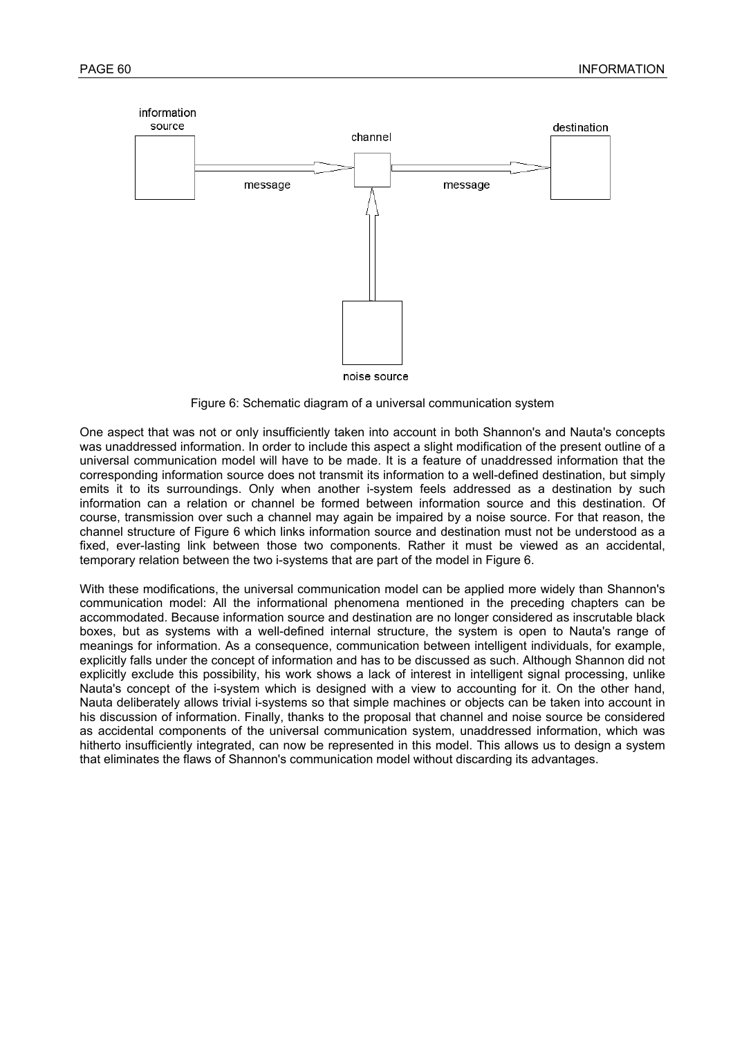Figure 6: Schematic diagram of a universal communication system

One aspect that was not or only insufficiently taken into account in both Shannon's and Nauta's concepts was unaddressed information. In order to include this aspect a slight modification of the present outline of a universal communication model will have to be made. It is a feature of unaddressed information that the corresponding information source does not transmit its information to a well-defined destination, but simply emits it to its surroundings. Only when another i-system feels addressed as a destination by such information can a relation or channel be formed between information source and this destination. Of course, transmission over such a channel may again be impaired by a noise source. For that reason, the channel structure of Figure 6 which links information source and destination must not be understood as a fixed, ever-lasting link between those two components. Rather it must be viewed as an accidental, temporary relation between the two i-systems that are part of the model in Figure 6.

With these modifications, the universal communication model can be applied more widely than Shannon's communication model: All the informational phenomena mentioned in the preceding chapters can be accommodated. Because information source and destination are no longer considered as inscrutable black boxes, but as systems with a well-defined internal structure, the system is open to Nauta's range of meanings for information. As a consequence, communication between intelligent individuals, for example, explicitly falls under the concept of information and has to be discussed as such. Although Shannon did not explicitly exclude this possibility, his work shows a lack of interest in intelligent signal processing, unlike Nauta's concept of the i-system which is designed with a view to accounting for it. On the other hand, Nauta deliberately allows trivial i-systems so that simple machines or objects can be taken into account in his discussion of information. Finally, thanks to the proposal that channel and noise source be considered as accidental components of the universal communication system, unaddressed information, which was hitherto insufficiently integrated, can now be represented in this model. This allows us to design a system that eliminates the flaws of Shannon's communication model without discarding its advantages.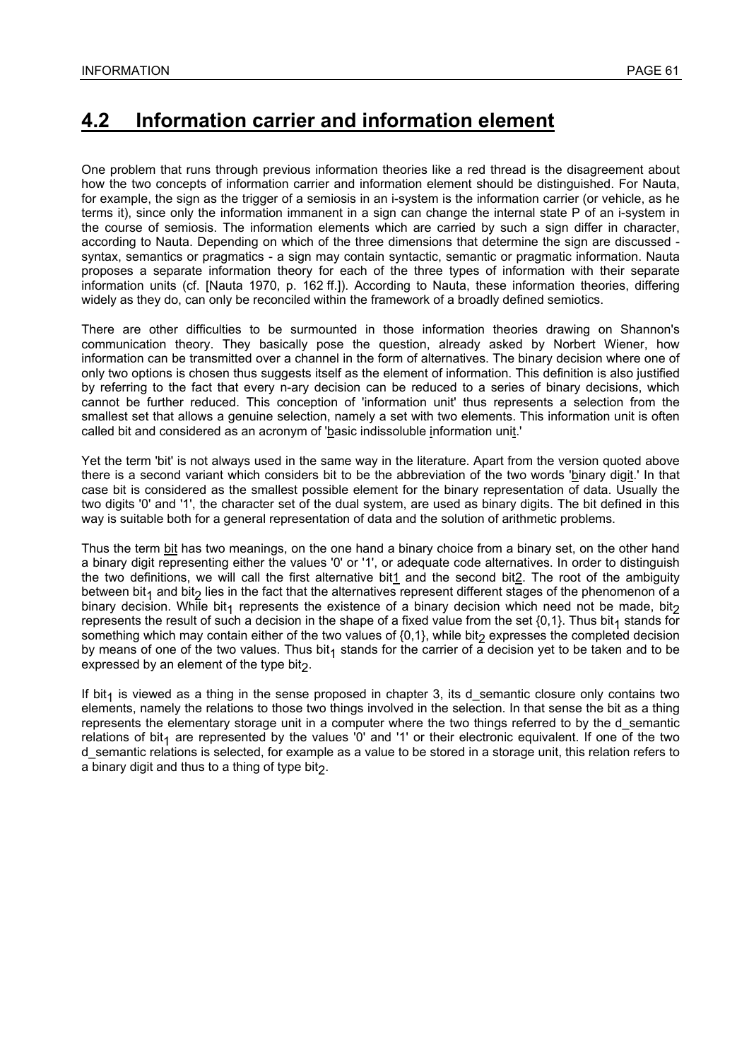## 4.2 Information carrier and information element

One problem that runs through previous information theories like a red thread is the disagreement about how the two concepts of information carrier and information element should be distinguished. For Nauta, for example, the sign as the trigger of a semiosis in an i-system is the information carrier (or vehicle, as he terms it), since only the information immanent in a sign can change the internal state P of an i-system in the course of semiosis. The information elements which are carried by such a sign differ in character, according to Nauta. Depending on which of the three dimensions that determine the sign are discussed - syntax, semantics or pragmatics - a sign may contain syntactic, semantic or pragmatic information. Nauta proposes a separate information theory for each of the three types of information with their separate information units (cf. [Nauta 1970, p. 162 ff.]). According to Nauta, these information theories, differing widely as they do, can only be reconciled within the framework of a broadly defined semiotics.

There are other difficulties to be surmounted in those information theories drawing on Shannon's communication theory. They basically pose the question, already asked by Norbert Wiener, how information can be transmitted over a channel in the form of alternatives. The binary decision where one of only two options is chosen thus suggests itself as the element of information. This definition is also justified by referring to the fact that every n-ary decision can be reduced to a series of binary decisions, which cannot be further reduced. This conception of 'information unit' thus represents a selection from the smallest set that allows a genuine selection, namely a set with two elements. This information unit is often called bit and considered as an acronym of 'basic indissoluble information unit.'

Yet the term 'bit' is not always used in the same way in the literature. Apart from the version quoted above there is a second variant which considers bit to be the abbreviation of the two words 'binary digit.' In that case bit is considered as the smallest possible element for the binary representation of data. Usually the two digits '0' and '1', the character set of the dual system, are used as binary digits. The bit defined in this way is suitable both for a general representation of data and the solution of arithmetic problems.

Thus the term bit has two meanings, on the one hand a binary choice from a binary set, on the other hand a binary digit representing either the values '0' or '1', or adequate code alternatives. In order to distinguish the two definitions, we will call the first alternative bit1 and the second bit2. The root of the ambiguity between $bit_1$ and $bit_2$ lies in the fact that the alternatives represent different stages of the phenomenon of a binary decision. While $bit_1$ represents the existence of a binary decision which need not be made, $bit_2$ represents the result of such a decision in the shape of a fixed value from the set {0,1}. Thus $bit_1$ stands for something which may contain either of the two values of {0,1}, while $bit_2$ expresses the completed decision by means of one of the two values. Thus $bit_1$ stands for the carrier of a decision yet to be taken and to be expressed by an element of the type $bit_2$.

If $bit_1$ is viewed as a thing in the sense proposed in chapter 3, its d_semantic closure only contains two elements, namely the relations to those two things involved in the selection. In that sense the bit as a thing represents the elementary storage unit in a computer where the two things referred to by the d_semantic relations of $bit_1$ are represented by the values '0' and '1' or their electronic equivalent. If one of the two d_semantic relations is selected, for example as a value to be stored in a storage unit, this relation refers to a binary digit and thus to a thing of type $bit_2$.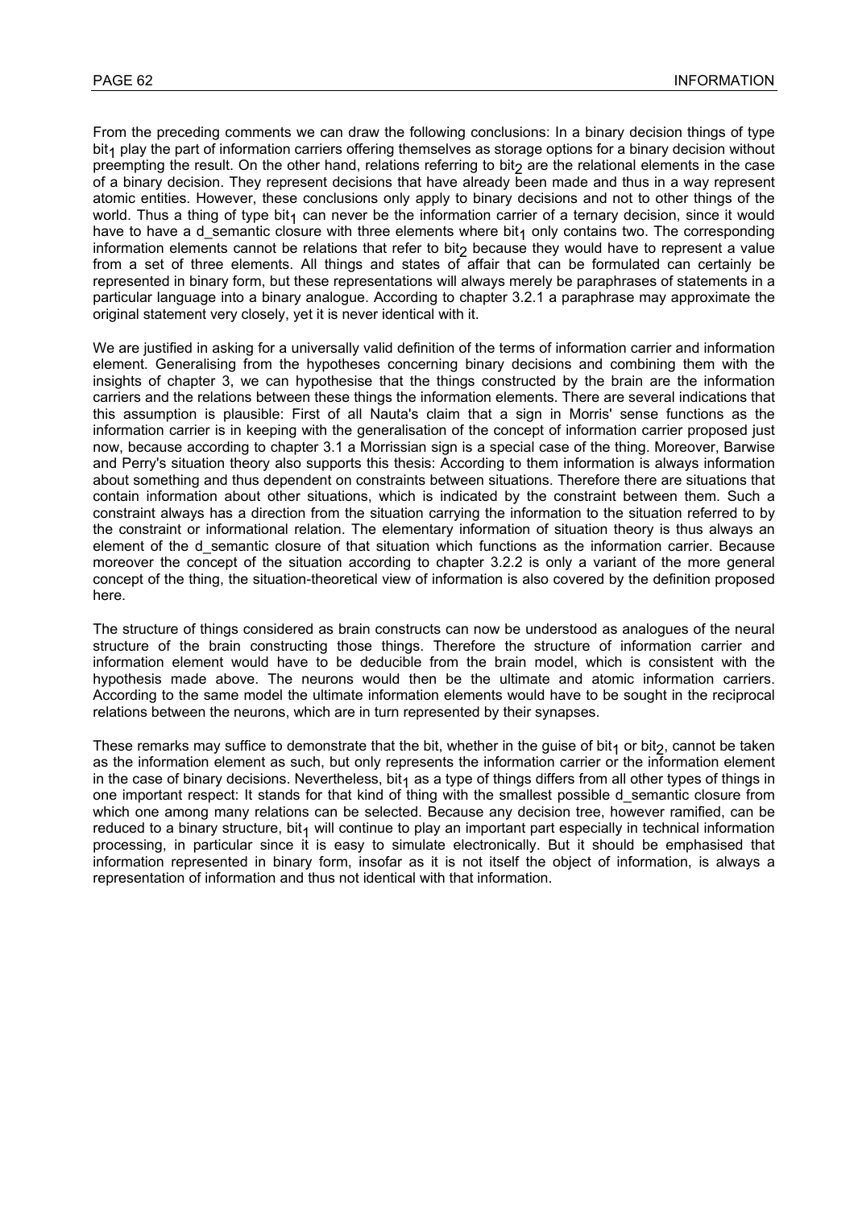From the preceding comments we can draw the following conclusions: In a binary decision things of type $bit_1$ play the part of information carriers offering themselves as storage options for a binary decision without preempting the result. On the other hand, relations referring to $bit_2$ are the relational elements in the case of a binary decision. They represent decisions that have already been made and thus in a way represent atomic entities. However, these conclusions only apply to binary decisions and not to other things of the world. Thus a thing of type $bit_1$ can never be the information carrier of a ternary decision, since it would have to have a d_semantic closure with three elements where $bit_1$ only contains two. The corresponding information elements cannot be relations that refer to $bit_2$ because they would have to represent a value from a set of three elements. All things and states of affair that can be formulated can certainly be represented in binary form, but these representations will always merely be paraphrases of statements in a particular language into a binary analogue. According to chapter 3.2.1 a paraphrase may approximate the original statement very closely, yet it is never identical with it.

We are justified in asking for a universally valid definition of the terms of information carrier and information element. Generalising from the hypotheses concerning binary decisions and combining them with the insights of chapter 3, we can hypothesise that the things constructed by the brain are the information carriers and the relations between these things the information elements. There are several indications that this assumption is plausible: First of all Nauta's claim that a sign in Morris' sense functions as the information carrier is in keeping with the generalisation of the concept of information carrier proposed just now, because according to chapter 3.1 a Morrissian sign is a special case of the thing. Moreover, Barwise and Perry's situation theory also supports this thesis: According to them information is always information about something and thus dependent on constraints between situations. Therefore there are situations that contain information about other situations, which is indicated by the constraint between them. Such a constraint always has a direction from the situation carrying the information to the situation referred to by the constraint or informational relation. The elementary information of situation theory is thus always an element of the d_semantic closure of that situation which functions as the information carrier. Because moreover the concept of the situation according to chapter 3.2.2 is only a variant of the more general concept of the thing, the situation-theoretical view of information is also covered by the definition proposed here.

The structure of things considered as brain constructs can now be understood as analogues of the neural structure of the brain constructing those things. Therefore the structure of information carrier and information element would have to be deducible from the brain model, which is consistent with the hypothesis made above. The neurons would then be the ultimate and atomic information carriers. According to the same model the ultimate information elements would have to be sought in the reciprocal relations between the neurons, which are in turn represented by their synapses.

These remarks may suffice to demonstrate that the bit, whether in the guise of $bit_1$ or $bit_2$, cannot be taken as the information element as such, but only represents the information carrier or the information element in the case of binary decisions. Nevertheless, $bit_1$ as a type of things differs from all other types of things in one important respect: It stands for that kind of thing with the smallest possible d_semantic closure from which one among many relations can be selected. Because any decision tree, however ramified, can be reduced to a binary structure, $bit_1$ will continue to play an important part especially in technical information processing, in particular since it is easy to simulate electronically. But it should be emphasised that information represented in binary form, insofar as it is not itself the object of information, is always a representation of information and thus not identical with that information.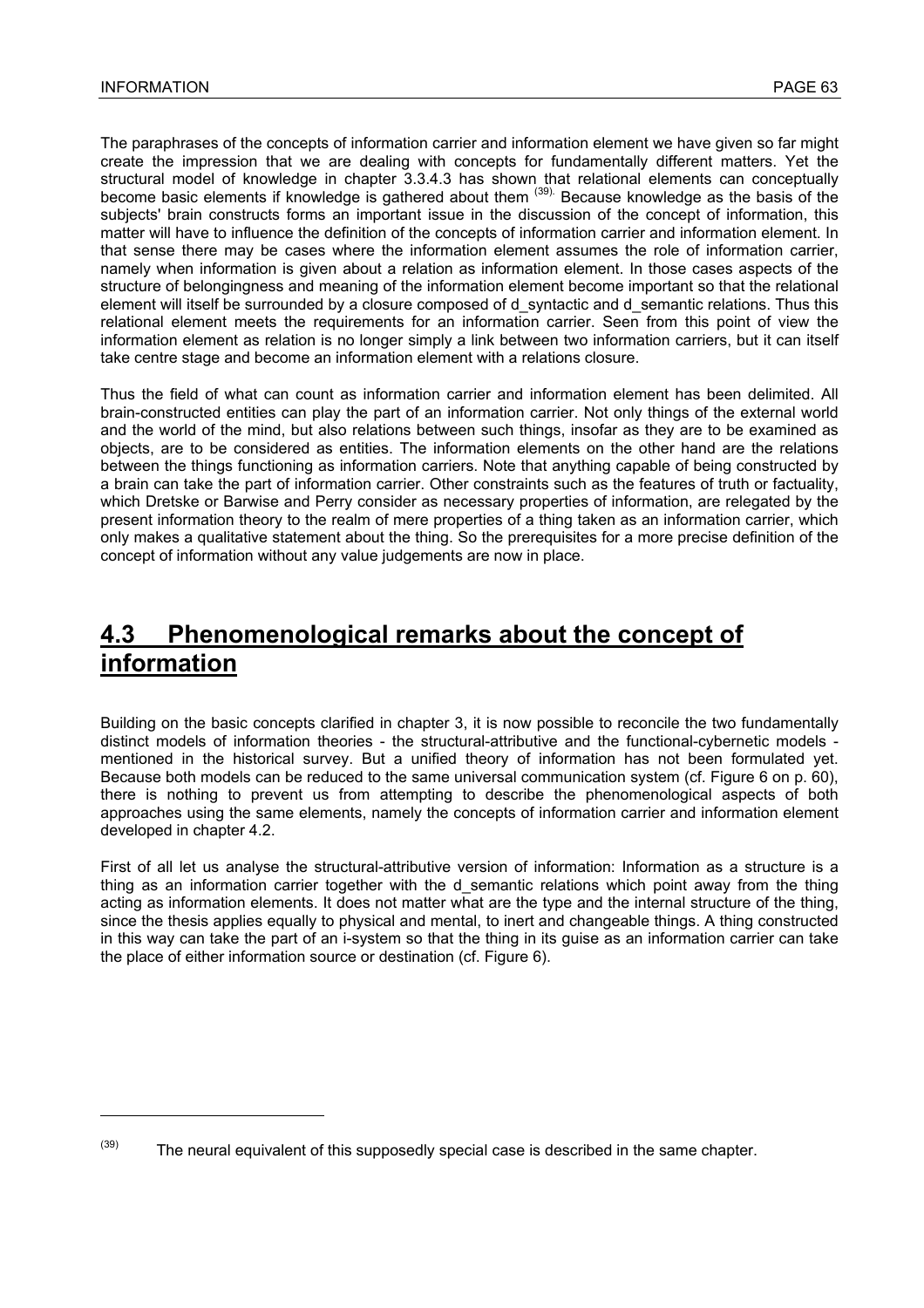The paraphrases of the concepts of information carrier and information element we have given so far might create the impression that we are dealing with concepts for fundamentally different matters. Yet the structural model of knowledge in chapter 3.3.4.3 has shown that relational elements can conceptually become basic elements if knowledge is gathered about them [39]. Because knowledge as the basis of the subjects' brain constructs forms an important issue in the discussion of the concept of information, this matter will have to influence the definition of the concepts of information carrier and information element. In that sense there may be cases where the information element assumes the role of information carrier, namely when information is given about a relation as information element. In those cases aspects of the structure of belongingness and meaning of the information element become important so that the relational element will itself be surrounded by a closure composed of d_syntactic and d_semantic relations. Thus this relational element meets the requirements for an information carrier. Seen from this point of view the information element as relation is no longer simply a link between two information carriers, but it can itself take centre stage and become an information element with a relations closure.

Thus the field of what can count as information carrier and information element has been delimited. All brain-constructed entities can play the part of an information carrier. Not only things of the external world and the world of the mind, but also relations between such things, insofar as they are to be examined as objects, are to be considered as entities. The information elements on the other hand are the relations between the things functioning as information carriers. Note that anything capable of being constructed by a brain can take the part of information carrier. Other constraints such as the features of truth or factuality, which Dretske or Barwise and Perry consider as necessary properties of information, are relegated by the present information theory to the realm of mere properties of a thing taken as an information carrier, which only makes a qualitative statement about the thing. So the prerequisites for a more precise definition of the concept of information without any value judgements are now in place.

## 4.3 Phenomenological remarks about the concept of information

Building on the basic concepts clarified in chapter 3, it is now possible to reconcile the two fundamentally distinct models of information theories - the structural-attributive and the functional-cybernetic models - mentioned in the historical survey. But a unified theory of information has not been formulated yet. Because both models can be reduced to the same universal communication system (cf. Figure 6 on p. 60), there is nothing to prevent us from attempting to describe the phenomenological aspects of both approaches using the same elements, namely the concepts of information carrier and information element developed in chapter 4.2.

First of all let us analyse the structural-attributive version of information: Information as a structure is a thing as an information carrier together with the d_semantic relations which point away from the thing acting as information elements. It does not matter what are the type and the internal structure of the thing, since the thesis applies equally to physical and mental, to inert and changeable things. A thing constructed in this way can take the part of an i-system so that the thing in its guise as an information carrier can take the place of either information source or destination (cf. Figure 6).

---

[39] The neural equivalent of this supposedly special case is described in the same chapter.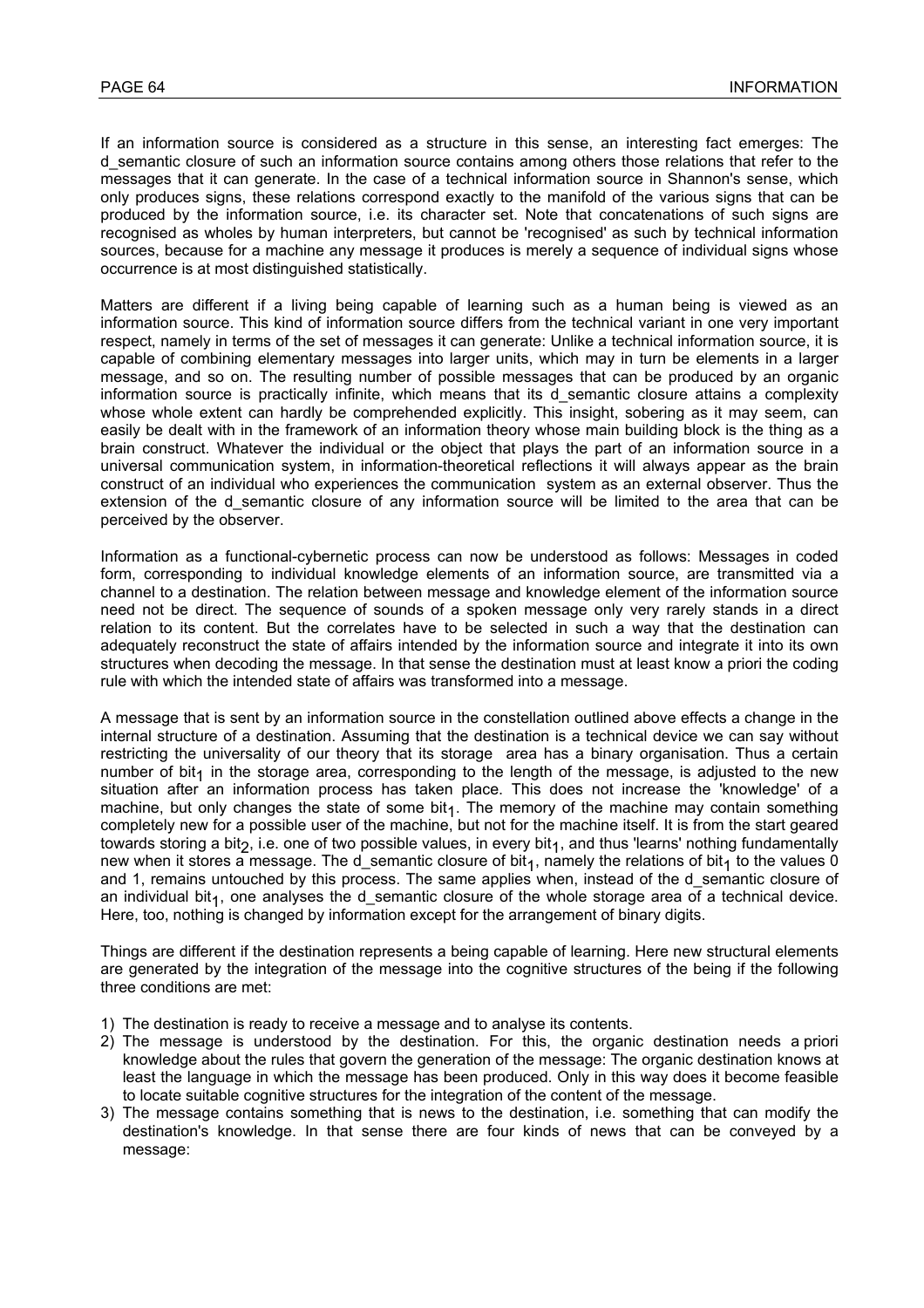If an information source is considered as a structure in this sense, an interesting fact emerges: The d_semantic closure of such an information source contains among others those relations that refer to the messages that it can generate. In the case of a technical information source in Shannon's sense, which only produces signs, these relations correspond exactly to the manifold of the various signs that can be produced by the information source, i.e. its character set. Note that concatenations of such signs are recognised as wholes by human interpreters, but cannot be 'recognised' as such by technical information sources, because for a machine any message it produces is merely a sequence of individual signs whose occurrence is at most distinguished statistically.

Matters are different if a living being capable of learning such as a human being is viewed as an information source. This kind of information source differs from the technical variant in one very important respect, namely in terms of the set of messages it can generate: Unlike a technical information source, it is capable of combining elementary messages into larger units, which may in turn be elements in a larger message, and so on. The resulting number of possible messages that can be produced by an organic information source is practically infinite, which means that its d_semantic closure attains a complexity whose whole extent can hardly be comprehended explicitly. This insight, sobering as it may seem, can easily be dealt with in the framework of an information theory whose main building block is the thing as a brain construct. Whatever the individual or the object that plays the part of an information source in a universal communication system, in information-theoretical reflections it will always appear as the brain construct of an individual who experiences the communication system as an external observer. Thus the extension of the d_semantic closure of any information source will be limited to the area that can be perceived by the observer.

Information as a functional-cybernetic process can now be understood as follows: Messages in coded form, corresponding to individual knowledge elements of an information source, are transmitted via a channel to a destination. The relation between message and knowledge element of the information source need not be direct. The sequence of sounds of a spoken message only very rarely stands in a direct relation to its content. But the correlates have to be selected in such a way that the destination can adequately reconstruct the state of affairs intended by the information source and integrate it into its own structures when decoding the message. In that sense the destination must at least know a priori the coding rule with which the intended state of affairs was transformed into a message.

A message that is sent by an information source in the constellation outlined above effects a change in the internal structure of a destination. Assuming that the destination is a technical device we can say without restricting the universality of our theory that its storage area has a binary organisation. Thus a certain number of $bit_1$ in the storage area, corresponding to the length of the message, is adjusted to the new situation after an information process has taken place. This does not increase the 'knowledge' of a machine, but only changes the state of some $bit_1$. The memory of the machine may contain something completely new for a possible user of the machine, but not for the machine itself. It is from the start geared towards storing a $bit_2$, i.e. one of two possible values, in every $bit_1$, and thus 'learns' nothing fundamentally new when it stores a message. The d_semantic closure of $bit_1$, namely the relations of $bit_1$ to the values 0 and 1, remains untouched by this process. The same applies when, instead of the d_semantic closure of an individual $bit_1$, one analyses the d_semantic closure of the whole storage area of a technical device. Here, too, nothing is changed by information except for the arrangement of binary digits.

Things are different if the destination represents a being capable of learning. Here new structural elements are generated by the integration of the message into the cognitive structures of the being if the following three conditions are met:

1) The destination is ready to receive a message and to analyse its contents.
2) The message is understood by the destination. For this, the organic destination needs a priori knowledge about the rules that govern the generation of the message: The organic destination knows at least the language in which the message has been produced. Only in this way does it become feasible to locate suitable cognitive structures for the integration of the content of the message.
3) The message contains something that is news to the destination, i.e. something that can modify the destination's knowledge. In that sense there are four kinds of news that can be conveyed by a message: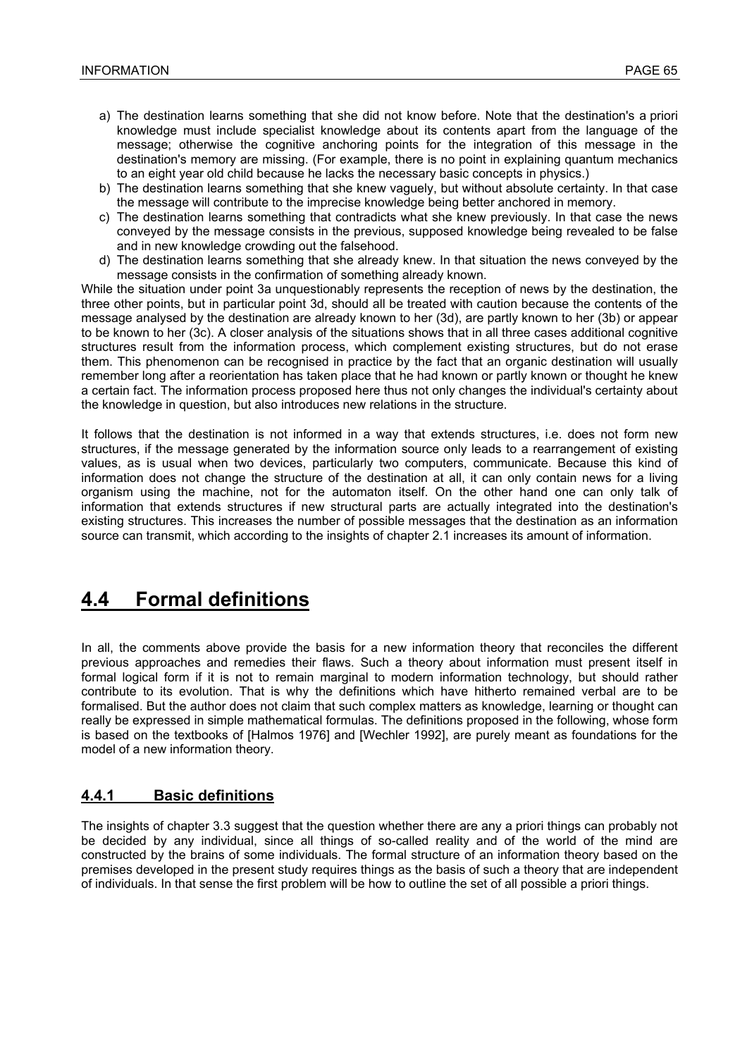a) The destination learns something that she did not know before. Note that the destination's a priori knowledge must include specialist knowledge about its contents apart from the language of the message; otherwise the cognitive anchoring points for the integration of this message in the destination's memory are missing. (For example, there is no point in explaining quantum mechanics to an eight year old child because he lacks the necessary basic concepts in physics.)
b) The destination learns something that she knew vaguely, but without absolute certainty. In that case the message will contribute to the imprecise knowledge being better anchored in memory.
c) The destination learns something that contradicts what she knew previously. In that case the news conveyed by the message consists in the previous, supposed knowledge being revealed to be false and in new knowledge crowding out the falsehood.
d) The destination learns something that she already knew. In that situation the news conveyed by the message consists in the confirmation of something already known.

While the situation under point 3a unquestionably represents the reception of news by the destination, the three other points, but in particular point 3d, should all be treated with caution because the contents of the message analysed by the destination are already known to her (3d), are partly known to her (3b) or appear to be known to her (3c). A closer analysis of the situations shows that in all three cases additional cognitive structures result from the information process, which complement existing structures, but do not erase them. This phenomenon can be recognised in practice by the fact that an organic destination will usually remember long after a reorientation has taken place that he had known or partly known or thought he knew a certain fact. The information process proposed here thus not only changes the individual's certainty about the knowledge in question, but also introduces new relations in the structure.

It follows that the destination is not informed in a way that extends structures, i.e. does not form new structures, if the message generated by the information source only leads to a rearrangement of existing values, as is usual when two devices, particularly two computers, communicate. Because this kind of information does not change the structure of the destination at all, it can only contain news for a living organism using the machine, not for the automaton itself. On the other hand one can only talk of information that extends structures if new structural parts are actually integrated into the destination's existing structures. This increases the number of possible messages that the destination as an information source can transmit, which according to the insights of chapter 2.1 increases its amount of information.

## 4.4 Formal definitions

In all, the comments above provide the basis for a new information theory that reconciles the different previous approaches and remedies their flaws. Such a theory about information must present itself in formal logical form if it is not to remain marginal to modern information technology, but should rather contribute to its evolution. That is why the definitions which have hitherto remained verbal are to be formalised. But the author does not claim that such complex matters as knowledge, learning or thought can really be expressed in simple mathematical formulas. The definitions proposed in the following, whose form is based on the textbooks of [Halmos 1976] and [Wechler 1992], are purely meant as foundations for the model of a new information theory.

### 4.4.1 Basic definitions

The insights of chapter 3.3 suggest that the question whether there are any a priori things can probably not be decided by any individual, since all things of so-called reality and of the world of the mind are constructed by the brains of some individuals. The formal structure of an information theory based on the premises developed in the present study requires things as the basis of such a theory that are independent of individuals. In that sense the first problem will be how to outline the set of all possible a priori things.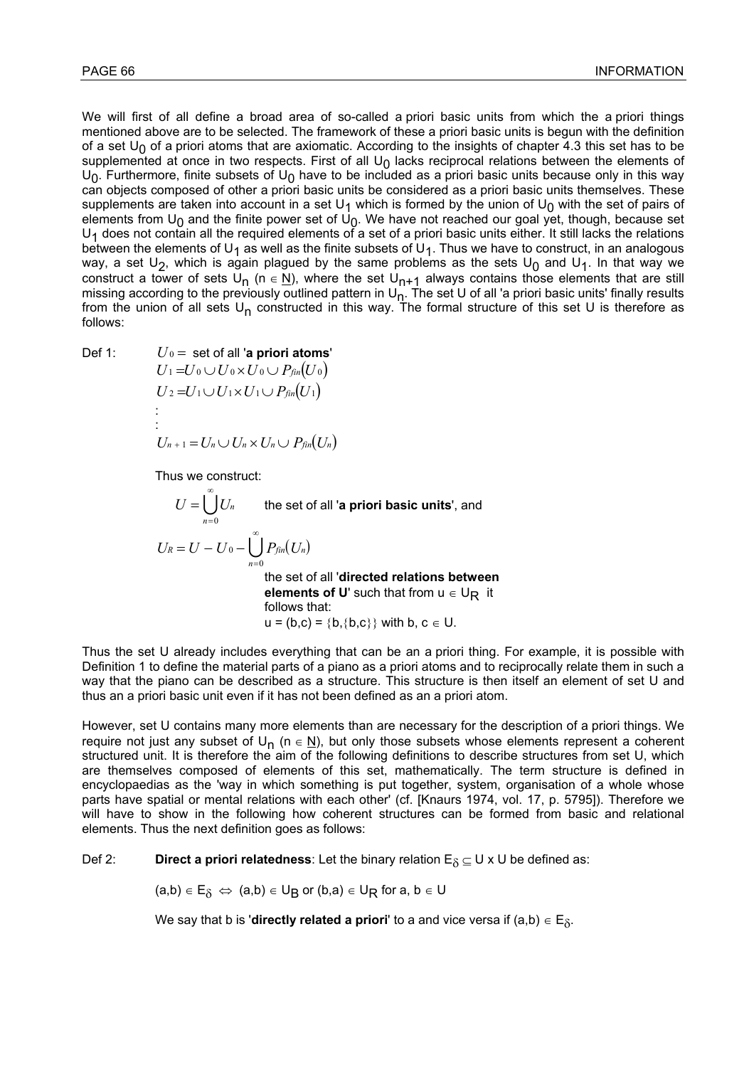We will first of all define a broad area of so-called a priori basic units from which the a priori things mentioned above are to be selected. The framework of these a priori basic units is begun with the definition of a set $U_0$ of a priori atoms that are axiomatic. According to the insights of chapter 4.3 this set has to be supplemented at once in two respects. First of all $U_0$ lacks reciprocal relations between the elements of $U_0$. Furthermore, finite subsets of $U_0$ have to be included as a priori basic units because only in this way can objects composed of other a priori basic units be considered as a priori basic units themselves. These supplements are taken into account in a set $U_1$ which is formed by the union of $U_0$ with the set of pairs of elements from $U_0$ and the finite power set of $U_0$. We have not reached our goal yet, though, because set $U_1$ does not contain all the required elements of a set of a priori basic units either. It still lacks the relations between the elements of $U_1$ as well as the finite subsets of $U_1$. Thus we have to construct, in an analogous way, a set $U_2$, which is again plagued by the same problems as the sets $U_0$ and $U_1$. In that way we construct a tower of sets $U_n$ ($n \in \underline{N}$), where the set $U_{n+1}$ always contains those elements that are still missing according to the previously outlined pattern in $U_n$. The set U of all 'a priori basic units' finally results from the union of all sets $U_n$ constructed in this way. The formal structure of this set U is therefore as follows:

Def 1: $U_0 =$ set of all '**a priori atoms**'

$$U_1 = U_0 \cup U_0 \times U_0 \cup P_{fin}(U_0)$$
$$U_2 = U_1 \cup U_1 \times U_1 \cup P_{fin}(U_1)$$
$$\vdots$$
$$U_{n+1} = U_n \cup U_n \times U_n \cup P_{fin}(U_n)$$

Thus we construct:

$$U = \bigcup_{n=0}^{\infty} U_n$$ the set of all '**a priori basic units**', and

$$U_R = U - U_0 - \bigcup_{n=0}^{\infty} P_{fin}(U_n)$$

the set of all '**directed relations between elements of U**' such that from $u \in U_R$ it follows that:
$u = (b,c) = \{b,\{b,c\}\}$ with $b, c \in U$.

Thus the set U already includes everything that can be an a priori thing. For example, it is possible with Definition 1 to define the material parts of a piano as a priori atoms and to reciprocally relate them in such a way that the piano can be described as a structure. This structure is then itself an element of set U and thus an a priori basic unit even if it has not been defined as an a priori atom.

However, set U contains many more elements than are necessary for the description of a priori things. We require not just any subset of $U_n$ ($n \in \underline{N}$), but only those subsets whose elements represent a coherent structured unit. It is therefore the aim of the following definitions to describe structures from set U, which are themselves composed of elements of this set, mathematically. The term structure is defined in encyclopaedias as the 'way in which something is put together, system, organisation of a whole whose parts have spatial or mental relations with each other' (cf. [Knaurs 1974, vol. 17, p. 5795]). Therefore we will have to show in the following how coherent structures can be formed from basic and relational elements. Thus the next definition goes as follows:

Def 2: **Direct a priori relatedness**: Let the binary relation $E_\delta \subseteq U \times U$ be defined as:

$(a,b) \in E_\delta \Leftrightarrow (a,b) \in U_B$ or $(b,a) \in U_R$ for $a, b \in U$

We say that b is '**directly related a priori**' to a and vice versa if $(a,b) \in E_\delta$.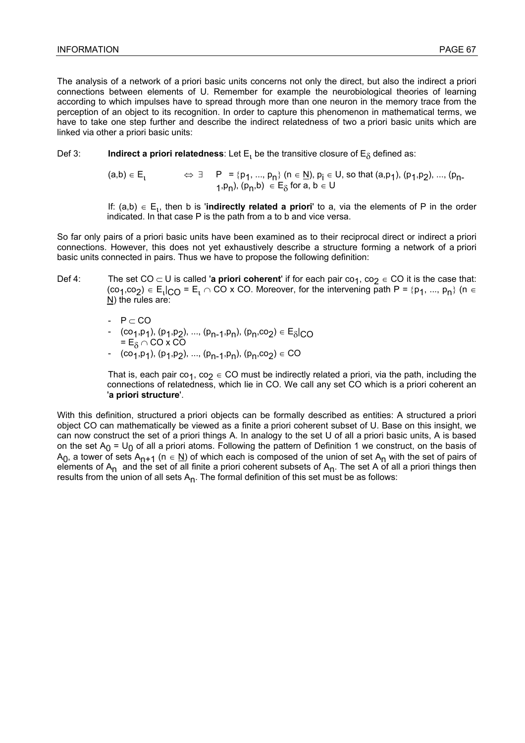The analysis of a network of a priori basic units concerns not only the direct, but also the indirect a priori connections between elements of U. Remember for example the neurobiological theories of learning according to which impulses have to spread through more than one neuron in the memory trace from the perception of an object to its recognition. In order to capture this phenomenon in mathematical terms, we have to take one step further and describe the indirect relatedness of two a priori basic units which are linked via other a priori basic units:

Def 3: **Indirect a priori relatedness**: Let $E_\iota$ be the transitive closure of $E_\delta$ defined as:

$(a,b) \in E_\iota \quad \Leftrightarrow \exists \quad P = \{p_1, ..., p_n\}$ ($n \in \underline{N}$), $p_i \in U$, so that $(a,p_1), (p_1,p_2), ..., (p_{n-1},p_n), (p_n,b) \in E_\delta$ for $a, b \in U$

If: $(a,b) \in E_\iota$, then b is '**indirectly related a priori**' to a, via the elements of P in the order indicated. In that case P is the path from a to b and vice versa.

So far only pairs of a priori basic units have been examined as to their reciprocal direct or indirect a priori connections. However, this does not yet exhaustively describe a structure forming a network of a priori basic units connected in pairs. Thus we have to propose the following definition:

Def 4: The set $CO \subset U$ is called '**a priori coherent**' if for each pair $co_1, co_2 \in CO$ it is the case that: $(co_1,co_2) \in E_\iota|_{CO} = E_\iota \cap CO \times CO$. Moreover, for the intervening path $P = \{p_1, ..., p_n\}$ ($n \in \underline{N}$) the rules are:

- $P \subset CO$
- $(co_1,p_1), (p_1,p_2), ..., (p_{n-1},p_n), (p_n,co_2) \in E_\delta|_{CO} = E_\delta \cap CO \times CO$
- $(co_1,p_1), (p_1,p_2), ..., (p_{n-1},p_n), (p_n,co_2) \in CO$

That is, each pair $co_1, co_2 \in CO$ must be indirectly related a priori, via the path, including the connections of relatedness, which lie in CO. We call any set CO which is a priori coherent an '**a priori structure**'.

With this definition, structured a priori objects can be formally described as entities: A structured a priori object CO can mathematically be viewed as a finite a priori coherent subset of U. Base on this insight, we can now construct the set of a priori things A. In analogy to the set U of all a priori basic units, A is based on the set $A_0 = U_0$ of all a priori atoms. Following the pattern of Definition 1 we construct, on the basis of $A_0$, a tower of sets $A_{n+1}$ ($n \in \underline{N}$) of which each is composed of the union of set $A_n$ with the set of pairs of elements of $A_n$ and the set of all finite a priori coherent subsets of $A_n$. The set A of all a priori things then results from the union of all sets $A_n$. The formal definition of this set must be as follows: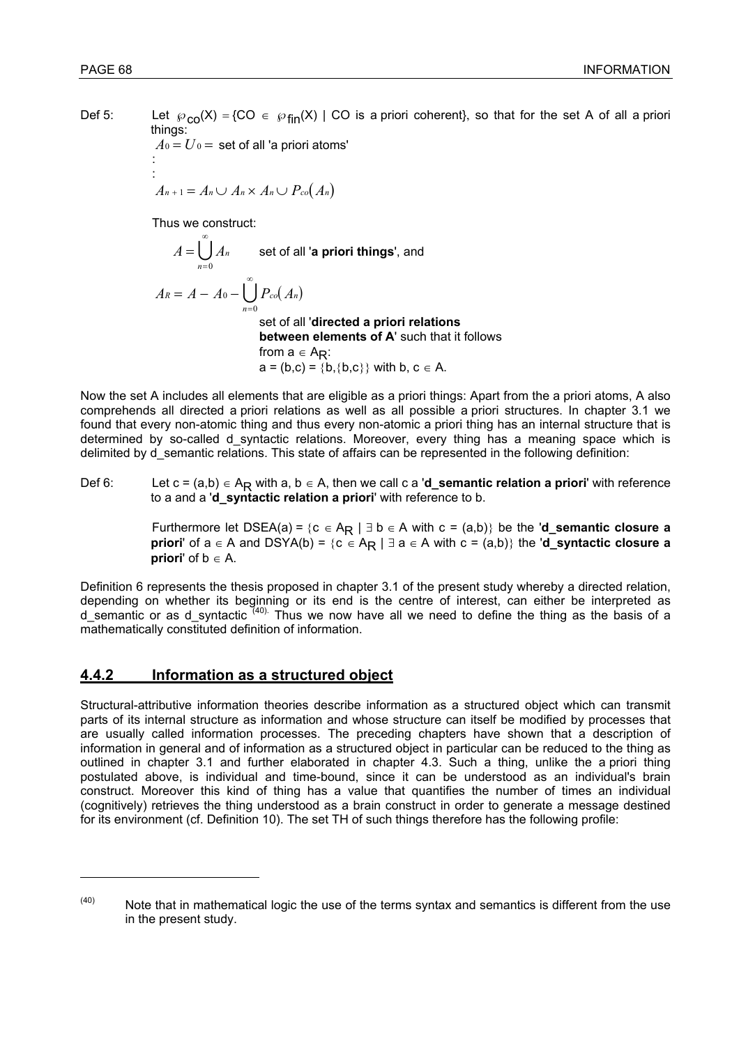Def 5: Let $\wp_{co}(X) = \{CO \in \wp_{fin}(X) \mid CO \text{ is a priori coherent}\}$, so that for the set A of all a priori things:

$A_0 = U_0 =$ set of all 'a priori atoms'

:

:

$$A_{n+1} = A_n \cup A_n \times A_n \cup P_{co}(A_n)$$

Thus we construct:

$$A = \bigcup_{n=0}^{\infty} A_n \qquad \text{set of all '\textbf{a priori things}', and}$$

$$A_R = A - A_0 - \bigcup_{n=0}^{\infty} P_{co}(A_n)$$

set of all '**directed a priori relations between elements of A**' such that it follows from $a \in A_R$:
$a = (b,c) = \{b,\{b,c\}\}$ with $b, c \in A$.

Now the set A includes all elements that are eligible as a priori things: Apart from the a priori atoms, A also comprehends all directed a priori relations as well as all possible a priori structures. In chapter 3.1 we found that every non-atomic thing and thus every non-atomic a priori thing has an internal structure that is determined by so-called d_syntactic relations. Moreover, every thing has a meaning space which is delimited by d_semantic relations. This state of affairs can be represented in the following definition:

Def 6: Let $c = (a,b) \in A_R$ with $a, b \in A$, then we call c a '**d_semantic relation a priori**' with reference to a and a '**d_syntactic relation a priori**' with reference to b.

Furthermore let $DSEA(a) = \{c \in A_R \mid \exists\, b \in A \text{ with } c = (a,b)\}$ be the '**d_semantic closure a priori**' of $a \in A$ and $DSYA(b) = \{c \in A_R \mid \exists\, a \in A \text{ with } c = (a,b)\}$ the '**d_syntactic closure a priori**' of $b \in A$.

Definition 6 represents the thesis proposed in chapter 3.1 of the present study whereby a directed relation, depending on whether its beginning or its end is the centre of interest, can either be interpreted as d_semantic or as d_syntactic [40]. Thus we now have all we need to define the thing as the basis of a mathematically constituted definition of information.

## 4.4.2 Information as a structured object

Structural-attributive information theories describe information as a structured object which can transmit parts of its internal structure as information and whose structure can itself be modified by processes that are usually called information processes. The preceding chapters have shown that a description of information in general and of information as a structured object in particular can be reduced to the thing as outlined in chapter 3.1 and further elaborated in chapter 4.3. Such a thing, unlike the a priori thing postulated above, is individual and time-bound, since it can be understood as an individual's brain construct. Moreover this kind of thing has a value that quantifies the number of times an individual (cognitively) retrieves the thing understood as a brain construct in order to generate a message destined for its environment (cf. Definition 10). The set TH of such things therefore has the following profile:

---

[40] Note that in mathematical logic the use of the terms syntax and semantics is different from the use in the present study.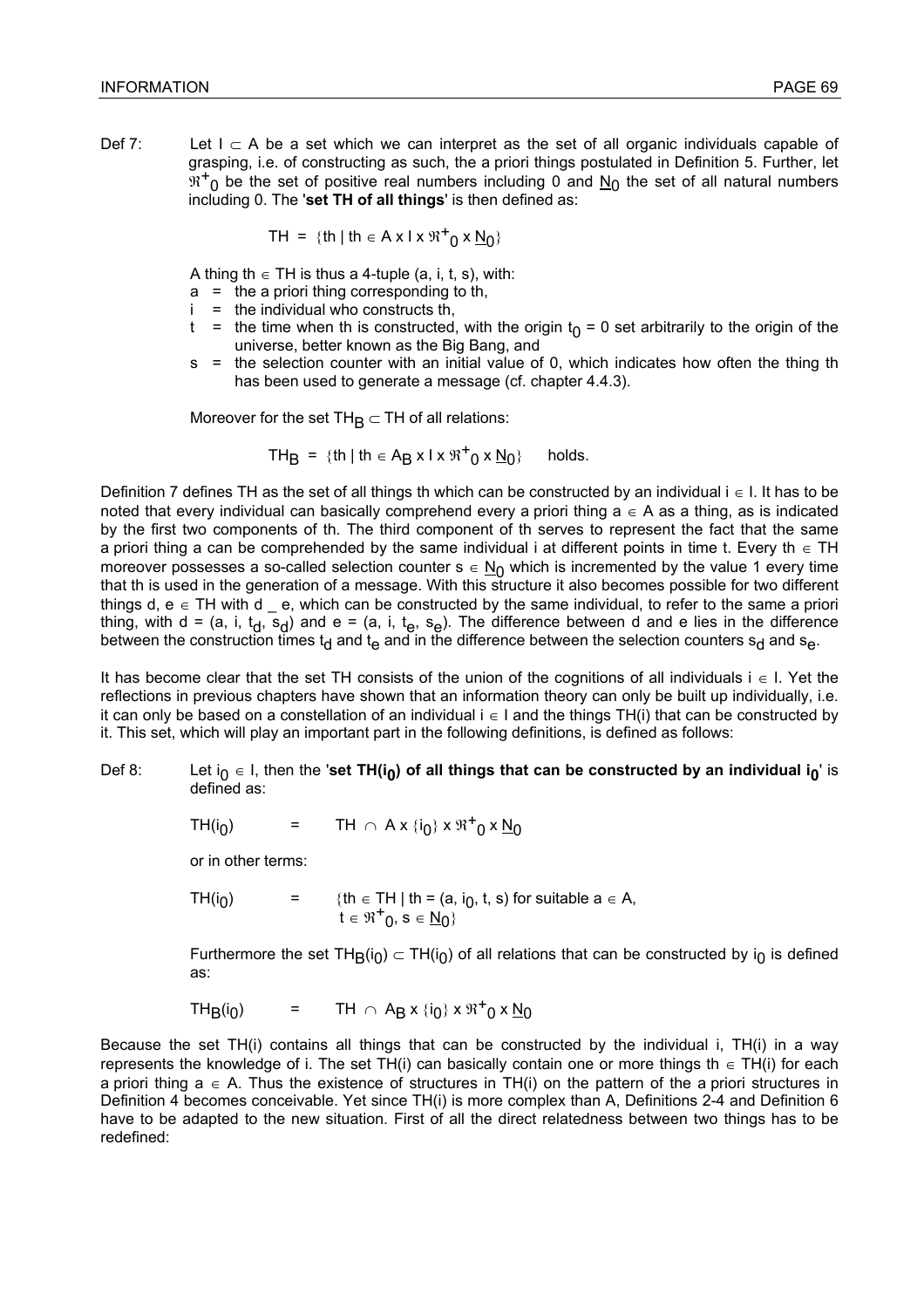Def 7: Let $I \subset A$ be a set which we can interpret as the set of all organic individuals capable of grasping, i.e. of constructing as such, the a priori things postulated in Definition 5. Further, let $\Re^+_0$ be the set of positive real numbers including 0 and $\underline{N}_0$ the set of all natural numbers including 0. The '**set TH of all things**' is then defined as:

$$TH = \{th \mid th \in A \times I \times \Re^+_0 \times \underline{N}_0\}$$

A thing $th \in TH$ is thus a 4-tuple (a, i, t, s), with:

- a = the a priori thing corresponding to th,
- i = the individual who constructs th,
- t = the time when th is constructed, with the origin $t_0 = 0$ set arbitrarily to the origin of the universe, better known as the Big Bang, and
- s = the selection counter with an initial value of 0, which indicates how often the thing th has been used to generate a message (cf. chapter 4.4.3).

Moreover for the set $TH_B \subset TH$ of all relations:

$$TH_B = \{th \mid th \in A_B \times I \times \Re^+_0 \times \underline{N}_0\} \quad \text{holds.}$$

Definition 7 defines TH as the set of all things th which can be constructed by an individual $i \in I$. It has to be noted that every individual can basically comprehend every a priori thing $a \in A$ as a thing, as is indicated by the first two components of th. The third component of th serves to represent the fact that the same a priori thing a can be comprehended by the same individual i at different points in time t. Every $th \in TH$ moreover possesses a so-called selection counter $s \in \underline{N}_0$ which is incremented by the value 1 every time that th is used in the generation of a message. With this structure it also becomes possible for two different things d, $e \in TH$ with d _ e, which can be constructed by the same individual, to refer to the same a priori thing, with $d = (a, i, t_d, s_d)$ and $e = (a, i, t_e, s_e)$. The difference between d and e lies in the difference between the construction times $t_d$ and $t_e$ and in the difference between the selection counters $s_d$ and $s_e$.

It has become clear that the set TH consists of the union of the cognitions of all individuals $i \in I$. Yet the reflections in previous chapters have shown that an information theory can only be built up individually, i.e. it can only be based on a constellation of an individual $i \in I$ and the things TH(i) that can be constructed by it. This set, which will play an important part in the following definitions, is defined as follows:

Def 8: Let $i_0 \in I$, then the '**set TH($i_0$) of all things that can be constructed by an individual $i_0$**' is defined as:

$$TH(i_0) \quad = \quad TH \cap A \times \{i_0\} \times \Re^+_0 \times \underline{N}_0$$

or in other terms:

$$TH(i_0) \quad = \quad \{th \in TH \mid th = (a, i_0, t, s) \text{ for suitable } a \in A, \; t \in \Re^+_0, s \in \underline{N}_0\}$$

Furthermore the set $TH_B(i_0) \subset TH(i_0)$ of all relations that can be constructed by $i_0$ is defined as:

$$TH_B(i_0) \quad = \quad TH \cap A_B \times \{i_0\} \times \Re^+_0 \times \underline{N}_0$$

Because the set TH(i) contains all things that can be constructed by the individual i, TH(i) in a way represents the knowledge of i. The set TH(i) can basically contain one or more things $th \in TH(i)$ for each a priori thing $a \in A$. Thus the existence of structures in TH(i) on the pattern of the a priori structures in Definition 4 becomes conceivable. Yet since TH(i) is more complex than A, Definitions 2-4 and Definition 6 have to be adapted to the new situation. First of all the direct relatedness between two things has to be redefined: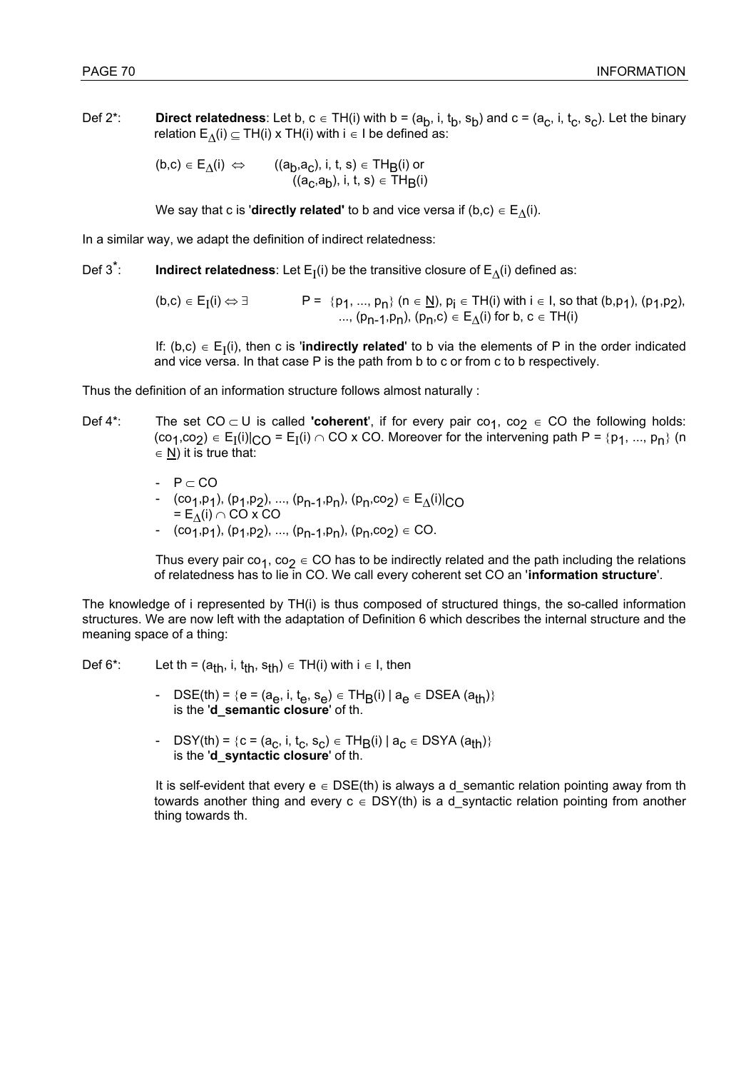Def 2*: **Direct relatedness**: Let $b, c \in TH(i)$ with $b = (a_b, i, t_b, s_b)$ and $c = (a_c, i, t_c, s_c)$. Let the binary relation $E_\Delta(i) \subseteq TH(i) \times TH(i)$ with $i \in I$ be defined as:

$$(b,c) \in E_\Delta(i) \Leftrightarrow \quad ((a_b,a_c), i, t, s) \in TH_B(i) \text{ or } ((a_c,a_b), i, t, s) \in TH_B(i)$$

We say that c is '**directly related'** to b and vice versa if $(b,c) \in E_\Delta(i)$.

In a similar way, we adapt the definition of indirect relatedness:

Def 3*: **Indirect relatedness**: Let $E_I(i)$ be the transitive closure of $E_\Delta(i)$ defined as:

$$(b,c) \in E_I(i) \Leftrightarrow \exists \quad P = \{p_1, ..., p_n\} \ (n \in \underline{N}),\ p_i \in TH(i) \text{ with } i \in I, \text{ so that } (b,p_1), (p_1,p_2), ..., (p_{n-1},p_n), (p_n,c) \in E_\Delta(i) \text{ for } b, c \in TH(i)$$

If: $(b,c) \in E_I(i)$, then c is '**indirectly related**' to b via the elements of P in the order indicated and vice versa. In that case P is the path from b to c or from c to b respectively.

Thus the definition of an information structure follows almost naturally :

Def 4*: The set $CO \subset U$ is called **'coherent'**, if for every pair $co_1, co_2 \in CO$ the following holds: $(co_1,co_2) \in E_I(i)|_{CO} = E_I(i) \cap CO \times CO$. Moreover for the intervening path $P = \{p_1, ..., p_n\}$ ($n \in \underline{N}$) it is true that:

- $P \subset CO$
- $(co_1,p_1), (p_1,p_2), ..., (p_{n-1},p_n), (p_n,co_2) \in E_\Delta(i)|_{CO} = E_\Delta(i) \cap CO \times CO$
- $(co_1,p_1), (p_1,p_2), ..., (p_{n-1},p_n), (p_n,co_2) \in CO$.

Thus every pair $co_1, co_2 \in CO$ has to be indirectly related and the path including the relations of relatedness has to lie in CO. We call every coherent set CO an '**information structure**'.

The knowledge of i represented by TH(i) is thus composed of structured things, the so-called information structures. We are now left with the adaptation of Definition 6 which describes the internal structure and the meaning space of a thing:

Def 6*: Let $th = (a_{th}, i, t_{th}, s_{th}) \in TH(i)$ with $i \in I$, then

- $DSE(th) = \{e = (a_e, i, t_e, s_e) \in TH_B(i) \mid a_e \in DSEA\ (a_{th})\}$ is the '**d_semantic closure**' of th.
- $DSY(th) = \{c = (a_c, i, t_c, s_c) \in TH_B(i) \mid a_c \in DSYA\ (a_{th})\}$ is the '**d_syntactic closure**' of th.

It is self-evident that every $e \in DSE(th)$ is always a d_semantic relation pointing away from th towards another thing and every $c \in DSY(th)$ is a d_syntactic relation pointing from another thing towards th.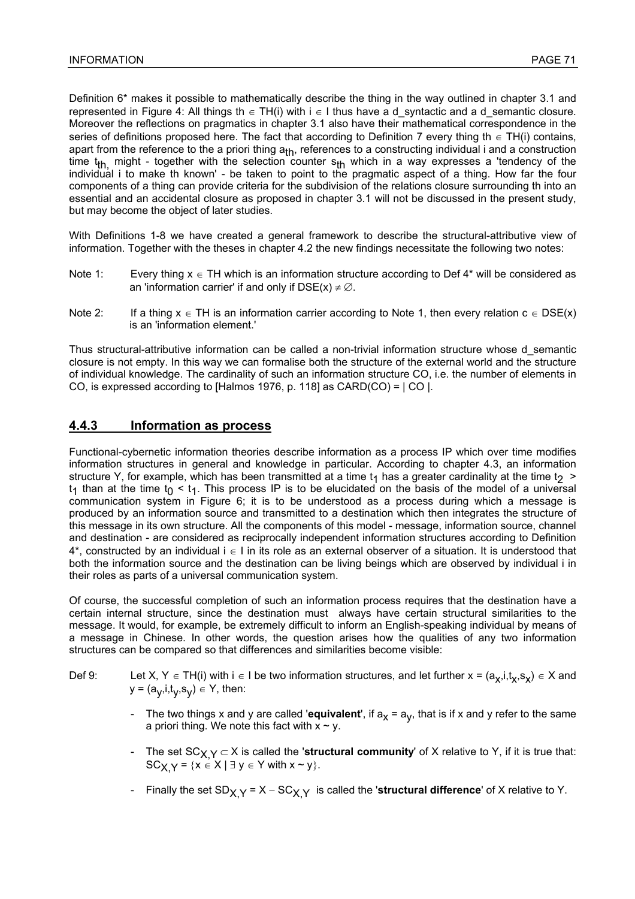Definition 6* makes it possible to mathematically describe the thing in the way outlined in chapter 3.1 and represented in Figure 4: All things $th \in TH(i)$ with $i \in I$ thus have a d_syntactic and a d_semantic closure. Moreover the reflections on pragmatics in chapter 3.1 also have their mathematical correspondence in the series of definitions proposed here. The fact that according to Definition 7 every thing $th \in TH(i)$ contains, apart from the reference to the a priori thing $a_{th}$, references to a constructing individual i and a construction time $t_{th}$, might - together with the selection counter $s_{th}$ which in a way expresses a 'tendency of the individual i to make th known' - be taken to point to the pragmatic aspect of a thing. How far the four components of a thing can provide criteria for the subdivision of the relations closure surrounding th into an essential and an accidental closure as proposed in chapter 3.1 will not be discussed in the present study, but may become the object of later studies.

With Definitions 1-8 we have created a general framework to describe the structural-attributive view of information. Together with the theses in chapter 4.2 the new findings necessitate the following two notes:

Note 1: Every thing $x \in TH$ which is an information structure according to Def 4* will be considered as an 'information carrier' if and only if $DSE(x) \neq \emptyset$.

Note 2: If a thing $x \in TH$ is an information carrier according to Note 1, then every relation $c \in DSE(x)$ is an 'information element.'

Thus structural-attributive information can be called a non-trivial information structure whose d_semantic closure is not empty. In this way we can formalise both the structure of the external world and the structure of individual knowledge. The cardinality of such an information structure CO, i.e. the number of elements in CO, is expressed according to [Halmos 1976, p. 118] as $CARD(CO) = | CO |$.

### 4.4.3 Information as process

Functional-cybernetic information theories describe information as a process IP which over time modifies information structures in general and knowledge in particular. According to chapter 4.3, an information structure Y, for example, which has been transmitted at a time $t_1$ has a greater cardinality at the time $t_2 > t_1$ than at the time $t_0 < t_1$. This process IP is to be elucidated on the basis of the model of a universal communication system in Figure 6; it is to be understood as a process during which a message is produced by an information source and transmitted to a destination which then integrates the structure of this message in its own structure. All the components of this model - message, information source, channel and destination - are considered as reciprocally independent information structures according to Definition 4*, constructed by an individual $i \in I$ in its role as an external observer of a situation. It is understood that both the information source and the destination can be living beings which are observed by individual i in their roles as parts of a universal communication system.

Of course, the successful completion of such an information process requires that the destination have a certain internal structure, since the destination must always have certain structural similarities to the message. It would, for example, be extremely difficult to inform an English-speaking individual by means of a message in Chinese. In other words, the question arises how the qualities of any two information structures can be compared so that differences and similarities become visible:

Def 9: Let $X, Y \in TH(i)$ with $i \in I$ be two information structures, and let further $x = (a_x,i,t_x,s_x) \in X$ and $y = (a_y,i,t_y,s_y) \in Y$, then:

- The two things x and y are called '**equivalent**', if $a_x = a_y$, that is if x and y refer to the same a priori thing. We note this fact with $x \sim y$.
- The set $SC_{X,Y} \subset X$ is called the '**structural community**' of X relative to Y, if it is true that: $SC_{X,Y} = \{x \in X \mid \exists\, y \in Y \text{ with } x \sim y\}$.
- Finally the set $SD_{X,Y} = X - SC_{X,Y}$ is called the '**structural difference**' of X relative to Y.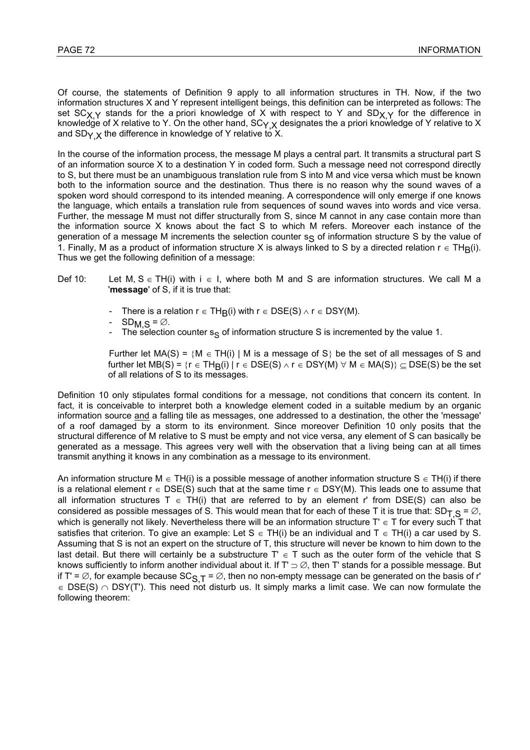Of course, the statements of Definition 9 apply to all information structures in TH. Now, if the two information structures X and Y represent intelligent beings, this definition can be interpreted as follows: The set $SC_{X,Y}$ stands for the a priori knowledge of X with respect to Y and $SD_{X,Y}$ for the difference in knowledge of X relative to Y. On the other hand, $SC_{Y,X}$ designates the a priori knowledge of Y relative to X and $SD_{Y,X}$ the difference in knowledge of Y relative to X.

In the course of the information process, the message M plays a central part. It transmits a structural part S of an information source X to a destination Y in coded form. Such a message need not correspond directly to S, but there must be an unambiguous translation rule from S into M and vice versa which must be known both to the information source and the destination. Thus there is no reason why the sound waves of a spoken word should correspond to its intended meaning. A correspondence will only emerge if one knows the language, which entails a translation rule from sequences of sound waves into words and vice versa. Further, the message M must not differ structurally from S, since M cannot in any case contain more than the information source X knows about the fact S to which M refers. Moreover each instance of the generation of a message M increments the selection counter $s_S$ of information structure S by the value of 1. Finally, M as a product of information structure X is always linked to S by a directed relation $r \in TH_B(i)$. Thus we get the following definition of a message:

Def 10: Let $M, S \in TH(i)$ with $i \in I$, where both M and S are information structures. We call M a '**message**' of S, if it is true that:

- There is a relation $r \in TH_B(i)$ with $r \in DSE(S) \wedge r \in DSY(M)$.
- $SD_{M,S} = \varnothing$.
- The selection counter $s_S$ of information structure S is incremented by the value 1.

Further let $MA(S) = \{M \in TH(i) \mid M \text{ is a message of } S\}$ be the set of all messages of S and further let $MB(S) = \{r \in TH_B(i) \mid r \in DSE(S) \wedge r \in DSY(M) \ \forall \ M \in MA(S)\} \subseteq DSE(S)$ be the set of all relations of S to its messages.

Definition 10 only stipulates formal conditions for a message, not conditions that concern its content. In fact, it is conceivable to interpret both a knowledge element coded in a suitable medium by an organic information source and a falling tile as messages, one addressed to a destination, the other the 'message' of a roof damaged by a storm to its environment. Since moreover Definition 10 only posits that the structural difference of M relative to S must be empty and not vice versa, any element of S can basically be generated as a message. This agrees very well with the observation that a living being can at all times transmit anything it knows in any combination as a message to its environment.

An information structure $M \in TH(i)$ is a possible message of another information structure $S \in TH(i)$ if there is a relational element $r \in DSE(S)$ such that at the same time $r \in DSY(M)$. This leads one to assume that all information structures $T \in TH(i)$ that are referred to by an element r' from DSE(S) can also be considered as possible messages of S. This would mean that for each of these T it is true that: $SD_{T,S} = \varnothing$, which is generally not likely. Nevertheless there will be an information structure $T' \in T$ for every such T that satisfies that criterion. To give an example: Let $S \in TH(i)$ be an individual and $T \in TH(i)$ a car used by S. Assuming that S is not an expert on the structure of T, this structure will never be known to him down to the last detail. But there will certainly be a substructure $T' \in T$ such as the outer form of the vehicle that S knows sufficiently to inform another individual about it. If $T' \supset \varnothing$, then T' stands for a possible message. But if $T' = \varnothing$, for example because $SC_{S,T} = \varnothing$, then no non-empty message can be generated on the basis of $r' \in DSE(S) \cap DSY(T')$. This need not disturb us. It simply marks a limit case. We can now formulate the following theorem: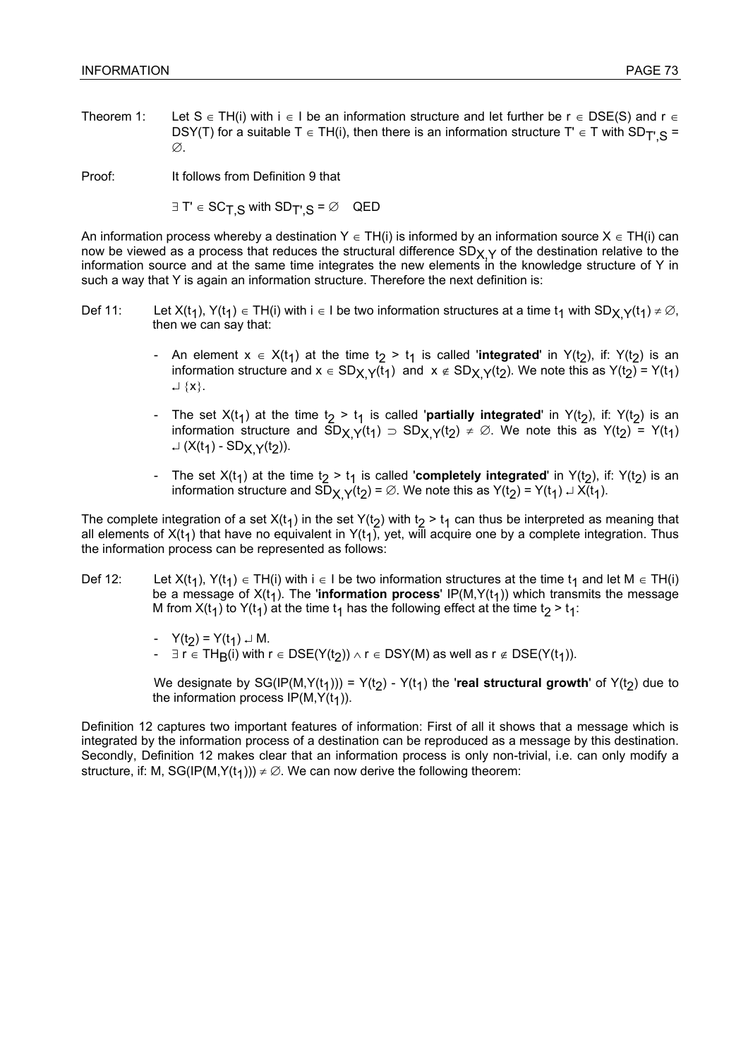Theorem 1: Let $S \in TH(i)$ with $i \in I$ be an information structure and let further be $r \in DSE(S)$ and $r \in DSY(T)$ for a suitable $T \in TH(i)$, then there is an information structure $T' \in T$ with $SD_{T',S} = \emptyset$.

Proof: It follows from Definition 9 that

$\exists\, T' \in SC_{T,S}$ with $SD_{T',S} = \emptyset$ QED

An information process whereby a destination $Y \in TH(i)$ is informed by an information source $X \in TH(i)$ can now be viewed as a process that reduces the structural difference $SD_{X,Y}$ of the destination relative to the information source and at the same time integrates the new elements in the knowledge structure of Y in such a way that Y is again an information structure. Therefore the next definition is:

Def 11: Let $X(t_1), Y(t_1) \in TH(i)$ with $i \in I$ be two information structures at a time $t_1$ with $SD_{X,Y}(t_1) \neq \emptyset$, then we can say that:

- An element $x \in X(t_1)$ at the time $t_2 > t_1$ is called '**integrated**' in $Y(t_2)$, if: $Y(t_2)$ is an information structure and $x \in SD_{X,Y}(t_1)$ and $x \notin SD_{X,Y}(t_2)$. We note this as $Y(t_2) = Y(t_1) \lrcorner \{x\}$.
- The set $X(t_1)$ at the time $t_2 > t_1$ is called '**partially integrated**' in $Y(t_2)$, if: $Y(t_2)$ is an information structure and $SD_{X,Y}(t_1) \supset SD_{X,Y}(t_2) \neq \emptyset$. We note this as $Y(t_2) = Y(t_1) \lrcorner (X(t_1) - SD_{X,Y}(t_2))$.
- The set $X(t_1)$ at the time $t_2 > t_1$ is called '**completely integrated**' in $Y(t_2)$, if: $Y(t_2)$ is an information structure and $SD_{X,Y}(t_2) = \emptyset$. We note this as $Y(t_2) = Y(t_1) \lrcorner X(t_1)$.

The complete integration of a set $X(t_1)$ in the set $Y(t_2)$ with $t_2 > t_1$ can thus be interpreted as meaning that all elements of $X(t_1)$ that have no equivalent in $Y(t_1)$, yet, will acquire one by a complete integration. Thus the information process can be represented as follows:

Def 12: Let $X(t_1), Y(t_1) \in TH(i)$ with $i \in I$ be two information structures at the time $t_1$ and let $M \in TH(i)$ be a message of $X(t_1)$. The '**information process**' $IP(M,Y(t_1))$ which transmits the message M from $X(t_1)$ to $Y(t_1)$ at the time $t_1$ has the following effect at the time $t_2 > t_1$:

- $Y(t_2) = Y(t_1) \lrcorner M$.
- $\exists\, r \in TH_B(i)$ with $r \in DSE(Y(t_2)) \wedge r \in DSY(M)$ as well as $r \notin DSE(Y(t_1))$.

We designate by $SG(IP(M,Y(t_1))) = Y(t_2) - Y(t_1)$ the '**real structural growth**' of $Y(t_2)$ due to the information process $IP(M,Y(t_1))$.

Definition 12 captures two important features of information: First of all it shows that a message which is integrated by the information process of a destination can be reproduced as a message by this destination. Secondly, Definition 12 makes clear that an information process is only non-trivial, i.e. can only modify a structure, if: $M, SG(IP(M,Y(t_1))) \neq \emptyset$. We can now derive the following theorem: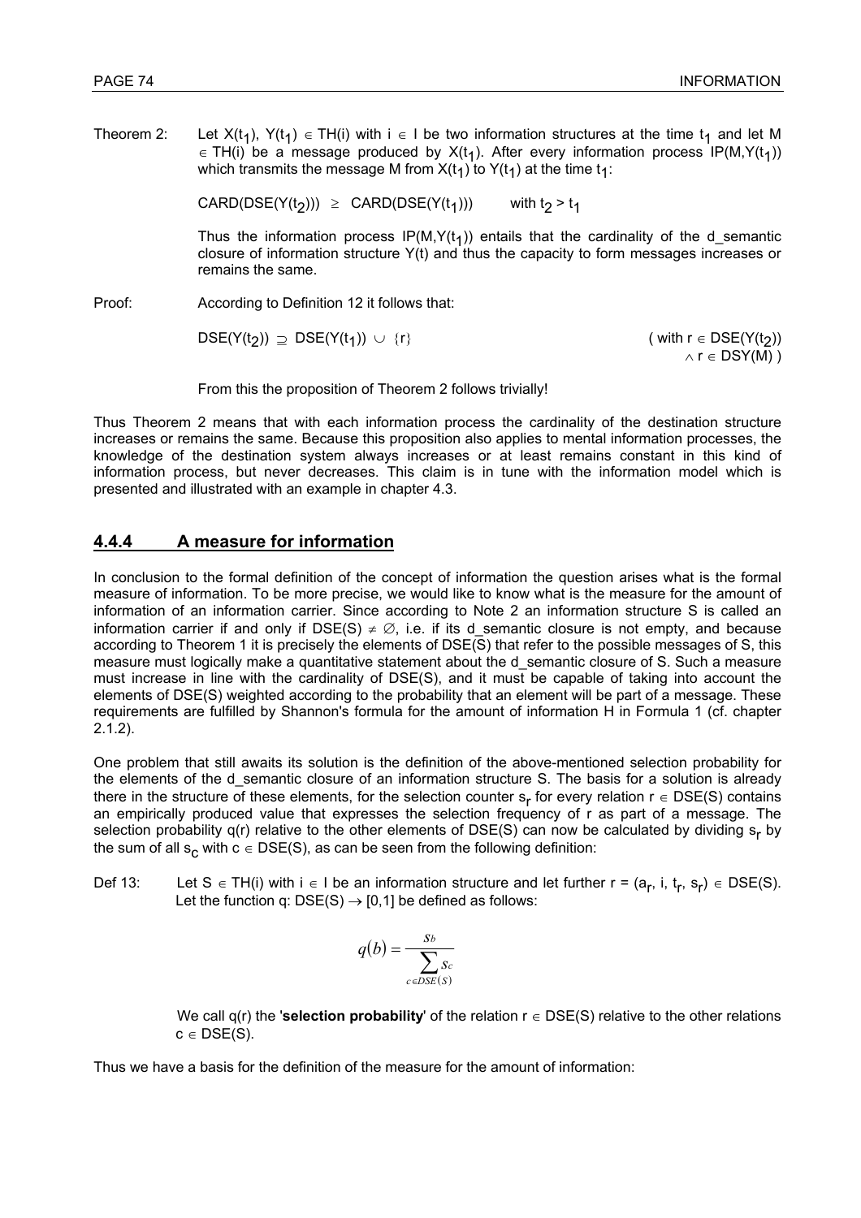Theorem 2: Let $X(t_1)$, $Y(t_1) \in TH(i)$ with $i \in I$ be two information structures at the time $t_1$ and let $M \in TH(i)$ be a message produced by $X(t_1)$. After every information process $IP(M,Y(t_1))$ which transmits the message M from $X(t_1)$ to $Y(t_1)$ at the time $t_1$:

$$CARD(DSE(Y(t_2))) \geq CARD(DSE(Y(t_1))) \qquad \text{with } t_2 > t_1$$

Thus the information process $IP(M,Y(t_1))$ entails that the cardinality of the d_semantic closure of information structure Y(t) and thus the capacity to form messages increases or remains the same.

Proof: According to Definition 12 it follows that:

$$DSE(Y(t_2)) \supseteq DSE(Y(t_1)) \cup \{r\} \qquad (\text{ with } r \in DSE(Y(t_2)) \wedge r \in DSY(M)\ )$$

From this the proposition of Theorem 2 follows trivially!

Thus Theorem 2 means that with each information process the cardinality of the destination structure increases or remains the same. Because this proposition also applies to mental information processes, the knowledge of the destination system always increases or at least remains constant in this kind of information process, but never decreases. This claim is in tune with the information model which is presented and illustrated with an example in chapter 4.3.

### 4.4.4 A measure for information

In conclusion to the formal definition of the concept of information the question arises what is the formal measure of information. To be more precise, we would like to know what is the measure for the amount of information of an information carrier. Since according to Note 2 an information structure S is called an information carrier if and only if $DSE(S) \neq \emptyset$, i.e. if its d_semantic closure is not empty, and because according to Theorem 1 it is precisely the elements of DSE(S) that refer to the possible messages of S, this measure must logically make a quantitative statement about the d_semantic closure of S. Such a measure must increase in line with the cardinality of DSE(S), and it must be capable of taking into account the elements of DSE(S) weighted according to the probability that an element will be part of a message. These requirements are fulfilled by Shannon's formula for the amount of information H in Formula 1 (cf. chapter 2.1.2).

One problem that still awaits its solution is the definition of the above-mentioned selection probability for the elements of the d_semantic closure of an information structure S. The basis for a solution is already there in the structure of these elements, for the selection counter $s_r$ for every relation $r \in DSE(S)$ contains an empirically produced value that expresses the selection frequency of r as part of a message. The selection probability q(r) relative to the other elements of DSE(S) can now be calculated by dividing $s_r$ by the sum of all $s_c$ with $c \in DSE(S)$, as can be seen from the following definition:

Def 13: Let $S \in TH(i)$ with $i \in I$ be an information structure and let further $r = (a_r, i, t_r, s_r) \in DSE(S)$. Let the function $q: DSE(S) \rightarrow [0,1]$ be defined as follows:

$$q(b) = \frac{s_b}{\sum_{c \in DSE(S)} s_c}$$

We call q(r) the '**selection probability**' of the relation $r \in DSE(S)$ relative to the other relations $c \in DSE(S)$.

Thus we have a basis for the definition of the measure for the amount of information: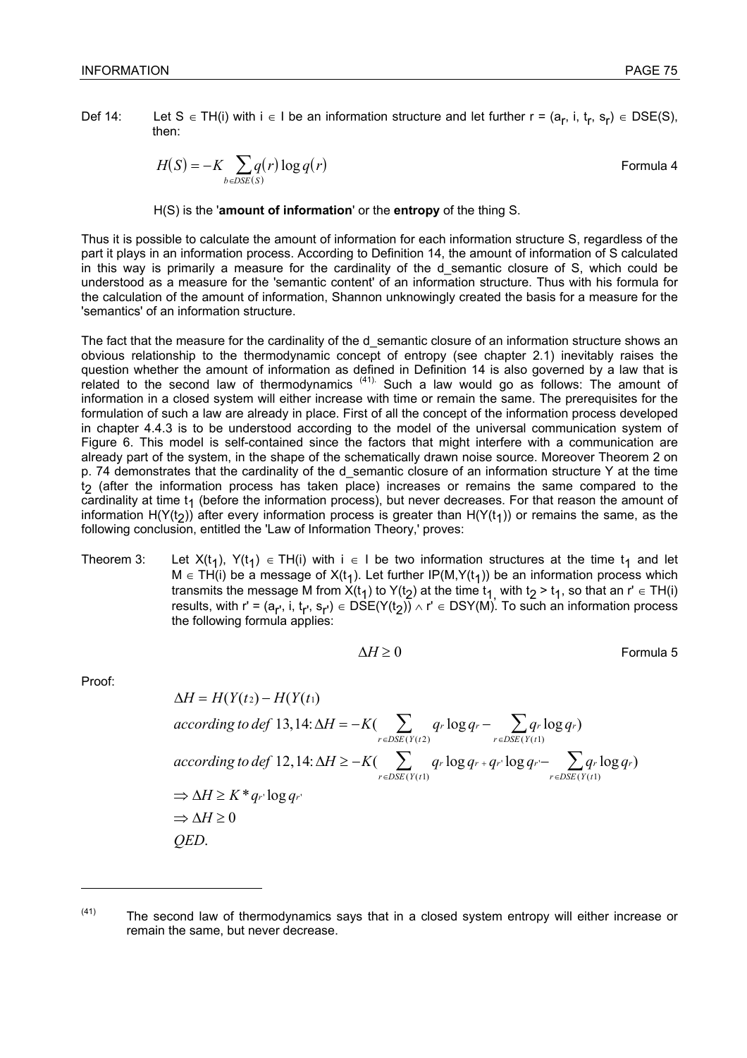Def 14: Let $S \in TH(i)$ with $i \in I$ be an information structure and let further $r = (a_r, i, t_r, s_r) \in DSE(S)$, then:

$$H(S) = -K \sum_{b \in DSE(S)} q(r) \log q(r) \qquad \text{Formula 4}$$

H(S) is the '**amount of information**' or the **entropy** of the thing S.

Thus it is possible to calculate the amount of information for each information structure S, regardless of the part it plays in an information process. According to Definition 14, the amount of information of S calculated in this way is primarily a measure for the cardinality of the d_semantic closure of S, which could be understood as a measure for the 'semantic content' of an information structure. Thus with his formula for the calculation of the amount of information, Shannon unknowingly created the basis for a measure for the 'semantics' of an information structure.

The fact that the measure for the cardinality of the d_semantic closure of an information structure shows an obvious relationship to the thermodynamic concept of entropy (see chapter 2.1) inevitably raises the question whether the amount of information as defined in Definition 14 is also governed by a law that is related to the second law of thermodynamics [41]. Such a law would go as follows: The amount of information in a closed system will either increase with time or remain the same. The prerequisites for the formulation of such a law are already in place. First of all the concept of the information process developed in chapter 4.4.3 is to be understood according to the model of the universal communication system of Figure 6. This model is self-contained since the factors that might interfere with a communication are already part of the system, in the shape of the schematically drawn noise source. Moreover Theorem 2 on p. 74 demonstrates that the cardinality of the d_semantic closure of an information structure Y at the time $t_2$ (after the information process has taken place) increases or remains the same compared to the cardinality at time $t_1$ (before the information process), but never decreases. For that reason the amount of information $H(Y(t_2))$ after every information process is greater than $H(Y(t_1))$ or remains the same, as the following conclusion, entitled the 'Law of Information Theory,' proves:

Theorem 3: Let $X(t_1), Y(t_1) \in TH(i)$ with $i \in I$ be two information structures at the time $t_1$ and let $M \in TH(i)$ be a message of $X(t_1)$. Let further $IP(M,Y(t_1))$ be an information process which transmits the message M from $X(t_1)$ to $Y(t_2)$ at the time $t_1$, with $t_2 > t_1$, so that an $r' \in TH(i)$ results, with $r' = (a_{r'}, i, t_{r'}, s_{r'}) \in DSE(Y(t_2)) \wedge r' \in DSY(M)$. To such an information process the following formula applies:

$$\Delta H \geq 0 \qquad \text{Formula 5}$$

Proof:

$$\Delta H = H(Y(t_2)) - H(Y(t_1))$$

$$\text{according to def } 13,14{:}\ \Delta H = -K\Big(\sum_{r \in DSE(Y(t2))} q_r \log q_r - \sum_{r \in DSE(Y(t1))} q_r \log q_r\Big)$$

$$\text{according to def } 12,14{:}\ \Delta H \geq -K\Big(\sum_{r \in DSE(Y(t1))} q_r \log q_r + q_{r'} \log q_{r'} - \sum_{r \in DSE(Y(t1))} q_r \log q_r\Big)$$

$$\Rightarrow \Delta H \geq K * q_{r'} \log q_{r'}$$

$$\Rightarrow \Delta H \geq 0$$

$$QED.$$

---

[41] The second law of thermodynamics says that in a closed system entropy will either increase or remain the same, but never decrease.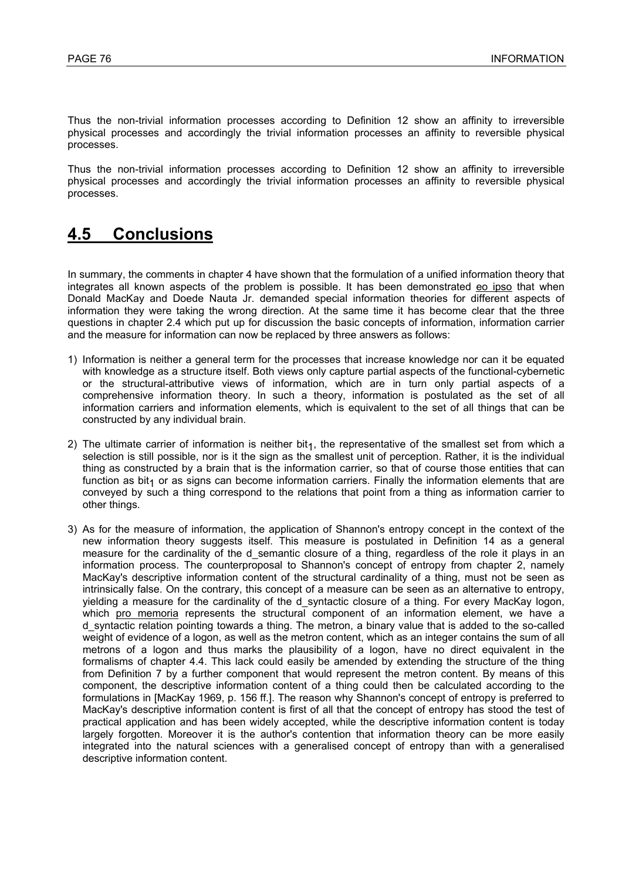Thus the non-trivial information processes according to Definition 12 show an affinity to irreversible physical processes and accordingly the trivial information processes an affinity to reversible physical processes.

Thus the non-trivial information processes according to Definition 12 show an affinity to irreversible physical processes and accordingly the trivial information processes an affinity to reversible physical processes.

## 4.5 Conclusions

In summary, the comments in chapter 4 have shown that the formulation of a unified information theory that integrates all known aspects of the problem is possible. It has been demonstrated eo ipso that when Donald MacKay and Doede Nauta Jr. demanded special information theories for different aspects of information they were taking the wrong direction. At the same time it has become clear that the three questions in chapter 2.4 which put up for discussion the basic concepts of information, information carrier and the measure for information can now be replaced by three answers as follows:

1) Information is neither a general term for the processes that increase knowledge nor can it be equated with knowledge as a structure itself. Both views only capture partial aspects of the functional-cybernetic or the structural-attributive views of information, which are in turn only partial aspects of a comprehensive information theory. In such a theory, information is postulated as the set of all information carriers and information elements, which is equivalent to the set of all things that can be constructed by any individual brain.

2) The ultimate carrier of information is neither $bit_1$, the representative of the smallest set from which a selection is still possible, nor is it the sign as the smallest unit of perception. Rather, it is the individual thing as constructed by a brain that is the information carrier, so that of course those entities that can function as $bit_1$ or as signs can become information carriers. Finally the information elements that are conveyed by such a thing correspond to the relations that point from a thing as information carrier to other things.

3) As for the measure of information, the application of Shannon's entropy concept in the context of the new information theory suggests itself. This measure is postulated in Definition 14 as a general measure for the cardinality of the d_semantic closure of a thing, regardless of the role it plays in an information process. The counterproposal to Shannon's concept of entropy from chapter 2, namely MacKay's descriptive information content of the structural cardinality of a thing, must not be seen as intrinsically false. On the contrary, this concept of a measure can be seen as an alternative to entropy, yielding a measure for the cardinality of the d_syntactic closure of a thing. For every MacKay logon, which pro memoria represents the structural component of an information element, we have a d_syntactic relation pointing towards a thing. The metron, a binary value that is added to the so-called weight of evidence of a logon, as well as the metron content, which as an integer contains the sum of all metrons of a logon and thus marks the plausibility of a logon, have no direct equivalent in the formalisms of chapter 4.4. This lack could easily be amended by extending the structure of the thing from Definition 7 by a further component that would represent the metron content. By means of this component, the descriptive information content of a thing could then be calculated according to the formulations in [MacKay 1969, p. 156 ff.]. The reason why Shannon's concept of entropy is preferred to MacKay's descriptive information content is first of all that the concept of entropy has stood the test of practical application and has been widely accepted, while the descriptive information content is today largely forgotten. Moreover it is the author's contention that information theory can be more easily integrated into the natural sciences with a generalised concept of entropy than with a generalised descriptive information content.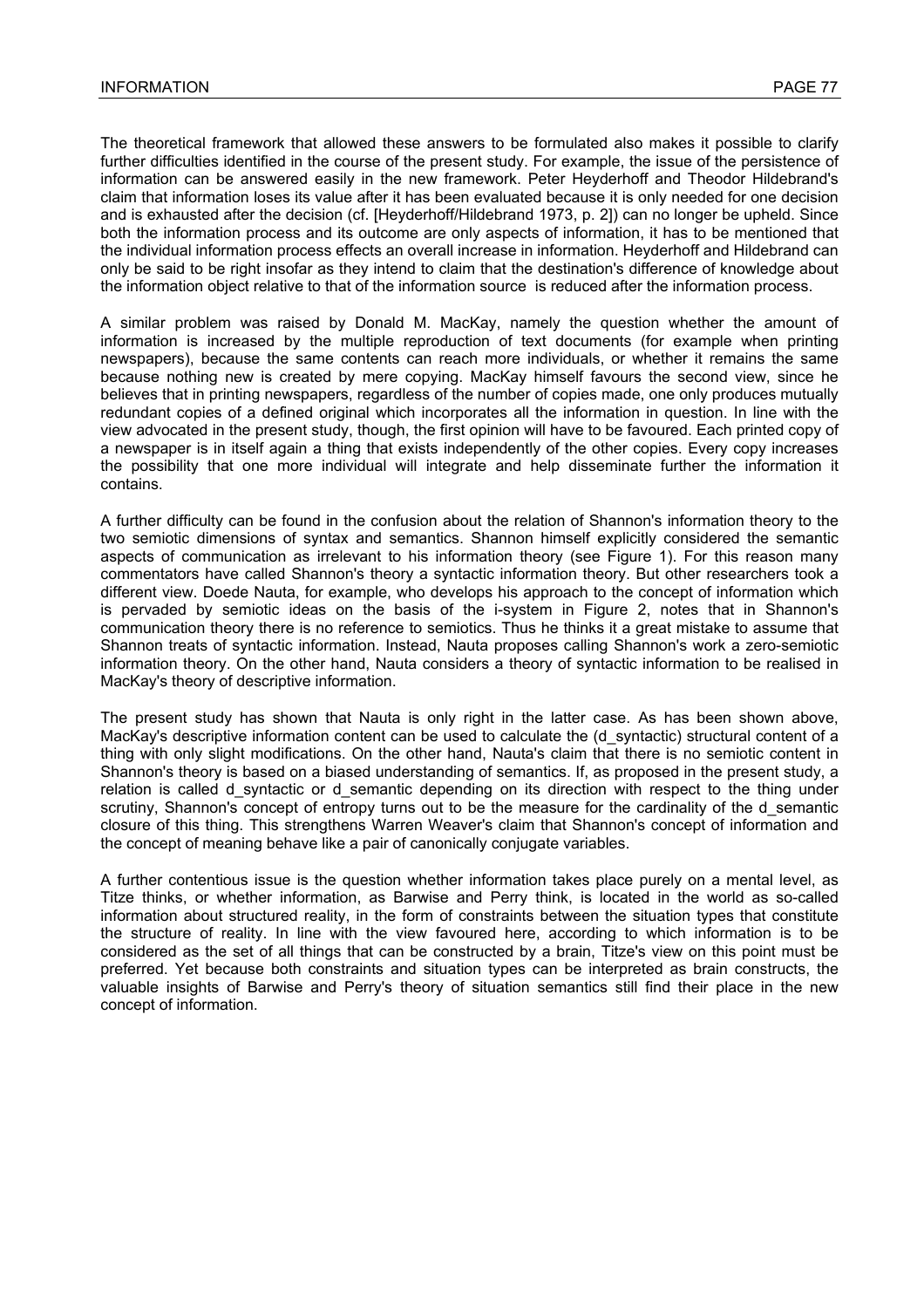The theoretical framework that allowed these answers to be formulated also makes it possible to clarify further difficulties identified in the course of the present study. For example, the issue of the persistence of information can be answered easily in the new framework. Peter Heyderhoff and Theodor Hildebrand's claim that information loses its value after it has been evaluated because it is only needed for one decision and is exhausted after the decision (cf. [Heyderhoff/Hildebrand 1973, p. 2]) can no longer be upheld. Since both the information process and its outcome are only aspects of information, it has to be mentioned that the individual information process effects an overall increase in information. Heyderhoff and Hildebrand can only be said to be right insofar as they intend to claim that the destination's difference of knowledge about the information object relative to that of the information source is reduced after the information process.

A similar problem was raised by Donald M. MacKay, namely the question whether the amount of information is increased by the multiple reproduction of text documents (for example when printing newspapers), because the same contents can reach more individuals, or whether it remains the same because nothing new is created by mere copying. MacKay himself favours the second view, since he believes that in printing newspapers, regardless of the number of copies made, one only produces mutually redundant copies of a defined original which incorporates all the information in question. In line with the view advocated in the present study, though, the first opinion will have to be favoured. Each printed copy of a newspaper is in itself again a thing that exists independently of the other copies. Every copy increases the possibility that one more individual will integrate and help disseminate further the information it contains.

A further difficulty can be found in the confusion about the relation of Shannon's information theory to the two semiotic dimensions of syntax and semantics. Shannon himself explicitly considered the semantic aspects of communication as irrelevant to his information theory (see Figure 1). For this reason many commentators have called Shannon's theory a syntactic information theory. But other researchers took a different view. Doede Nauta, for example, who develops his approach to the concept of information which is pervaded by semiotic ideas on the basis of the i-system in Figure 2, notes that in Shannon's communication theory there is no reference to semiotics. Thus he thinks it a great mistake to assume that Shannon treats of syntactic information. Instead, Nauta proposes calling Shannon's work a zero-semiotic information theory. On the other hand, Nauta considers a theory of syntactic information to be realised in MacKay's theory of descriptive information.

The present study has shown that Nauta is only right in the latter case. As has been shown above, MacKay's descriptive information content can be used to calculate the (d_syntactic) structural content of a thing with only slight modifications. On the other hand, Nauta's claim that there is no semiotic content in Shannon's theory is based on a biased understanding of semantics. If, as proposed in the present study, a relation is called d_syntactic or d_semantic depending on its direction with respect to the thing under scrutiny, Shannon's concept of entropy turns out to be the measure for the cardinality of the d_semantic closure of this thing. This strengthens Warren Weaver's claim that Shannon's concept of information and the concept of meaning behave like a pair of canonically conjugate variables.

A further contentious issue is the question whether information takes place purely on a mental level, as Titze thinks, or whether information, as Barwise and Perry think, is located in the world as so-called information about structured reality, in the form of constraints between the situation types that constitute the structure of reality. In line with the view favoured here, according to which information is to be considered as the set of all things that can be constructed by a brain, Titze's view on this point must be preferred. Yet because both constraints and situation types can be interpreted as brain constructs, the valuable insights of Barwise and Perry's theory of situation semantics still find their place in the new concept of information.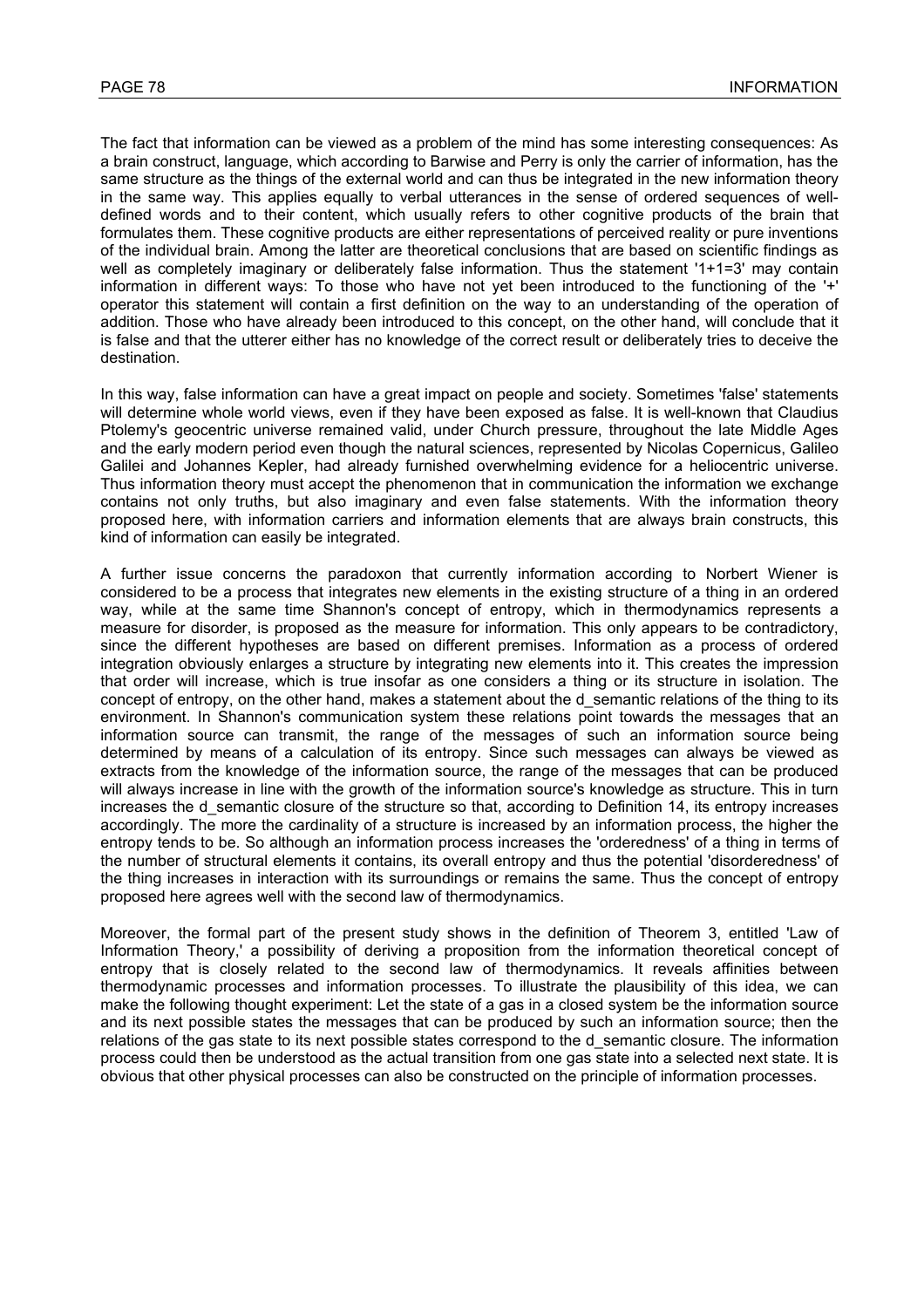The fact that information can be viewed as a problem of the mind has some interesting consequences: As a brain construct, language, which according to Barwise and Perry is only the carrier of information, has the same structure as the things of the external world and can thus be integrated in the new information theory in the same way. This applies equally to verbal utterances in the sense of ordered sequences of well-defined words and to their content, which usually refers to other cognitive products of the brain that formulates them. These cognitive products are either representations of perceived reality or pure inventions of the individual brain. Among the latter are theoretical conclusions that are based on scientific findings as well as completely imaginary or deliberately false information. Thus the statement '1+1=3' may contain information in different ways: To those who have not yet been introduced to the functioning of the '+' operator this statement will contain a first definition on the way to an understanding of the operation of addition. Those who have already been introduced to this concept, on the other hand, will conclude that it is false and that the utterer either has no knowledge of the correct result or deliberately tries to deceive the destination.

In this way, false information can have a great impact on people and society. Sometimes 'false' statements will determine whole world views, even if they have been exposed as false. It is well-known that Claudius Ptolemy's geocentric universe remained valid, under Church pressure, throughout the late Middle Ages and the early modern period even though the natural sciences, represented by Nicolas Copernicus, Galileo Galilei and Johannes Kepler, had already furnished overwhelming evidence for a heliocentric universe. Thus information theory must accept the phenomenon that in communication the information we exchange contains not only truths, but also imaginary and even false statements. With the information theory proposed here, with information carriers and information elements that are always brain constructs, this kind of information can easily be integrated.

A further issue concerns the paradoxon that currently information according to Norbert Wiener is considered to be a process that integrates new elements in the existing structure of a thing in an ordered way, while at the same time Shannon's concept of entropy, which in thermodynamics represents a measure for disorder, is proposed as the measure for information. This only appears to be contradictory, since the different hypotheses are based on different premises. Information as a process of ordered integration obviously enlarges a structure by integrating new elements into it. This creates the impression that order will increase, which is true insofar as one considers a thing or its structure in isolation. The concept of entropy, on the other hand, makes a statement about the d_semantic relations of the thing to its environment. In Shannon's communication system these relations point towards the messages that an information source can transmit, the range of the messages of such an information source being determined by means of a calculation of its entropy. Since such messages can always be viewed as extracts from the knowledge of the information source, the range of the messages that can be produced will always increase in line with the growth of the information source's knowledge as structure. This in turn increases the d_semantic closure of the structure so that, according to Definition 14, its entropy increases accordingly. The more the cardinality of a structure is increased by an information process, the higher the entropy tends to be. So although an information process increases the 'orderedness' of a thing in terms of the number of structural elements it contains, its overall entropy and thus the potential 'disorderedness' of the thing increases in interaction with its surroundings or remains the same. Thus the concept of entropy proposed here agrees well with the second law of thermodynamics.

Moreover, the formal part of the present study shows in the definition of Theorem 3, entitled 'Law of Information Theory,' a possibility of deriving a proposition from the information theoretical concept of entropy that is closely related to the second law of thermodynamics. It reveals affinities between thermodynamic processes and information processes. To illustrate the plausibility of this idea, we can make the following thought experiment: Let the state of a gas in a closed system be the information source and its next possible states the messages that can be produced by such an information source; then the relations of the gas state to its next possible states correspond to the d_semantic closure. The information process could then be understood as the actual transition from one gas state into a selected next state. It is obvious that other physical processes can also be constructed on the principle of information processes.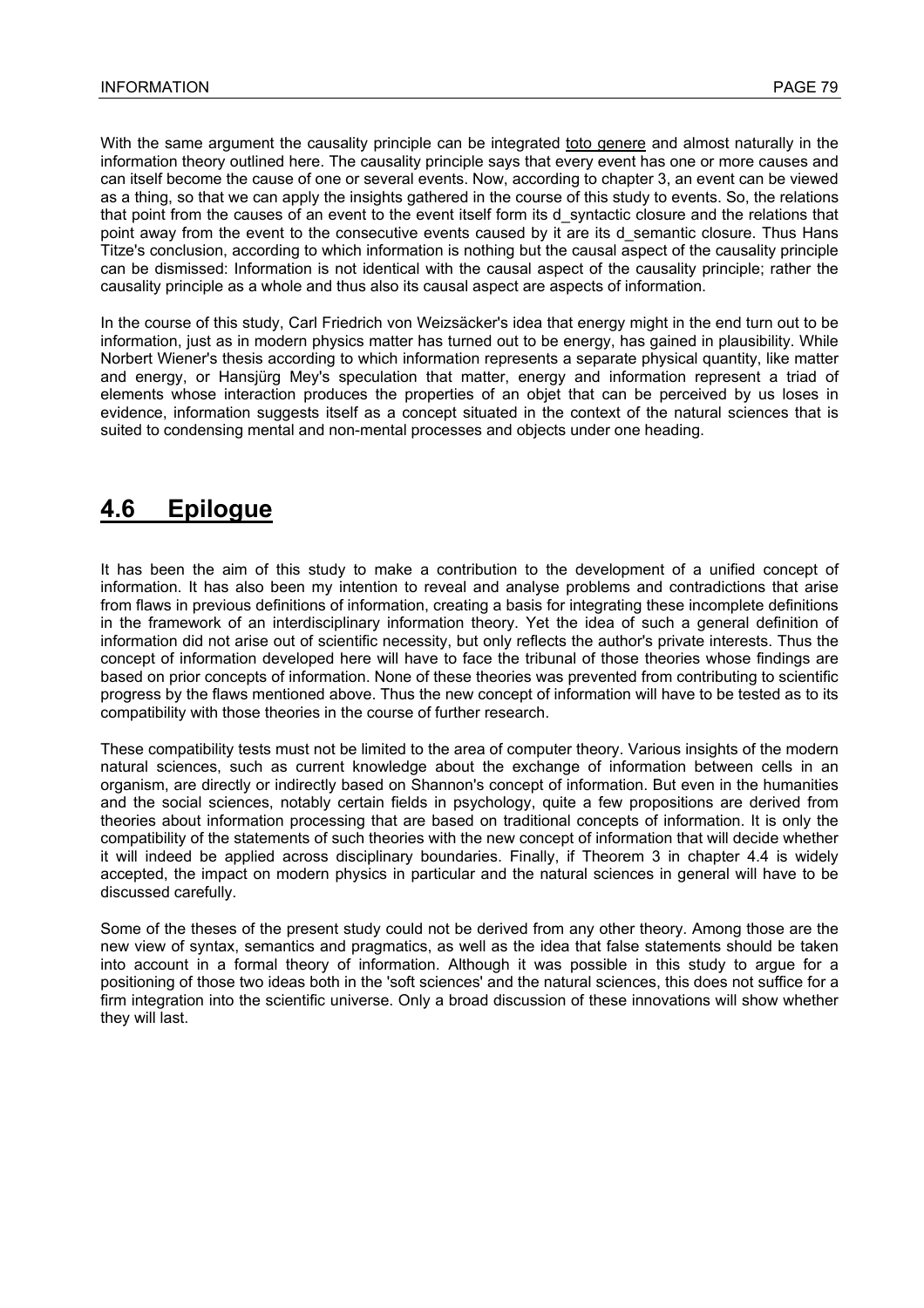With the same argument the causality principle can be integrated toto genere and almost naturally in the information theory outlined here. The causality principle says that every event has one or more causes and can itself become the cause of one or several events. Now, according to chapter 3, an event can be viewed as a thing, so that we can apply the insights gathered in the course of this study to events. So, the relations that point from the causes of an event to the event itself form its d_syntactic closure and the relations that point away from the event to the consecutive events caused by it are its d_semantic closure. Thus Hans Titze's conclusion, according to which information is nothing but the causal aspect of the causality principle can be dismissed: Information is not identical with the causal aspect of the causality principle; rather the causality principle as a whole and thus also its causal aspect are aspects of information.

In the course of this study, Carl Friedrich von Weizsäcker's idea that energy might in the end turn out to be information, just as in modern physics matter has turned out to be energy, has gained in plausibility. While Norbert Wiener's thesis according to which information represents a separate physical quantity, like matter and energy, or Hansjürg Mey's speculation that matter, energy and information represent a triad of elements whose interaction produces the properties of an objet that can be perceived by us loses in evidence, information suggests itself as a concept situated in the context of the natural sciences that is suited to condensing mental and non-mental processes and objects under one heading.

## 4.6 Epilogue

It has been the aim of this study to make a contribution to the development of a unified concept of information. It has also been my intention to reveal and analyse problems and contradictions that arise from flaws in previous definitions of information, creating a basis for integrating these incomplete definitions in the framework of an interdisciplinary information theory. Yet the idea of such a general definition of information did not arise out of scientific necessity, but only reflects the author's private interests. Thus the concept of information developed here will have to face the tribunal of those theories whose findings are based on prior concepts of information. None of these theories was prevented from contributing to scientific progress by the flaws mentioned above. Thus the new concept of information will have to be tested as to its compatibility with those theories in the course of further research.

These compatibility tests must not be limited to the area of computer theory. Various insights of the modern natural sciences, such as current knowledge about the exchange of information between cells in an organism, are directly or indirectly based on Shannon's concept of information. But even in the humanities and the social sciences, notably certain fields in psychology, quite a few propositions are derived from theories about information processing that are based on traditional concepts of information. It is only the compatibility of the statements of such theories with the new concept of information that will decide whether it will indeed be applied across disciplinary boundaries. Finally, if Theorem 3 in chapter 4.4 is widely accepted, the impact on modern physics in particular and the natural sciences in general will have to be discussed carefully.

Some of the theses of the present study could not be derived from any other theory. Among those are the new view of syntax, semantics and pragmatics, as well as the idea that false statements should be taken into account in a formal theory of information. Although it was possible in this study to argue for a positioning of those two ideas both in the 'soft sciences' and the natural sciences, this does not suffice for a firm integration into the scientific universe. Only a broad discussion of these innovations will show whether they will last.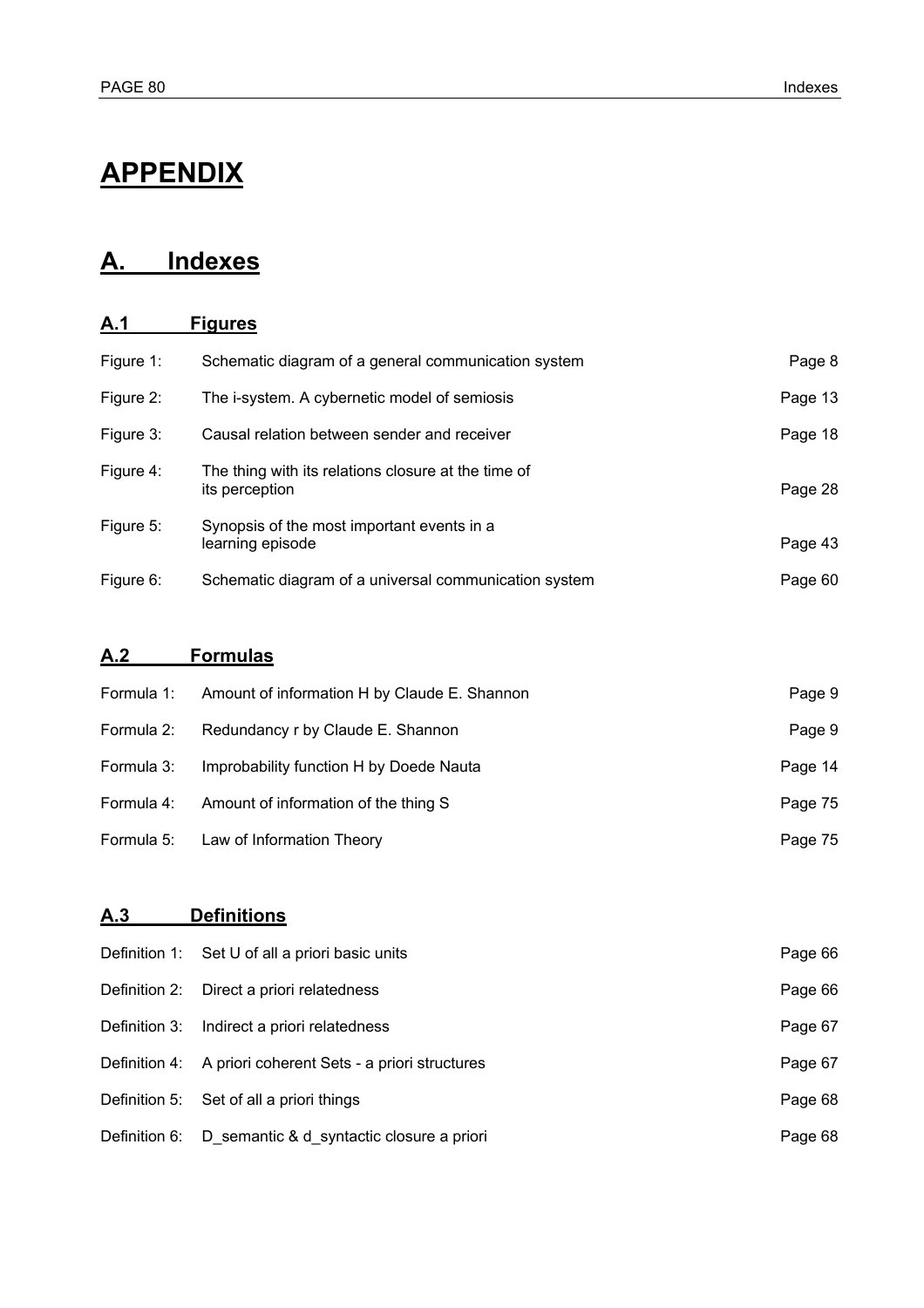# APPENDIX

## A. Indexes

### A.1 Figures

| | | |
|---|---|---|
| Figure 1: | Schematic diagram of a general communication system | Page 8 |
| Figure 2: | The i-system. A cybernetic model of semiosis | Page 13 |
| Figure 3: | Causal relation between sender and receiver | Page 18 |
| Figure 4: | The thing with its relations closure at the time of its perception | Page 28 |
| Figure 5: | Synopsis of the most important events in a learning episode | Page 43 |
| Figure 6: | Schematic diagram of a universal communication system | Page 60 |

### A.2 Formulas

| | | |
|---|---|---|
| Formula 1: | Amount of information H by Claude E. Shannon | Page 9 |
| Formula 2: | Redundancy r by Claude E. Shannon | Page 9 |
| Formula 3: | Improbability function H by Doede Nauta | Page 14 |
| Formula 4: | Amount of information of the thing S | Page 75 |
| Formula 5: | Law of Information Theory | Page 75 |

### A.3 Definitions

| | | |
|---|---|---|
| Definition 1: | Set U of all a priori basic units | Page 66 |
| Definition 2: | Direct a priori relatedness | Page 66 |
| Definition 3: | Indirect a priori relatedness | Page 67 |
| Definition 4: | A priori coherent Sets - a priori structures | Page 67 |
| Definition 5: | Set of all a priori things | Page 68 |
| Definition 6: | D_semantic & d_syntactic closure a priori | Page 68 |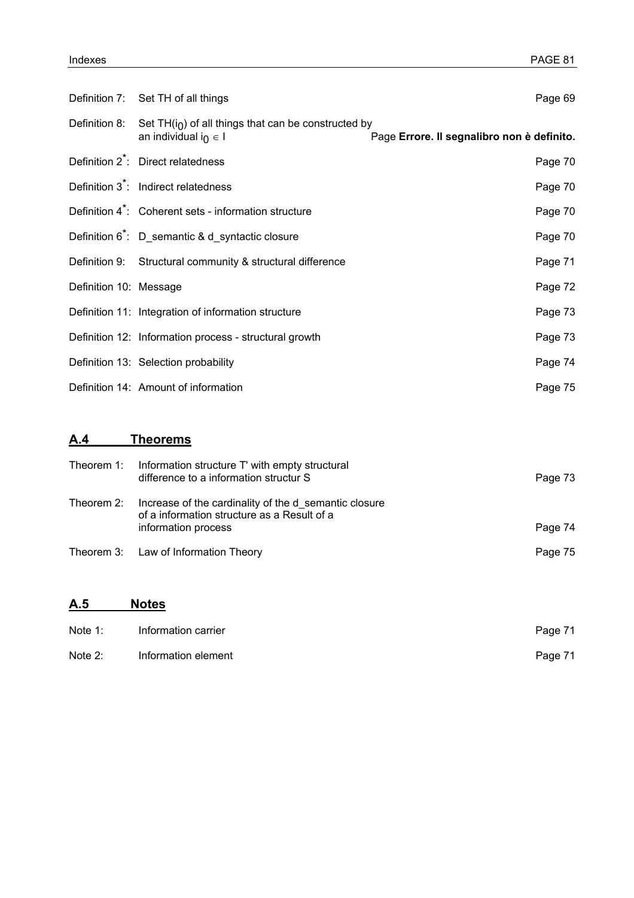| | | |
|---|---|---|
| Definition 7: | Set TH of all things | Page 69 |
| Definition 8: | Set $TH(i_0)$ of all things that can be constructed by an individual $i_0 \in I$ | Page **Errore. Il segnalibro non è definito.** |
| Definition $2^*$: | Direct relatedness | Page 70 |
| Definition $3^*$: | Indirect relatedness | Page 70 |
| Definition $4^*$: | Coherent sets - information structure | Page 70 |
| Definition $6^*$: | D_semantic & d_syntactic closure | Page 70 |
| Definition 9: | Structural community & structural difference | Page 71 |
| Definition 10: | Message | Page 72 |
| Definition 11: | Integration of information structure | Page 73 |
| Definition 12: | Information process - structural growth | Page 73 |
| Definition 13: | Selection probability | Page 74 |
| Definition 14: | Amount of information | Page 75 |

## A.4 Theorems

| | | |
|---|---|---|
| Theorem 1: | Information structure T' with empty structural difference to a information structur S | Page 73 |
| Theorem 2: | Increase of the cardinality of the d_semantic closure of a information structure as a Result of a information process | Page 74 |
| Theorem 3: | Law of Information Theory | Page 75 |

## A.5 Notes

| | | |
|---|---|---|
| Note 1: | Information carrier | Page 71 |
| Note 2: | Information element | Page 71 |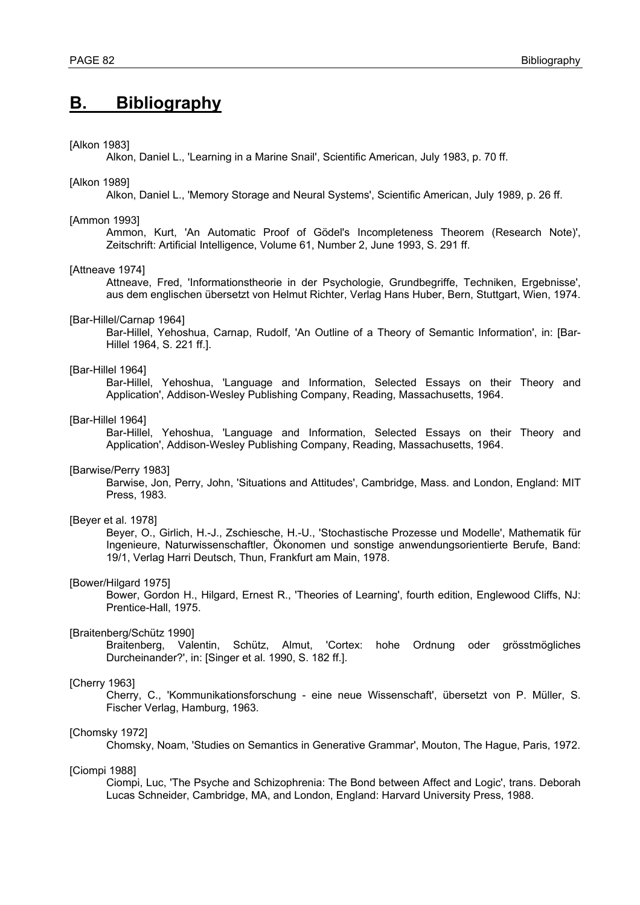# B. Bibliography

[Alkon 1983]
Alkon, Daniel L., 'Learning in a Marine Snail', Scientific American, July 1983, p. 70 ff.

[Alkon 1989]
Alkon, Daniel L., 'Memory Storage and Neural Systems', Scientific American, July 1989, p. 26 ff.

[Ammon 1993]
Ammon, Kurt, 'An Automatic Proof of Gödel's Incompleteness Theorem (Research Note)', Zeitschrift: Artificial Intelligence, Volume 61, Number 2, June 1993, S. 291 ff.

[Attneave 1974]
Attneave, Fred, 'Informationstheorie in der Psychologie, Grundbegriffe, Techniken, Ergebnisse', aus dem englischen übersetzt von Helmut Richter, Verlag Hans Huber, Bern, Stuttgart, Wien, 1974.

[Bar-Hillel/Carnap 1964]
Bar-Hillel, Yehoshua, Carnap, Rudolf, 'An Outline of a Theory of Semantic Information', in: [Bar-Hillel 1964, S. 221 ff.].

[Bar-Hillel 1964]
Bar-Hillel, Yehoshua, 'Language and Information, Selected Essays on their Theory and Application', Addison-Wesley Publishing Company, Reading, Massachusetts, 1964.

[Bar-Hillel 1964]
Bar-Hillel, Yehoshua, 'Language and Information, Selected Essays on their Theory and Application', Addison-Wesley Publishing Company, Reading, Massachusetts, 1964.

[Barwise/Perry 1983]
Barwise, Jon, Perry, John, 'Situations and Attitudes', Cambridge, Mass. and London, England: MIT Press, 1983.

[Beyer et al. 1978]
Beyer, O., Girlich, H.-J., Zschiesche, H.-U., 'Stochastische Prozesse und Modelle', Mathematik für Ingenieure, Naturwissenschaftler, Ökonomen und sonstige anwendungsorientierte Berufe, Band: 19/1, Verlag Harri Deutsch, Thun, Frankfurt am Main, 1978.

[Bower/Hilgard 1975]
Bower, Gordon H., Hilgard, Ernest R., 'Theories of Learning', fourth edition, Englewood Cliffs, NJ: Prentice-Hall, 1975.

[Braitenberg/Schütz 1990]
Braitenberg, Valentin, Schütz, Almut, 'Cortex: hohe Ordnung oder grösstmögliches Durcheinander?', in: [Singer et al. 1990, S. 182 ff.].

[Cherry 1963]
Cherry, C., 'Kommunikationsforschung - eine neue Wissenschaft', übersetzt von P. Müller, S. Fischer Verlag, Hamburg, 1963.

[Chomsky 1972]
Chomsky, Noam, 'Studies on Semantics in Generative Grammar', Mouton, The Hague, Paris, 1972.

[Ciompi 1988]
Ciompi, Luc, 'The Psyche and Schizophrenia: The Bond between Affect and Logic', trans. Deborah Lucas Schneider, Cambridge, MA, and London, England: Harvard University Press, 1988.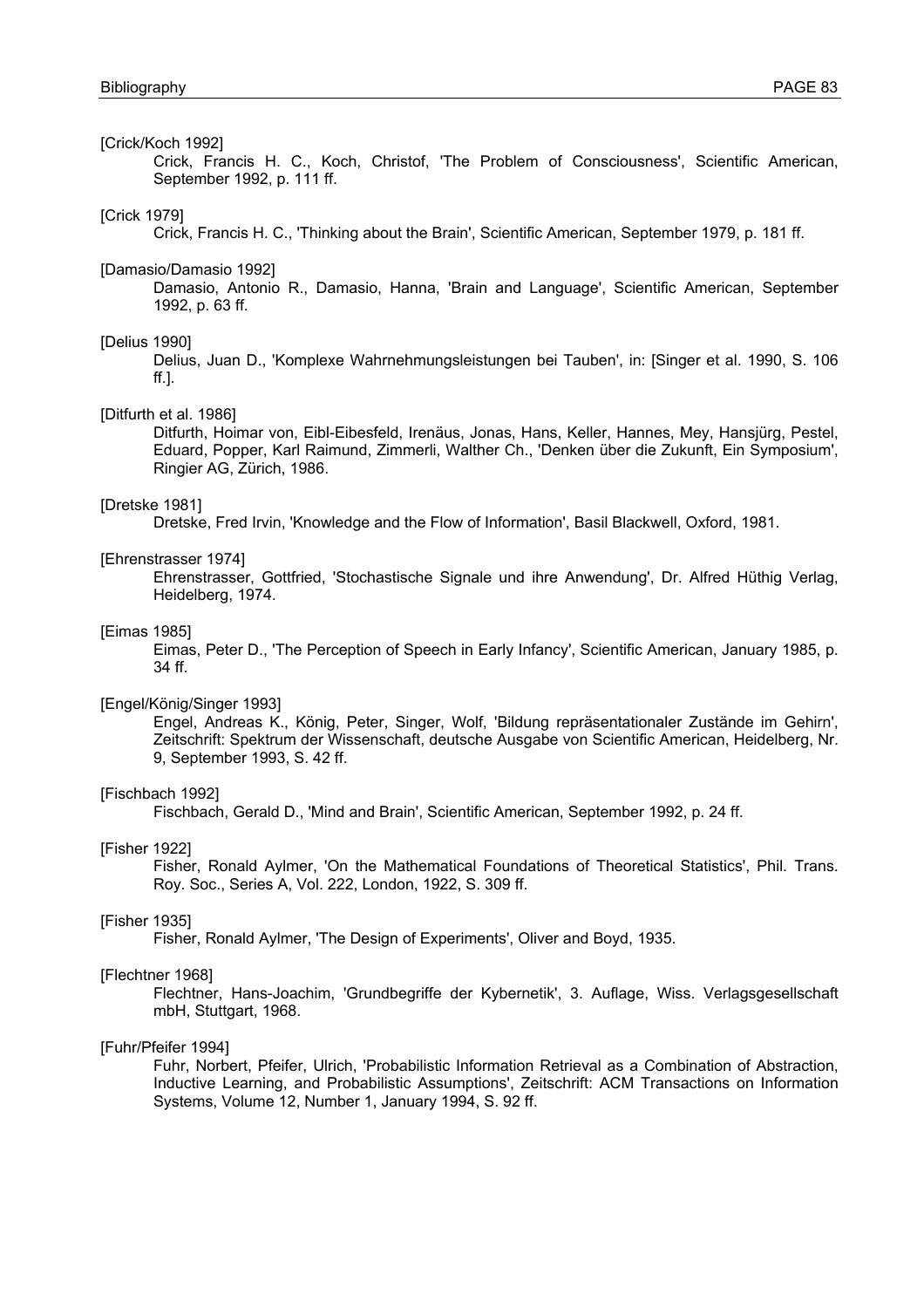[Crick/Koch 1992]

Crick, Francis H. C., Koch, Christof, 'The Problem of Consciousness', Scientific American, September 1992, p. 111 ff.

[Crick 1979]

Crick, Francis H. C., 'Thinking about the Brain', Scientific American, September 1979, p. 181 ff.

[Damasio/Damasio 1992]

Damasio, Antonio R., Damasio, Hanna, 'Brain and Language', Scientific American, September 1992, p. 63 ff.

[Delius 1990]

Delius, Juan D., 'Komplexe Wahrnehmungsleistungen bei Tauben', in: [Singer et al. 1990, S. 106 ff.].

[Ditfurth et al. 1986]

Ditfurth, Hoimar von, Eibl-Eibesfeld, Irenäus, Jonas, Hans, Keller, Hannes, Mey, Hansjürg, Pestel, Eduard, Popper, Karl Raimund, Zimmerli, Walther Ch., 'Denken über die Zukunft, Ein Symposium', Ringier AG, Zürich, 1986.

[Dretske 1981]

Dretske, Fred Irvin, 'Knowledge and the Flow of Information', Basil Blackwell, Oxford, 1981.

[Ehrenstrasser 1974]

Ehrenstrasser, Gottfried, 'Stochastische Signale und ihre Anwendung', Dr. Alfred Hüthig Verlag, Heidelberg, 1974.

[Eimas 1985]

Eimas, Peter D., 'The Perception of Speech in Early Infancy', Scientific American, January 1985, p. 34 ff.

[Engel/König/Singer 1993]

Engel, Andreas K., König, Peter, Singer, Wolf, 'Bildung repräsentationaler Zustände im Gehirn', Zeitschrift: Spektrum der Wissenschaft, deutsche Ausgabe von Scientific American, Heidelberg, Nr. 9, September 1993, S. 42 ff.

[Fischbach 1992]

Fischbach, Gerald D., 'Mind and Brain', Scientific American, September 1992, p. 24 ff.

[Fisher 1922]

Fisher, Ronald Aylmer, 'On the Mathematical Foundations of Theoretical Statistics', Phil. Trans. Roy. Soc., Series A, Vol. 222, London, 1922, S. 309 ff.

[Fisher 1935]

Fisher, Ronald Aylmer, 'The Design of Experiments', Oliver and Boyd, 1935.

[Flechtner 1968]

Flechtner, Hans-Joachim, 'Grundbegriffe der Kybernetik', 3. Auflage, Wiss. Verlagsgesellschaft mbH, Stuttgart, 1968.

[Fuhr/Pfeifer 1994]

Fuhr, Norbert, Pfeifer, Ulrich, 'Probabilistic Information Retrieval as a Combination of Abstraction, Inductive Learning, and Probabilistic Assumptions', Zeitschrift: ACM Transactions on Information Systems, Volume 12, Number 1, January 1994, S. 92 ff.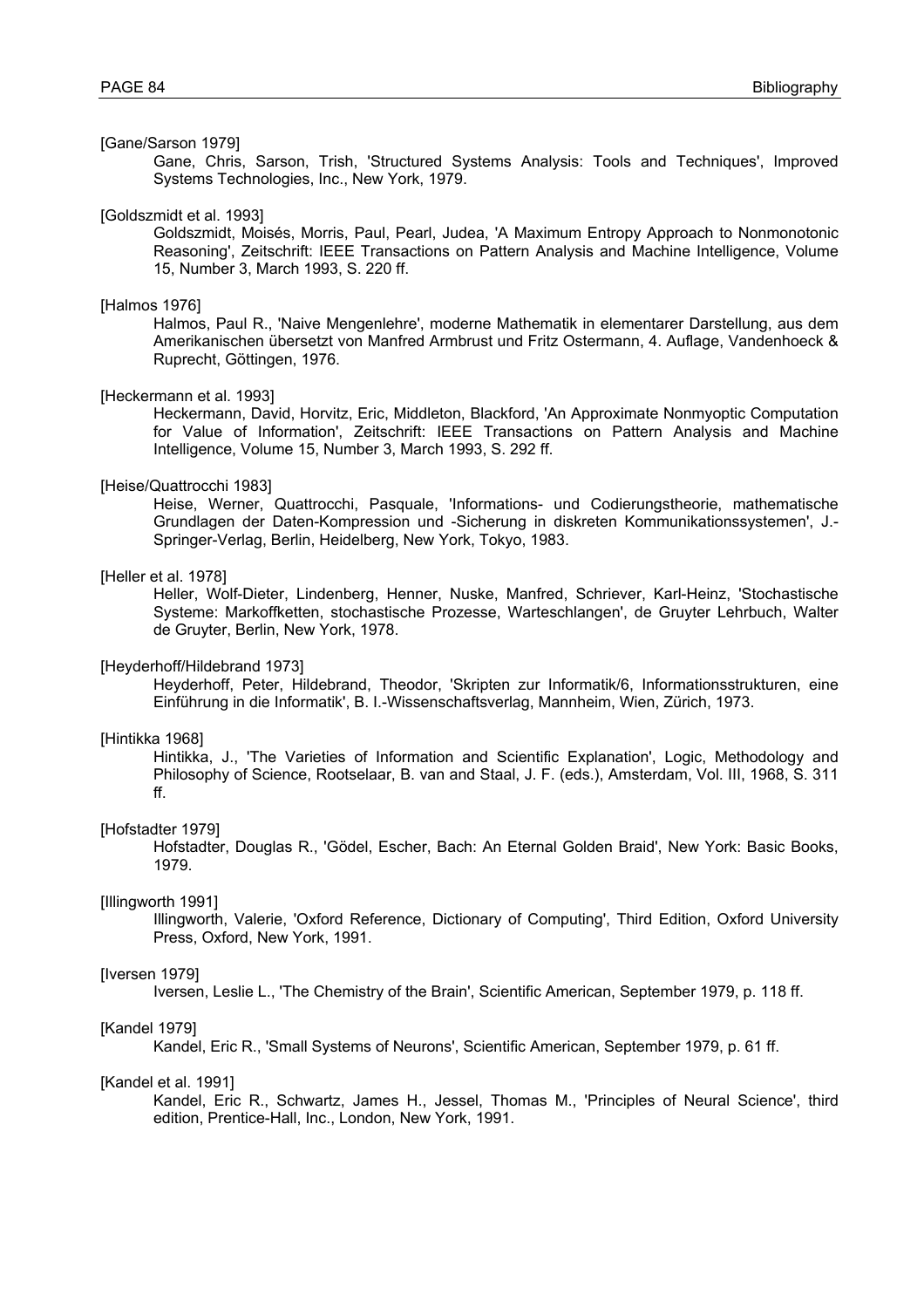[Gane/Sarson 1979]
Gane, Chris, Sarson, Trish, 'Structured Systems Analysis: Tools and Techniques', Improved Systems Technologies, Inc., New York, 1979.

[Goldszmidt et al. 1993]
Goldszmidt, Moisés, Morris, Paul, Pearl, Judea, 'A Maximum Entropy Approach to Nonmonotonic Reasoning', Zeitschrift: IEEE Transactions on Pattern Analysis and Machine Intelligence, Volume 15, Number 3, March 1993, S. 220 ff.

[Halmos 1976]
Halmos, Paul R., 'Naive Mengenlehre', moderne Mathematik in elementarer Darstellung, aus dem Amerikanischen übersetzt von Manfred Armbrust und Fritz Ostermann, 4. Auflage, Vandenhoeck & Ruprecht, Göttingen, 1976.

[Heckermann et al. 1993]
Heckermann, David, Horvitz, Eric, Middleton, Blackford, 'An Approximate Nonmyoptic Computation for Value of Information', Zeitschrift: IEEE Transactions on Pattern Analysis and Machine Intelligence, Volume 15, Number 3, March 1993, S. 292 ff.

[Heise/Quattrocchi 1983]
Heise, Werner, Quattrocchi, Pasquale, 'Informations- und Codierungstheorie, mathematische Grundlagen der Daten-Kompression und -Sicherung in diskreten Kommunikationssystemen', J.-Springer-Verlag, Berlin, Heidelberg, New York, Tokyo, 1983.

[Heller et al. 1978]
Heller, Wolf-Dieter, Lindenberg, Henner, Nuske, Manfred, Schriever, Karl-Heinz, 'Stochastische Systeme: Markoffketten, stochastische Prozesse, Warteschlangen', de Gruyter Lehrbuch, Walter de Gruyter, Berlin, New York, 1978.

[Heyderhoff/Hildebrand 1973]
Heyderhoff, Peter, Hildebrand, Theodor, 'Skripten zur Informatik/6, Informationsstrukturen, eine Einführung in die Informatik', B. I.-Wissenschaftsverlag, Mannheim, Wien, Zürich, 1973.

[Hintikka 1968]
Hintikka, J., 'The Varieties of Information and Scientific Explanation', Logic, Methodology and Philosophy of Science, Rootselaar, B. van and Staal, J. F. (eds.), Amsterdam, Vol. III, 1968, S. 311 ff.

[Hofstadter 1979]
Hofstadter, Douglas R., 'Gödel, Escher, Bach: An Eternal Golden Braid', New York: Basic Books, 1979.

[Illingworth 1991]
Illingworth, Valerie, 'Oxford Reference, Dictionary of Computing', Third Edition, Oxford University Press, Oxford, New York, 1991.

[Iversen 1979]
Iversen, Leslie L., 'The Chemistry of the Brain', Scientific American, September 1979, p. 118 ff.

[Kandel 1979]
Kandel, Eric R., 'Small Systems of Neurons', Scientific American, September 1979, p. 61 ff.

[Kandel et al. 1991]
Kandel, Eric R., Schwartz, James H., Jessel, Thomas M., 'Principles of Neural Science', third edition, Prentice-Hall, Inc., London, New York, 1991.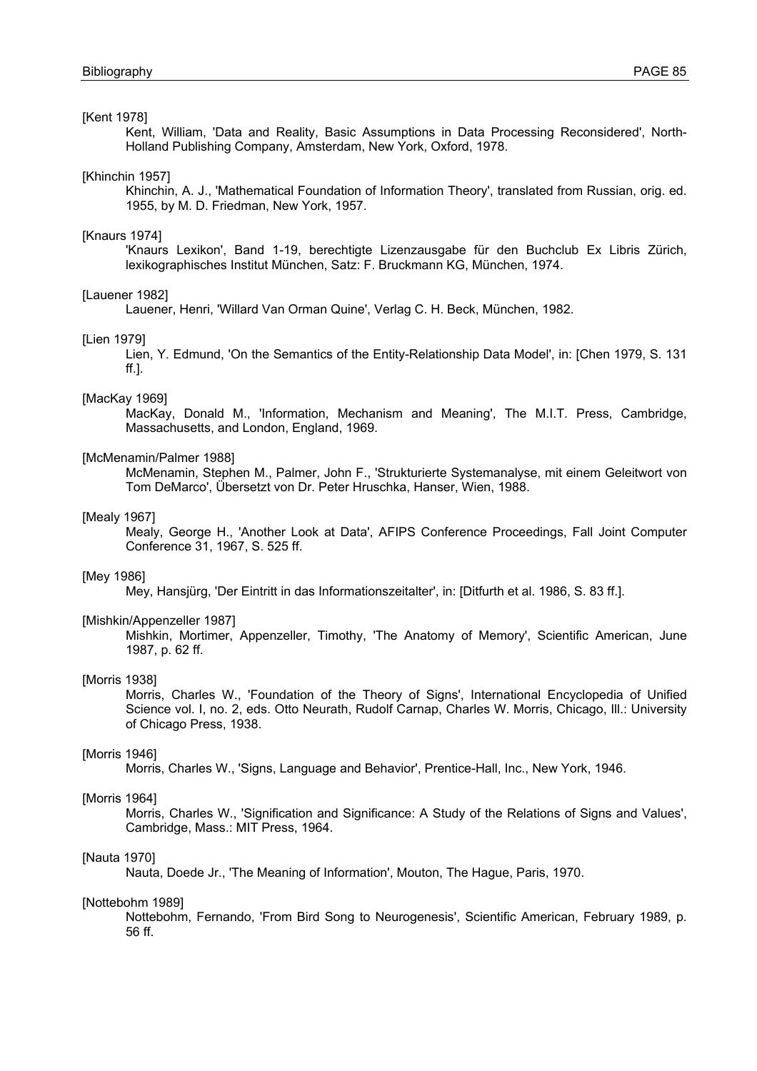[Kent 1978]

Kent, William, 'Data and Reality, Basic Assumptions in Data Processing Reconsidered', North-Holland Publishing Company, Amsterdam, New York, Oxford, 1978.

[Khinchin 1957]

Khinchin, A. J., 'Mathematical Foundation of Information Theory', translated from Russian, orig. ed. 1955, by M. D. Friedman, New York, 1957.

[Knaurs 1974]

'Knaurs Lexikon', Band 1-19, berechtigte Lizenzausgabe für den Buchclub Ex Libris Zürich, lexikographisches Institut München, Satz: F. Bruckmann KG, München, 1974.

[Lauener 1982]

Lauener, Henri, 'Willard Van Orman Quine', Verlag C. H. Beck, München, 1982.

[Lien 1979]

Lien, Y. Edmund, 'On the Semantics of the Entity-Relationship Data Model', in: [Chen 1979, S. 131 ff.].

[MacKay 1969]

MacKay, Donald M., 'Information, Mechanism and Meaning', The M.I.T. Press, Cambridge, Massachusetts, and London, England, 1969.

[McMenamin/Palmer 1988]

McMenamin, Stephen M., Palmer, John F., 'Strukturierte Systemanalyse, mit einem Geleitwort von Tom DeMarco', Übersetzt von Dr. Peter Hruschka, Hanser, Wien, 1988.

[Mealy 1967]

Mealy, George H., 'Another Look at Data', AFIPS Conference Proceedings, Fall Joint Computer Conference 31, 1967, S. 525 ff.

[Mey 1986]

Mey, Hansjürg, 'Der Eintritt in das Informationszeitalter', in: [Ditfurth et al. 1986, S. 83 ff.].

[Mishkin/Appenzeller 1987]

Mishkin, Mortimer, Appenzeller, Timothy, 'The Anatomy of Memory', Scientific American, June 1987, p. 62 ff.

[Morris 1938]

Morris, Charles W., 'Foundation of the Theory of Signs', International Encyclopedia of Unified Science vol. I, no. 2, eds. Otto Neurath, Rudolf Carnap, Charles W. Morris, Chicago, Ill.: University of Chicago Press, 1938.

[Morris 1946]

Morris, Charles W., 'Signs, Language and Behavior', Prentice-Hall, Inc., New York, 1946.

[Morris 1964]

Morris, Charles W., 'Signification and Significance: A Study of the Relations of Signs and Values', Cambridge, Mass.: MIT Press, 1964.

[Nauta 1970]

Nauta, Doede Jr., 'The Meaning of Information', Mouton, The Hague, Paris, 1970.

[Nottebohm 1989]

Nottebohm, Fernando, 'From Bird Song to Neurogenesis', Scientific American, February 1989, p. 56 ff.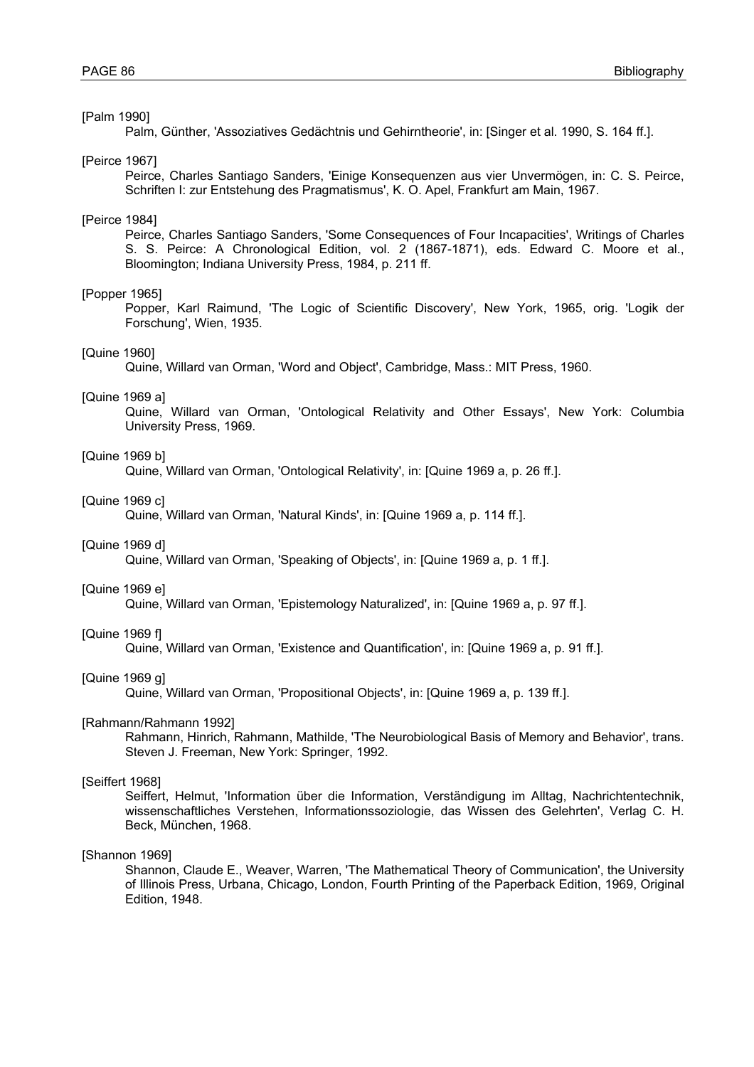[Palm 1990]

Palm, Günther, 'Assoziatives Gedächtnis und Gehirntheorie', in: [Singer et al. 1990, S. 164 ff.].

[Peirce 1967]

Peirce, Charles Santiago Sanders, 'Einige Konsequenzen aus vier Unvermögen, in: C. S. Peirce, Schriften I: zur Entstehung des Pragmatismus', K. O. Apel, Frankfurt am Main, 1967.

[Peirce 1984]

Peirce, Charles Santiago Sanders, 'Some Consequences of Four Incapacities', Writings of Charles S. S. Peirce: A Chronological Edition, vol. 2 (1867-1871), eds. Edward C. Moore et al., Bloomington; Indiana University Press, 1984, p. 211 ff.

[Popper 1965]

Popper, Karl Raimund, 'The Logic of Scientific Discovery', New York, 1965, orig. 'Logik der Forschung', Wien, 1935.

[Quine 1960]

Quine, Willard van Orman, 'Word and Object', Cambridge, Mass.: MIT Press, 1960.

[Quine 1969 a]

Quine, Willard van Orman, 'Ontological Relativity and Other Essays', New York: Columbia University Press, 1969.

[Quine 1969 b]

Quine, Willard van Orman, 'Ontological Relativity', in: [Quine 1969 a, p. 26 ff.].

[Quine 1969 c]

Quine, Willard van Orman, 'Natural Kinds', in: [Quine 1969 a, p. 114 ff.].

[Quine 1969 d]

Quine, Willard van Orman, 'Speaking of Objects', in: [Quine 1969 a, p. 1 ff.].

[Quine 1969 e]

Quine, Willard van Orman, 'Epistemology Naturalized', in: [Quine 1969 a, p. 97 ff.].

[Quine 1969 f]

Quine, Willard van Orman, 'Existence and Quantification', in: [Quine 1969 a, p. 91 ff.].

[Quine 1969 g]

Quine, Willard van Orman, 'Propositional Objects', in: [Quine 1969 a, p. 139 ff.].

[Rahmann/Rahmann 1992]

Rahmann, Hinrich, Rahmann, Mathilde, 'The Neurobiological Basis of Memory and Behavior', trans. Steven J. Freeman, New York: Springer, 1992.

[Seiffert 1968]

Seiffert, Helmut, 'Information über die Information, Verständigung im Alltag, Nachrichtentechnik, wissenschaftliches Verstehen, Informationssoziologie, das Wissen des Gelehrten', Verlag C. H. Beck, München, 1968.

[Shannon 1969]

Shannon, Claude E., Weaver, Warren, 'The Mathematical Theory of Communication', the University of Illinois Press, Urbana, Chicago, London, Fourth Printing of the Paperback Edition, 1969, Original Edition, 1948.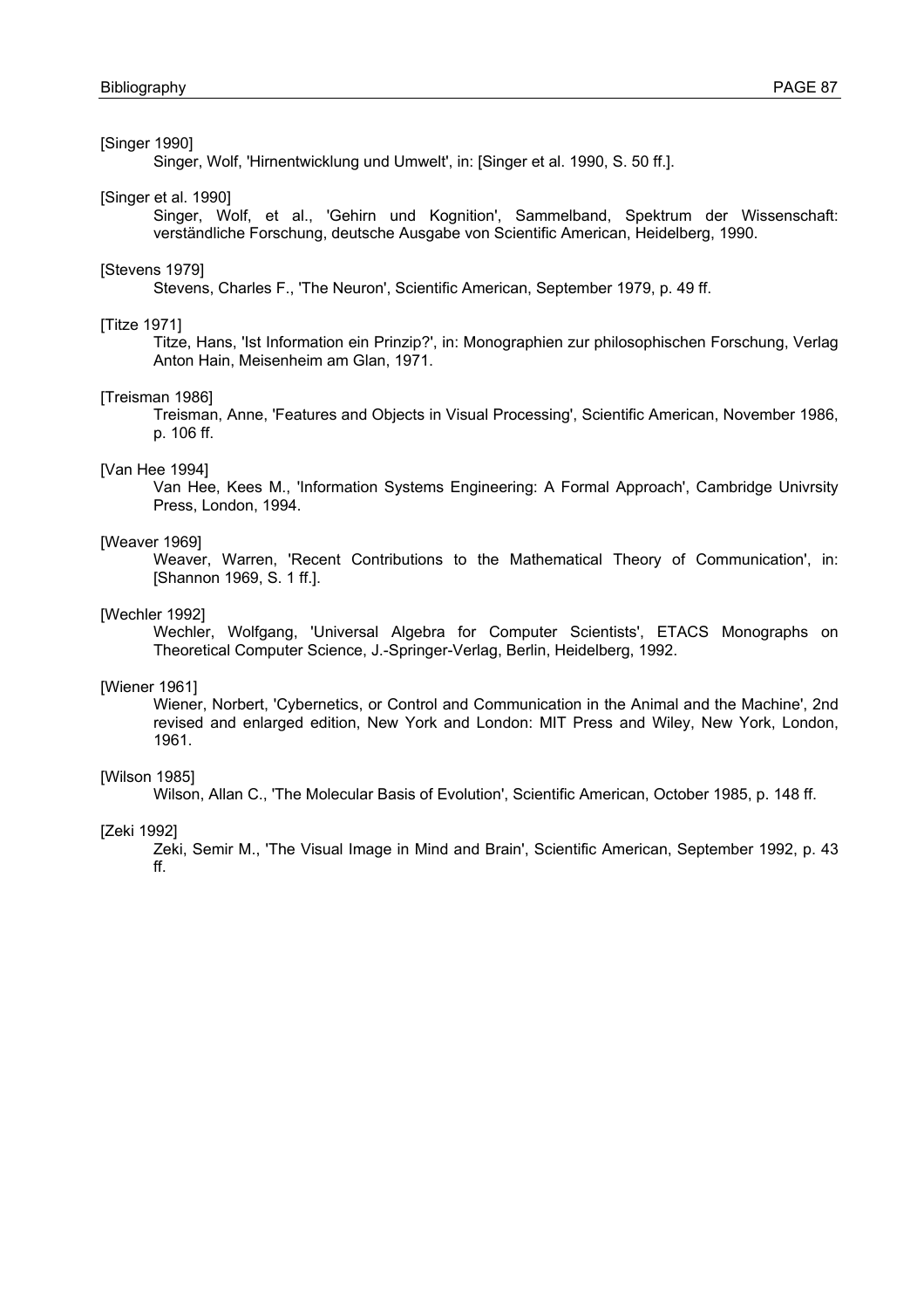[Singer 1990]
Singer, Wolf, 'Hirnentwicklung und Umwelt', in: [Singer et al. 1990, S. 50 ff.].

[Singer et al. 1990]
Singer, Wolf, et al., 'Gehirn und Kognition', Sammelband, Spektrum der Wissenschaft: verständliche Forschung, deutsche Ausgabe von Scientific American, Heidelberg, 1990.

[Stevens 1979]
Stevens, Charles F., 'The Neuron', Scientific American, September 1979, p. 49 ff.

[Titze 1971]
Titze, Hans, 'Ist Information ein Prinzip?', in: Monographien zur philosophischen Forschung, Verlag Anton Hain, Meisenheim am Glan, 1971.

[Treisman 1986]
Treisman, Anne, 'Features and Objects in Visual Processing', Scientific American, November 1986, p. 106 ff.

[Van Hee 1994]
Van Hee, Kees M., 'Information Systems Engineering: A Formal Approach', Cambridge Univrsity Press, London, 1994.

[Weaver 1969]
Weaver, Warren, 'Recent Contributions to the Mathematical Theory of Communication', in: [Shannon 1969, S. 1 ff.].

[Wechler 1992]
Wechler, Wolfgang, 'Universal Algebra for Computer Scientists', ETACS Monographs on Theoretical Computer Science, J.-Springer-Verlag, Berlin, Heidelberg, 1992.

[Wiener 1961]
Wiener, Norbert, 'Cybernetics, or Control and Communication in the Animal and the Machine', 2nd revised and enlarged edition, New York and London: MIT Press and Wiley, New York, London, 1961.

[Wilson 1985]
Wilson, Allan C., 'The Molecular Basis of Evolution', Scientific American, October 1985, p. 148 ff.

[Zeki 1992]
Zeki, Semir M., 'The Visual Image in Mind and Brain', Scientific American, September 1992, p. 43 ff.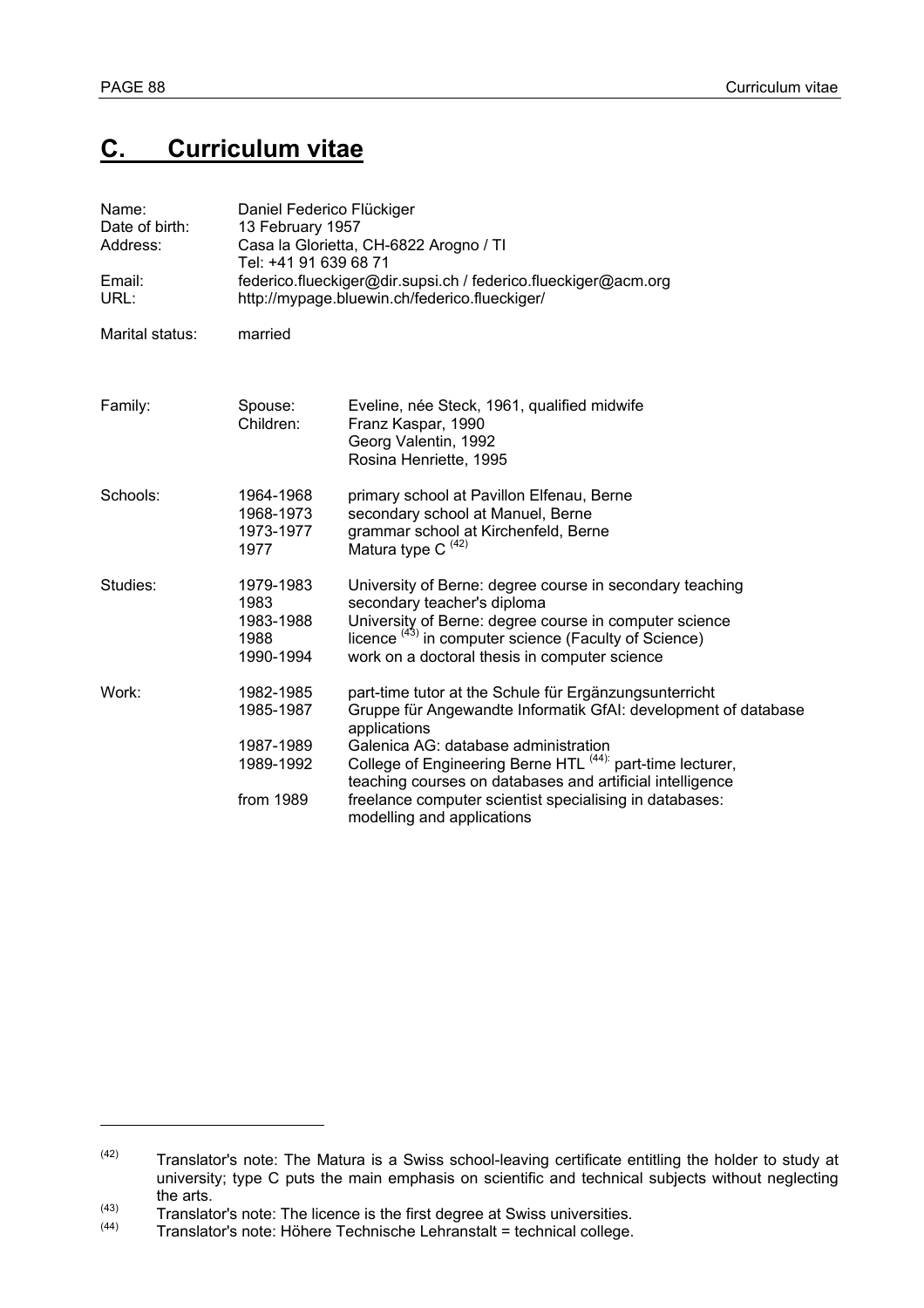# C. Curriculum vitae

| | | |
|---|---|---|
| Name: | Daniel Federico Flückiger | |
| Date of birth: | 13 February 1957 | |
| Address: | Casa la Glorietta, CH-6822 Arogno / TI<br>Tel: +41 91 639 68 71 | |
| Email: | federico.flueckiger@dir.supsi.ch / federico.flueckiger@acm.org | |
| URL: | http://mypage.bluewin.ch/federico.flueckiger/ | |
| Marital status: | married | |
| Family: | Spouse: | Eveline, née Steck, 1961, qualified midwife |
| | Children: | Franz Kaspar, 1990<br>Georg Valentin, 1992<br>Rosina Henriette, 1995 |
| Schools: | 1964-1968 | primary school at Pavillon Elfenau, Berne |
| | 1968-1973 | secondary school at Manuel, Berne |
| | 1973-1977 | grammar school at Kirchenfeld, Berne |
| | 1977 | Matura type C [42] |
| Studies: | 1979-1983 | University of Berne: degree course in secondary teaching |
| | 1983 | secondary teacher's diploma |
| | 1983-1988 | University of Berne: degree course in computer science |
| | 1988 | licence [43] in computer science (Faculty of Science) |
| | 1990-1994 | work on a doctoral thesis in computer science |
| Work: | 1982-1985 | part-time tutor at the Schule für Ergänzungsunterricht |
| | 1985-1987 | Gruppe für Angewandte Informatik GfAI: development of database applications |
| | 1987-1989 | Galenica AG: database administration |
| | 1989-1992 | College of Engineering Berne HTL [44]: part-time lecturer, teaching courses on databases and artificial intelligence |
| | from 1989 | freelance computer scientist specialising in databases: modelling and applications |

---

[42] Translator's note: The Matura is a Swiss school-leaving certificate entitling the holder to study at university; type C puts the main emphasis on scientific and technical subjects without neglecting the arts.

[43] Translator's note: The licence is the first degree at Swiss universities.

[44] Translator's note: Höhere Technische Lehranstalt = technical college.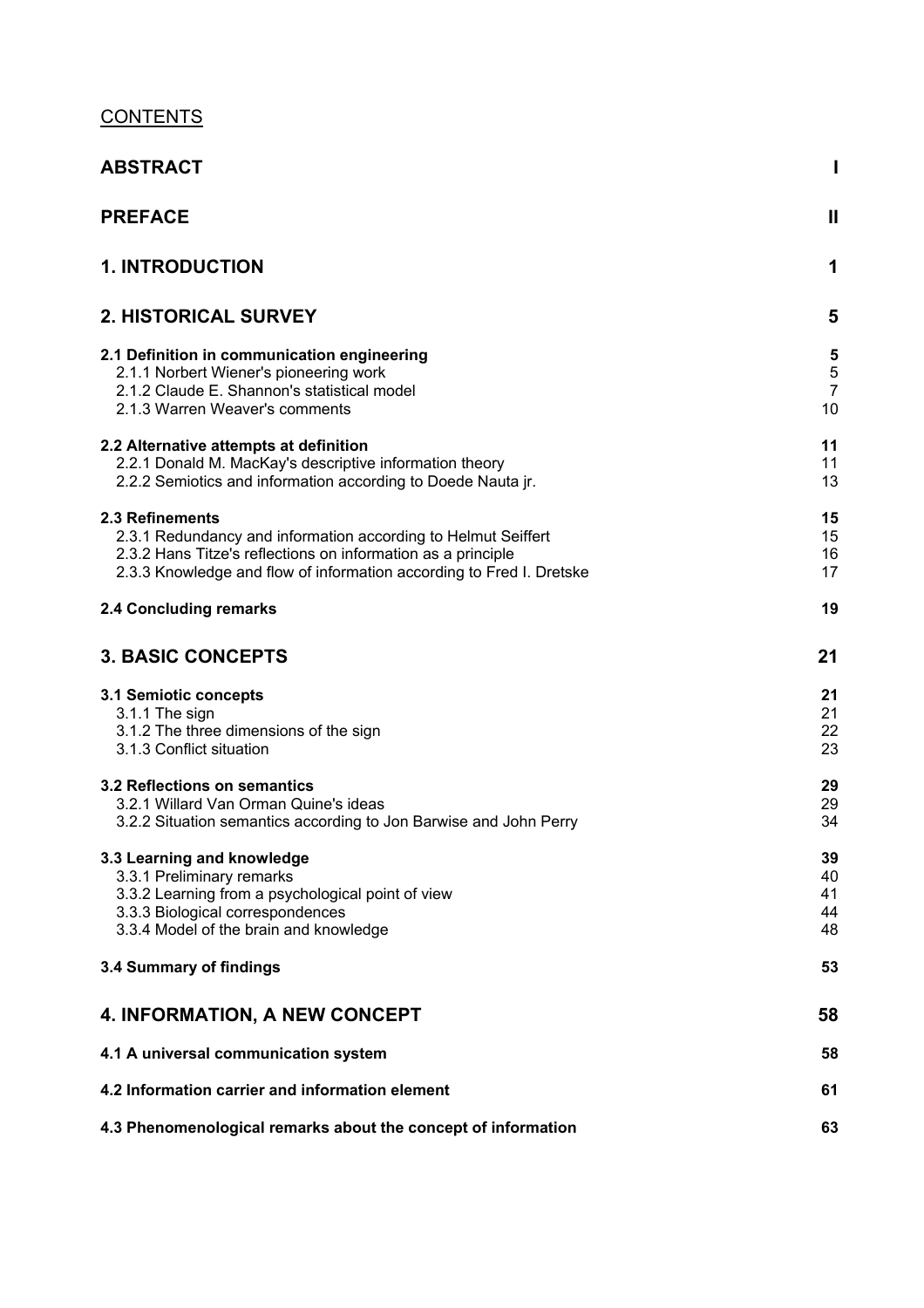CONTENTS

| | |
|---|---|
| **ABSTRACT** | **I** |
| **PREFACE** | **II** |
| **1. INTRODUCTION** | **1** |
| **2. HISTORICAL SURVEY** | **5** |
| **2.1 Definition in communication engineering** | **5** |
| 2.1.1 Norbert Wiener's pioneering work | 5 |
| 2.1.2 Claude E. Shannon's statistical model | 7 |
| 2.1.3 Warren Weaver's comments | 10 |
| **2.2 Alternative attempts at definition** | **11** |
| 2.2.1 Donald M. MacKay's descriptive information theory | 11 |
| 2.2.2 Semiotics and information according to Doede Nauta jr. | 13 |
| **2.3 Refinements** | **15** |
| 2.3.1 Redundancy and information according to Helmut Seiffert | 15 |
| 2.3.2 Hans Titze's reflections on information as a principle | 16 |
| 2.3.3 Knowledge and flow of information according to Fred I. Dretske | 17 |
| **2.4 Concluding remarks** | **19** |
| **3. BASIC CONCEPTS** | **21** |
| **3.1 Semiotic concepts** | **21** |
| 3.1.1 The sign | 21 |
| 3.1.2 The three dimensions of the sign | 22 |
| 3.1.3 Conflict situation | 23 |
| **3.2 Reflections on semantics** | **29** |
| 3.2.1 Willard Van Orman Quine's ideas | 29 |
| 3.2.2 Situation semantics according to Jon Barwise and John Perry | 34 |
| **3.3 Learning and knowledge** | **39** |
| 3.3.1 Preliminary remarks | 40 |
| 3.3.2 Learning from a psychological point of view | 41 |
| 3.3.3 Biological correspondences | 44 |
| 3.3.4 Model of the brain and knowledge | 48 |
| **3.4 Summary of findings** | **53** |
| **4. INFORMATION, A NEW CONCEPT** | **58** |
| **4.1 A universal communication system** | **58** |
| **4.2 Information carrier and information element** | **61** |
| **4.3 Phenomenological remarks about the concept of information** | **63** |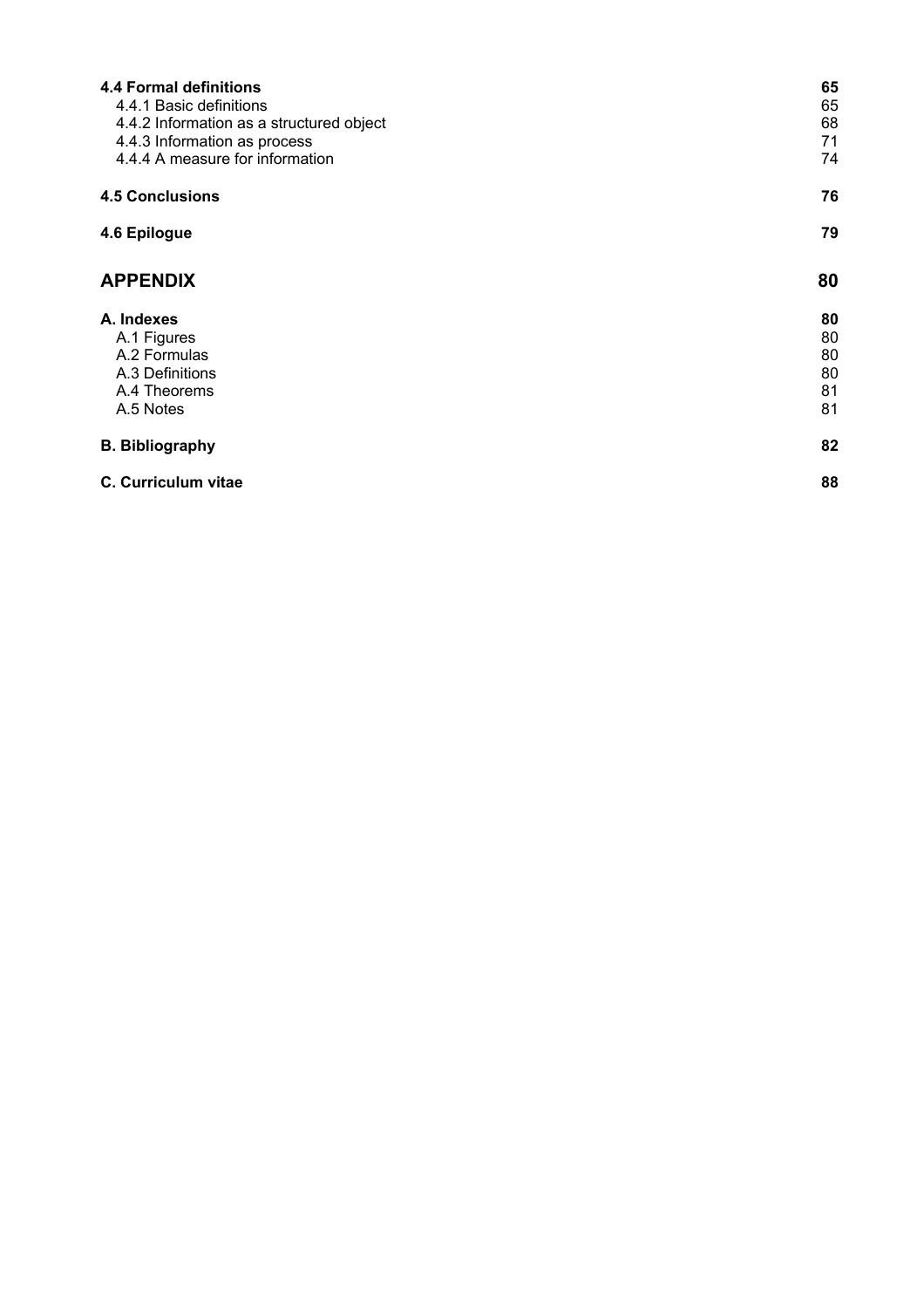| | |
|---|---|
| **4.4 Formal definitions** | **65** |
| 4.4.1 Basic definitions | 65 |
| 4.4.2 Information as a structured object | 68 |
| 4.4.3 Information as process | 71 |
| 4.4.4 A measure for information | 74 |
| **4.5 Conclusions** | **76** |
| **4.6 Epilogue** | **79** |
| **APPENDIX** | **80** |
| **A. Indexes** | **80** |
| A.1 Figures | 80 |
| A.2 Formulas | 80 |
| A.3 Definitions | 80 |
| A.4 Theorems | 81 |
| A.5 Notes | 81 |
| **B. Bibliography** | **82** |
| **C. Curriculum vitae** | **88** |